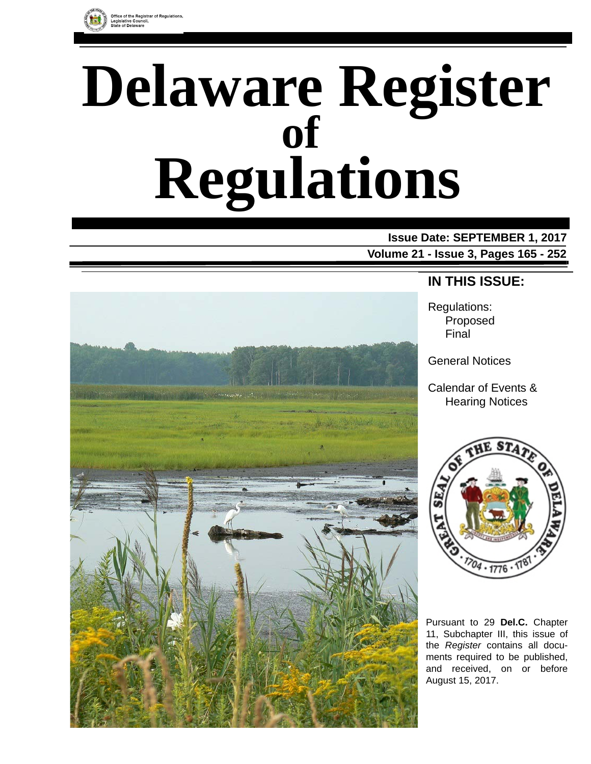Office of the Registrar of Regulations, Legislative Council, State of Delaware

# Delaware Register of Regulations

**Issue Date: SEPTEMBER 1, 2017**

**Volume 21 - Issue 3, Pages 165 - 252**

## IN THIS ISSUE:

Regulations:
- Proposed
- Final

General Notices

Calendar of Events & Hearing Notices

Pursuant to 29 **Del.C.** Chapter 11, Subchapter III, this issue of the *Register* contains all documents required to be published, and received, on or before August 15, 2017.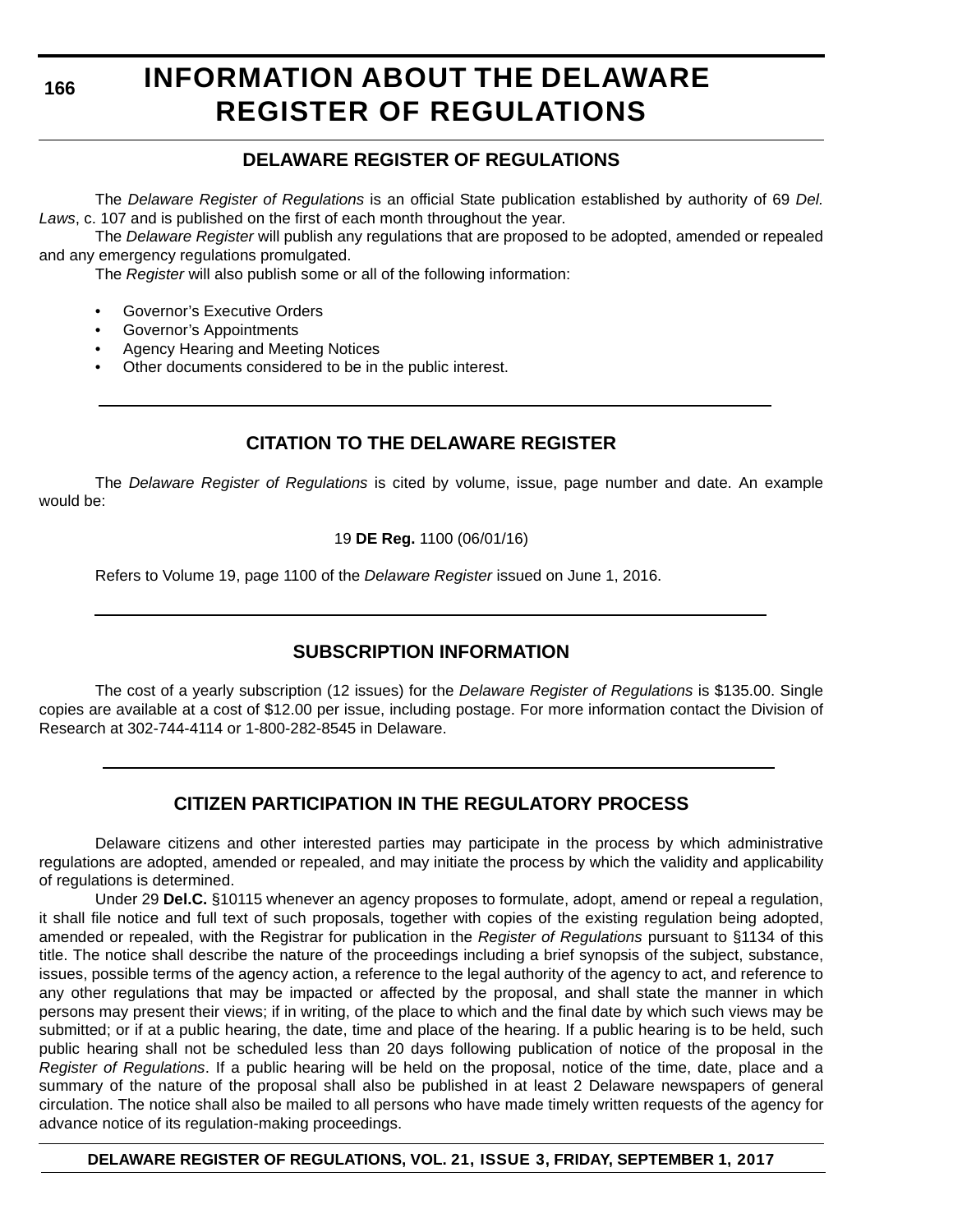# INFORMATION ABOUT THE DELAWARE REGISTER OF REGULATIONS

## DELAWARE REGISTER OF REGULATIONS

The *Delaware Register of Regulations* is an official State publication established by authority of 69 *Del. Laws*, c. 107 and is published on the first of each month throughout the year.

The *Delaware Register* will publish any regulations that are proposed to be adopted, amended or repealed and any emergency regulations promulgated.

The *Register* will also publish some or all of the following information:

- Governor's Executive Orders
- Governor's Appointments
- Agency Hearing and Meeting Notices
- Other documents considered to be in the public interest.

## CITATION TO THE DELAWARE REGISTER

The *Delaware Register of Regulations* is cited by volume, issue, page number and date. An example would be:

19 **DE Reg.** 1100 (06/01/16)

Refers to Volume 19, page 1100 of the *Delaware Register* issued on June 1, 2016.

## SUBSCRIPTION INFORMATION

The cost of a yearly subscription (12 issues) for the *Delaware Register of Regulations* is $135.00. Single copies are available at a cost of $12.00 per issue, including postage. For more information contact the Division of Research at 302-744-4114 or 1-800-282-8545 in Delaware.

## CITIZEN PARTICIPATION IN THE REGULATORY PROCESS

Delaware citizens and other interested parties may participate in the process by which administrative regulations are adopted, amended or repealed, and may initiate the process by which the validity and applicability of regulations is determined.

Under 29 **Del.C.** §10115 whenever an agency proposes to formulate, adopt, amend or repeal a regulation, it shall file notice and full text of such proposals, together with copies of the existing regulation being adopted, amended or repealed, with the Registrar for publication in the *Register of Regulations* pursuant to §1134 of this title. The notice shall describe the nature of the proceedings including a brief synopsis of the subject, substance, issues, possible terms of the agency action, a reference to the legal authority of the agency to act, and reference to any other regulations that may be impacted or affected by the proposal, and shall state the manner in which persons may present their views; if in writing, of the place to which and the final date by which such views may be submitted; or if at a public hearing, the date, time and place of the hearing. If a public hearing is to be held, such public hearing shall not be scheduled less than 20 days following publication of notice of the proposal in the *Register of Regulations*. If a public hearing will be held on the proposal, notice of the time, date, place and a summary of the nature of the proposal shall also be published in at least 2 Delaware newspapers of general circulation. The notice shall also be mailed to all persons who have made timely written requests of the agency for advance notice of its regulation-making proceedings.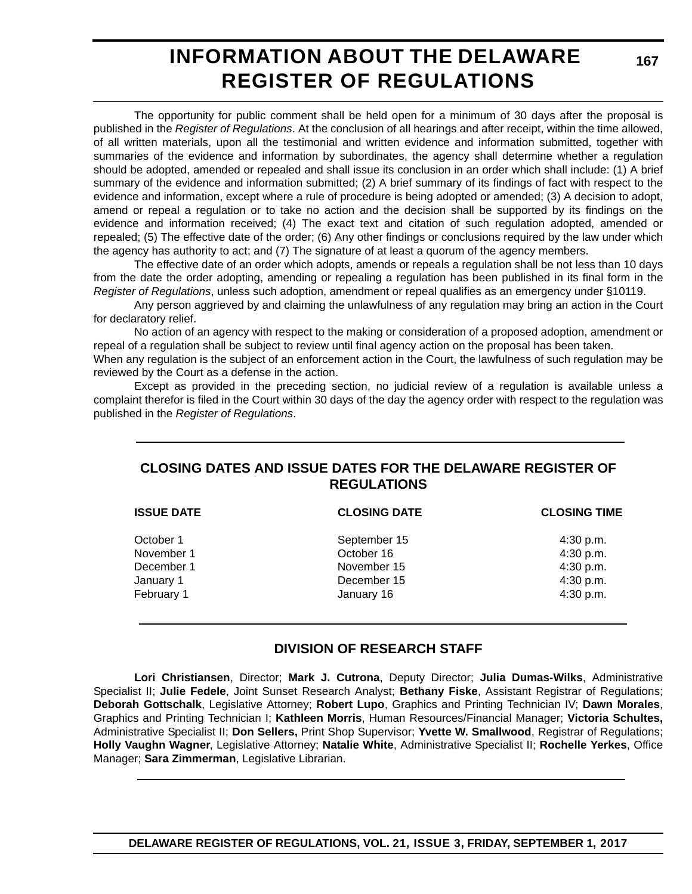# INFORMATION ABOUT THE DELAWARE REGISTER OF REGULATIONS

The opportunity for public comment shall be held open for a minimum of 30 days after the proposal is published in the *Register of Regulations*. At the conclusion of all hearings and after receipt, within the time allowed, of all written materials, upon all the testimonial and written evidence and information submitted, together with summaries of the evidence and information by subordinates, the agency shall determine whether a regulation should be adopted, amended or repealed and shall issue its conclusion in an order which shall include: (1) A brief summary of the evidence and information submitted; (2) A brief summary of its findings of fact with respect to the evidence and information, except where a rule of procedure is being adopted or amended; (3) A decision to adopt, amend or repeal a regulation or to take no action and the decision shall be supported by its findings on the evidence and information received; (4) The exact text and citation of such regulation adopted, amended or repealed; (5) The effective date of the order; (6) Any other findings or conclusions required by the law under which the agency has authority to act; and (7) The signature of at least a quorum of the agency members.

The effective date of an order which adopts, amends or repeals a regulation shall be not less than 10 days from the date the order adopting, amending or repealing a regulation has been published in its final form in the *Register of Regulations*, unless such adoption, amendment or repeal qualifies as an emergency under §10119.

Any person aggrieved by and claiming the unlawfulness of any regulation may bring an action in the Court for declaratory relief.

No action of an agency with respect to the making or consideration of a proposed adoption, amendment or repeal of a regulation shall be subject to review until final agency action on the proposal has been taken.

When any regulation is the subject of an enforcement action in the Court, the lawfulness of such regulation may be reviewed by the Court as a defense in the action.

Except as provided in the preceding section, no judicial review of a regulation is available unless a complaint therefor is filed in the Court within 30 days of the day the agency order with respect to the regulation was published in the *Register of Regulations*.

## CLOSING DATES AND ISSUE DATES FOR THE DELAWARE REGISTER OF REGULATIONS

| ISSUE DATE | CLOSING DATE | CLOSING TIME |
|---|---|---|
| October 1 | September 15 | 4:30 p.m. |
| November 1 | October 16 | 4:30 p.m. |
| December 1 | November 15 | 4:30 p.m. |
| January 1 | December 15 | 4:30 p.m. |
| February 1 | January 16 | 4:30 p.m. |

## DIVISION OF RESEARCH STAFF

**Lori Christiansen**, Director; **Mark J. Cutrona**, Deputy Director; **Julia Dumas-Wilks**, Administrative Specialist II; **Julie Fedele**, Joint Sunset Research Analyst; **Bethany Fiske**, Assistant Registrar of Regulations; **Deborah Gottschalk**, Legislative Attorney; **Robert Lupo**, Graphics and Printing Technician IV; **Dawn Morales**, Graphics and Printing Technician I; **Kathleen Morris**, Human Resources/Financial Manager; **Victoria Schultes,** Administrative Specialist II; **Don Sellers,** Print Shop Supervisor; **Yvette W. Smallwood**, Registrar of Regulations; **Holly Vaughn Wagner**, Legislative Attorney; **Natalie White**, Administrative Specialist II; **Rochelle Yerkes**, Office Manager; **Sara Zimmerman**, Legislative Librarian.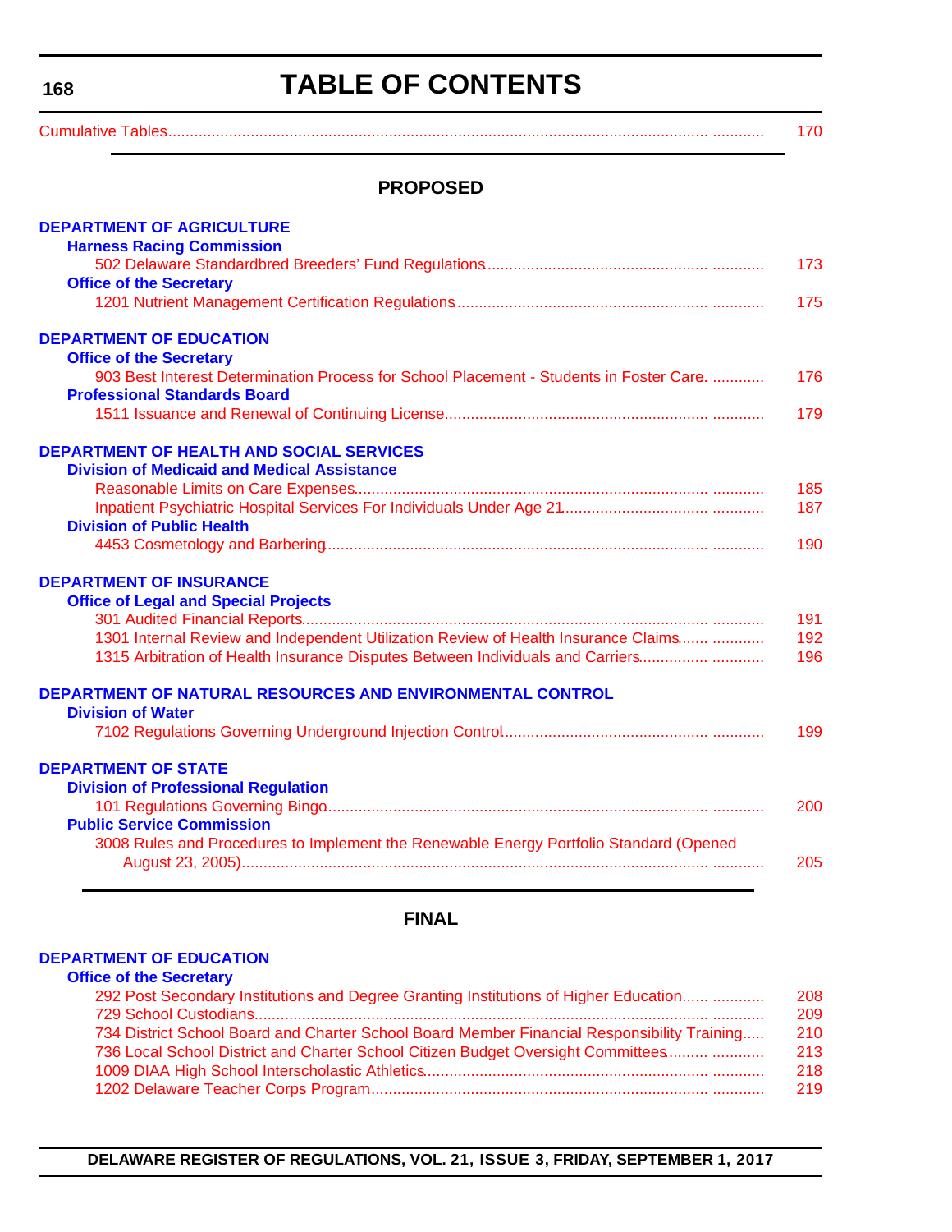# TABLE OF CONTENTS

Cumulative Tables............................................................................................................................. ............ 170

## PROPOSED

### DEPARTMENT OF AGRICULTURE

**Harness Racing Commission**

502 Delaware Standardbred Breeders' Fund Regulations.................................................. ............ 173

**Office of the Secretary**

1201 Nutrient Management Certification Regulations........................................................ ............ 175

### DEPARTMENT OF EDUCATION

**Office of the Secretary**

903 Best Interest Determination Process for School Placement - Students in Foster Care. ............ 176

**Professional Standards Board**

1511 Issuance and Renewal of Continuing License........................................................... ............ 179

### DEPARTMENT OF HEALTH AND SOCIAL SERVICES

**Division of Medicaid and Medical Assistance**

Reasonable Limits on Care Expenses............................................................................... ............ 185

Inpatient Psychiatric Hospital Services For Individuals Under Age 21................................ ............ 187

**Division of Public Health**

4453 Cosmetology and Barbering...................................................................................... ............ 190

### DEPARTMENT OF INSURANCE

**Office of Legal and Special Projects**

301 Audited Financial Reports............................................................................................ ............ 191

1301 Internal Review and Independent Utilization Review of Health Insurance Claims....... ............ 192

1315 Arbitration of Health Insurance Disputes Between Individuals and Carriers............... ............ 196

### DEPARTMENT OF NATURAL RESOURCES AND ENVIRONMENTAL CONTROL

**Division of Water**

7102 Regulations Governing Underground Injection Control.............................................. ............ 199

### DEPARTMENT OF STATE

**Division of Professional Regulation**

101 Regulations Governing Bingo...................................................................................... ............ 200

**Public Service Commission**

3008 Rules and Procedures to Implement the Renewable Energy Portfolio Standard (Opened August 23, 2005)................................................................................................................ ............ 205

## FINAL

### DEPARTMENT OF EDUCATION

**Office of the Secretary**

292 Post Secondary Institutions and Degree Granting Institutions of Higher Education...... ............ 208

729 School Custodians....................................................................................................... ............ 209

734 District School Board and Charter School Board Member Financial Responsibility Training..... 210

736 Local School District and Charter School Citizen Budget Oversight Committees......... ............ 213

1009 DIAA High School Interscholastic Athletics................................................................ ............ 218

1202 Delaware Teacher Corps Program............................................................................ ............ 219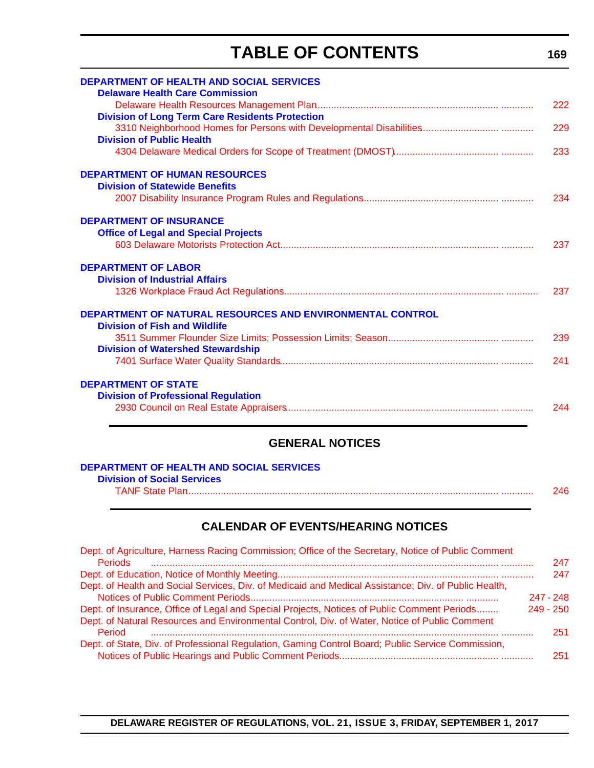# TABLE OF CONTENTS

**DEPARTMENT OF HEALTH AND SOCIAL SERVICES**

**Delaware Health Care Commission**

Delaware Health Resources Management Plan ..... 222

**Division of Long Term Care Residents Protection**

3310 Neighborhood Homes for Persons with Developmental Disabilities ..... 229

**Division of Public Health**

4304 Delaware Medical Orders for Scope of Treatment (DMOST) ..... 233

**DEPARTMENT OF HUMAN RESOURCES**

**Division of Statewide Benefits**

2007 Disability Insurance Program Rules and Regulations ..... 234

**DEPARTMENT OF INSURANCE**

**Office of Legal and Special Projects**

603 Delaware Motorists Protection Act ..... 237

**DEPARTMENT OF LABOR**

**Division of Industrial Affairs**

1326 Workplace Fraud Act Regulations ..... 237

**DEPARTMENT OF NATURAL RESOURCES AND ENVIRONMENTAL CONTROL**

**Division of Fish and Wildlife**

3511 Summer Flounder Size Limits; Possession Limits; Season ..... 239

**Division of Watershed Stewardship**

7401 Surface Water Quality Standards ..... 241

**DEPARTMENT OF STATE**

**Division of Professional Regulation**

2930 Council on Real Estate Appraisers ..... 244

## GENERAL NOTICES

**DEPARTMENT OF HEALTH AND SOCIAL SERVICES**

**Division of Social Services**

TANF State Plan ..... 246

## CALENDAR OF EVENTS/HEARING NOTICES

Dept. of Agriculture, Harness Racing Commission; Office of the Secretary, Notice of Public Comment Periods ..... 247

Dept. of Education, Notice of Monthly Meeting ..... 247

Dept. of Health and Social Services, Div. of Medicaid and Medical Assistance; Div. of Public Health, Notices of Public Comment Periods ..... 247 - 248

Dept. of Insurance, Office of Legal and Special Projects, Notices of Public Comment Periods ..... 249 - 250

Dept. of Natural Resources and Environmental Control, Div. of Water, Notice of Public Comment Period ..... 251

Dept. of State, Div. of Professional Regulation, Gaming Control Board; Public Service Commission, Notices of Public Hearings and Public Comment Periods ..... 251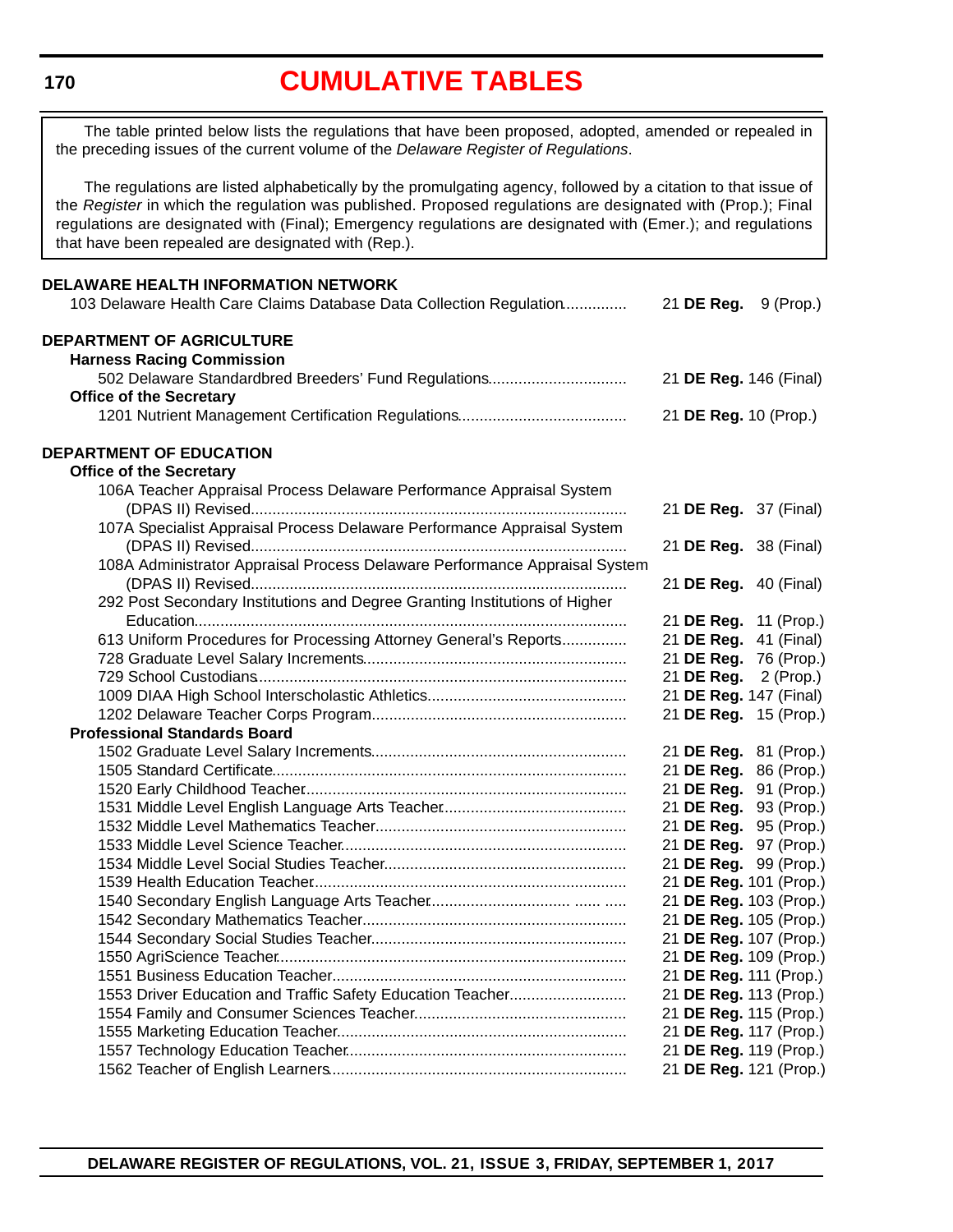# CUMULATIVE TABLES

The table printed below lists the regulations that have been proposed, adopted, amended or repealed in the preceding issues of the current volume of the *Delaware Register of Regulations*.

The regulations are listed alphabetically by the promulgating agency, followed by a citation to that issue of the *Register* in which the regulation was published. Proposed regulations are designated with (Prop.); Final regulations are designated with (Final); Emergency regulations are designated with (Emer.); and regulations that have been repealed are designated with (Rep.).

**DELAWARE HEALTH INFORMATION NETWORK**

103 Delaware Health Care Claims Database Data Collection Regulation.............. 21 **DE Reg.** 9 (Prop.)

**DEPARTMENT OF AGRICULTURE**

**Harness Racing Commission**

502 Delaware Standardbred Breeders' Fund Regulations................................ 21 **DE Reg.** 146 (Final)

**Office of the Secretary**

1201 Nutrient Management Certification Regulations....................................... 21 **DE Reg.** 10 (Prop.)

**DEPARTMENT OF EDUCATION**

**Office of the Secretary**

106A Teacher Appraisal Process Delaware Performance Appraisal System (DPAS II) Revised....................................................................................... 21 **DE Reg.** 37 (Final)

107A Specialist Appraisal Process Delaware Performance Appraisal System (DPAS II) Revised....................................................................................... 21 **DE Reg.** 38 (Final)

108A Administrator Appraisal Process Delaware Performance Appraisal System (DPAS II) Revised....................................................................................... 21 **DE Reg.** 40 (Final)

292 Post Secondary Institutions and Degree Granting Institutions of Higher Education.................................................................................................. 21 **DE Reg.** 11 (Prop.)

613 Uniform Procedures for Processing Attorney General's Reports............... 21 **DE Reg.** 41 (Final)

728 Graduate Level Salary Increments............................................................ 21 **DE Reg.** 76 (Prop.)

729 School Custodians..................................................................................... 21 **DE Reg.** 2 (Prop.)

1009 DIAA High School Interscholastic Athletics.............................................. 21 **DE Reg.** 147 (Final)

1202 Delaware Teacher Corps Program........................................................... 21 **DE Reg.** 15 (Prop.)

**Professional Standards Board**

1502 Graduate Level Salary Increments.......................................................... 21 **DE Reg.** 81 (Prop.)

1505 Standard Certificate................................................................................. 21 **DE Reg.** 86 (Prop.)

1520 Early Childhood Teacher.......................................................................... 21 **DE Reg.** 91 (Prop.)

1531 Middle Level English Language Arts Teacher.......................................... 21 **DE Reg.** 93 (Prop.)

1532 Middle Level Mathematics Teacher.......................................................... 21 **DE Reg.** 95 (Prop.)

1533 Middle Level Science Teacher................................................................. 21 **DE Reg.** 97 (Prop.)

1534 Middle Level Social Studies Teacher....................................................... 21 **DE Reg.** 99 (Prop.)

1539 Health Education Teacher....................................................................... 21 **DE Reg.** 101 (Prop.)

1540 Secondary English Language Arts Teacher............................................ 21 **DE Reg.** 103 (Prop.)

1542 Secondary Mathematics Teacher............................................................. 21 **DE Reg.** 105 (Prop.)

1544 Secondary Social Studies Teacher.......................................................... 21 **DE Reg.** 107 (Prop.)

1550 AgriScience Teacher................................................................................ 21 **DE Reg.** 109 (Prop.)

1551 Business Education Teacher................................................................... 21 **DE Reg.** 111 (Prop.)

1553 Driver Education and Traffic Safety Education Teacher........................... 21 **DE Reg.** 113 (Prop.)

1554 Family and Consumer Sciences Teacher................................................ 21 **DE Reg.** 115 (Prop.)

1555 Marketing Education Teacher.................................................................. 21 **DE Reg.** 117 (Prop.)

1557 Technology Education Teacher............................................................... 21 **DE Reg.** 119 (Prop.)

1562 Teacher of English Learners.................................................................... 21 **DE Reg.** 121 (Prop.)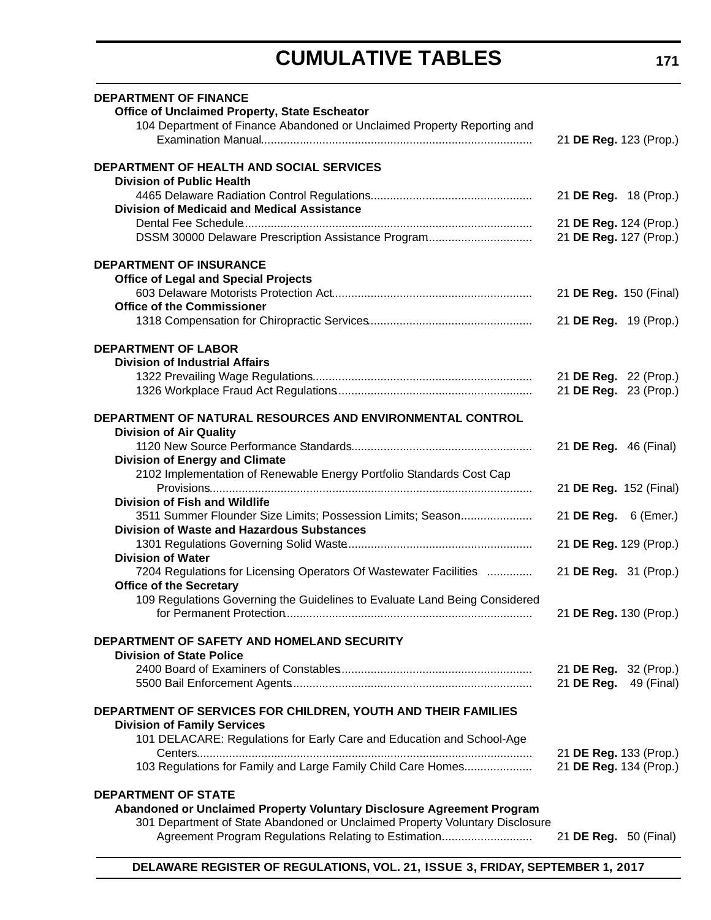# CUMULATIVE TABLES

**DEPARTMENT OF FINANCE**

**Office of Unclaimed Property, State Escheator**

104 Department of Finance Abandoned or Unclaimed Property Reporting and Examination Manual................................................................................... 21 **DE Reg.** 123 (Prop.)

**DEPARTMENT OF HEALTH AND SOCIAL SERVICES**

**Division of Public Health**

4465 Delaware Radiation Control Regulations................................................. 21 **DE Reg.** 18 (Prop.)

**Division of Medicaid and Medical Assistance**

Dental Fee Schedule........................................................................................ 21 **DE Reg.** 124 (Prop.)

DSSM 30000 Delaware Prescription Assistance Program................................ 21 **DE Reg.** 127 (Prop.)

**DEPARTMENT OF INSURANCE**

**Office of Legal and Special Projects**

603 Delaware Motorists Protection Act............................................................. 21 **DE Reg.** 150 (Final)

**Office of the Commissioner**

1318 Compensation for Chiropractic Services.................................................. 21 **DE Reg.** 19 (Prop.)

**DEPARTMENT OF LABOR**

**Division of Industrial Affairs**

1322 Prevailing Wage Regulations................................................................... 21 **DE Reg.** 22 (Prop.)

1326 Workplace Fraud Act Regulations............................................................ 21 **DE Reg.** 23 (Prop.)

**DEPARTMENT OF NATURAL RESOURCES AND ENVIRONMENTAL CONTROL**

**Division of Air Quality**

1120 New Source Performance Standards....................................................... 21 **DE Reg.** 46 (Final)

**Division of Energy and Climate**

2102 Implementation of Renewable Energy Portfolio Standards Cost Cap Provisions................................................................................................. 21 **DE Reg.** 152 (Final)

**Division of Fish and Wildlife**

3511 Summer Flounder Size Limits; Possession Limits; Season...................... 21 **DE Reg.** 6 (Emer.)

**Division of Waste and Hazardous Substances**

1301 Regulations Governing Solid Waste......................................................... 21 **DE Reg.** 129 (Prop.)

**Division of Water**

7204 Regulations for Licensing Operators Of Wastewater Facilities .............. 21 **DE Reg.** 31 (Prop.)

**Office of the Secretary**

109 Regulations Governing the Guidelines to Evaluate Land Being Considered for Permanent Protection............................................................................ 21 **DE Reg.** 130 (Prop.)

**DEPARTMENT OF SAFETY AND HOMELAND SECURITY**

**Division of State Police**

2400 Board of Examiners of Constables........................................................... 21 **DE Reg.** 32 (Prop.)

5500 Bail Enforcement Agents.......................................................................... 21 **DE Reg.** 49 (Final)

**DEPARTMENT OF SERVICES FOR CHILDREN, YOUTH AND THEIR FAMILIES**

**Division of Family Services**

101 DELACARE: Regulations for Early Care and Education and School-Age Centers...................................................................................................... 21 **DE Reg.** 133 (Prop.)

103 Regulations for Family and Large Family Child Care Homes..................... 21 **DE Reg.** 134 (Prop.)

**DEPARTMENT OF STATE**

**Abandoned or Unclaimed Property Voluntary Disclosure Agreement Program**

301 Department of State Abandoned or Unclaimed Property Voluntary Disclosure Agreement Program Regulations Relating to Estimation............................ 21 **DE Reg.** 50 (Final)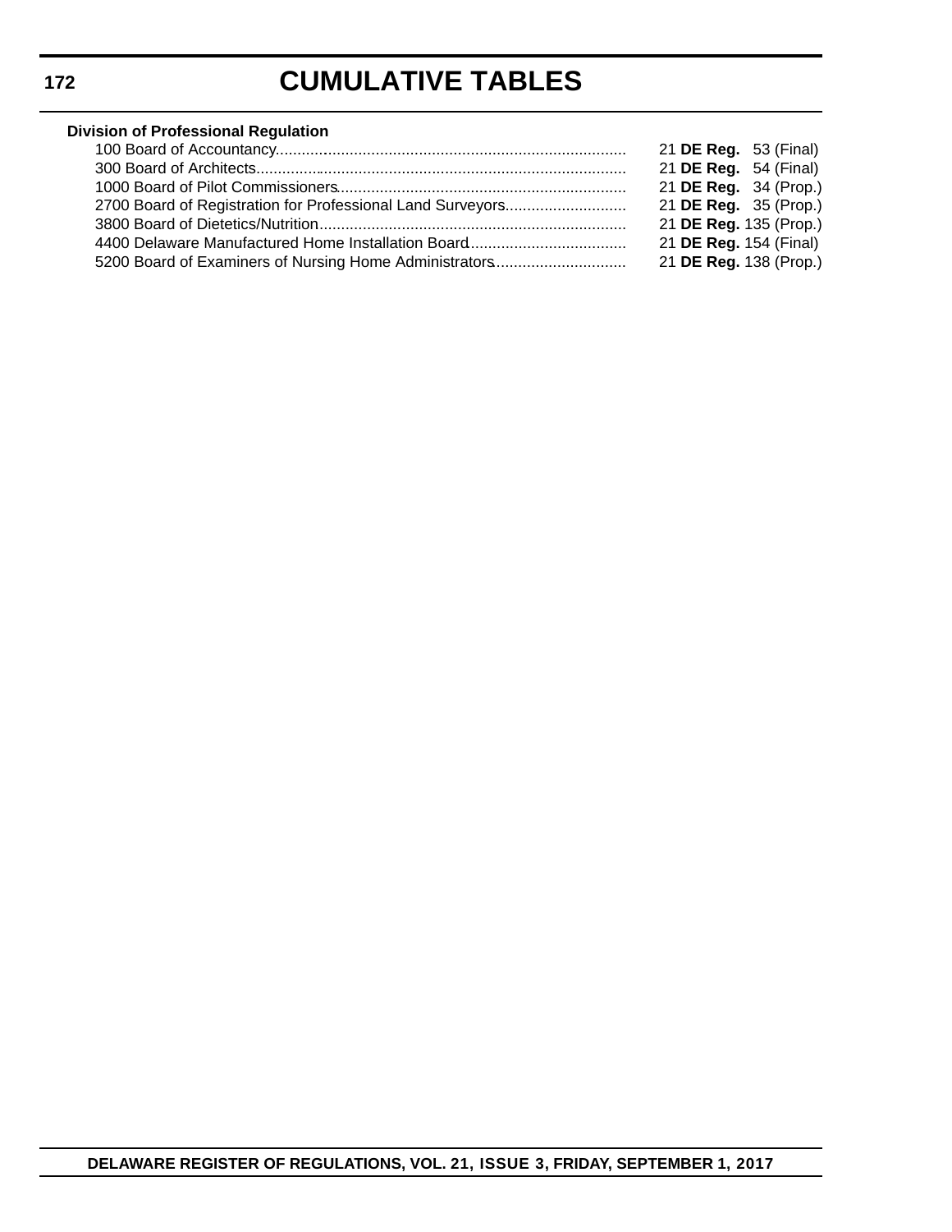# CUMULATIVE TABLES

**Division of Professional Regulation**

100 Board of Accountancy................................................................................ 21 **DE Reg.** 53 (Final)
300 Board of Architects.................................................................................... 21 **DE Reg.** 54 (Final)
1000 Board of Pilot Commissioners.................................................................. 21 **DE Reg.** 34 (Prop.)
2700 Board of Registration for Professional Land Surveyors............................ 21 **DE Reg.** 35 (Prop.)
3800 Board of Dietetics/Nutrition....................................................................... 21 **DE Reg.** 135 (Prop.)
4400 Delaware Manufactured Home Installation Board.................................... 21 **DE Reg.** 154 (Final)
5200 Board of Examiners of Nursing Home Administrators.............................. 21 **DE Reg.** 138 (Prop.)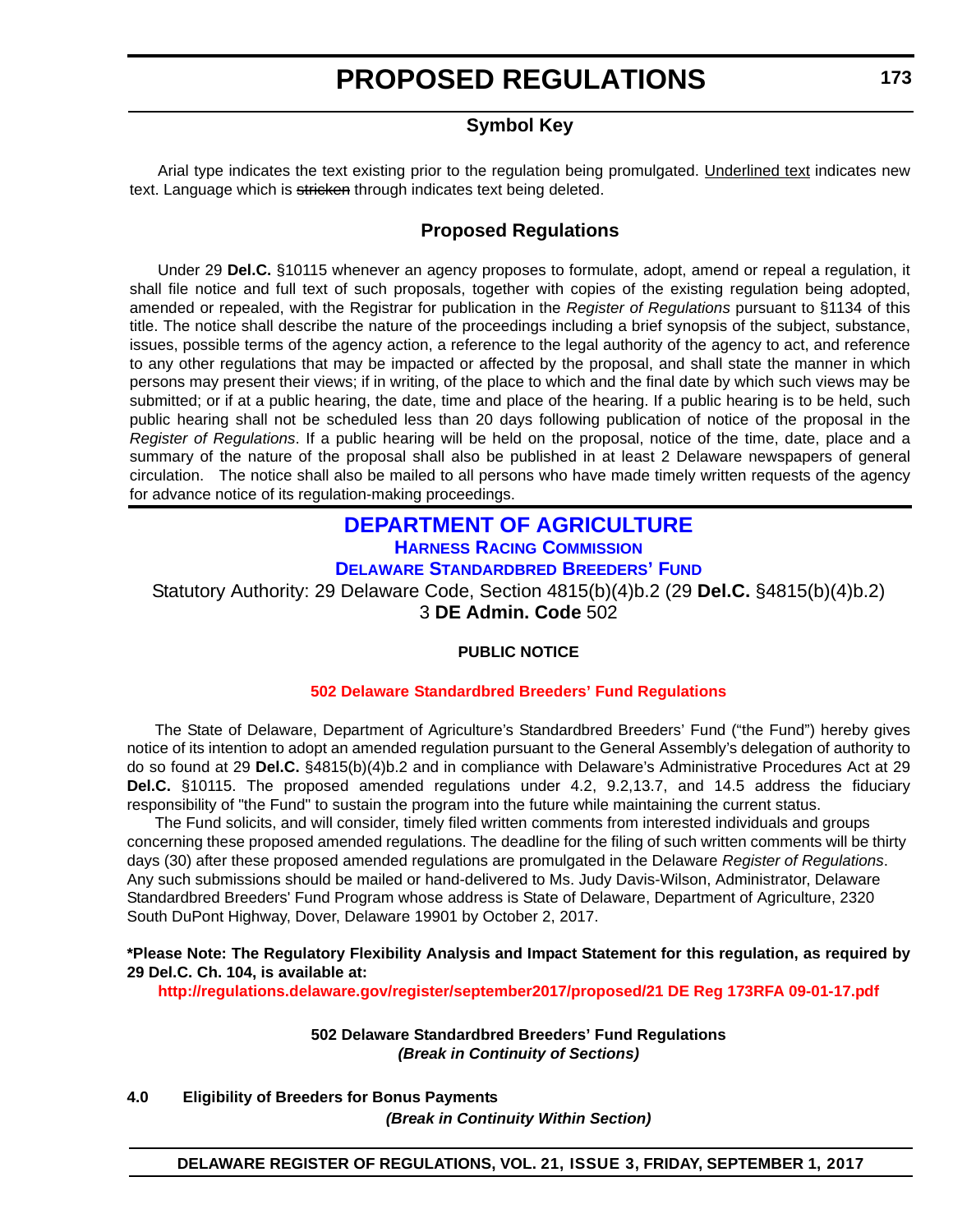# PROPOSED REGULATIONS

## Symbol Key

Arial type indicates the text existing prior to the regulation being promulgated. Underlined text indicates new text. Language which is ~~stricken~~ through indicates text being deleted.

## Proposed Regulations

Under 29 **Del.C.** §10115 whenever an agency proposes to formulate, adopt, amend or repeal a regulation, it shall file notice and full text of such proposals, together with copies of the existing regulation being adopted, amended or repealed, with the Registrar for publication in the *Register of Regulations* pursuant to §1134 of this title. The notice shall describe the nature of the proceedings including a brief synopsis of the subject, substance, issues, possible terms of the agency action, a reference to the legal authority of the agency to act, and reference to any other regulations that may be impacted or affected by the proposal, and shall state the manner in which persons may present their views; if in writing, of the place to which and the final date by which such views may be submitted; or if at a public hearing, the date, time and place of the hearing. If a public hearing is to be held, such public hearing shall not be scheduled less than 20 days following publication of notice of the proposal in the *Register of Regulations*. If a public hearing will be held on the proposal, notice of the time, date, place and a summary of the nature of the proposal shall also be published in at least 2 Delaware newspapers of general circulation. The notice shall also be mailed to all persons who have made timely written requests of the agency for advance notice of its regulation-making proceedings.

## DEPARTMENT OF AGRICULTURE

### HARNESS RACING COMMISSION

### DELAWARE STANDARDBRED BREEDERS' FUND

Statutory Authority: 29 Delaware Code, Section 4815(b)(4)b.2 (29 **Del.C.** §4815(b)(4)b.2)
3 **DE Admin. Code** 502

**PUBLIC NOTICE**

**502 Delaware Standardbred Breeders' Fund Regulations**

The State of Delaware, Department of Agriculture's Standardbred Breeders' Fund ("the Fund") hereby gives notice of its intention to adopt an amended regulation pursuant to the General Assembly's delegation of authority to do so found at 29 **Del.C.** §4815(b)(4)b.2 and in compliance with Delaware's Administrative Procedures Act at 29 **Del.C.** §10115. The proposed amended regulations under 4.2, 9.2,13.7, and 14.5 address the fiduciary responsibility of "the Fund" to sustain the program into the future while maintaining the current status.

The Fund solicits, and will consider, timely filed written comments from interested individuals and groups concerning these proposed amended regulations. The deadline for the filing of such written comments will be thirty days (30) after these proposed amended regulations are promulgated in the Delaware *Register of Regulations*. Any such submissions should be mailed or hand-delivered to Ms. Judy Davis-Wilson, Administrator, Delaware Standardbred Breeders' Fund Program whose address is State of Delaware, Department of Agriculture, 2320 South DuPont Highway, Dover, Delaware 19901 by October 2, 2017.

**\*Please Note: The Regulatory Flexibility Analysis and Impact Statement for this regulation, as required by 29 Del.C. Ch. 104, is available at:**

**http://regulations.delaware.gov/register/september2017/proposed/21 DE Reg 173RFA 09-01-17.pdf**

**502 Delaware Standardbred Breeders' Fund Regulations**
***(Break in Continuity of Sections)***

**4.0 Eligibility of Breeders for Bonus Payments**

***(Break in Continuity Within Section)***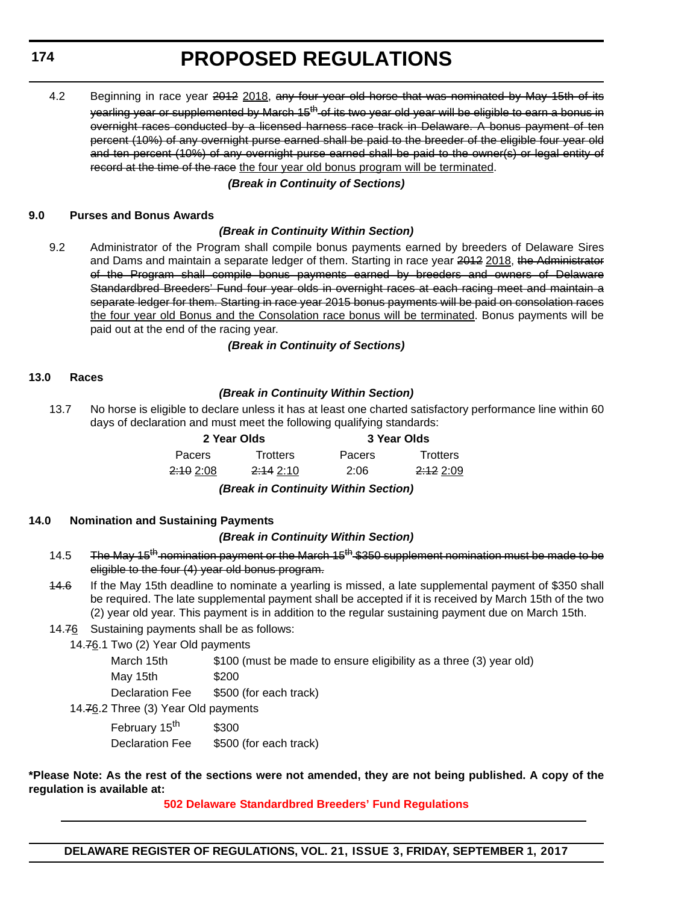4.2 Beginning in race year ~~2012~~ <u>2018</u>, ~~any four year old horse that was nominated by May 15th of its yearling year or supplemented by March 15th of its two year old year will be eligible to earn a bonus in overnight races conducted by a licensed harness race track in Delaware. A bonus payment of ten percent (10%) of any overnight purse earned shall be paid to the breeder of the eligible four year old and ten percent (10%) of any overnight purse earned shall be paid to the owner(s) or legal entity of record at the time of the race~~ <u>the four year old bonus program will be terminated</u>.

***(Break in Continuity of Sections)***

**9.0 Purses and Bonus Awards**

***(Break in Continuity Within Section)***

9.2 Administrator of the Program shall compile bonus payments earned by breeders of Delaware Sires and Dams and maintain a separate ledger of them. Starting in race year ~~2012~~ <u>2018</u>, ~~the Administrator of the Program shall compile bonus payments earned by breeders and owners of Delaware Standardbred Breeders' Fund four year olds in overnight races at each racing meet and maintain a separate ledger for them. Starting in race year 2015 bonus payments will be paid on consolation races~~ <u>the four year old Bonus and the Consolation race bonus will be terminated</u>. Bonus payments will be paid out at the end of the racing year.

***(Break in Continuity of Sections)***

**13.0 Races**

***(Break in Continuity Within Section)***

13.7 No horse is eligible to declare unless it has at least one charted satisfactory performance line within 60 days of declaration and must meet the following qualifying standards:

| 2 Year Olds | | 3 Year Olds | |
|---|---|---|---|
| Pacers | Trotters | Pacers | Trotters |
| ~~2:10~~ <u>2:08</u> | ~~2:14~~ <u>2:10</u> | 2:06 | ~~2:12~~ <u>2:09</u> |

***(Break in Continuity Within Section)***

**14.0 Nomination and Sustaining Payments**

***(Break in Continuity Within Section)***

14.5 ~~The May 15th nomination payment or the March 15th $350 supplement nomination must be made to be eligible to the four (4) year old bonus program.~~

~~14.6~~ If the May 15th deadline to nominate a yearling is missed, a late supplemental payment of $350 shall be required. The late supplemental payment shall be accepted if it is received by March 15th of the two (2) year old year. This payment is in addition to the regular sustaining payment due on March 15th.

14.~~7~~<u>6</u> Sustaining payments shall be as follows:

14.~~7~~<u>6</u>.1 Two (2) Year Old payments

| | |
|---|---|
| March 15th | $100 (must be made to ensure eligibility as a three (3) year old) |
| May 15th | $200 |
| Declaration Fee | $500 (for each track) |

14.~~7~~<u>6</u>.2 Three (3) Year Old payments

| | |
|---|---|
| February 15th | $300 |
| Declaration Fee | $500 (for each track) |

**\*Please Note: As the rest of the sections were not amended, they are not being published. A copy of the regulation is available at:**

**502 Delaware Standardbred Breeders' Fund Regulations**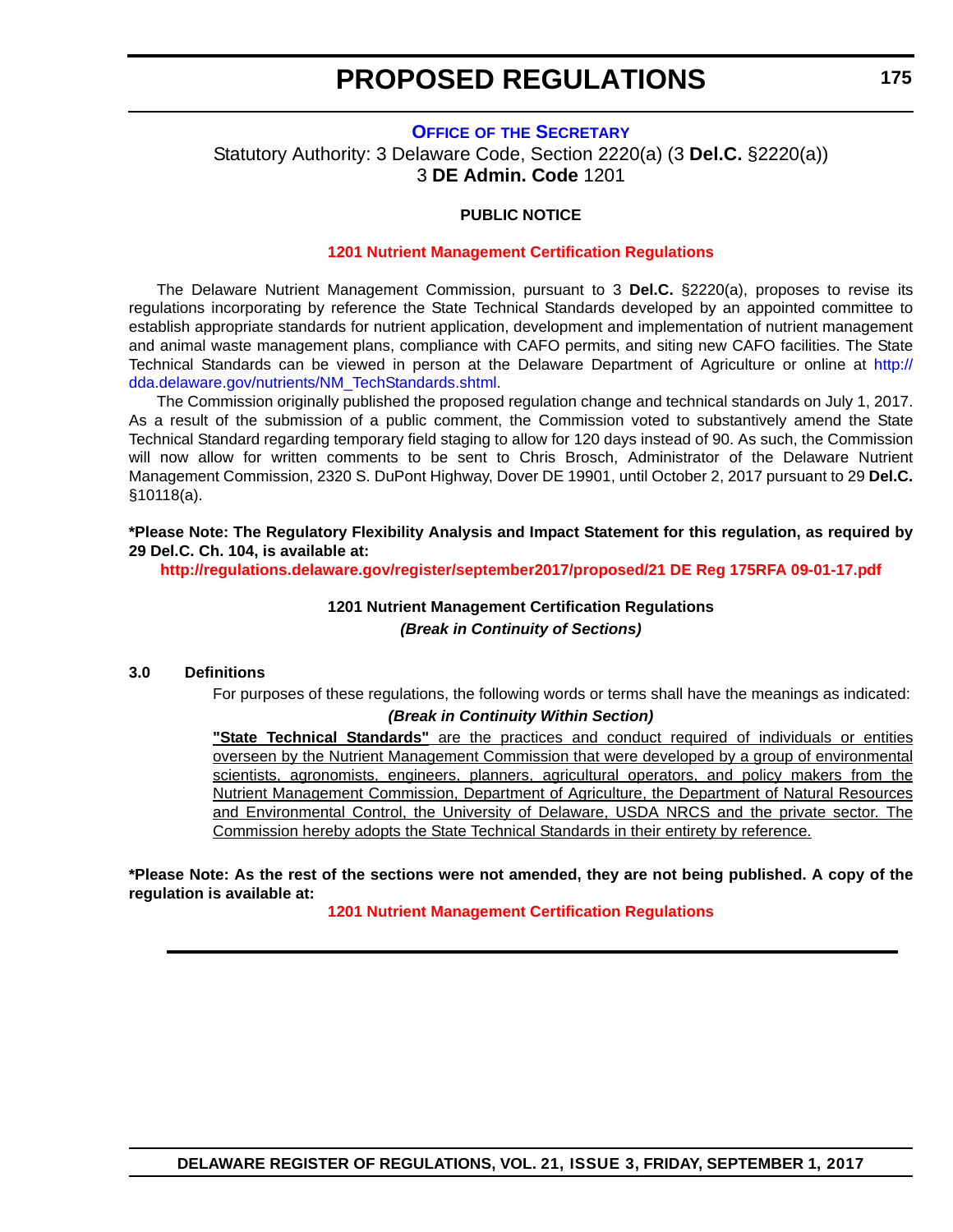# PROPOSED REGULATIONS

### OFFICE OF THE SECRETARY

Statutory Authority: 3 Delaware Code, Section 2220(a) (3 **Del.C.** §2220(a))
3 **DE Admin. Code** 1201

**PUBLIC NOTICE**

**1201 Nutrient Management Certification Regulations**

The Delaware Nutrient Management Commission, pursuant to 3 **Del.C.** §2220(a), proposes to revise its regulations incorporating by reference the State Technical Standards developed by an appointed committee to establish appropriate standards for nutrient application, development and implementation of nutrient management and animal waste management plans, compliance with CAFO permits, and siting new CAFO facilities. The State Technical Standards can be viewed in person at the Delaware Department of Agriculture or online at http://dda.delaware.gov/nutrients/NM_TechStandards.shtml.

The Commission originally published the proposed regulation change and technical standards on July 1, 2017. As a result of the submission of a public comment, the Commission voted to substantively amend the State Technical Standard regarding temporary field staging to allow for 120 days instead of 90. As such, the Commission will now allow for written comments to be sent to Chris Brosch, Administrator of the Delaware Nutrient Management Commission, 2320 S. DuPont Highway, Dover DE 19901, until October 2, 2017 pursuant to 29 **Del.C.** §10118(a).

**\*Please Note: The Regulatory Flexibility Analysis and Impact Statement for this regulation, as required by 29 Del.C. Ch. 104, is available at:**

**http://regulations.delaware.gov/register/september2017/proposed/21 DE Reg 175RFA 09-01-17.pdf**

**1201 Nutrient Management Certification Regulations**

***(Break in Continuity of Sections)***

**3.0 Definitions**

For purposes of these regulations, the following words or terms shall have the meanings as indicated:

***(Break in Continuity Within Section)***

<u>**"State Technical Standards"** are the practices and conduct required of individuals or entities overseen by the Nutrient Management Commission that were developed by a group of environmental scientists, agronomists, engineers, planners, agricultural operators, and policy makers from the Nutrient Management Commission, Department of Agriculture, the Department of Natural Resources and Environmental Control, the University of Delaware, USDA NRCS and the private sector. The Commission hereby adopts the State Technical Standards in their entirety by reference.</u>

**\*Please Note: As the rest of the sections were not amended, they are not being published. A copy of the regulation is available at:**

**1201 Nutrient Management Certification Regulations**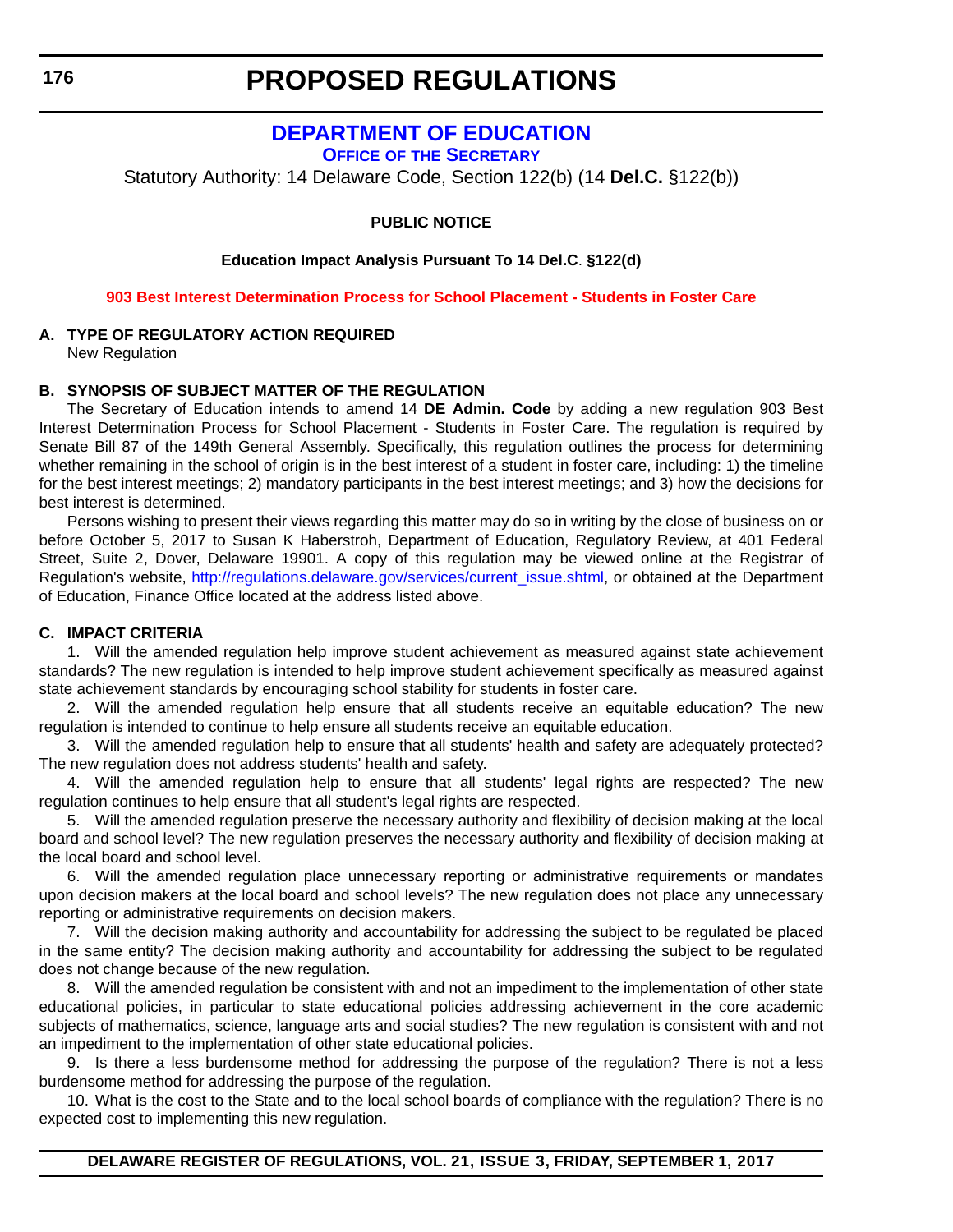# PROPOSED REGULATIONS

## DEPARTMENT OF EDUCATION

### OFFICE OF THE SECRETARY

Statutory Authority: 14 Delaware Code, Section 122(b) (14 **Del.C.** §122(b))

**PUBLIC NOTICE**

**Education Impact Analysis Pursuant To 14 Del.C. §122(d)**

**903 Best Interest Determination Process for School Placement - Students in Foster Care**

**A. TYPE OF REGULATORY ACTION REQUIRED**

New Regulation

**B. SYNOPSIS OF SUBJECT MATTER OF THE REGULATION**

The Secretary of Education intends to amend 14 **DE Admin. Code** by adding a new regulation 903 Best Interest Determination Process for School Placement - Students in Foster Care. The regulation is required by Senate Bill 87 of the 149th General Assembly. Specifically, this regulation outlines the process for determining whether remaining in the school of origin is in the best interest of a student in foster care, including: 1) the timeline for the best interest meetings; 2) mandatory participants in the best interest meetings; and 3) how the decisions for best interest is determined.

Persons wishing to present their views regarding this matter may do so in writing by the close of business on or before October 5, 2017 to Susan K Haberstroh, Department of Education, Regulatory Review, at 401 Federal Street, Suite 2, Dover, Delaware 19901. A copy of this regulation may be viewed online at the Registrar of Regulation's website, http://regulations.delaware.gov/services/current_issue.shtml, or obtained at the Department of Education, Finance Office located at the address listed above.

**C. IMPACT CRITERIA**

1. Will the amended regulation help improve student achievement as measured against state achievement standards? The new regulation is intended to help improve student achievement specifically as measured against state achievement standards by encouraging school stability for students in foster care.

2. Will the amended regulation help ensure that all students receive an equitable education? The new regulation is intended to continue to help ensure all students receive an equitable education.

3. Will the amended regulation help to ensure that all students' health and safety are adequately protected? The new regulation does not address students' health and safety.

4. Will the amended regulation help to ensure that all students' legal rights are respected? The new regulation continues to help ensure that all student's legal rights are respected.

5. Will the amended regulation preserve the necessary authority and flexibility of decision making at the local board and school level? The new regulation preserves the necessary authority and flexibility of decision making at the local board and school level.

6. Will the amended regulation place unnecessary reporting or administrative requirements or mandates upon decision makers at the local board and school levels? The new regulation does not place any unnecessary reporting or administrative requirements on decision makers.

7. Will the decision making authority and accountability for addressing the subject to be regulated be placed in the same entity? The decision making authority and accountability for addressing the subject to be regulated does not change because of the new regulation.

8. Will the amended regulation be consistent with and not an impediment to the implementation of other state educational policies, in particular to state educational policies addressing achievement in the core academic subjects of mathematics, science, language arts and social studies? The new regulation is consistent with and not an impediment to the implementation of other state educational policies.

9. Is there a less burdensome method for addressing the purpose of the regulation? There is not a less burdensome method for addressing the purpose of the regulation.

10. What is the cost to the State and to the local school boards of compliance with the regulation? There is no expected cost to implementing this new regulation.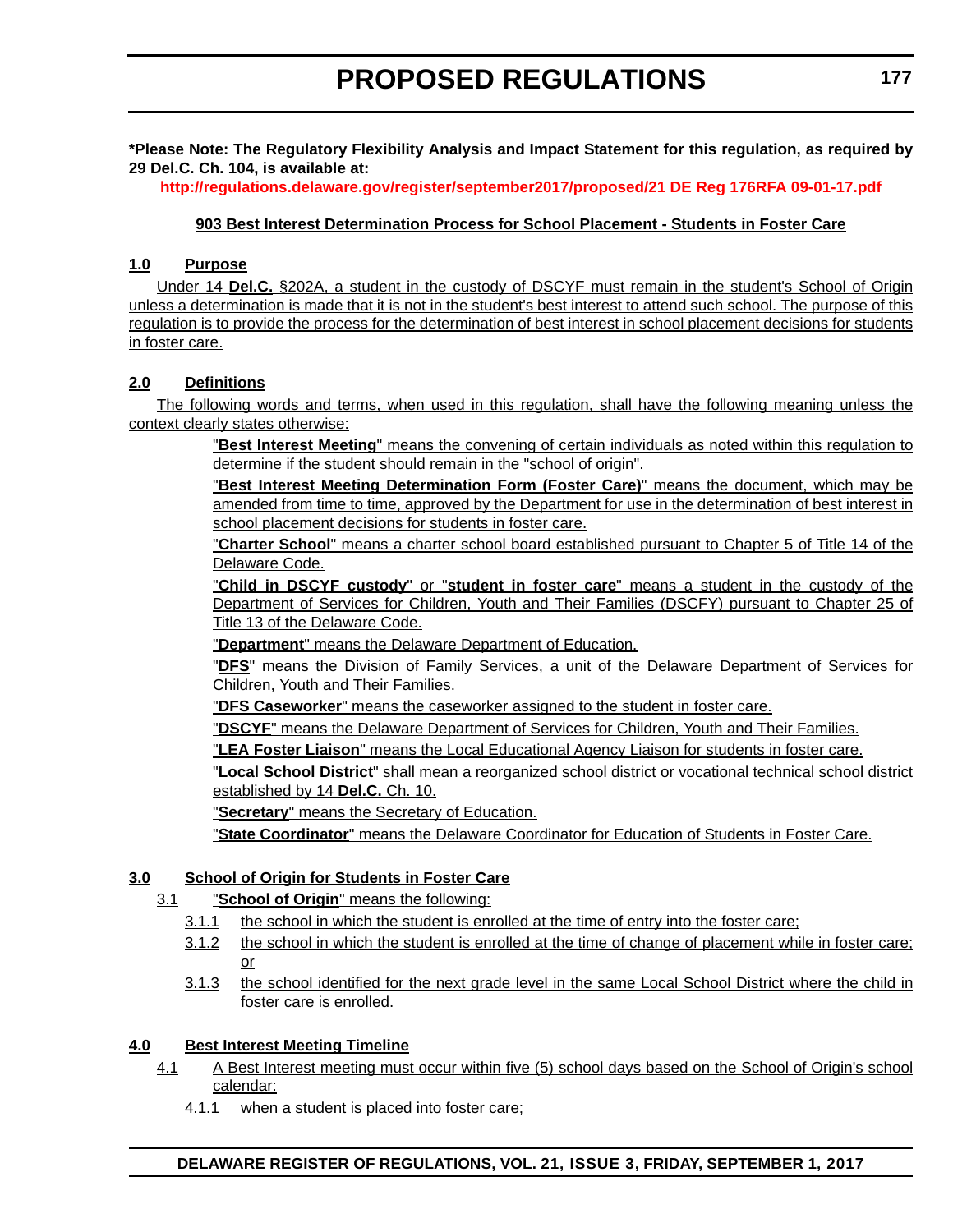**\*Please Note: The Regulatory Flexibility Analysis and Impact Statement for this regulation, as required by 29 Del.C. Ch. 104, is available at:**

**http://regulations.delaware.gov/register/september2017/proposed/21 DE Reg 176RFA 09-01-17.pdf**

## 903 Best Interest Determination Process for School Placement - Students in Foster Care

### 1.0 Purpose

Under 14 **Del.C.** §202A, a student in the custody of DSCYF must remain in the student's School of Origin unless a determination is made that it is not in the student's best interest to attend such school. The purpose of this regulation is to provide the process for the determination of best interest in school placement decisions for students in foster care.

### 2.0 Definitions

The following words and terms, when used in this regulation, shall have the following meaning unless the context clearly states otherwise:

"**Best Interest Meeting**" means the convening of certain individuals as noted within this regulation to determine if the student should remain in the "school of origin".

"**Best Interest Meeting Determination Form (Foster Care)**" means the document, which may be amended from time to time, approved by the Department for use in the determination of best interest in school placement decisions for students in foster care.

"**Charter School**" means a charter school board established pursuant to Chapter 5 of Title 14 of the Delaware Code.

"**Child in DSCYF custody**" or "**student in foster care**" means a student in the custody of the Department of Services for Children, Youth and Their Families (DSCFY) pursuant to Chapter 25 of Title 13 of the Delaware Code.

"**Department**" means the Delaware Department of Education.

"**DFS**" means the Division of Family Services, a unit of the Delaware Department of Services for Children, Youth and Their Families.

"**DFS Caseworker**" means the caseworker assigned to the student in foster care.

"**DSCYF**" means the Delaware Department of Services for Children, Youth and Their Families.

"**LEA Foster Liaison**" means the Local Educational Agency Liaison for students in foster care.

"**Local School District**" shall mean a reorganized school district or vocational technical school district established by 14 **Del.C.** Ch. 10.

"**Secretary**" means the Secretary of Education.

"**State Coordinator**" means the Delaware Coordinator for Education of Students in Foster Care.

### 3.0 School of Origin for Students in Foster Care

3.1 "**School of Origin**" means the following:

3.1.1 the school in which the student is enrolled at the time of entry into the foster care;

3.1.2 the school in which the student is enrolled at the time of change of placement while in foster care; or

3.1.3 the school identified for the next grade level in the same Local School District where the child in foster care is enrolled.

### 4.0 Best Interest Meeting Timeline

4.1 A Best Interest meeting must occur within five (5) school days based on the School of Origin's school calendar:

4.1.1 when a student is placed into foster care;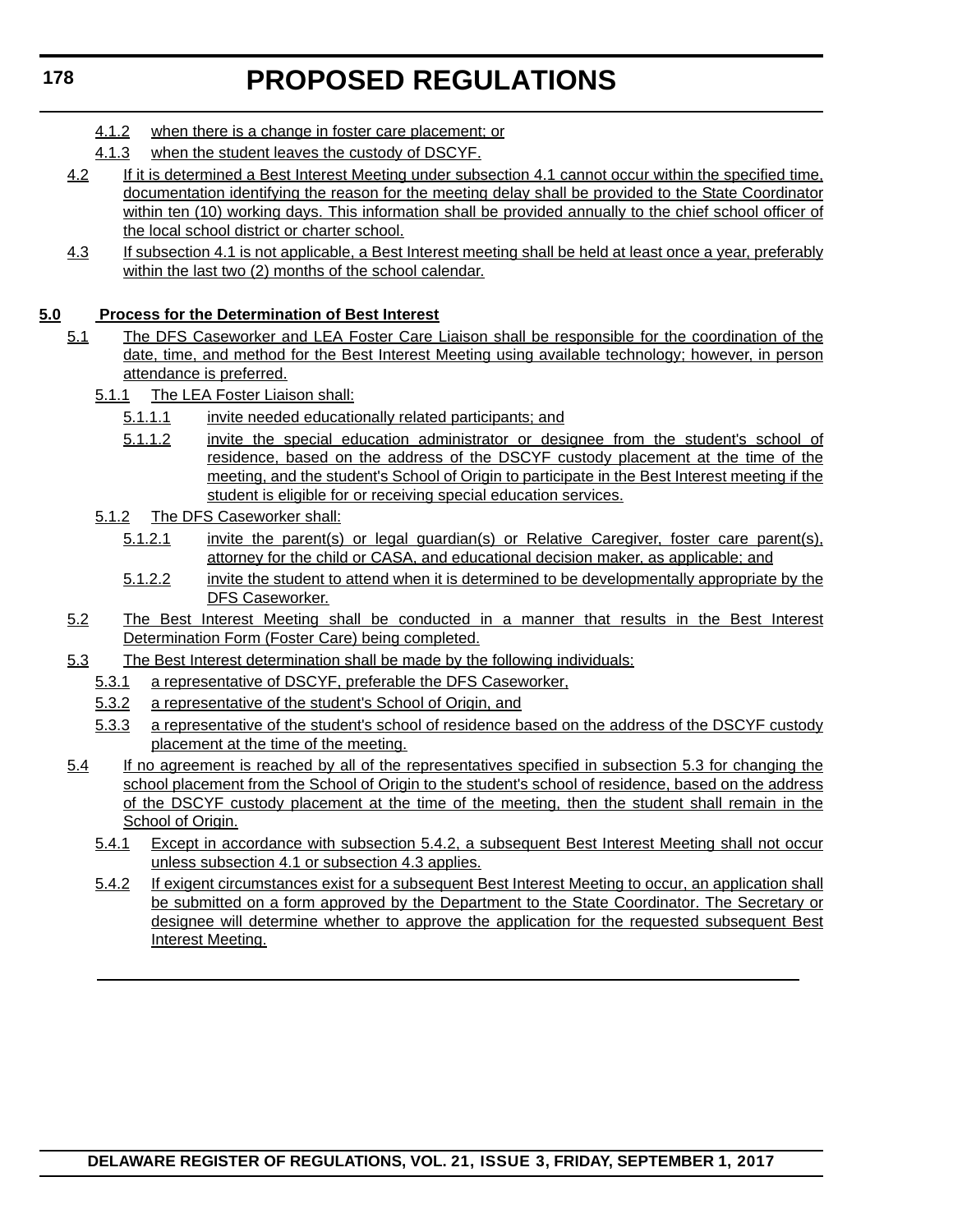4.1.2 when there is a change in foster care placement; or

4.1.3 when the student leaves the custody of DSCYF.

4.2 If it is determined a Best Interest Meeting under subsection 4.1 cannot occur within the specified time, documentation identifying the reason for the meeting delay shall be provided to the State Coordinator within ten (10) working days. This information shall be provided annually to the chief school officer of the local school district or charter school.

4.3 If subsection 4.1 is not applicable, a Best Interest meeting shall be held at least once a year, preferably within the last two (2) months of the school calendar.

**5.0 Process for the Determination of Best Interest**

5.1 The DFS Caseworker and LEA Foster Care Liaison shall be responsible for the coordination of the date, time, and method for the Best Interest Meeting using available technology; however, in person attendance is preferred.

5.1.1 The LEA Foster Liaison shall:

5.1.1.1 invite needed educationally related participants; and

5.1.1.2 invite the special education administrator or designee from the student's school of residence, based on the address of the DSCYF custody placement at the time of the meeting, and the student's School of Origin to participate in the Best Interest meeting if the student is eligible for or receiving special education services.

5.1.2 The DFS Caseworker shall:

5.1.2.1 invite the parent(s) or legal guardian(s) or Relative Caregiver, foster care parent(s), attorney for the child or CASA, and educational decision maker, as applicable; and

5.1.2.2 invite the student to attend when it is determined to be developmentally appropriate by the DFS Caseworker.

5.2 The Best Interest Meeting shall be conducted in a manner that results in the Best Interest Determination Form (Foster Care) being completed.

5.3 The Best Interest determination shall be made by the following individuals:

5.3.1 a representative of DSCYF, preferable the DFS Caseworker,

5.3.2 a representative of the student's School of Origin, and

5.3.3 a representative of the student's school of residence based on the address of the DSCYF custody placement at the time of the meeting.

5.4 If no agreement is reached by all of the representatives specified in subsection 5.3 for changing the school placement from the School of Origin to the student's school of residence, based on the address of the DSCYF custody placement at the time of the meeting, then the student shall remain in the School of Origin.

5.4.1 Except in accordance with subsection 5.4.2, a subsequent Best Interest Meeting shall not occur unless subsection 4.1 or subsection 4.3 applies.

5.4.2 If exigent circumstances exist for a subsequent Best Interest Meeting to occur, an application shall be submitted on a form approved by the Department to the State Coordinator. The Secretary or designee will determine whether to approve the application for the requested subsequent Best Interest Meeting.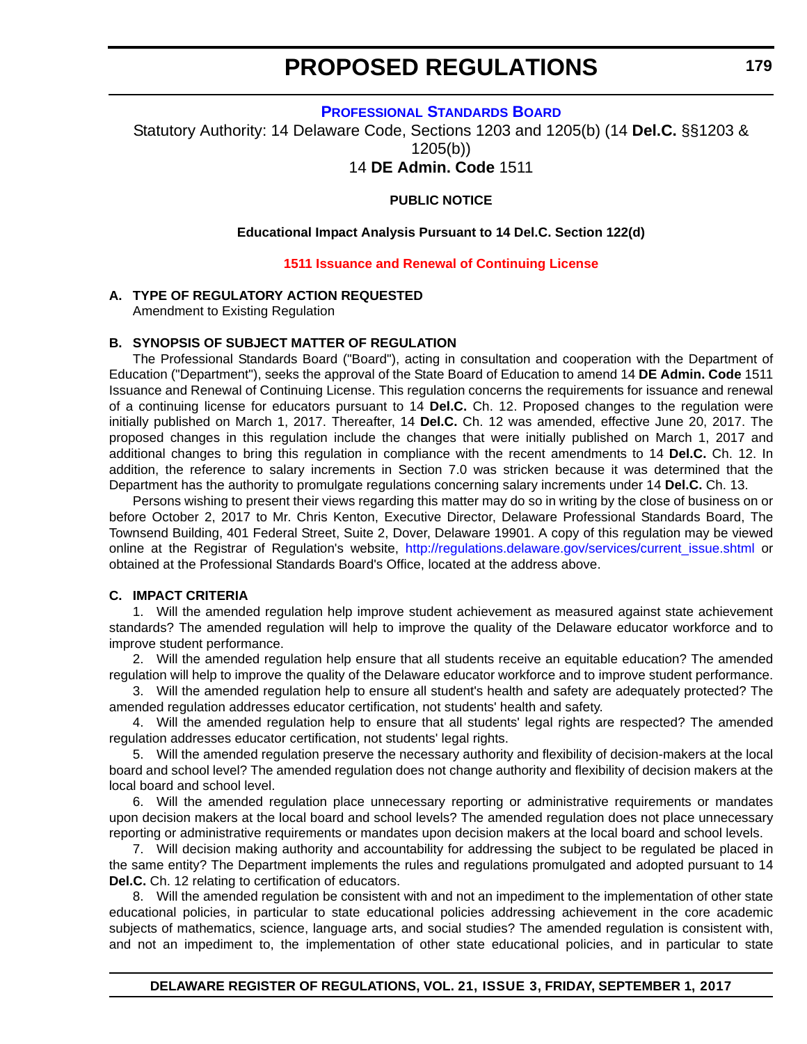# PROPOSED REGULATIONS

## PROFESSIONAL STANDARDS BOARD

Statutory Authority: 14 Delaware Code, Sections 1203 and 1205(b) (14 **Del.C.** §§1203 & 1205(b))

14 **DE Admin. Code** 1511

**PUBLIC NOTICE**

**Educational Impact Analysis Pursuant to 14 Del.C. Section 122(d)**

**1511 Issuance and Renewal of Continuing License**

**A. TYPE OF REGULATORY ACTION REQUESTED**

Amendment to Existing Regulation

**B. SYNOPSIS OF SUBJECT MATTER OF REGULATION**

The Professional Standards Board ("Board"), acting in consultation and cooperation with the Department of Education ("Department"), seeks the approval of the State Board of Education to amend 14 **DE Admin. Code** 1511 Issuance and Renewal of Continuing License. This regulation concerns the requirements for issuance and renewal of a continuing license for educators pursuant to 14 **Del.C.** Ch. 12. Proposed changes to the regulation were initially published on March 1, 2017. Thereafter, 14 **Del.C.** Ch. 12 was amended, effective June 20, 2017. The proposed changes in this regulation include the changes that were initially published on March 1, 2017 and additional changes to bring this regulation in compliance with the recent amendments to 14 **Del.C.** Ch. 12. In addition, the reference to salary increments in Section 7.0 was stricken because it was determined that the Department has the authority to promulgate regulations concerning salary increments under 14 **Del.C.** Ch. 13.

Persons wishing to present their views regarding this matter may do so in writing by the close of business on or before October 2, 2017 to Mr. Chris Kenton, Executive Director, Delaware Professional Standards Board, The Townsend Building, 401 Federal Street, Suite 2, Dover, Delaware 19901. A copy of this regulation may be viewed online at the Registrar of Regulation's website, http://regulations.delaware.gov/services/current_issue.shtml or obtained at the Professional Standards Board's Office, located at the address above.

**C. IMPACT CRITERIA**

1. Will the amended regulation help improve student achievement as measured against state achievement standards? The amended regulation will help to improve the quality of the Delaware educator workforce and to improve student performance.

2. Will the amended regulation help ensure that all students receive an equitable education? The amended regulation will help to improve the quality of the Delaware educator workforce and to improve student performance.

3. Will the amended regulation help to ensure all student's health and safety are adequately protected? The amended regulation addresses educator certification, not students' health and safety.

4. Will the amended regulation help to ensure that all students' legal rights are respected? The amended regulation addresses educator certification, not students' legal rights.

5. Will the amended regulation preserve the necessary authority and flexibility of decision-makers at the local board and school level? The amended regulation does not change authority and flexibility of decision makers at the local board and school level.

6. Will the amended regulation place unnecessary reporting or administrative requirements or mandates upon decision makers at the local board and school levels? The amended regulation does not place unnecessary reporting or administrative requirements or mandates upon decision makers at the local board and school levels.

7. Will decision making authority and accountability for addressing the subject to be regulated be placed in the same entity? The Department implements the rules and regulations promulgated and adopted pursuant to 14 **Del.C.** Ch. 12 relating to certification of educators.

8. Will the amended regulation be consistent with and not an impediment to the implementation of other state educational policies, in particular to state educational policies addressing achievement in the core academic subjects of mathematics, science, language arts, and social studies? The amended regulation is consistent with, and not an impediment to, the implementation of other state educational policies, and in particular to state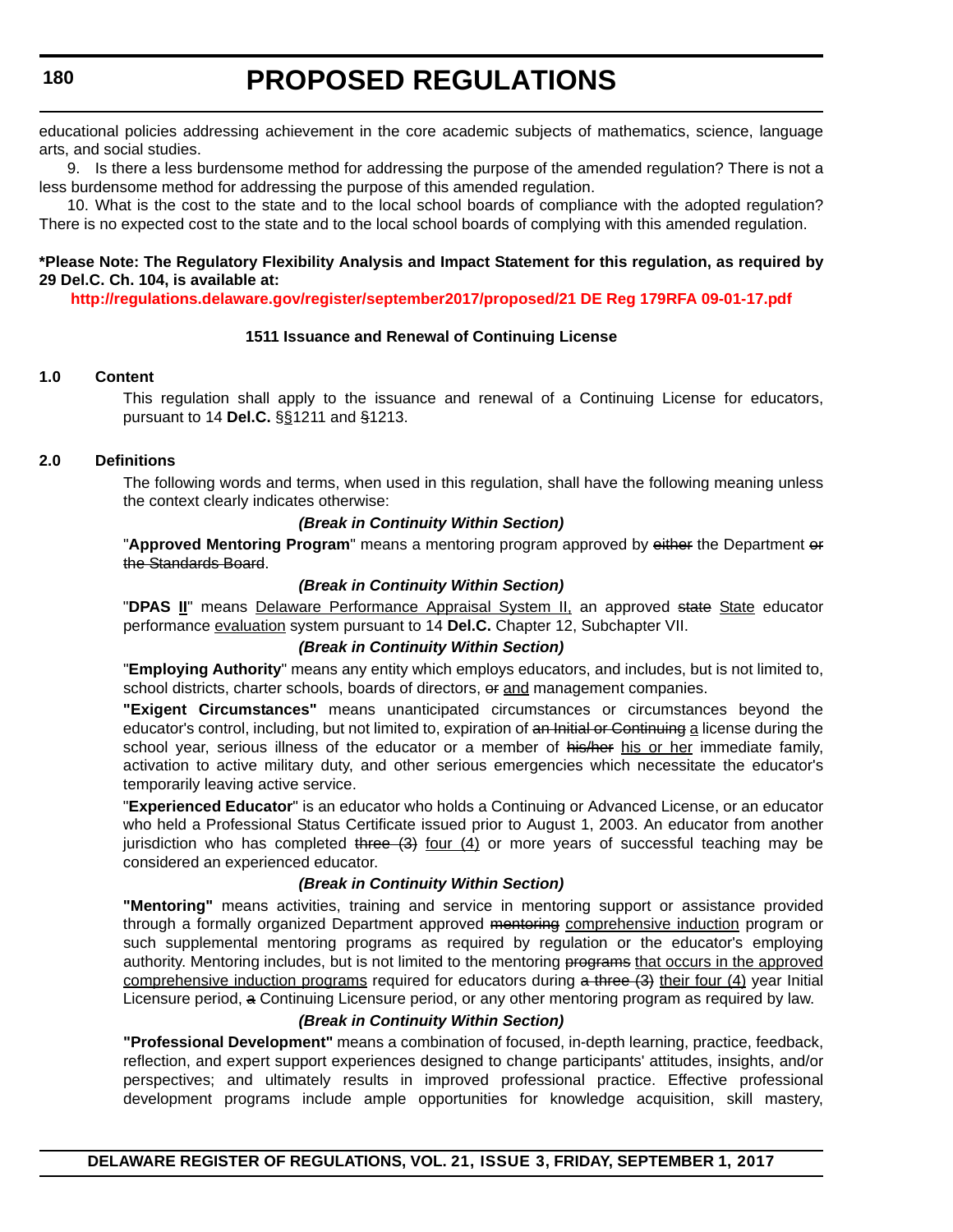educational policies addressing achievement in the core academic subjects of mathematics, science, language arts, and social studies.

9. Is there a less burdensome method for addressing the purpose of the amended regulation? There is not a less burdensome method for addressing the purpose of this amended regulation.

10. What is the cost to the state and to the local school boards of compliance with the adopted regulation? There is no expected cost to the state and to the local school boards of complying with this amended regulation.

**\*Please Note: The Regulatory Flexibility Analysis and Impact Statement for this regulation, as required by 29 Del.C. Ch. 104, is available at:**

**http://regulations.delaware.gov/register/september2017/proposed/21 DE Reg 179RFA 09-01-17.pdf**

### 1511 Issuance and Renewal of Continuing License

**1.0 Content**

This regulation shall apply to the issuance and renewal of a Continuing License for educators, pursuant to 14 **Del.C.** §<u>§</u>1211 and §1213.

**2.0 Definitions**

The following words and terms, when used in this regulation, shall have the following meaning unless the context clearly indicates otherwise:

***(Break in Continuity Within Section)***

"**Approved Mentoring Program**" means a mentoring program approved by ~~either~~ the Department ~~or the Standards Board~~.

***(Break in Continuity Within Section)***

"**DPAS <u>II</u>**" means <u>Delaware Performance Appraisal System II,</u> an approved ~~state~~ <u>State</u> educator performance <u>evaluation</u> system pursuant to 14 **Del.C.** Chapter 12, Subchapter VII.

***(Break in Continuity Within Section)***

"**Employing Authority**" means any entity which employs educators, and includes, but is not limited to, school districts, charter schools, boards of directors, ~~or~~ <u>and</u> management companies.

**"Exigent Circumstances"** means unanticipated circumstances or circumstances beyond the educator's control, including, but not limited to, expiration of ~~an Initial or Continuing~~ <u>a</u> license during the school year, serious illness of the educator or a member of ~~his/her~~ <u>his or her</u> immediate family, activation to active military duty, and other serious emergencies which necessitate the educator's temporarily leaving active service.

"**Experienced Educator**" is an educator who holds a Continuing or Advanced License, or an educator who held a Professional Status Certificate issued prior to August 1, 2003. An educator from another jurisdiction who has completed ~~three (3)~~ <u>four (4)</u> or more years of successful teaching may be considered an experienced educator.

***(Break in Continuity Within Section)***

**"Mentoring"** means activities, training and service in mentoring support or assistance provided through a formally organized Department approved ~~mentoring~~ <u>comprehensive induction</u> program or such supplemental mentoring programs as required by regulation or the educator's employing authority. Mentoring includes, but is not limited to, the mentoring ~~programs~~ <u>that occurs in the approved comprehensive induction programs</u> required for educators during ~~a three (3)~~ <u>their four (4)</u> year Initial Licensure period, ~~a~~ Continuing Licensure period, or any other mentoring program as required by law.

***(Break in Continuity Within Section)***

**"Professional Development"** means a combination of focused, in-depth learning, practice, feedback, reflection, and expert support experiences designed to change participants' attitudes, insights, and/or perspectives; and ultimately results in improved professional practice. Effective professional development programs include ample opportunities for knowledge acquisition, skill mastery,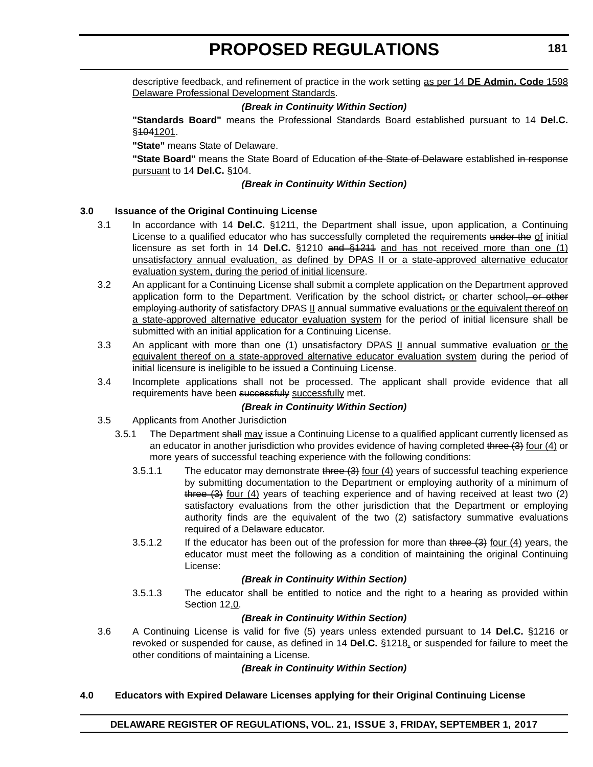descriptive feedback, and refinement of practice in the work setting <u>as per 14 **DE Admin. Code** 1598 Delaware Professional Development Standards</u>.

***(Break in Continuity Within Section)***

**"Standards Board"** means the Professional Standards Board established pursuant to 14 **Del.C.** §~~104~~<u>1201</u>.

**"State"** means State of Delaware.

**"State Board"** means the State Board of Education ~~of the State of Delaware~~ established ~~in response~~ <u>pursuant</u> to 14 **Del.C.** §104.

***(Break in Continuity Within Section)***

**3.0 Issuance of the Original Continuing License**

3.1 In accordance with 14 **Del.C.** §1211, the Department shall issue, upon application, a Continuing License to a qualified educator who has successfully completed the requirements ~~under the~~ <u>of</u> initial licensure as set forth in 14 **Del.C.** §1210 ~~and §1211~~ <u>and has not received more than one (1) unsatisfactory annual evaluation, as defined by DPAS II or a state-approved alternative educator evaluation system, during the period of initial licensure</u>.

3.2 An applicant for a Continuing License shall submit a complete application on the Department approved application form to the Department. Verification by the school district~~,~~ <u>or</u> charter school~~, or other employing authority~~ of satisfactory DPAS <u>II</u> annual summative evaluations <u>or the equivalent thereof on a state-approved alternative educator evaluation system</u> for the period of initial licensure shall be submitted with an initial application for a Continuing License.

3.3 An applicant with more than one (1) unsatisfactory DPAS <u>II</u> annual summative evaluation <u>or the equivalent thereof on a state-approved alternative educator evaluation system</u> during the period of initial licensure is ineligible to be issued a Continuing License.

3.4 Incomplete applications shall not be processed. The applicant shall provide evidence that all requirements have been ~~successfuly~~ <u>successfully</u> met.

***(Break in Continuity Within Section)***

3.5 Applicants from Another Jurisdiction

3.5.1 The Department ~~shall~~ <u>may</u> issue a Continuing License to a qualified applicant currently licensed as an educator in another jurisdiction who provides evidence of having completed ~~three (3)~~ <u>four (4)</u> or more years of successful teaching experience with the following conditions:

3.5.1.1 The educator may demonstrate ~~three (3)~~ <u>four (4)</u> years of successful teaching experience by submitting documentation to the Department or employing authority of a minimum of ~~three (3)~~ <u>four (4)</u> years of teaching experience and of having received at least two (2) satisfactory evaluations from the other jurisdiction that the Department or employing authority finds are the equivalent of the two (2) satisfactory summative evaluations required of a Delaware educator.

3.5.1.2 If the educator has been out of the profession for more than ~~three (3)~~ <u>four (4)</u> years, the educator must meet the following as a condition of maintaining the original Continuing License:

***(Break in Continuity Within Section)***

3.5.1.3 The educator shall be entitled to notice and the right to a hearing as provided within Section 12<u>.0</u>.

***(Break in Continuity Within Section)***

3.6 A Continuing License is valid for five (5) years unless extended pursuant to 14 **Del.C.** §1216 or revoked or suspended for cause, as defined in 14 **Del.C.** §1218<u>,</u> or suspended for failure to meet the other conditions of maintaining a License.

***(Break in Continuity Within Section)***

**4.0 Educators with Expired Delaware Licenses applying for their Original Continuing License**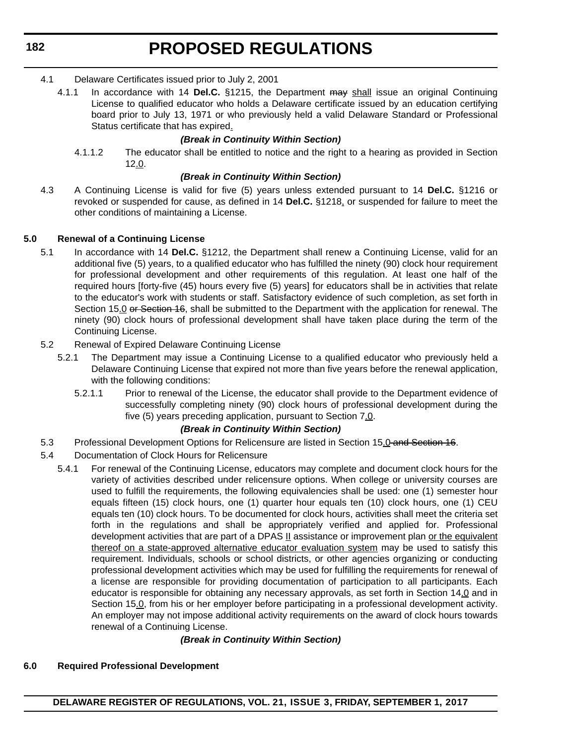4.1 Delaware Certificates issued prior to July 2, 2001

4.1.1 In accordance with 14 **Del.C.** §1215, the Department ~~may~~ shall issue an original Continuing License to qualified educator who holds a Delaware certificate issued by an education certifying board prior to July 13, 1971 or who previously held a valid Delaware Standard or Professional Status certificate that has expired.

***(Break in Continuity Within Section)***

4.1.1.2 The educator shall be entitled to notice and the right to a hearing as provided in Section 12.0.

***(Break in Continuity Within Section)***

4.3 A Continuing License is valid for five (5) years unless extended pursuant to 14 **Del.C.** §1216 or revoked or suspended for cause, as defined in 14 **Del.C.** §1218, or suspended for failure to meet the other conditions of maintaining a License.

**5.0 Renewal of a Continuing License**

5.1 In accordance with 14 **Del.C.** §1212, the Department shall renew a Continuing License, valid for an additional five (5) years, to a qualified educator who has fulfilled the ninety (90) clock hour requirement for professional development and other requirements of this regulation. At least one half of the required hours [forty-five (45) hours every five (5) years] for educators shall be in activities that relate to the educator's work with students or staff. Satisfactory evidence of such completion, as set forth in Section 15.0 ~~or Section 16~~, shall be submitted to the Department with the application for renewal. The ninety (90) clock hours of professional development shall have taken place during the term of the Continuing License.

5.2 Renewal of Expired Delaware Continuing License

5.2.1 The Department may issue a Continuing License to a qualified educator who previously held a Delaware Continuing License that expired not more than five years before the renewal application, with the following conditions:

5.2.1.1 Prior to renewal of the License, the educator shall provide to the Department evidence of successfully completing ninety (90) clock hours of professional development during the five (5) years preceding application, pursuant to Section 7.0.

***(Break in Continuity Within Section)***

5.3 Professional Development Options for Relicensure are listed in Section 15.0 ~~and Section 16~~.

5.4 Documentation of Clock Hours for Relicensure

5.4.1 For renewal of the Continuing License, educators may complete and document clock hours for the variety of activities described under relicensure options. When college or university courses are used to fulfill the requirements, the following equivalencies shall be used: one (1) semester hour equals fifteen (15) clock hours, one (1) quarter hour equals ten (10) clock hours, one (1) CEU equals ten (10) clock hours. To be documented for clock hours, activities shall meet the criteria set forth in the regulations and shall be appropriately verified and applied for. Professional development activities that are part of a DPAS II assistance or improvement plan or the equivalent thereof on a state-approved alternative educator evaluation system may be used to satisfy this requirement. Individuals, schools or school districts, or other agencies organizing or conducting professional development activities which may be used for fulfilling the requirements for renewal of a license are responsible for providing documentation of participation to all participants. Each educator is responsible for obtaining any necessary approvals, as set forth in Section 14.0 and in Section 15.0, from his or her employer before participating in a professional development activity. An employer may not impose additional activity requirements on the award of clock hours towards renewal of a Continuing License.

***(Break in Continuity Within Section)***

**6.0 Required Professional Development**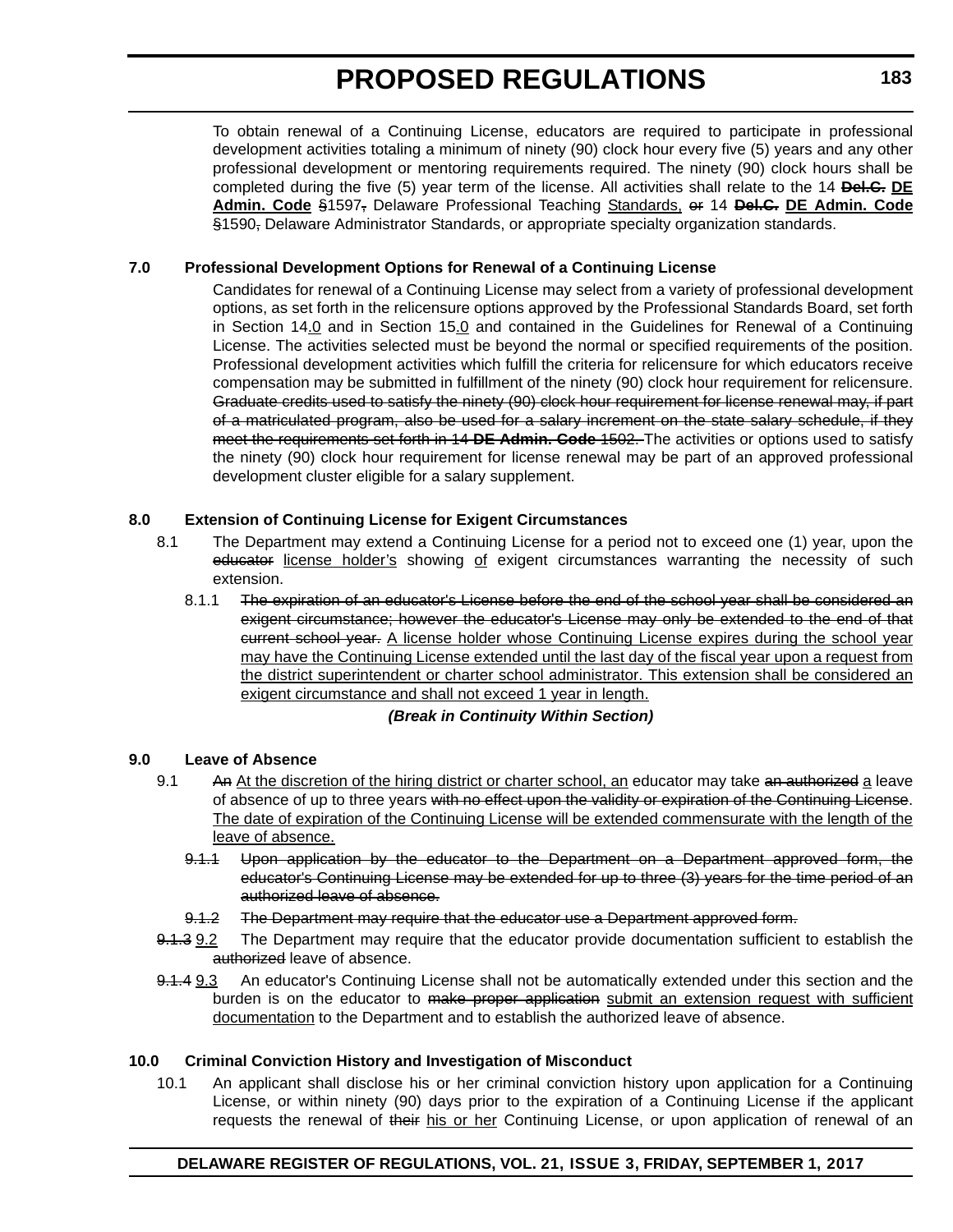To obtain renewal of a Continuing License, educators are required to participate in professional development activities totaling a minimum of ninety (90) clock hour every five (5) years and any other professional development or mentoring requirements required. The ninety (90) clock hours shall be completed during the five (5) year term of the license. All activities shall relate to the 14 ~~**Del.C.**~~ **DE Admin. Code** §1597~~,~~ Delaware Professional Teaching Standards, ~~or~~ 14 ~~**Del.C.**~~ **DE Admin. Code** §1590~~,~~ Delaware Administrator Standards, or appropriate specialty organization standards.

### 7.0 Professional Development Options for Renewal of a Continuing License

Candidates for renewal of a Continuing License may select from a variety of professional development options, as set forth in the relicensure options approved by the Professional Standards Board, set forth in Section 14.0 and in Section 15.0 and contained in the Guidelines for Renewal of a Continuing License. The activities selected must be beyond the normal or specified requirements of the position. Professional development activities which fulfill the criteria for relicensure for which educators receive compensation may be submitted in fulfillment of the ninety (90) clock hour requirement for relicensure. ~~Graduate credits used to satisfy the ninety (90) clock hour requirement for license renewal may, if part of a matriculated program, also be used for a salary increment on the state salary schedule, if they meet the requirements set forth in 14 **DE Admin. Code** 1502.~~ The activities or options used to satisfy the ninety (90) clock hour requirement for license renewal may be part of an approved professional development cluster eligible for a salary supplement.

### 8.0 Extension of Continuing License for Exigent Circumstances

8.1 The Department may extend a Continuing License for a period not to exceed one (1) year, upon the ~~educator~~ license holder's showing of exigent circumstances warranting the necessity of such extension.

8.1.1 ~~The expiration of an educator's License before the end of the school year shall be considered an exigent circumstance; however the educator's License may only be extended to the end of that current school year.~~ A license holder whose Continuing License expires during the school year may have the Continuing License extended until the last day of the fiscal year upon a request from the district superintendent or charter school administrator. This extension shall be considered an exigent circumstance and shall not exceed 1 year in length.

***(Break in Continuity Within Section)***

### 9.0 Leave of Absence

9.1 ~~An~~ At the discretion of the hiring district or charter school, an educator may take ~~an authorized~~ a leave of absence of up to three years ~~with no effect upon the validity or expiration of the Continuing License~~. The date of expiration of the Continuing License will be extended commensurate with the length of the leave of absence.

~~9.1.1 Upon application by the educator to the Department on a Department approved form, the educator's Continuing License may be extended for up to three (3) years for the time period of an authorized leave of absence.~~

~~9.1.2 The Department may require that the educator use a Department approved form.~~

~~9.1.3~~ 9.2 The Department may require that the educator provide documentation sufficient to establish the ~~authorized~~ leave of absence.

~~9.1.4~~ 9.3 An educator's Continuing License shall not be automatically extended under this section and the burden is on the educator to ~~make proper application~~ submit an extension request with sufficient documentation to the Department and to establish the authorized leave of absence.

### 10.0 Criminal Conviction History and Investigation of Misconduct

10.1 An applicant shall disclose his or her criminal conviction history upon application for a Continuing License, or within ninety (90) days prior to the expiration of a Continuing License if the applicant requests the renewal of ~~their~~ his or her Continuing License, or upon application of renewal of an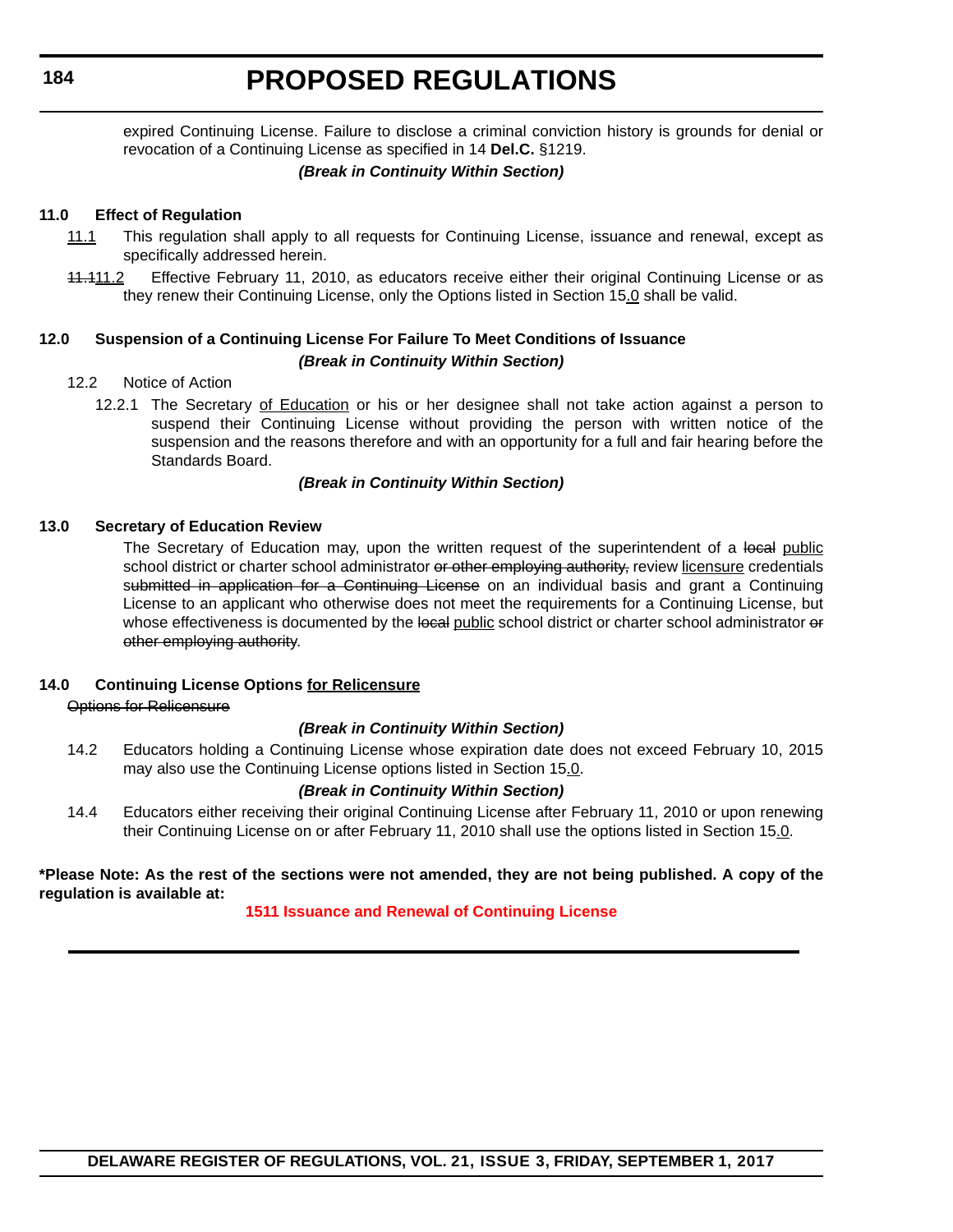expired Continuing License. Failure to disclose a criminal conviction history is grounds for denial or revocation of a Continuing License as specified in 14 **Del.C.** §1219.

***(Break in Continuity Within Section)***

**11.0 Effect of Regulation**

11.1 This regulation shall apply to all requests for Continuing License, issuance and renewal, except as specifically addressed herein.

~~11.1~~11.2 Effective February 11, 2010, as educators receive either their original Continuing License or as they renew their Continuing License, only the Options listed in Section 15.0 shall be valid.

**12.0 Suspension of a Continuing License For Failure To Meet Conditions of Issuance**

***(Break in Continuity Within Section)***

12.2 Notice of Action

12.2.1 The Secretary of Education or his or her designee shall not take action against a person to suspend their Continuing License without providing the person with written notice of the suspension and the reasons therefore and with an opportunity for a full and fair hearing before the Standards Board.

***(Break in Continuity Within Section)***

**13.0 Secretary of Education Review**

The Secretary of Education may, upon the written request of the superintendent of a ~~local~~ public school district or charter school administrator ~~or other employing authority,~~ review licensure credentials ~~submitted in application for a Continuing License~~ on an individual basis and grant a Continuing License to an applicant who otherwise does not meet the requirements for a Continuing License, but whose effectiveness is documented by the ~~local~~ public school district or charter school administrator ~~or other employing authority~~.

**14.0 Continuing License Options for Relicensure**

~~Options for Relicensure~~

***(Break in Continuity Within Section)***

14.2 Educators holding a Continuing License whose expiration date does not exceed February 10, 2015 may also use the Continuing License options listed in Section 15.0.

***(Break in Continuity Within Section)***

14.4 Educators either receiving their original Continuing License after February 11, 2010 or upon renewing their Continuing License on or after February 11, 2010 shall use the options listed in Section 15.0.

**\*Please Note: As the rest of the sections were not amended, they are not being published. A copy of the regulation is available at:**

**1511 Issuance and Renewal of Continuing License**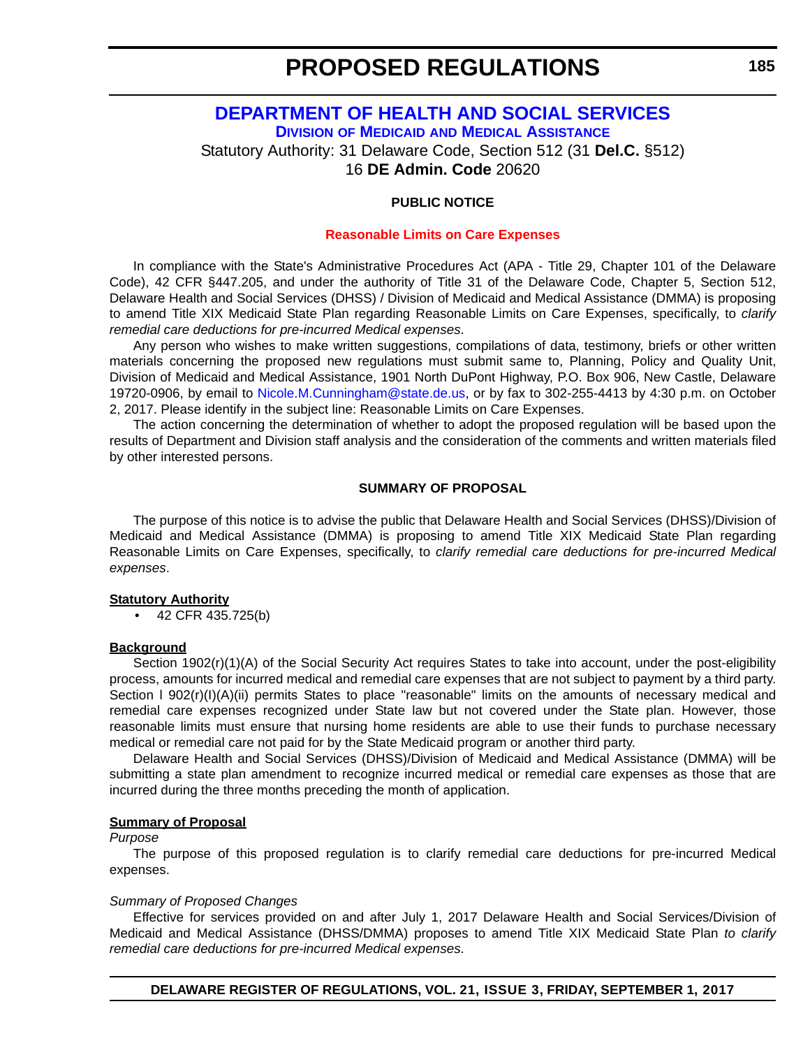# DEPARTMENT OF HEALTH AND SOCIAL SERVICES

## DIVISION OF MEDICAID AND MEDICAL ASSISTANCE

Statutory Authority: 31 Delaware Code, Section 512 (31 **Del.C.** §512)
16 **DE Admin. Code** 20620

**PUBLIC NOTICE**

**Reasonable Limits on Care Expenses**

In compliance with the State's Administrative Procedures Act (APA - Title 29, Chapter 101 of the Delaware Code), 42 CFR §447.205, and under the authority of Title 31 of the Delaware Code, Chapter 5, Section 512, Delaware Health and Social Services (DHSS) / Division of Medicaid and Medical Assistance (DMMA) is proposing to amend Title XIX Medicaid State Plan regarding Reasonable Limits on Care Expenses, specifically, to *clarify remedial care deductions for pre-incurred Medical expenses*.

Any person who wishes to make written suggestions, compilations of data, testimony, briefs or other written materials concerning the proposed new regulations must submit same to, Planning, Policy and Quality Unit, Division of Medicaid and Medical Assistance, 1901 North DuPont Highway, P.O. Box 906, New Castle, Delaware 19720-0906, by email to Nicole.M.Cunningham@state.de.us, or by fax to 302-255-4413 by 4:30 p.m. on October 2, 2017. Please identify in the subject line: Reasonable Limits on Care Expenses.

The action concerning the determination of whether to adopt the proposed regulation will be based upon the results of Department and Division staff analysis and the consideration of the comments and written materials filed by other interested persons.

**SUMMARY OF PROPOSAL**

The purpose of this notice is to advise the public that Delaware Health and Social Services (DHSS)/Division of Medicaid and Medical Assistance (DMMA) is proposing to amend Title XIX Medicaid State Plan regarding Reasonable Limits on Care Expenses, specifically, to *clarify remedial care deductions for pre-incurred Medical expenses*.

**Statutory Authority**

- 42 CFR 435.725(b)

**Background**

Section 1902(r)(1)(A) of the Social Security Act requires States to take into account, under the post-eligibility process, amounts for incurred medical and remedial care expenses that are not subject to payment by a third party. Section l 902(r)(I)(A)(ii) permits States to place "reasonable" limits on the amounts of necessary medical and remedial care expenses recognized under State law but not covered under the State plan. However, those reasonable limits must ensure that nursing home residents are able to use their funds to purchase necessary medical or remedial care not paid for by the State Medicaid program or another third party.

Delaware Health and Social Services (DHSS)/Division of Medicaid and Medical Assistance (DMMA) will be submitting a state plan amendment to recognize incurred medical or remedial care expenses as those that are incurred during the three months preceding the month of application.

**Summary of Proposal**

*Purpose*

The purpose of this proposed regulation is to clarify remedial care deductions for pre-incurred Medical expenses.

*Summary of Proposed Changes*

Effective for services provided on and after July 1, 2017 Delaware Health and Social Services/Division of Medicaid and Medical Assistance (DHSS/DMMA) proposes to amend Title XIX Medicaid State Plan *to clarify remedial care deductions for pre-incurred Medical expenses*.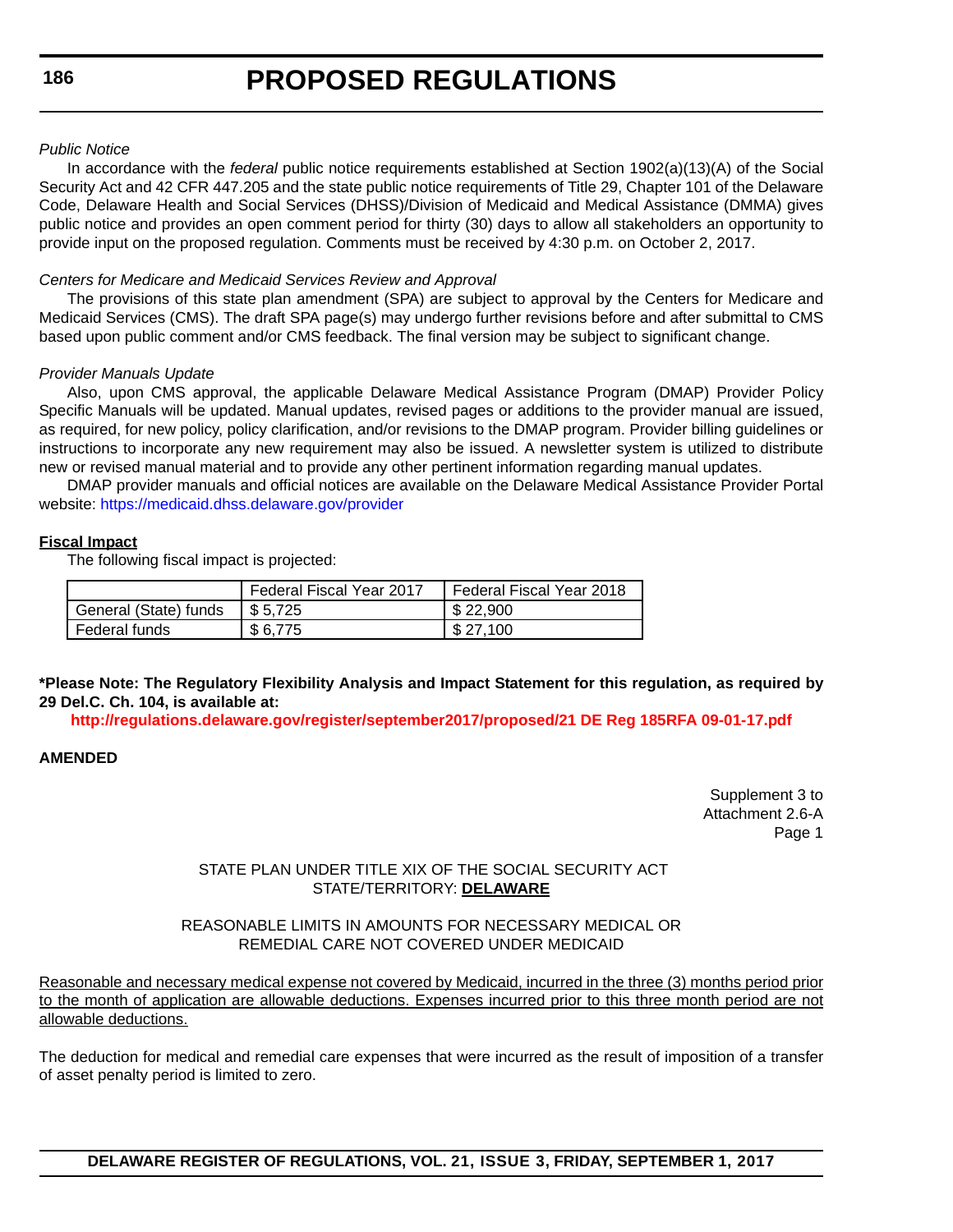*Public Notice*

In accordance with the *federal* public notice requirements established at Section 1902(a)(13)(A) of the Social Security Act and 42 CFR 447.205 and the state public notice requirements of Title 29, Chapter 101 of the Delaware Code, Delaware Health and Social Services (DHSS)/Division of Medicaid and Medical Assistance (DMMA) gives public notice and provides an open comment period for thirty (30) days to allow all stakeholders an opportunity to provide input on the proposed regulation. Comments must be received by 4:30 p.m. on October 2, 2017.

*Centers for Medicare and Medicaid Services Review and Approval*

The provisions of this state plan amendment (SPA) are subject to approval by the Centers for Medicare and Medicaid Services (CMS). The draft SPA page(s) may undergo further revisions before and after submittal to CMS based upon public comment and/or CMS feedback. The final version may be subject to significant change.

*Provider Manuals Update*

Also, upon CMS approval, the applicable Delaware Medical Assistance Program (DMAP) Provider Policy Specific Manuals will be updated. Manual updates, revised pages or additions to the provider manual are issued, as required, for new policy, policy clarification, and/or revisions to the DMAP program. Provider billing guidelines or instructions to incorporate any new requirement may also be issued. A newsletter system is utilized to distribute new or revised manual material and to provide any other pertinent information regarding manual updates.

DMAP provider manuals and official notices are available on the Delaware Medical Assistance Provider Portal website: https://medicaid.dhss.delaware.gov/provider

**Fiscal Impact**

The following fiscal impact is projected:

| | Federal Fiscal Year 2017 | Federal Fiscal Year 2018 |
|---|---|---|
| General (State) funds | $ 5,725 | $ 22,900 |
| Federal funds | $ 6,775 | $ 27,100 |

**\*Please Note: The Regulatory Flexibility Analysis and Impact Statement for this regulation, as required by 29 Del.C. Ch. 104, is available at:**

**http://regulations.delaware.gov/register/september2017/proposed/21 DE Reg 185RFA 09-01-17.pdf**

**AMENDED**

Supplement 3 to
Attachment 2.6-A
Page 1

STATE PLAN UNDER TITLE XIX OF THE SOCIAL SECURITY ACT
STATE/TERRITORY: **DELAWARE**

REASONABLE LIMITS IN AMOUNTS FOR NECESSARY MEDICAL OR
REMEDIAL CARE NOT COVERED UNDER MEDICAID

Reasonable and necessary medical expense not covered by Medicaid, incurred in the three (3) months period prior to the month of application are allowable deductions. Expenses incurred prior to this three month period are not allowable deductions.

The deduction for medical and remedial care expenses that were incurred as the result of imposition of a transfer of asset penalty period is limited to zero.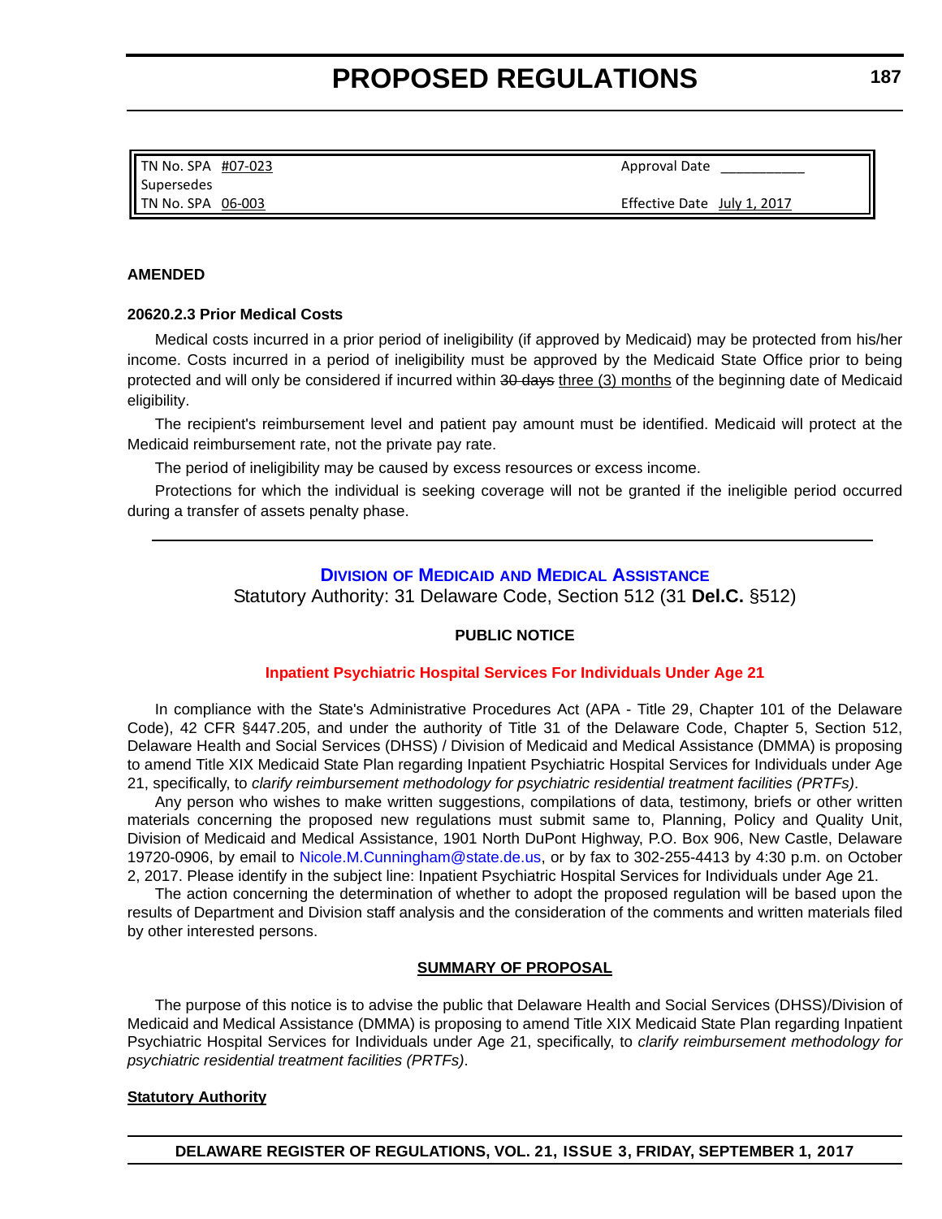| TN No. SPA #07-023 | Approval Date ___________ |
| --- | --- |
| Supersedes | |
| TN No. SPA 06-003 | Effective Date July 1, 2017 |

**AMENDED**

**20620.2.3 Prior Medical Costs**

Medical costs incurred in a prior period of ineligibility (if approved by Medicaid) may be protected from his/her income. Costs incurred in a period of ineligibility must be approved by the Medicaid State Office prior to being protected and will only be considered if incurred within ~~30 days~~ <u>three (3) months</u> of the beginning date of Medicaid eligibility.

The recipient's reimbursement level and patient pay amount must be identified. Medicaid will protect at the Medicaid reimbursement rate, not the private pay rate.

The period of ineligibility may be caused by excess resources or excess income.

Protections for which the individual is seeking coverage will not be granted if the ineligible period occurred during a transfer of assets penalty phase.

---

## Division of Medicaid and Medical Assistance

Statutory Authority: 31 Delaware Code, Section 512 (31 **Del.C.** §512)

**PUBLIC NOTICE**

**Inpatient Psychiatric Hospital Services For Individuals Under Age 21**

In compliance with the State's Administrative Procedures Act (APA - Title 29, Chapter 101 of the Delaware Code), 42 CFR §447.205, and under the authority of Title 31 of the Delaware Code, Chapter 5, Section 512, Delaware Health and Social Services (DHSS) / Division of Medicaid and Medical Assistance (DMMA) is proposing to amend Title XIX Medicaid State Plan regarding Inpatient Psychiatric Hospital Services for Individuals under Age 21, specifically, to *clarify reimbursement methodology for psychiatric residential treatment facilities (PRTFs)*.

Any person who wishes to make written suggestions, compilations of data, testimony, briefs or other written materials concerning the proposed new regulations must submit same to, Planning, Policy and Quality Unit, Division of Medicaid and Medical Assistance, 1901 North DuPont Highway, P.O. Box 906, New Castle, Delaware 19720-0906, by email to Nicole.M.Cunningham@state.de.us, or by fax to 302-255-4413 by 4:30 p.m. on October 2, 2017. Please identify in the subject line: Inpatient Psychiatric Hospital Services for Individuals under Age 21.

The action concerning the determination of whether to adopt the proposed regulation will be based upon the results of Department and Division staff analysis and the consideration of the comments and written materials filed by other interested persons.

**SUMMARY OF PROPOSAL**

The purpose of this notice is to advise the public that Delaware Health and Social Services (DHSS)/Division of Medicaid and Medical Assistance (DMMA) is proposing to amend Title XIX Medicaid State Plan regarding Inpatient Psychiatric Hospital Services for Individuals under Age 21, specifically, to *clarify reimbursement methodology for psychiatric residential treatment facilities (PRTFs)*.

**Statutory Authority**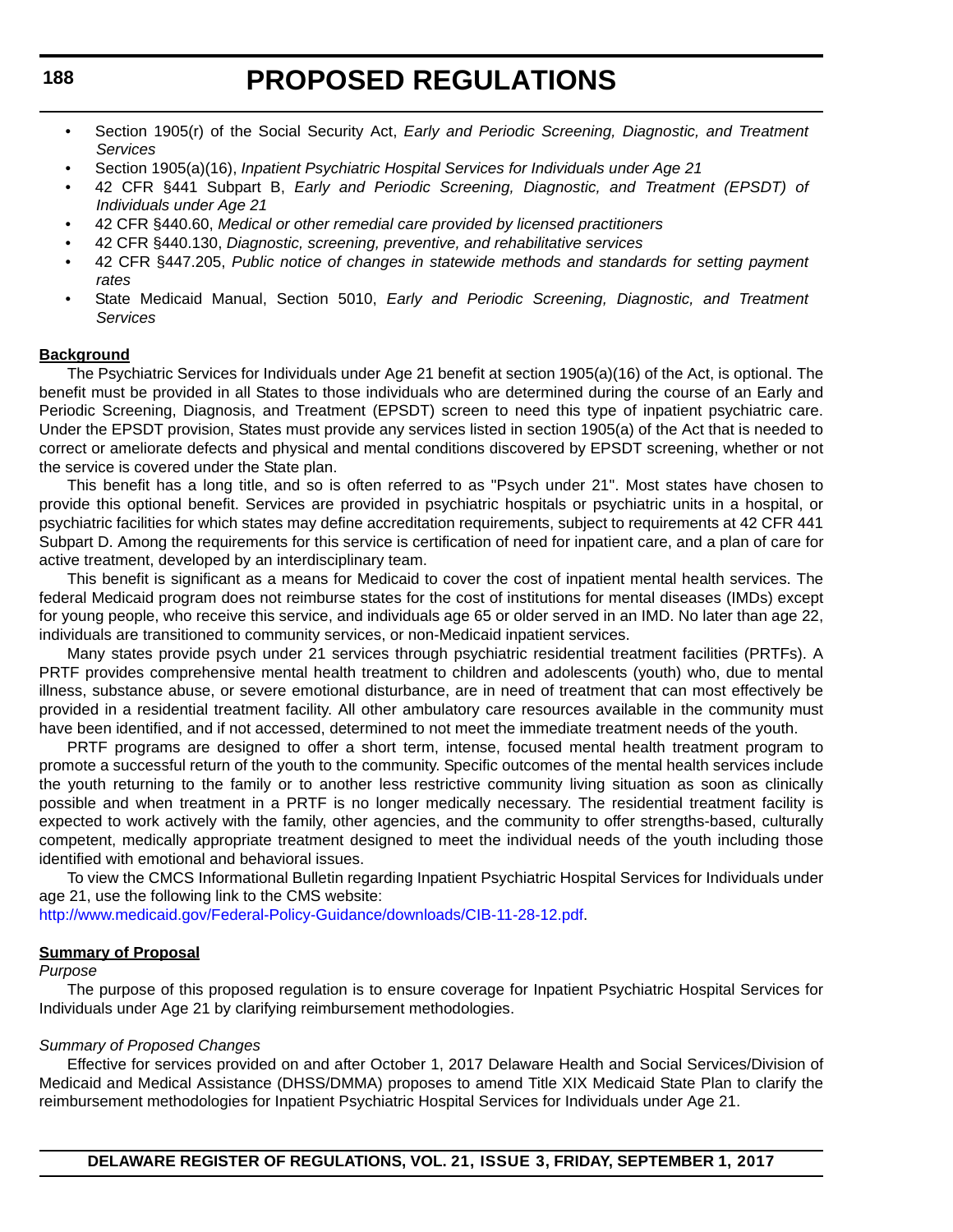- Section 1905(r) of the Social Security Act, *Early and Periodic Screening, Diagnostic, and Treatment Services*
- Section 1905(a)(16), *Inpatient Psychiatric Hospital Services for Individuals under Age 21*
- 42 CFR §441 Subpart B, *Early and Periodic Screening, Diagnostic, and Treatment (EPSDT) of Individuals under Age 21*
- 42 CFR §440.60, *Medical or other remedial care provided by licensed practitioners*
- 42 CFR §440.130, *Diagnostic, screening, preventive, and rehabilitative services*
- 42 CFR §447.205, *Public notice of changes in statewide methods and standards for setting payment rates*
- State Medicaid Manual, Section 5010, *Early and Periodic Screening, Diagnostic, and Treatment Services*

**Background**

The Psychiatric Services for Individuals under Age 21 benefit at section 1905(a)(16) of the Act, is optional. The benefit must be provided in all States to those individuals who are determined during the course of an Early and Periodic Screening, Diagnosis, and Treatment (EPSDT) screen to need this type of inpatient psychiatric care. Under the EPSDT provision, States must provide any services listed in section 1905(a) of the Act that is needed to correct or ameliorate defects and physical and mental conditions discovered by EPSDT screening, whether or not the service is covered under the State plan.

This benefit has a long title, and so is often referred to as "Psych under 21". Most states have chosen to provide this optional benefit. Services are provided in psychiatric hospitals or psychiatric units in a hospital, or psychiatric facilities for which states may define accreditation requirements, subject to requirements at 42 CFR 441 Subpart D. Among the requirements for this service is certification of need for inpatient care, and a plan of care for active treatment, developed by an interdisciplinary team.

This benefit is significant as a means for Medicaid to cover the cost of inpatient mental health services. The federal Medicaid program does not reimburse states for the cost of institutions for mental diseases (IMDs) except for young people, who receive this service, and individuals age 65 or older served in an IMD. No later than age 22, individuals are transitioned to community services, or non-Medicaid inpatient services.

Many states provide psych under 21 services through psychiatric residential treatment facilities (PRTFs). A PRTF provides comprehensive mental health treatment to children and adolescents (youth) who, due to mental illness, substance abuse, or severe emotional disturbance, are in need of treatment that can most effectively be provided in a residential treatment facility. All other ambulatory care resources available in the community must have been identified, and if not accessed, determined to not meet the immediate treatment needs of the youth.

PRTF programs are designed to offer a short term, intense, focused mental health treatment program to promote a successful return of the youth to the community. Specific outcomes of the mental health services include the youth returning to the family or to another less restrictive community living situation as soon as clinically possible and when treatment in a PRTF is no longer medically necessary. The residential treatment facility is expected to work actively with the family, other agencies, and the community to offer strengths-based, culturally competent, medically appropriate treatment designed to meet the individual needs of the youth including those identified with emotional and behavioral issues.

To view the CMCS Informational Bulletin regarding Inpatient Psychiatric Hospital Services for Individuals under age 21, use the following link to the CMS website:
http://www.medicaid.gov/Federal-Policy-Guidance/downloads/CIB-11-28-12.pdf.

**Summary of Proposal**

*Purpose*

The purpose of this proposed regulation is to ensure coverage for Inpatient Psychiatric Hospital Services for Individuals under Age 21 by clarifying reimbursement methodologies.

*Summary of Proposed Changes*

Effective for services provided on and after October 1, 2017 Delaware Health and Social Services/Division of Medicaid and Medical Assistance (DHSS/DMMA) proposes to amend Title XIX Medicaid State Plan to clarify the reimbursement methodologies for Inpatient Psychiatric Hospital Services for Individuals under Age 21.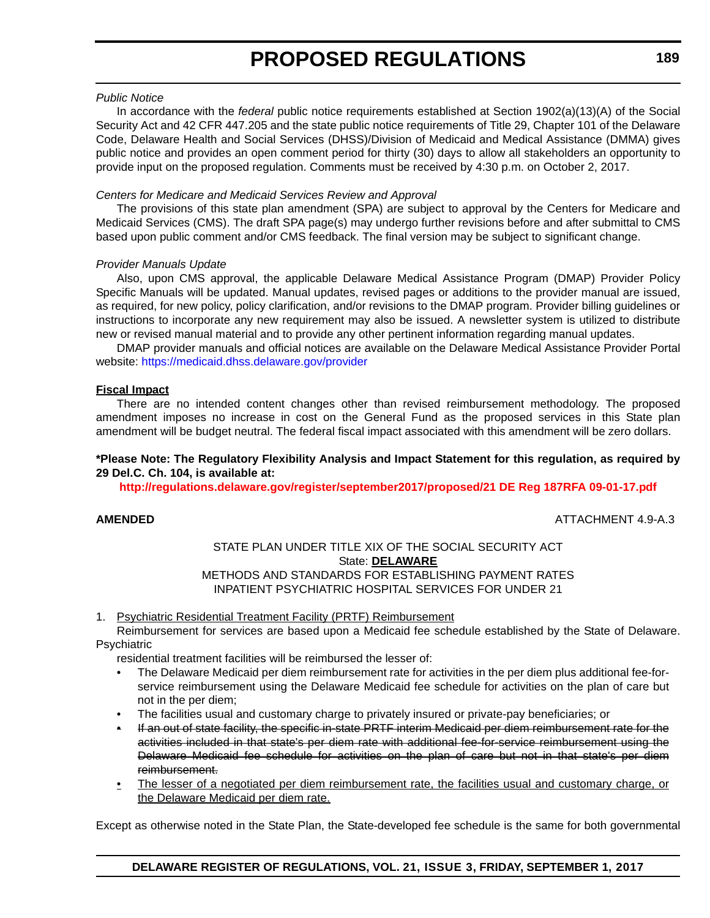*Public Notice*

In accordance with the *federal* public notice requirements established at Section 1902(a)(13)(A) of the Social Security Act and 42 CFR 447.205 and the state public notice requirements of Title 29, Chapter 101 of the Delaware Code, Delaware Health and Social Services (DHSS)/Division of Medicaid and Medical Assistance (DMMA) gives public notice and provides an open comment period for thirty (30) days to allow all stakeholders an opportunity to provide input on the proposed regulation. Comments must be received by 4:30 p.m. on October 2, 2017.

*Centers for Medicare and Medicaid Services Review and Approval*

The provisions of this state plan amendment (SPA) are subject to approval by the Centers for Medicare and Medicaid Services (CMS). The draft SPA page(s) may undergo further revisions before and after submittal to CMS based upon public comment and/or CMS feedback. The final version may be subject to significant change.

*Provider Manuals Update*

Also, upon CMS approval, the applicable Delaware Medical Assistance Program (DMAP) Provider Policy Specific Manuals will be updated. Manual updates, revised pages or additions to the provider manual are issued, as required, for new policy, policy clarification, and/or revisions to the DMAP program. Provider billing guidelines or instructions to incorporate any new requirement may also be issued. A newsletter system is utilized to distribute new or revised manual material and to provide any other pertinent information regarding manual updates.

DMAP provider manuals and official notices are available on the Delaware Medical Assistance Provider Portal website: https://medicaid.dhss.delaware.gov/provider

**<u>Fiscal Impact</u>**

There are no intended content changes other than revised reimbursement methodology. The proposed amendment imposes no increase in cost on the General Fund as the proposed services in this State plan amendment will be budget neutral. The federal fiscal impact associated with this amendment will be zero dollars.

**\*Please Note: The Regulatory Flexibility Analysis and Impact Statement for this regulation, as required by 29 Del.C. Ch. 104, is available at:**

**http://regulations.delaware.gov/register/september2017/proposed/21 DE Reg 187RFA 09-01-17.pdf**

**AMENDED** ATTACHMENT 4.9-A.3

STATE PLAN UNDER TITLE XIX OF THE SOCIAL SECURITY ACT
State: **<u>DELAWARE</u>**
METHODS AND STANDARDS FOR ESTABLISHING PAYMENT RATES
INPATIENT PSYCHIATRIC HOSPITAL SERVICES FOR UNDER 21

1. <u>Psychiatric Residential Treatment Facility (PRTF) Reimbursement</u>

Reimbursement for services are based upon a Medicaid fee schedule established by the State of Delaware. Psychiatric residential treatment facilities will be reimbursed the lesser of:

- The Delaware Medicaid per diem reimbursement rate for activities in the per diem plus additional fee-for-service reimbursement using the Delaware Medicaid fee schedule for activities on the plan of care but not in the per diem;
- The facilities usual and customary charge to privately insured or private-pay beneficiaries; or
- ~~If an out of state facility, the specific in-state PRTF interim Medicaid per diem reimbursement rate for the activities included in that state's per diem rate with additional fee-for-service reimbursement using the Delaware Medicaid fee schedule for activities on the plan of care but not in that state's per diem reimbursement.~~
- <u>The lesser of a negotiated per diem reimbursement rate, the facilities usual and customary charge, or the Delaware Medicaid per diem rate.</u>

Except as otherwise noted in the State Plan, the State-developed fee schedule is the same for both governmental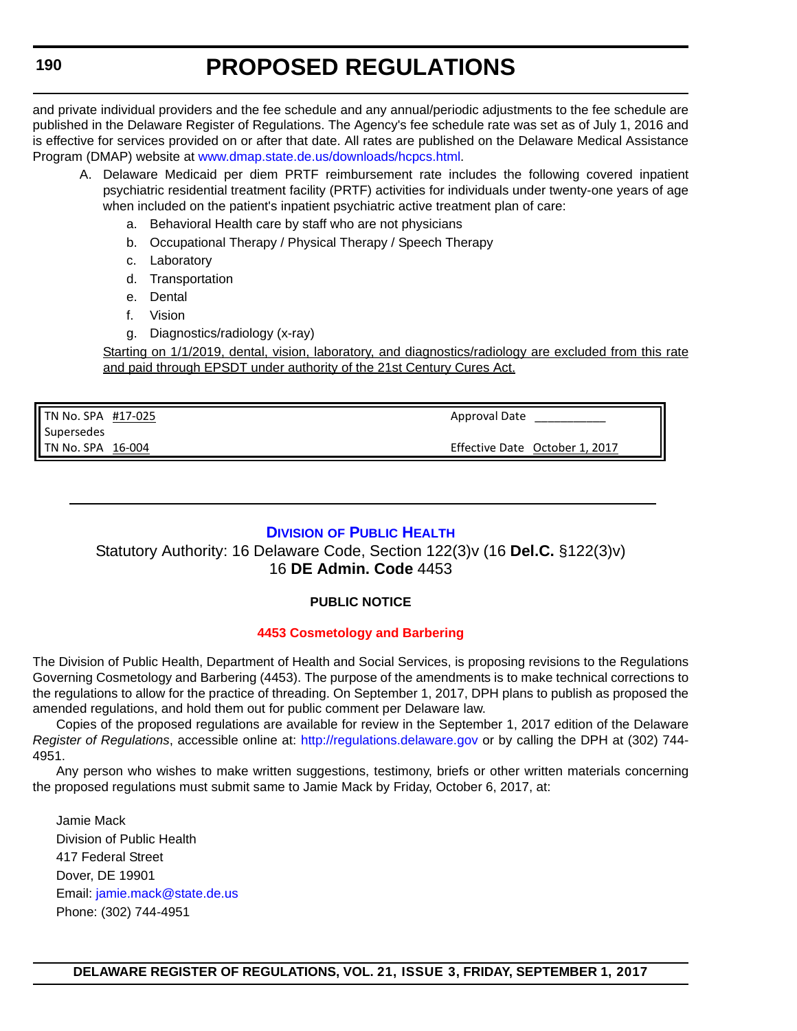and private individual providers and the fee schedule and any annual/periodic adjustments to the fee schedule are published in the Delaware Register of Regulations. The Agency's fee schedule rate was set as of July 1, 2016 and is effective for services provided on or after that date. All rates are published on the Delaware Medical Assistance Program (DMAP) website at www.dmap.state.de.us/downloads/hcpcs.html.

A. Delaware Medicaid per diem PRTF reimbursement rate includes the following covered inpatient psychiatric residential treatment facility (PRTF) activities for individuals under twenty-one years of age when included on the patient's inpatient psychiatric active treatment plan of care:
    a. Behavioral Health care by staff who are not physicians
    b. Occupational Therapy / Physical Therapy / Speech Therapy
    c. Laboratory
    d. Transportation
    e. Dental
    f. Vision
    g. Diagnostics/radiology (x-ray)

    Starting on 1/1/2019, dental, vision, laboratory, and diagnostics/radiology are excluded from this rate and paid through EPSDT under authority of the 21st Century Cures Act.

| | |
|---|---|
| TN No. SPA #17-025 | Approval Date ___________ |
| Supersedes | |
| TN No. SPA 16-004 | Effective Date October 1, 2017 |

## Division of Public Health

Statutory Authority: 16 Delaware Code, Section 122(3)v (16 **Del.C.** §122(3)v)
16 **DE Admin. Code** 4453

**PUBLIC NOTICE**

**4453 Cosmetology and Barbering**

The Division of Public Health, Department of Health and Social Services, is proposing revisions to the Regulations Governing Cosmetology and Barbering (4453). The purpose of the amendments is to make technical corrections to the regulations to allow for the practice of threading. On September 1, 2017, DPH plans to publish as proposed the amended regulations, and hold them out for public comment per Delaware law.

Copies of the proposed regulations are available for review in the September 1, 2017 edition of the Delaware *Register of Regulations*, accessible online at: http://regulations.delaware.gov or by calling the DPH at (302) 744-4951.

Any person who wishes to make written suggestions, testimony, briefs or other written materials concerning the proposed regulations must submit same to Jamie Mack by Friday, October 6, 2017, at:

Jamie Mack
Division of Public Health
417 Federal Street
Dover, DE 19901
Email: jamie.mack@state.de.us
Phone: (302) 744-4951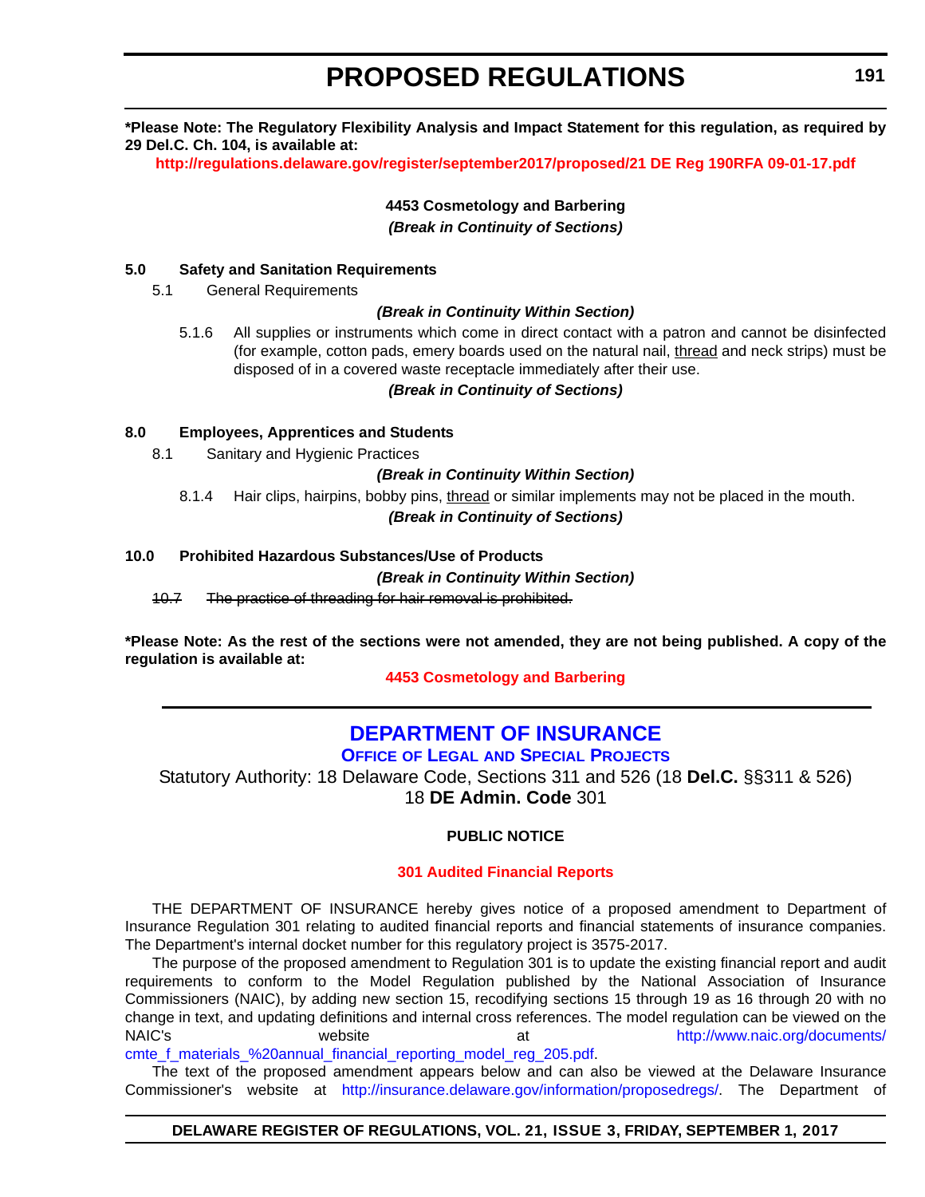**\*Please Note: The Regulatory Flexibility Analysis and Impact Statement for this regulation, as required by 29 Del.C. Ch. 104, is available at:**

**http://regulations.delaware.gov/register/september2017/proposed/21 DE Reg 190RFA 09-01-17.pdf**

**4453 Cosmetology and Barbering**

***(Break in Continuity of Sections)***

**5.0 Safety and Sanitation Requirements**

5.1 General Requirements

***(Break in Continuity Within Section)***

5.1.6 All supplies or instruments which come in direct contact with a patron and cannot be disinfected (for example, cotton pads, emery boards used on the natural nail, <u>thread</u> and neck strips) must be disposed of in a covered waste receptacle immediately after their use.

***(Break in Continuity of Sections)***

**8.0 Employees, Apprentices and Students**

8.1 Sanitary and Hygienic Practices

***(Break in Continuity Within Section)***

8.1.4 Hair clips, hairpins, bobby pins, <u>thread</u> or similar implements may not be placed in the mouth.

***(Break in Continuity of Sections)***

**10.0 Prohibited Hazardous Substances/Use of Products**

***(Break in Continuity Within Section)***

~~10.7 The practice of threading for hair removal is prohibited.~~

**\*Please Note: As the rest of the sections were not amended, they are not being published. A copy of the regulation is available at:**

**4453 Cosmetology and Barbering**

---

## DEPARTMENT OF INSURANCE

### OFFICE OF LEGAL AND SPECIAL PROJECTS

Statutory Authority: 18 Delaware Code, Sections 311 and 526 (18 **Del.C.** §§311 & 526)
18 **DE Admin. Code** 301

**PUBLIC NOTICE**

**301 Audited Financial Reports**

THE DEPARTMENT OF INSURANCE hereby gives notice of a proposed amendment to Department of Insurance Regulation 301 relating to audited financial reports and financial statements of insurance companies. The Department's internal docket number for this regulatory project is 3575-2017.

The purpose of the proposed amendment to Regulation 301 is to update the existing financial report and audit requirements to conform to the Model Regulation published by the National Association of Insurance Commissioners (NAIC), by adding new section 15, recodifying sections 15 through 19 as 16 through 20 with no change in text, and updating definitions and internal cross references. The model regulation can be viewed on the NAIC's website at http://www.naic.org/documents/cmte_f_materials_%20annual_financial_reporting_model_reg_205.pdf.

The text of the proposed amendment appears below and can also be viewed at the Delaware Insurance Commissioner's website at http://insurance.delaware.gov/information/proposedregs/. The Department of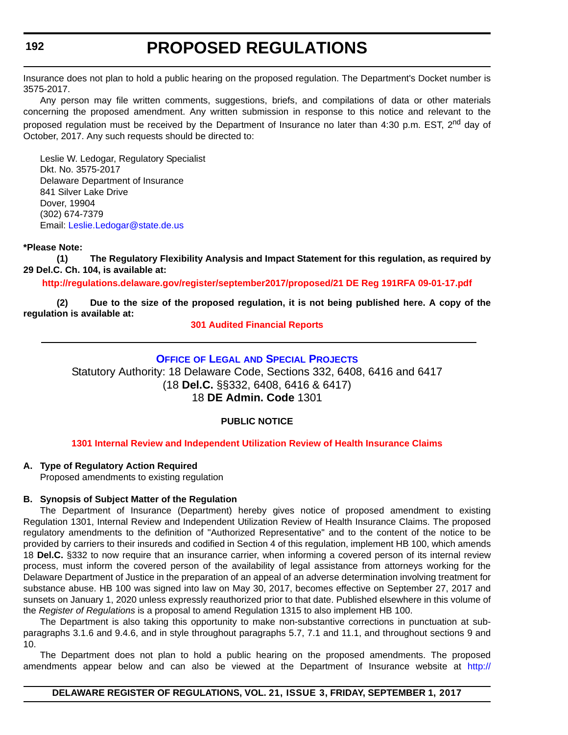Insurance does not plan to hold a public hearing on the proposed regulation. The Department's Docket number is 3575-2017.

Any person may file written comments, suggestions, briefs, and compilations of data or other materials concerning the proposed amendment. Any written submission in response to this notice and relevant to the proposed regulation must be received by the Department of Insurance no later than 4:30 p.m. EST, 2nd day of October, 2017. Any such requests should be directed to:

Leslie W. Ledogar, Regulatory Specialist
Dkt. No. 3575-2017
Delaware Department of Insurance
841 Silver Lake Drive
Dover, 19904
(302) 674-7379
Email: Leslie.Ledogar@state.de.us

**\*Please Note:**

**(1) The Regulatory Flexibility Analysis and Impact Statement for this regulation, as required by 29 Del.C. Ch. 104, is available at:**

**http://regulations.delaware.gov/register/september2017/proposed/21 DE Reg 191RFA 09-01-17.pdf**

**(2) Due to the size of the proposed regulation, it is not being published here. A copy of the regulation is available at:**

**301 Audited Financial Reports**

---

## Office of Legal and Special Projects

Statutory Authority: 18 Delaware Code, Sections 332, 6408, 6416 and 6417
(18 **Del.C.** §§332, 6408, 6416 & 6417)
18 **DE Admin. Code** 1301

**PUBLIC NOTICE**

**1301 Internal Review and Independent Utilization Review of Health Insurance Claims**

**A. Type of Regulatory Action Required**

Proposed amendments to existing regulation

**B. Synopsis of Subject Matter of the Regulation**

The Department of Insurance (Department) hereby gives notice of proposed amendment to existing Regulation 1301, Internal Review and Independent Utilization Review of Health Insurance Claims. The proposed regulatory amendments to the definition of "Authorized Representative" and to the content of the notice to be provided by carriers to their insureds and codified in Section 4 of this regulation, implement HB 100, which amends 18 **Del.C.** §332 to now require that an insurance carrier, when informing a covered person of its internal review process, must inform the covered person of the availability of legal assistance from attorneys working for the Delaware Department of Justice in the preparation of an appeal of an adverse determination involving treatment for substance abuse. HB 100 was signed into law on May 30, 2017, becomes effective on September 27, 2017 and sunsets on January 1, 2020 unless expressly reauthorized prior to that date. Published elsewhere in this volume of the *Register of Regulations* is a proposal to amend Regulation 1315 to also implement HB 100.

The Department is also taking this opportunity to make non-substantive corrections in punctuation at sub-paragraphs 3.1.6 and 9.4.6, and in style throughout paragraphs 5.7, 7.1 and 11.1, and throughout sections 9 and 10.

The Department does not plan to hold a public hearing on the proposed amendments. The proposed amendments appear below and can also be viewed at the Department of Insurance website at http://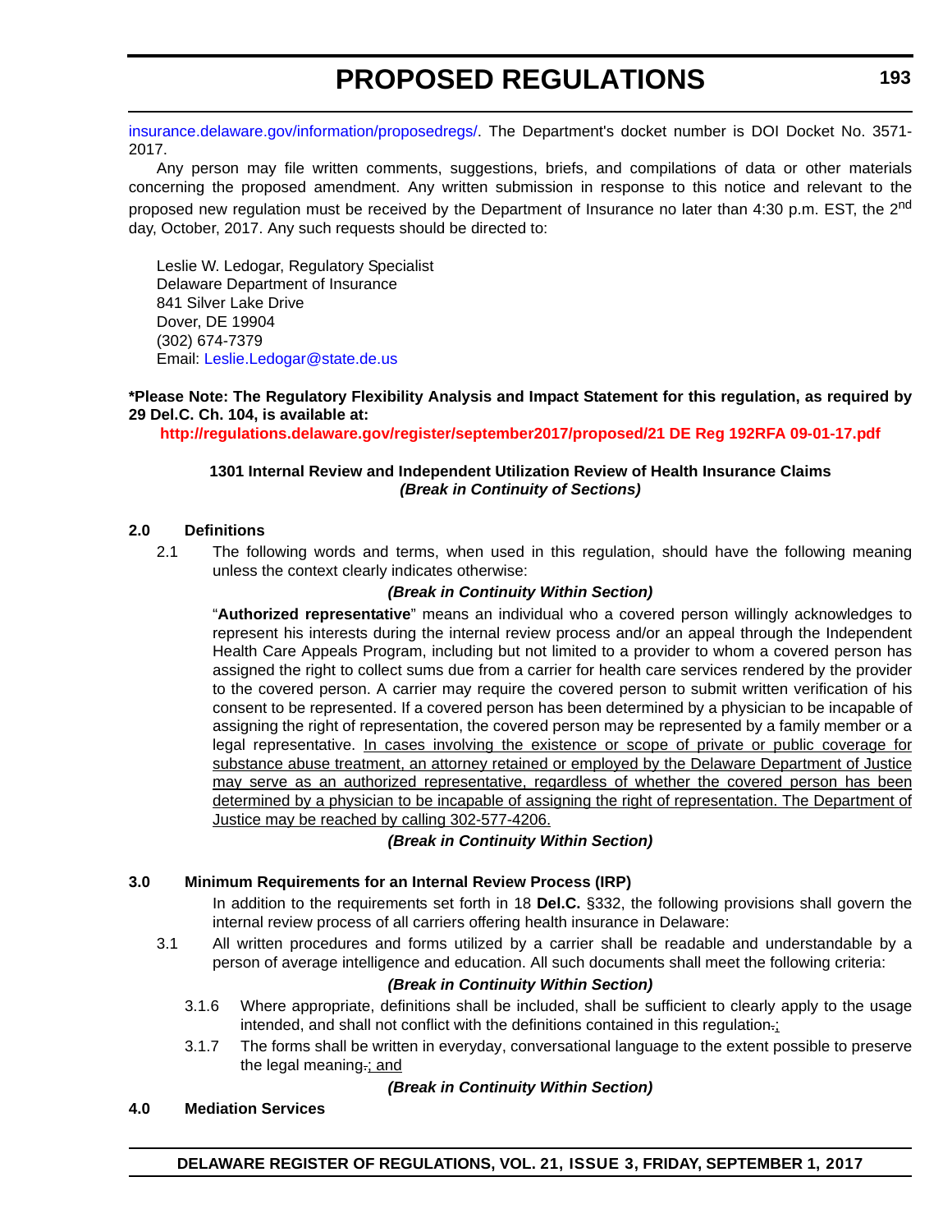insurance.delaware.gov/information/proposedregs/. The Department's docket number is DOI Docket No. 3571-2017.

Any person may file written comments, suggestions, briefs, and compilations of data or other materials concerning the proposed amendment. Any written submission in response to this notice and relevant to the proposed new regulation must be received by the Department of Insurance no later than 4:30 p.m. EST, the 2nd day, October, 2017. Any such requests should be directed to:

Leslie W. Ledogar, Regulatory Specialist
Delaware Department of Insurance
841 Silver Lake Drive
Dover, DE 19904
(302) 674-7379
Email: Leslie.Ledogar@state.de.us

**\*Please Note: The Regulatory Flexibility Analysis and Impact Statement for this regulation, as required by 29 Del.C. Ch. 104, is available at:**

**http://regulations.delaware.gov/register/september2017/proposed/21 DE Reg 192RFA 09-01-17.pdf**

**1301 Internal Review and Independent Utilization Review of Health Insurance Claims**
***(Break in Continuity of Sections)***

**2.0 Definitions**

2.1 The following words and terms, when used in this regulation, should have the following meaning unless the context clearly indicates otherwise:

***(Break in Continuity Within Section)***

"**Authorized representative**" means an individual who a covered person willingly acknowledges to represent his interests during the internal review process and/or an appeal through the Independent Health Care Appeals Program, including but not limited to a provider to whom a covered person has assigned the right to collect sums due from a carrier for health care services rendered by the provider to the covered person. A carrier may require the covered person to submit written verification of his consent to be represented. If a covered person has been determined by a physician to be incapable of assigning the right of representation, the covered person may be represented by a family member or a legal representative. <u>In cases involving the existence or scope of private or public coverage for substance abuse treatment, an attorney retained or employed by the Delaware Department of Justice may serve as an authorized representative, regardless of whether the covered person has been determined by a physician to be incapable of assigning the right of representation. The Department of Justice may be reached by calling 302-577-4206.</u>

***(Break in Continuity Within Section)***

**3.0 Minimum Requirements for an Internal Review Process (IRP)**

In addition to the requirements set forth in 18 **Del.C.** §332, the following provisions shall govern the internal review process of all carriers offering health insurance in Delaware:

3.1 All written procedures and forms utilized by a carrier shall be readable and understandable by a person of average intelligence and education. All such documents shall meet the following criteria:

***(Break in Continuity Within Section)***

3.1.6 Where appropriate, definitions shall be included, shall be sufficient to clearly apply to the usage intended, and shall not conflict with the definitions contained in this regulation~~.~~<u>;</u>

3.1.7 The forms shall be written in everyday, conversational language to the extent possible to preserve the legal meaning~~.~~<u>; and</u>

***(Break in Continuity Within Section)***

**4.0 Mediation Services**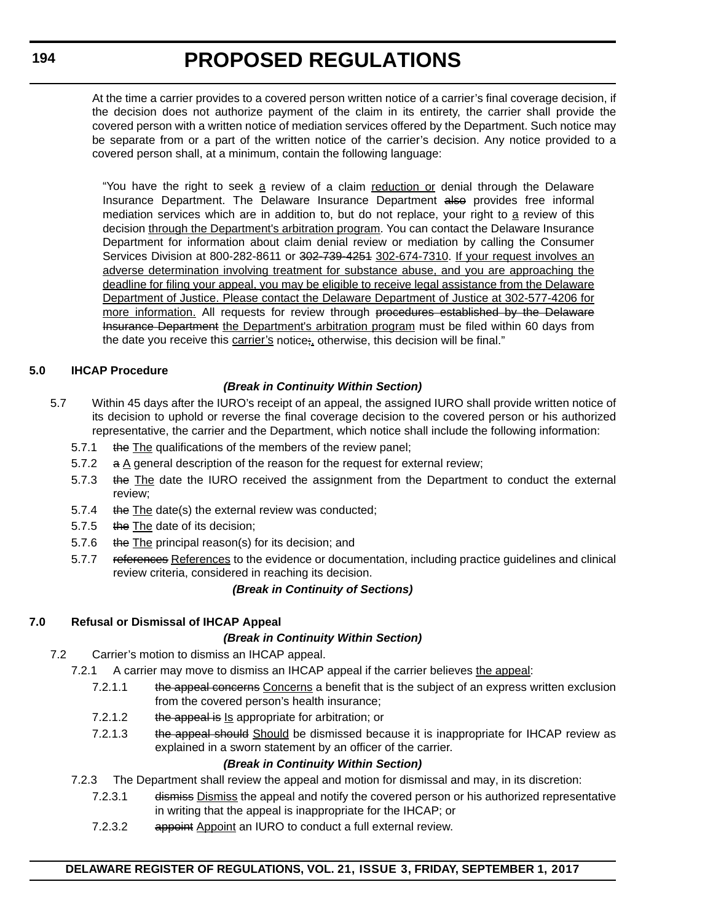At the time a carrier provides to a covered person written notice of a carrier's final coverage decision, if the decision does not authorize payment of the claim in its entirety, the carrier shall provide the covered person with a written notice of mediation services offered by the Department. Such notice may be separate from or a part of the written notice of the carrier's decision. Any notice provided to a covered person shall, at a minimum, contain the following language:

> "You have the right to seek <u>a</u> review of a claim <u>reduction or</u> denial through the Delaware Insurance Department. The Delaware Insurance Department ~~also~~ provides free informal mediation services which are in addition to, but do not replace, your right to <u>a</u> review of this decision <u>through the Department's arbitration program</u>. You can contact the Delaware Insurance Department for information about claim denial review or mediation by calling the Consumer Services Division at 800-282-8611 or ~~302-739-4251~~ <u>302-674-7310</u>. <u>If your request involves an adverse determination involving treatment for substance abuse, and you are approaching the deadline for filing your appeal, you may be eligible to receive legal assistance from the Delaware Department of Justice. Please contact the Delaware Department of Justice at 302-577-4206 for more information.</u> All requests for review through ~~procedures established by the Delaware Insurance Department~~ <u>the Department's arbitration program</u> must be filed within 60 days from the date you receive this <u>carrier's</u> notice~~;~~<u>,</u> otherwise, this decision will be final."

**5.0 IHCAP Procedure**

***(Break in Continuity Within Section)***

5.7 Within 45 days after the IURO's receipt of an appeal, the assigned IURO shall provide written notice of its decision to uphold or reverse the final coverage decision to the covered person or his authorized representative, the carrier and the Department, which notice shall include the following information:

5.7.1 ~~the~~ <u>The</u> qualifications of the members of the review panel;

5.7.2 ~~a~~ <u>A</u> general description of the reason for the request for external review;

5.7.3 ~~the~~ <u>The</u> date the IURO received the assignment from the Department to conduct the external review;

5.7.4 ~~the~~ <u>The</u> date(s) the external review was conducted;

5.7.5 ~~the~~ <u>The</u> date of its decision;

5.7.6 ~~the~~ <u>The</u> principal reason(s) for its decision; and

5.7.7 ~~references~~ <u>References</u> to the evidence or documentation, including practice guidelines and clinical review criteria, considered in reaching its decision.

***(Break in Continuity of Sections)***

**7.0 Refusal or Dismissal of IHCAP Appeal**

***(Break in Continuity Within Section)***

7.2 Carrier's motion to dismiss an IHCAP appeal.

7.2.1 A carrier may move to dismiss an IHCAP appeal if the carrier believes <u>the appeal</u>:

7.2.1.1 ~~the appeal concerns~~ <u>Concerns</u> a benefit that is the subject of an express written exclusion from the covered person's health insurance;

7.2.1.2 ~~the appeal is~~ <u>Is</u> appropriate for arbitration; or

7.2.1.3 ~~the appeal should~~ <u>Should</u> be dismissed because it is inappropriate for IHCAP review as explained in a sworn statement by an officer of the carrier.

***(Break in Continuity Within Section)***

7.2.3 The Department shall review the appeal and motion for dismissal and may, in its discretion:

7.2.3.1 ~~dismiss~~ <u>Dismiss</u> the appeal and notify the covered person or his authorized representative in writing that the appeal is inappropriate for the IHCAP; or

7.2.3.2 ~~appoint~~ <u>Appoint</u> an IURO to conduct a full external review.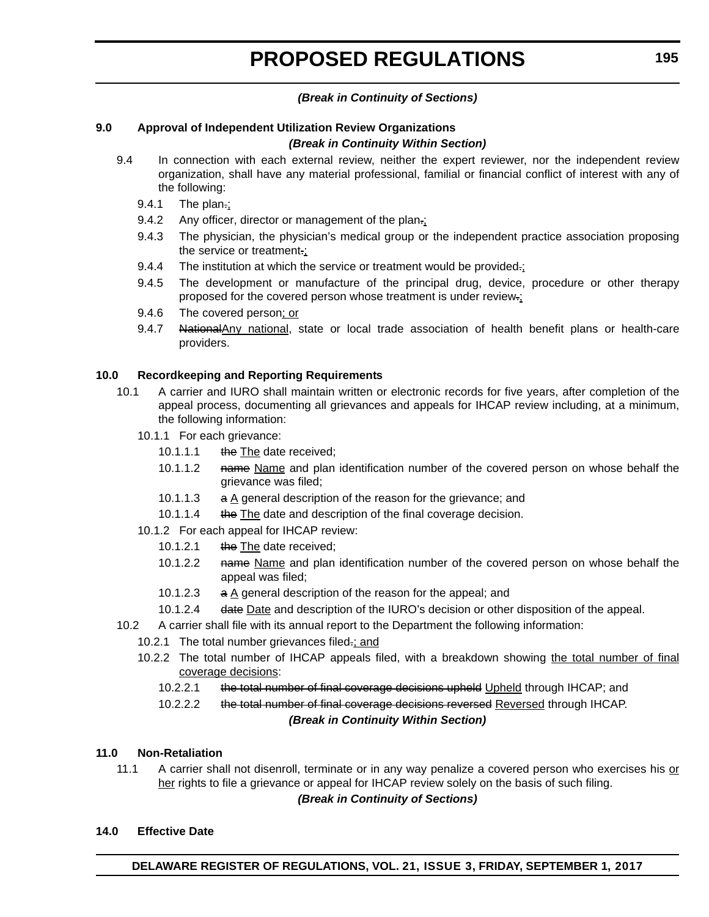*(Break in Continuity of Sections)*

**9.0 Approval of Independent Utilization Review Organizations**

*(Break in Continuity Within Section)*

9.4 In connection with each external review, neither the expert reviewer, nor the independent review organization, shall have any material professional, familial or financial conflict of interest with any of the following:

9.4.1 The plan.;

9.4.2 Any officer, director or management of the plan.;

9.4.3 The physician, the physician's medical group or the independent practice association proposing the service or treatment.;

9.4.4 The institution at which the service or treatment would be provided.;

9.4.5 The development or manufacture of the principal drug, device, procedure or other therapy proposed for the covered person whose treatment is under review.;

9.4.6 The covered person; or

9.4.7 ~~National~~Any national, state or local trade association of health benefit plans or health-care providers.

**10.0 Recordkeeping and Reporting Requirements**

10.1 A carrier and IURO shall maintain written or electronic records for five years, after completion of the appeal process, documenting all grievances and appeals for IHCAP review including, at a minimum, the following information:

10.1.1 For each grievance:

10.1.1.1 ~~the~~ The date received;

10.1.1.2 ~~name~~ Name and plan identification number of the covered person on whose behalf the grievance was filed;

10.1.1.3 ~~a~~ A general description of the reason for the grievance; and

10.1.1.4 ~~the~~ The date and description of the final coverage decision.

10.1.2 For each appeal for IHCAP review:

10.1.2.1 ~~the~~ The date received;

10.1.2.2 ~~name~~ Name and plan identification number of the covered person on whose behalf the appeal was filed;

10.1.2.3 ~~a~~ A general description of the reason for the appeal; and

10.1.2.4 ~~date~~ Date and description of the IURO's decision or other disposition of the appeal.

10.2 A carrier shall file with its annual report to the Department the following information:

10.2.1 The total number grievances filed.; and

10.2.2 The total number of IHCAP appeals filed, with a breakdown showing the total number of final coverage decisions:

10.2.2.1 ~~the total number of final coverage decisions upheld~~ Upheld through IHCAP; and

10.2.2.2 ~~the total number of final coverage decisions reversed~~ Reversed through IHCAP.

*(Break in Continuity Within Section)*

**11.0 Non-Retaliation**

11.1 A carrier shall not disenroll, terminate or in any way penalize a covered person who exercises his or her rights to file a grievance or appeal for IHCAP review solely on the basis of such filing.

*(Break in Continuity of Sections)*

**14.0 Effective Date**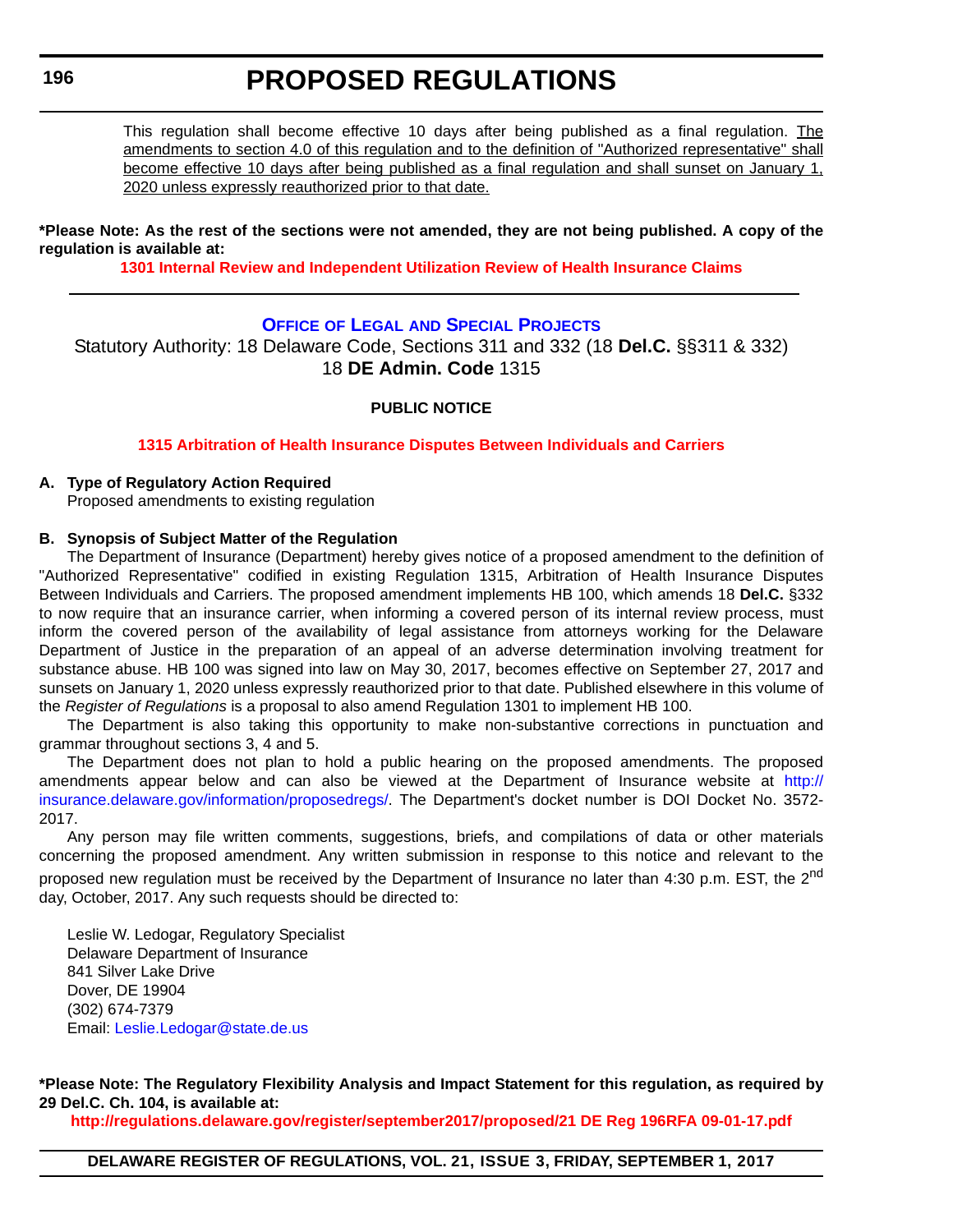This regulation shall become effective 10 days after being published as a final regulation. <u>The amendments to section 4.0 of this regulation and to the definition of "Authorized representative" shall become effective 10 days after being published as a final regulation and shall sunset on January 1, 2020 unless expressly reauthorized prior to that date.</u>

**\*Please Note: As the rest of the sections were not amended, they are not being published. A copy of the regulation is available at:**

**1301 Internal Review and Independent Utilization Review of Health Insurance Claims**

---

## Office of Legal and Special Projects

Statutory Authority: 18 Delaware Code, Sections 311 and 332 (18 **Del.C.** §§311 & 332)
18 **DE Admin. Code** 1315

### PUBLIC NOTICE

**1315 Arbitration of Health Insurance Disputes Between Individuals and Carriers**

**A. Type of Regulatory Action Required**

Proposed amendments to existing regulation

**B. Synopsis of Subject Matter of the Regulation**

The Department of Insurance (Department) hereby gives notice of a proposed amendment to the definition of "Authorized Representative" codified in existing Regulation 1315, Arbitration of Health Insurance Disputes Between Individuals and Carriers. The proposed amendment implements HB 100, which amends 18 **Del.C.** §332 to now require that an insurance carrier, when informing a covered person of its internal review process, must inform the covered person of the availability of legal assistance from attorneys working for the Delaware Department of Justice in the preparation of an appeal of an adverse determination involving treatment for substance abuse. HB 100 was signed into law on May 30, 2017, becomes effective on September 27, 2017 and sunsets on January 1, 2020 unless expressly reauthorized prior to that date. Published elsewhere in this volume of the *Register of Regulations* is a proposal to also amend Regulation 1301 to implement HB 100.

The Department is also taking this opportunity to make non-substantive corrections in punctuation and grammar throughout sections 3, 4 and 5.

The Department does not plan to hold a public hearing on the proposed amendments. The proposed amendments appear below and can also be viewed at the Department of Insurance website at http://insurance.delaware.gov/information/proposedregs/. The Department's docket number is DOI Docket No. 3572-2017.

Any person may file written comments, suggestions, briefs, and compilations of data or other materials concerning the proposed amendment. Any written submission in response to this notice and relevant to the proposed new regulation must be received by the Department of Insurance no later than 4:30 p.m. EST, the 2nd day, October, 2017. Any such requests should be directed to:

Leslie W. Ledogar, Regulatory Specialist
Delaware Department of Insurance
841 Silver Lake Drive
Dover, DE 19904
(302) 674-7379
Email: Leslie.Ledogar@state.de.us

**\*Please Note: The Regulatory Flexibility Analysis and Impact Statement for this regulation, as required by 29 Del.C. Ch. 104, is available at:**

**http://regulations.delaware.gov/register/september2017/proposed/21 DE Reg 196RFA 09-01-17.pdf**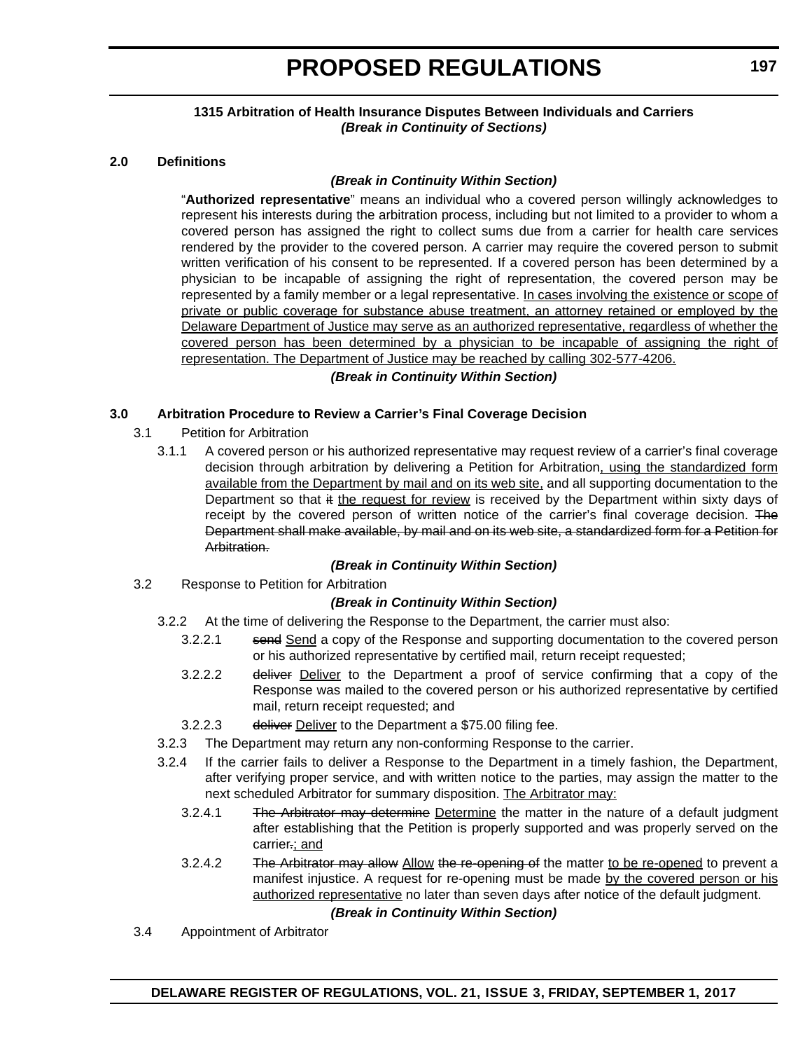### 1315 Arbitration of Health Insurance Disputes Between Individuals and Carriers

***(Break in Continuity of Sections)***

**2.0 Definitions**

***(Break in Continuity Within Section)***

"**Authorized representative**" means an individual who a covered person willingly acknowledges to represent his interests during the arbitration process, including but not limited to a provider to whom a covered person has assigned the right to collect sums due from a carrier for health care services rendered by the provider to the covered person. A carrier may require the covered person to submit written verification of his consent to be represented. If a covered person has been determined by a physician to be incapable of assigning the right of representation, the covered person may be represented by a family member or a legal representative. <u>In cases involving the existence or scope of private or public coverage for substance abuse treatment, an attorney retained or employed by the Delaware Department of Justice may serve as an authorized representative, regardless of whether the covered person has been determined by a physician to be incapable of assigning the right of representation. The Department of Justice may be reached by calling 302-577-4206.</u>

***(Break in Continuity Within Section)***

**3.0 Arbitration Procedure to Review a Carrier's Final Coverage Decision**

3.1 Petition for Arbitration

3.1.1 A covered person or his authorized representative may request review of a carrier's final coverage decision through arbitration by delivering a Petition for Arbitration<u>, using the standardized form available from the Department by mail and on its web site,</u> and all supporting documentation to the Department so that ~~it~~ <u>the request for review</u> is received by the Department within sixty days of receipt by the covered person of written notice of the carrier's final coverage decision. ~~The Department shall make available, by mail and on its web site, a standardized form for a Petition for Arbitration.~~

***(Break in Continuity Within Section)***

3.2 Response to Petition for Arbitration

***(Break in Continuity Within Section)***

3.2.2 At the time of delivering the Response to the Department, the carrier must also:

3.2.2.1 ~~send~~ <u>Send</u> a copy of the Response and supporting documentation to the covered person or his authorized representative by certified mail, return receipt requested;

3.2.2.2 ~~deliver~~ <u>Deliver</u> to the Department a proof of service confirming that a copy of the Response was mailed to the covered person or his authorized representative by certified mail, return receipt requested; and

3.2.2.3 ~~deliver~~ <u>Deliver</u> to the Department a $75.00 filing fee.

3.2.3 The Department may return any non-conforming Response to the carrier.

3.2.4 If the carrier fails to deliver a Response to the Department in a timely fashion, the Department, after verifying proper service, and with written notice to the parties, may assign the matter to the next scheduled Arbitrator for summary disposition. <u>The Arbitrator may:</u>

3.2.4.1 ~~The Arbitrator may determine~~ <u>Determine</u> the matter in the nature of a default judgment after establishing that the Petition is properly supported and was properly served on the carrier~~.~~<u>; and</u>

3.2.4.2 ~~The Arbitrator may allow~~ <u>Allow</u> ~~the re-opening of~~ the matter <u>to be re-opened</u> to prevent a manifest injustice. A request for re-opening must be made <u>by the covered person or his authorized representative</u> no later than seven days after notice of the default judgment.

***(Break in Continuity Within Section)***

3.4 Appointment of Arbitrator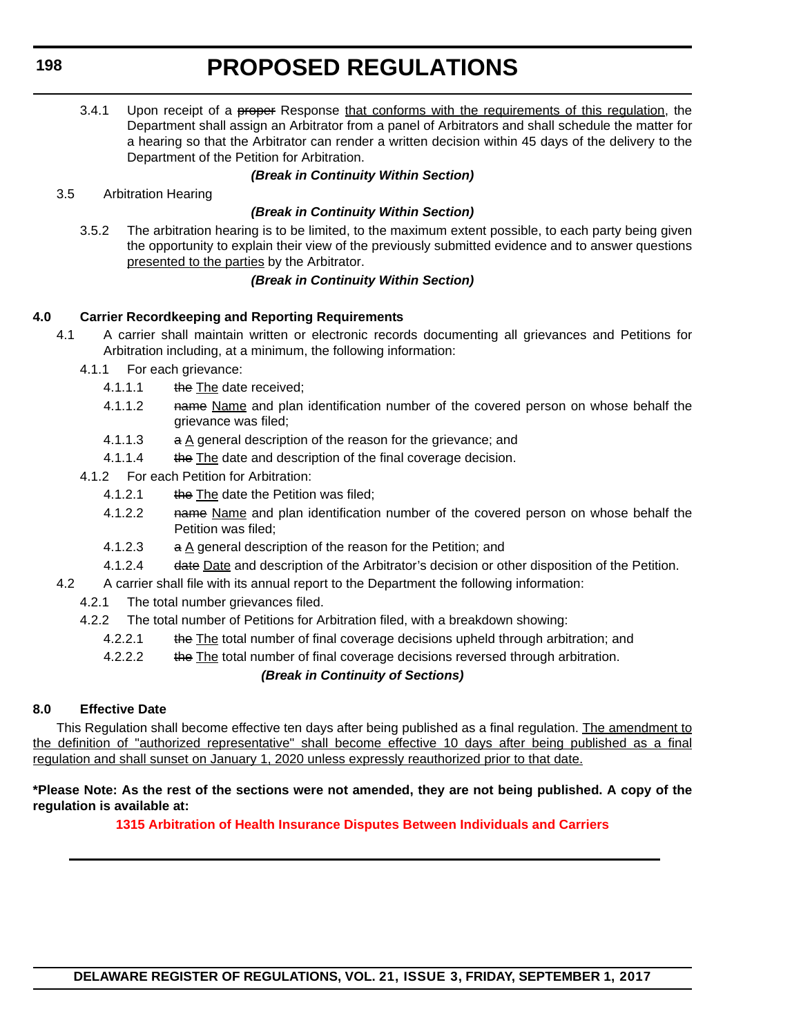3.4.1 Upon receipt of a ~~proper~~ Response <u>that conforms with the requirements of this regulation</u>, the Department shall assign an Arbitrator from a panel of Arbitrators and shall schedule the matter for a hearing so that the Arbitrator can render a written decision within 45 days of the delivery to the Department of the Petition for Arbitration.

***(Break in Continuity Within Section)***

3.5 Arbitration Hearing

***(Break in Continuity Within Section)***

3.5.2 The arbitration hearing is to be limited, to the maximum extent possible, to each party being given the opportunity to explain their view of the previously submitted evidence and to answer questions <u>presented to the parties</u> by the Arbitrator.

***(Break in Continuity Within Section)***

**4.0 Carrier Recordkeeping and Reporting Requirements**

4.1 A carrier shall maintain written or electronic records documenting all grievances and Petitions for Arbitration including, at a minimum, the following information:

4.1.1 For each grievance:

4.1.1.1 ~~the~~ <u>The</u> date received;

4.1.1.2 ~~name~~ <u>Name</u> and plan identification number of the covered person on whose behalf the grievance was filed;

4.1.1.3 ~~a~~ <u>A</u> general description of the reason for the grievance; and

4.1.1.4 ~~the~~ <u>The</u> date and description of the final coverage decision.

4.1.2 For each Petition for Arbitration:

4.1.2.1 ~~the~~ <u>The</u> date the Petition was filed;

4.1.2.2 ~~name~~ <u>Name</u> and plan identification number of the covered person on whose behalf the Petition was filed;

4.1.2.3 ~~a~~ <u>A</u> general description of the reason for the Petition; and

4.1.2.4 ~~date~~ <u>Date</u> and description of the Arbitrator's decision or other disposition of the Petition.

4.2 A carrier shall file with its annual report to the Department the following information:

4.2.1 The total number grievances filed.

4.2.2 The total number of Petitions for Arbitration filed, with a breakdown showing:

4.2.2.1 ~~the~~ <u>The</u> total number of final coverage decisions upheld through arbitration; and

4.2.2.2 ~~the~~ <u>The</u> total number of final coverage decisions reversed through arbitration.

***(Break in Continuity of Sections)***

**8.0 Effective Date**

This Regulation shall become effective ten days after being published as a final regulation. <u>The amendment to the definition of "authorized representative" shall become effective 10 days after being published as a final regulation and shall sunset on January 1, 2020 unless expressly reauthorized prior to that date.</u>

**\*Please Note: As the rest of the sections were not amended, they are not being published. A copy of the regulation is available at:**

**1315 Arbitration of Health Insurance Disputes Between Individuals and Carriers**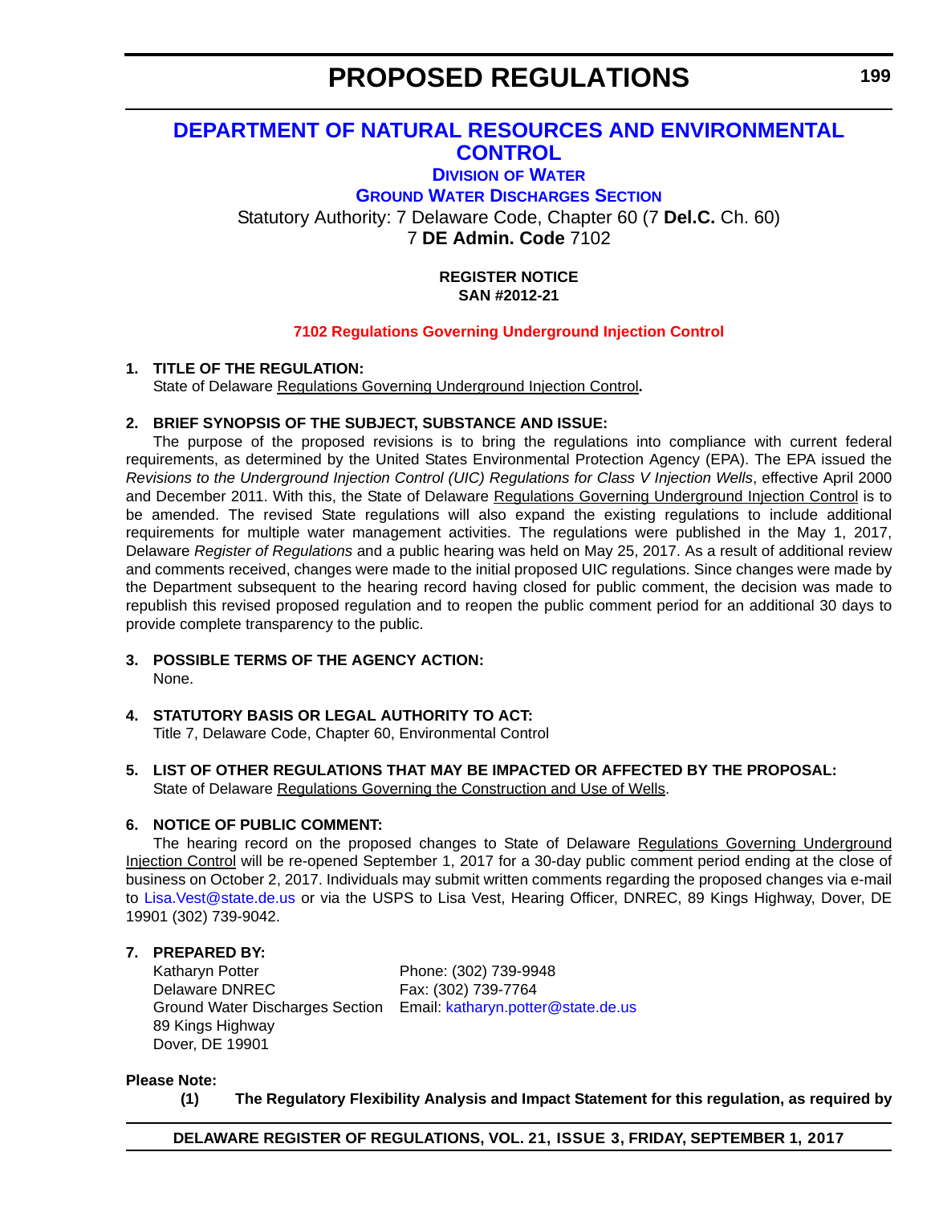# DEPARTMENT OF NATURAL RESOURCES AND ENVIRONMENTAL CONTROL

## DIVISION OF WATER

## GROUND WATER DISCHARGES SECTION

Statutory Authority: 7 Delaware Code, Chapter 60 (7 **Del.C.** Ch. 60)
7 **DE Admin. Code** 7102

**REGISTER NOTICE**
**SAN #2012-21**

**7102 Regulations Governing Underground Injection Control**

**1. TITLE OF THE REGULATION:**

State of Delaware Regulations Governing Underground Injection Control**.**

**2. BRIEF SYNOPSIS OF THE SUBJECT, SUBSTANCE AND ISSUE:**

The purpose of the proposed revisions is to bring the regulations into compliance with current federal requirements, as determined by the United States Environmental Protection Agency (EPA). The EPA issued the *Revisions to the Underground Injection Control (UIC) Regulations for Class V Injection Wells*, effective April 2000 and December 2011. With this, the State of Delaware Regulations Governing Underground Injection Control is to be amended. The revised State regulations will also expand the existing regulations to include additional requirements for multiple water management activities. The regulations were published in the May 1, 2017, Delaware *Register of Regulations* and a public hearing was held on May 25, 2017. As a result of additional review and comments received, changes were made to the initial proposed UIC regulations. Since changes were made by the Department subsequent to the hearing record having closed for public comment, the decision was made to republish this revised proposed regulation and to reopen the public comment period for an additional 30 days to provide complete transparency to the public.

**3. POSSIBLE TERMS OF THE AGENCY ACTION:**

None.

**4. STATUTORY BASIS OR LEGAL AUTHORITY TO ACT:**

Title 7, Delaware Code, Chapter 60, Environmental Control

**5. LIST OF OTHER REGULATIONS THAT MAY BE IMPACTED OR AFFECTED BY THE PROPOSAL:**

State of Delaware Regulations Governing the Construction and Use of Wells.

**6. NOTICE OF PUBLIC COMMENT:**

The hearing record on the proposed changes to State of Delaware Regulations Governing Underground Injection Control will be re-opened September 1, 2017 for a 30-day public comment period ending at the close of business on October 2, 2017. Individuals may submit written comments regarding the proposed changes via e-mail to Lisa.Vest@state.de.us or via the USPS to Lisa Vest, Hearing Officer, DNREC, 89 Kings Highway, Dover, DE 19901 (302) 739-9042.

**7. PREPARED BY:**

Katharyn Potter
Delaware DNREC
Ground Water Discharges Section
89 Kings Highway
Dover, DE 19901

Phone: (302) 739-9948
Fax: (302) 739-7764
Email: katharyn.potter@state.de.us

**Please Note:**

**(1) The Regulatory Flexibility Analysis and Impact Statement for this regulation, as required by**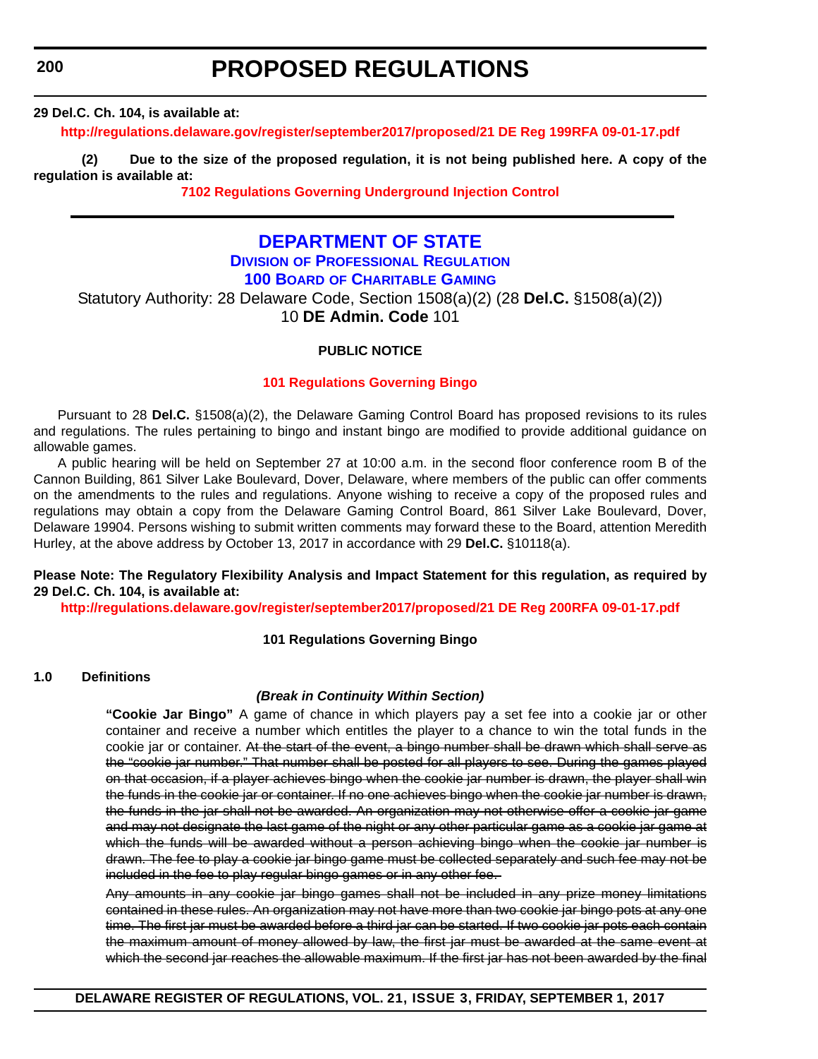**29 Del.C. Ch. 104, is available at:**

**http://regulations.delaware.gov/register/september2017/proposed/21 DE Reg 199RFA 09-01-17.pdf**

**(2) Due to the size of the proposed regulation, it is not being published here. A copy of the regulation is available at:**

**7102 Regulations Governing Underground Injection Control**

---

# DEPARTMENT OF STATE

## DIVISION OF PROFESSIONAL REGULATION

## 100 BOARD OF CHARITABLE GAMING

Statutory Authority: 28 Delaware Code, Section 1508(a)(2) (28 **Del.C.** §1508(a)(2))
10 **DE Admin. Code** 101

**PUBLIC NOTICE**

**101 Regulations Governing Bingo**

Pursuant to 28 **Del.C.** §1508(a)(2), the Delaware Gaming Control Board has proposed revisions to its rules and regulations. The rules pertaining to bingo and instant bingo are modified to provide additional guidance on allowable games.

A public hearing will be held on September 27 at 10:00 a.m. in the second floor conference room B of the Cannon Building, 861 Silver Lake Boulevard, Dover, Delaware, where members of the public can offer comments on the amendments to the rules and regulations. Anyone wishing to receive a copy of the proposed rules and regulations may obtain a copy from the Delaware Gaming Control Board, 861 Silver Lake Boulevard, Dover, Delaware 19904. Persons wishing to submit written comments may forward these to the Board, attention Meredith Hurley, at the above address by October 13, 2017 in accordance with 29 **Del.C.** §10118(a).

**Please Note: The Regulatory Flexibility Analysis and Impact Statement for this regulation, as required by 29 Del.C. Ch. 104, is available at:**

**http://regulations.delaware.gov/register/september2017/proposed/21 DE Reg 200RFA 09-01-17.pdf**

**101 Regulations Governing Bingo**

**1.0 Definitions**

***(Break in Continuity Within Section)***

**"Cookie Jar Bingo"** A game of chance in which players pay a set fee into a cookie jar or other container and receive a number which entitles the player to a chance to win the total funds in the cookie jar or container. ~~At the start of the event, a bingo number shall be drawn which shall serve as the "cookie jar number." That number shall be posted for all players to see. During the games played on that occasion, if a player achieves bingo when the cookie jar number is drawn, the player shall win the funds in the cookie jar or container. If no one achieves bingo when the cookie jar number is drawn, the funds in the jar shall not be awarded. An organization may not otherwise offer a cookie jar game and may not designate the last game of the night or any other particular game as a cookie jar game at which the funds will be awarded without a person achieving bingo when the cookie jar number is drawn. The fee to play a cookie jar bingo game must be collected separately and such fee may not be included in the fee to play regular bingo games or in any other fee.~~

~~Any amounts in any cookie jar bingo games shall not be included in any prize money limitations contained in these rules. An organization may not have more than two cookie jar bingo pots at any one time. The first jar must be awarded before a third jar can be started. If two cookie jar pots each contain the maximum amount of money allowed by law, the first jar must be awarded at the same event at which the second jar reaches the allowable maximum. If the first jar has not been awarded by the final~~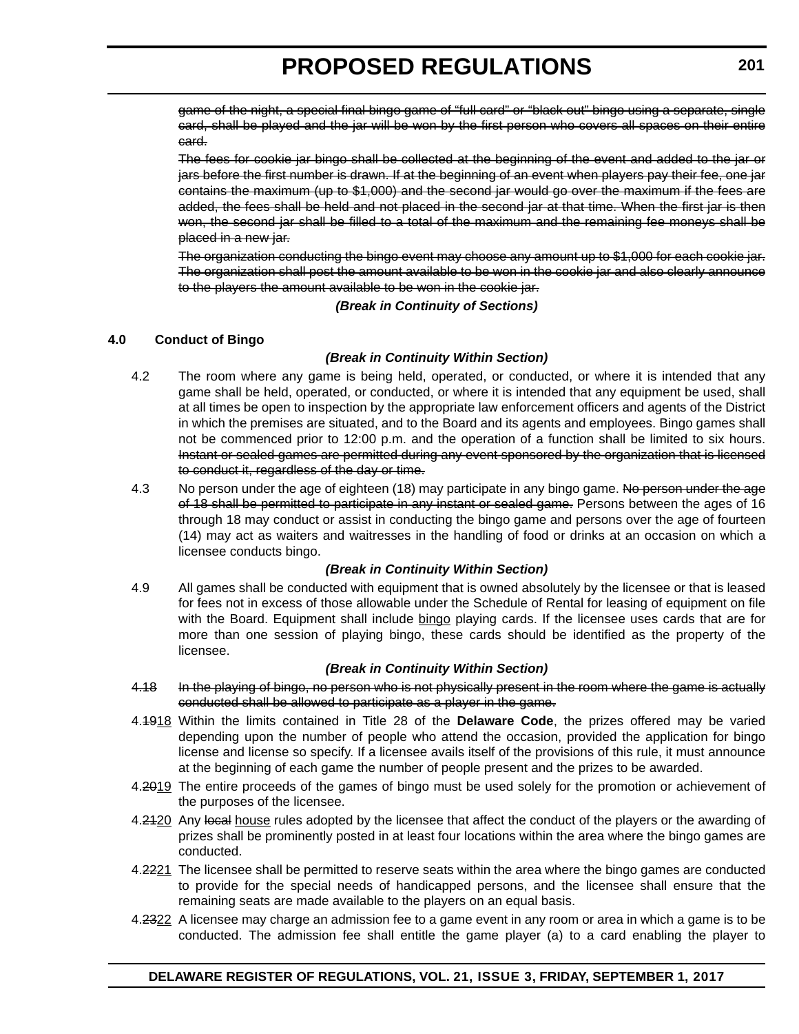~~game of the night, a special final bingo game of "full card" or "black out" bingo using a separate, single card, shall be played and the jar will be won by the first person who covers all spaces on their entire card.~~

~~The fees for cookie jar bingo shall be collected at the beginning of the event and added to the jar or jars before the first number is drawn. If at the beginning of an event when players pay their fee, one jar contains the maximum (up to $1,000) and the second jar would go over the maximum if the fees are added, the fees shall be held and not placed in the second jar at that time. When the first jar is then won, the second jar shall be filled to a total of the maximum and the remaining fee moneys shall be placed in a new jar.~~

~~The organization conducting the bingo event may choose any amount up to $1,000 for each cookie jar. The organization shall post the amount available to be won in the cookie jar and also clearly announce to the players the amount available to be won in the cookie jar.~~

***(Break in Continuity of Sections)***

**4.0 Conduct of Bingo**

***(Break in Continuity Within Section)***

4.2 The room where any game is being held, operated, or conducted, or where it is intended that any game shall be held, operated, or conducted, or where it is intended that any equipment be used, shall at all times be open to inspection by the appropriate law enforcement officers and agents of the District in which the premises are situated, and to the Board and its agents and employees. Bingo games shall not be commenced prior to 12:00 p.m. and the operation of a function shall be limited to six hours. ~~Instant or sealed games are permitted during any event sponsored by the organization that is licensed to conduct it, regardless of the day or time.~~

4.3 No person under the age of eighteen (18) may participate in any bingo game. ~~No person under the age of 18 shall be permitted to participate in any instant or sealed game.~~ Persons between the ages of 16 through 18 may conduct or assist in conducting the bingo game and persons over the age of fourteen (14) may act as waiters and waitresses in the handling of food or drinks at an occasion on which a licensee conducts bingo.

***(Break in Continuity Within Section)***

4.9 All games shall be conducted with equipment that is owned absolutely by the licensee or that is leased for fees not in excess of those allowable under the Schedule of Rental for leasing of equipment on file with the Board. Equipment shall include <u>bingo</u> playing cards. If the licensee uses cards that are for more than one session of playing bingo, these cards should be identified as the property of the licensee.

***(Break in Continuity Within Section)***

~~4.18 In the playing of bingo, no person who is not physically present in the room where the game is actually conducted shall be allowed to participate as a player in the game.~~

4.~~19~~<u>18</u> Within the limits contained in Title 28 of the **Delaware Code**, the prizes offered may be varied depending upon the number of people who attend the occasion, provided the application for bingo license and license so specify. If a licensee avails itself of the provisions of this rule, it must announce at the beginning of each game the number of people present and the prizes to be awarded.

4.~~20~~<u>19</u> The entire proceeds of the games of bingo must be used solely for the promotion or achievement of the purposes of the licensee.

4.~~21~~<u>20</u> Any ~~local~~ <u>house</u> rules adopted by the licensee that affect the conduct of the players or the awarding of prizes shall be prominently posted in at least four locations within the area where the bingo games are conducted.

4.~~22~~<u>21</u> The licensee shall be permitted to reserve seats within the area where the bingo games are conducted to provide for the special needs of handicapped persons, and the licensee shall ensure that the remaining seats are made available to the players on an equal basis.

4.~~23~~<u>22</u> A licensee may charge an admission fee to a game event in any room or area in which a game is to be conducted. The admission fee shall entitle the game player (a) to a card enabling the player to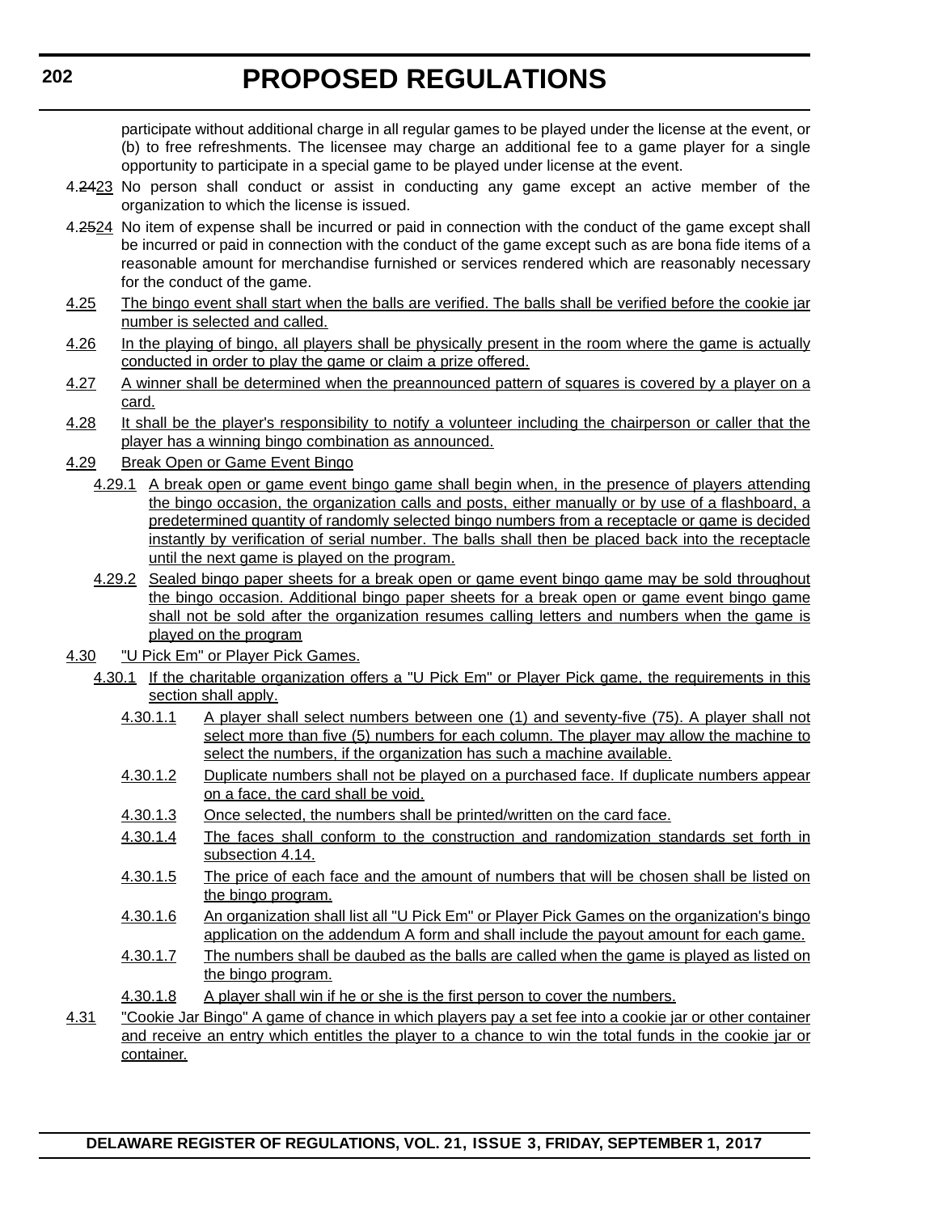participate without additional charge in all regular games to be played under the license at the event, or (b) to free refreshments. The licensee may charge an additional fee to a game player for a single opportunity to participate in a special game to be played under license at the event.

4.~~24~~23 No person shall conduct or assist in conducting any game except an active member of the organization to which the license is issued.

4.~~25~~24 No item of expense shall be incurred or paid in connection with the conduct of the game except shall be incurred or paid in connection with the conduct of the game except such as are bona fide items of a reasonable amount for merchandise furnished or services rendered which are reasonably necessary for the conduct of the game.

4.25 The bingo event shall start when the balls are verified. The balls shall be verified before the cookie jar number is selected and called.

4.26 In the playing of bingo, all players shall be physically present in the room where the game is actually conducted in order to play the game or claim a prize offered.

4.27 A winner shall be determined when the preannounced pattern of squares is covered by a player on a card.

4.28 It shall be the player's responsibility to notify a volunteer including the chairperson or caller that the player has a winning bingo combination as announced.

4.29 Break Open or Game Event Bingo

4.29.1 A break open or game event bingo game shall begin when, in the presence of players attending the bingo occasion, the organization calls and posts, either manually or by use of a flashboard, a predetermined quantity of randomly selected bingo numbers from a receptacle or game is decided instantly by verification of serial number. The balls shall then be placed back into the receptacle until the next game is played on the program.

4.29.2 Sealed bingo paper sheets for a break open or game event bingo game may be sold throughout the bingo occasion. Additional bingo paper sheets for a break open or game event bingo game shall not be sold after the organization resumes calling letters and numbers when the game is played on the program

4.30 "U Pick Em" or Player Pick Games.

4.30.1 If the charitable organization offers a "U Pick Em" or Player Pick game, the requirements in this section shall apply.

4.30.1.1 A player shall select numbers between one (1) and seventy-five (75). A player shall not select more than five (5) numbers for each column. The player may allow the machine to select the numbers, if the organization has such a machine available.

4.30.1.2 Duplicate numbers shall not be played on a purchased face. If duplicate numbers appear on a face, the card shall be void.

4.30.1.3 Once selected, the numbers shall be printed/written on the card face.

4.30.1.4 The faces shall conform to the construction and randomization standards set forth in subsection 4.14.

4.30.1.5 The price of each face and the amount of numbers that will be chosen shall be listed on the bingo program.

4.30.1.6 An organization shall list all "U Pick Em" or Player Pick Games on the organization's bingo application on the addendum A form and shall include the payout amount for each game.

4.30.1.7 The numbers shall be daubed as the balls are called when the game is played as listed on the bingo program.

4.30.1.8 A player shall win if he or she is the first person to cover the numbers.

4.31 "Cookie Jar Bingo" A game of chance in which players pay a set fee into a cookie jar or other container and receive an entry which entitles the player to a chance to win the total funds in the cookie jar or container.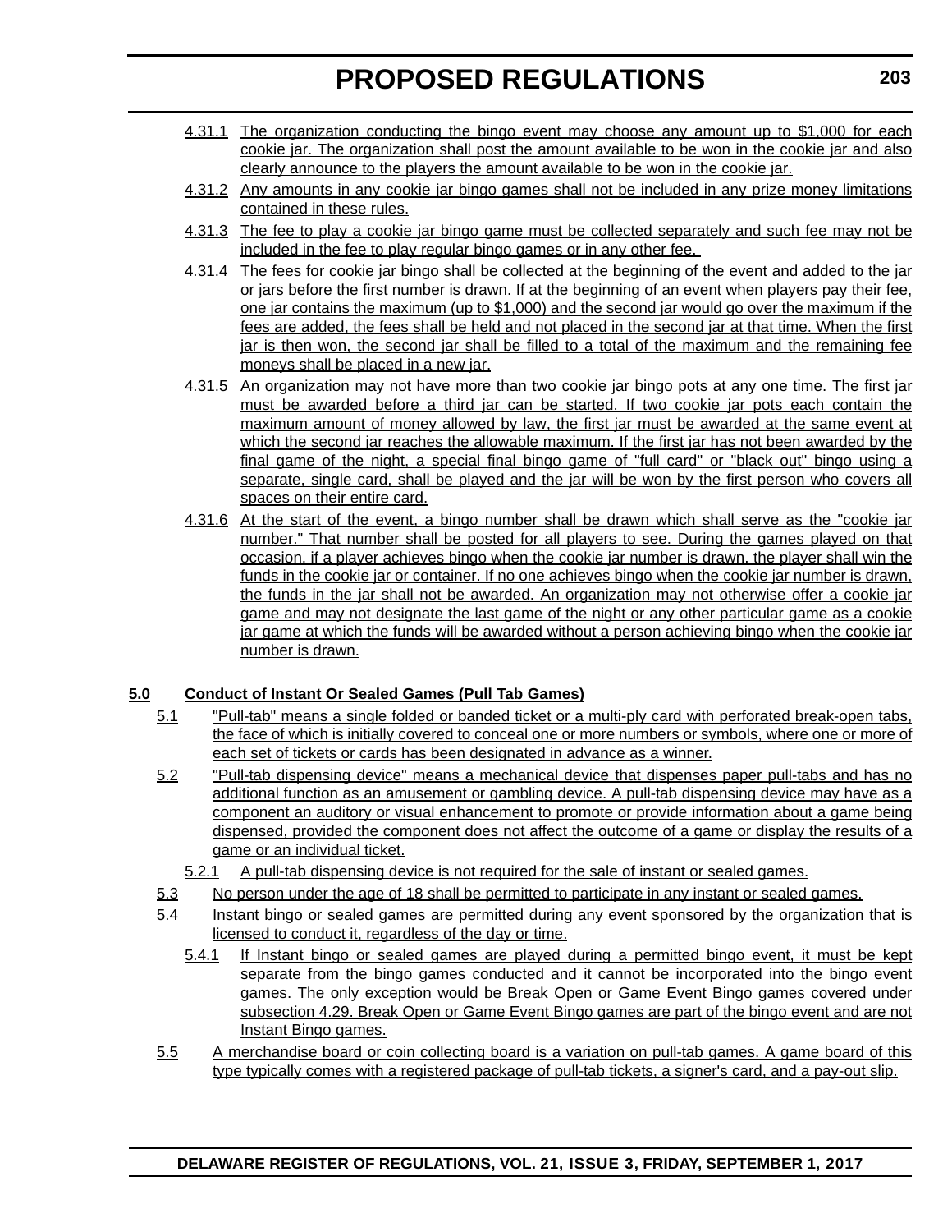4.31.1 The organization conducting the bingo event may choose any amount up to $1,000 for each cookie jar. The organization shall post the amount available to be won in the cookie jar and also clearly announce to the players the amount available to be won in the cookie jar.

4.31.2 Any amounts in any cookie jar bingo games shall not be included in any prize money limitations contained in these rules.

4.31.3 The fee to play a cookie jar bingo game must be collected separately and such fee may not be included in the fee to play regular bingo games or in any other fee.

4.31.4 The fees for cookie jar bingo shall be collected at the beginning of the event and added to the jar or jars before the first number is drawn. If at the beginning of an event when players pay their fee, one jar contains the maximum (up to $1,000) and the second jar would go over the maximum if the fees are added, the fees shall be held and not placed in the second jar at that time. When the first jar is then won, the second jar shall be filled to a total of the maximum and the remaining fee moneys shall be placed in a new jar.

4.31.5 An organization may not have more than two cookie jar bingo pots at any one time. The first jar must be awarded before a third jar can be started. If two cookie jar pots each contain the maximum amount of money allowed by law, the first jar must be awarded at the same event at which the second jar reaches the allowable maximum. If the first jar has not been awarded by the final game of the night, a special final bingo game of "full card" or "black out" bingo using a separate, single card, shall be played and the jar will be won by the first person who covers all spaces on their entire card.

4.31.6 At the start of the event, a bingo number shall be drawn which shall serve as the "cookie jar number." That number shall be posted for all players to see. During the games played on that occasion, if a player achieves bingo when the cookie jar number is drawn, the player shall win the funds in the cookie jar or container. If no one achieves bingo when the cookie jar number is drawn, the funds in the jar shall not be awarded. An organization may not otherwise offer a cookie jar game and may not designate the last game of the night or any other particular game as a cookie jar game at which the funds will be awarded without a person achieving bingo when the cookie jar number is drawn.

**5.0 Conduct of Instant Or Sealed Games (Pull Tab Games)**

5.1 "Pull-tab" means a single folded or banded ticket or a multi-ply card with perforated break-open tabs, the face of which is initially covered to conceal one or more numbers or symbols, where one or more of each set of tickets or cards has been designated in advance as a winner.

5.2 "Pull-tab dispensing device" means a mechanical device that dispenses paper pull-tabs and has no additional function as an amusement or gambling device. A pull-tab dispensing device may have as a component an auditory or visual enhancement to promote or provide information about a game being dispensed, provided the component does not affect the outcome of a game or display the results of a game or an individual ticket.

5.2.1 A pull-tab dispensing device is not required for the sale of instant or sealed games.

5.3 No person under the age of 18 shall be permitted to participate in any instant or sealed games.

5.4 Instant bingo or sealed games are permitted during any event sponsored by the organization that is licensed to conduct it, regardless of the day or time.

5.4.1 If Instant bingo or sealed games are played during a permitted bingo event, it must be kept separate from the bingo games conducted and it cannot be incorporated into the bingo event games. The only exception would be Break Open or Game Event Bingo games covered under subsection 4.29. Break Open or Game Event Bingo games are part of the bingo event and are not Instant Bingo games.

5.5 A merchandise board or coin collecting board is a variation on pull-tab games. A game board of this type typically comes with a registered package of pull-tab tickets, a signer's card, and a pay-out slip.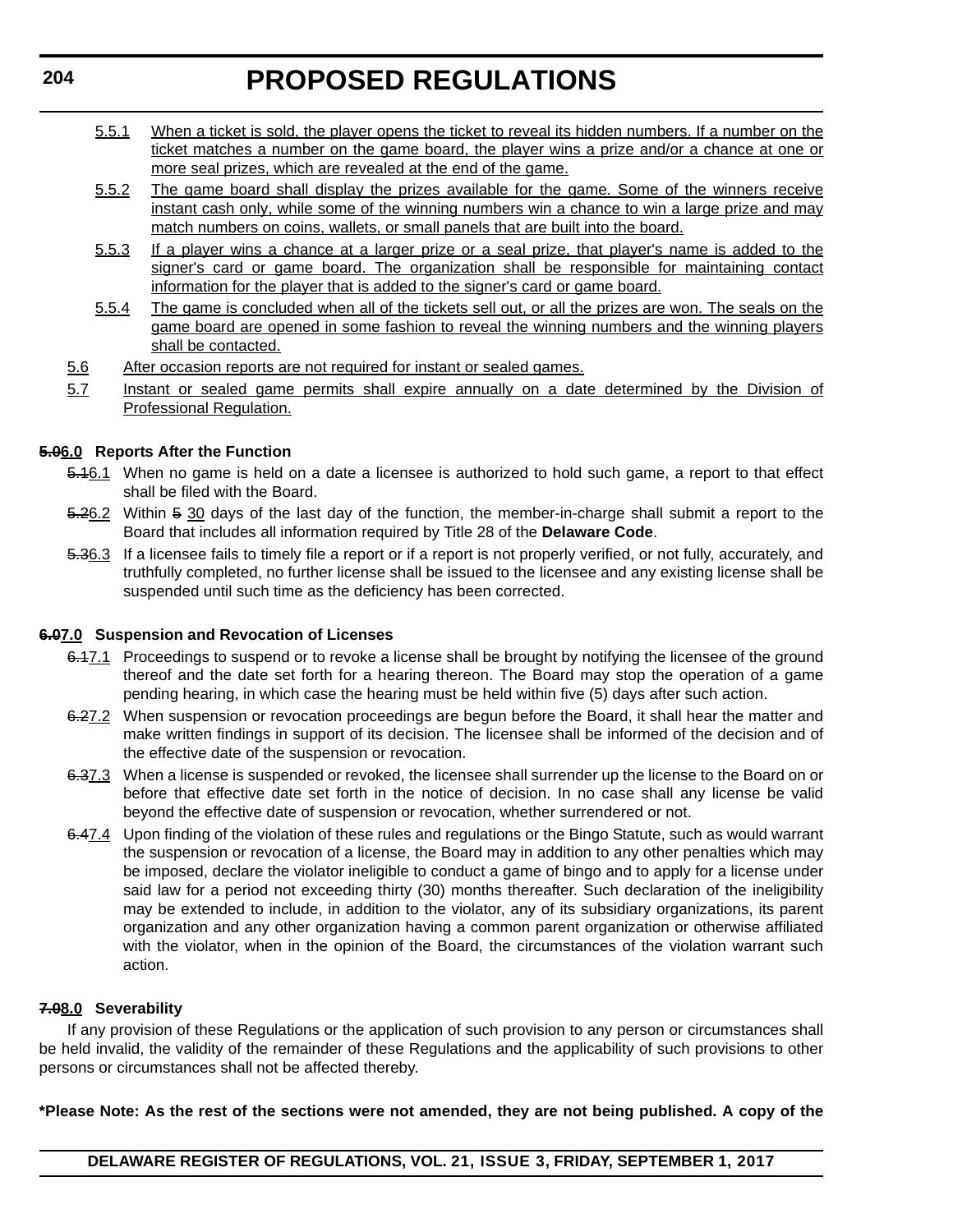5.5.1 When a ticket is sold, the player opens the ticket to reveal its hidden numbers. If a number on the ticket matches a number on the game board, the player wins a prize and/or a chance at one or more seal prizes, which are revealed at the end of the game.

5.5.2 The game board shall display the prizes available for the game. Some of the winners receive instant cash only, while some of the winning numbers win a chance to win a large prize and may match numbers on coins, wallets, or small panels that are built into the board.

5.5.3 If a player wins a chance at a larger prize or a seal prize, that player's name is added to the signer's card or game board. The organization shall be responsible for maintaining contact information for the player that is added to the signer's card or game board.

5.5.4 The game is concluded when all of the tickets sell out, or all the prizes are won. The seals on the game board are opened in some fashion to reveal the winning numbers and the winning players shall be contacted.

5.6 After occasion reports are not required for instant or sealed games.

5.7 Instant or sealed game permits shall expire annually on a date determined by the Division of Professional Regulation.

**~~5.0~~6.0 Reports After the Function**

~~5.1~~6.1 When no game is held on a date a licensee is authorized to hold such game, a report to that effect shall be filed with the Board.

~~5.2~~6.2 Within ~~5~~ 30 days of the last day of the function, the member-in-charge shall submit a report to the Board that includes all information required by Title 28 of the **Delaware Code**.

~~5.3~~6.3 If a licensee fails to timely file a report or if a report is not properly verified, or not fully, accurately, and truthfully completed, no further license shall be issued to the licensee and any existing license shall be suspended until such time as the deficiency has been corrected.

**~~6.0~~7.0 Suspension and Revocation of Licenses**

~~6.1~~7.1 Proceedings to suspend or to revoke a license shall be brought by notifying the licensee of the ground thereof and the date set forth for a hearing thereon. The Board may stop the operation of a game pending hearing, in which case the hearing must be held within five (5) days after such action.

~~6.2~~7.2 When suspension or revocation proceedings are begun before the Board, it shall hear the matter and make written findings in support of its decision. The licensee shall be informed of the decision and of the effective date of the suspension or revocation.

~~6.3~~7.3 When a license is suspended or revoked, the licensee shall surrender up the license to the Board on or before that effective date set forth in the notice of decision. In no case shall any license be valid beyond the effective date of suspension or revocation, whether surrendered or not.

~~6.4~~7.4 Upon finding of the violation of these rules and regulations or the Bingo Statute, such as would warrant the suspension or revocation of a license, the Board may in addition to any other penalties which may be imposed, declare the violator ineligible to conduct a game of bingo and to apply for a license under said law for a period not exceeding thirty (30) months thereafter. Such declaration of the ineligibility may be extended to include, in addition to the violator, any of its subsidiary organizations, its parent organization and any other organization having a common parent organization or otherwise affiliated with the violator, when in the opinion of the Board, the circumstances of the violation warrant such action.

**~~7.0~~8.0 Severability**

If any provision of these Regulations or the application of such provision to any person or circumstances shall be held invalid, the validity of the remainder of these Regulations and the applicability of such provisions to other persons or circumstances shall not be affected thereby.

**\*Please Note: As the rest of the sections were not amended, they are not being published. A copy of the**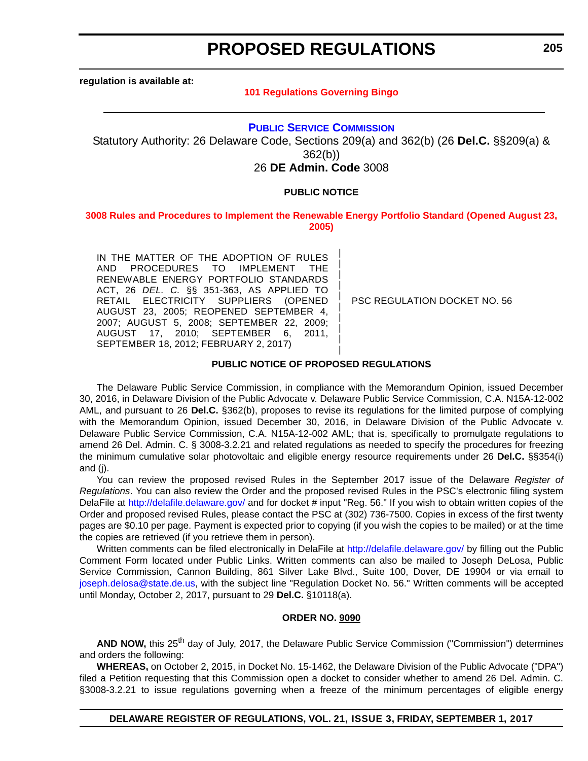**regulation is available at:**

**101 Regulations Governing Bingo**

---

## PUBLIC SERVICE COMMISSION

Statutory Authority: 26 Delaware Code, Sections 209(a) and 362(b) (26 **Del.C.** §§209(a) & 362(b))

26 **DE Admin. Code** 3008

**PUBLIC NOTICE**

**3008 Rules and Procedures to Implement the Renewable Energy Portfolio Standard (Opened August 23, 2005)**

| IN THE MATTER OF THE ADOPTION OF RULES AND PROCEDURES TO IMPLEMENT THE RENEWABLE ENERGY PORTFOLIO STANDARDS ACT, 26 *DEL. C.* §§ 351-363, AS APPLIED TO RETAIL ELECTRICITY SUPPLIERS (OPENED AUGUST 23, 2005; REOPENED SEPTEMBER 4, 2007; AUGUST 5, 2008; SEPTEMBER 22, 2009; AUGUST 17, 2010; SEPTEMBER 6, 2011, SEPTEMBER 18, 2012; FEBRUARY 2, 2017) | PSC REGULATION DOCKET NO. 56 |
|---|---|

**PUBLIC NOTICE OF PROPOSED REGULATIONS**

The Delaware Public Service Commission, in compliance with the Memorandum Opinion, issued December 30, 2016, in Delaware Division of the Public Advocate v. Delaware Public Service Commission, C.A. N15A-12-002 AML, and pursuant to 26 **Del.C.** §362(b), proposes to revise its regulations for the limited purpose of complying with the Memorandum Opinion, issued December 30, 2016, in Delaware Division of the Public Advocate v. Delaware Public Service Commission, C.A. N15A-12-002 AML; that is, specifically to promulgate regulations to amend 26 Del. Admin. C. § 3008-3.2.21 and related regulations as needed to specify the procedures for freezing the minimum cumulative solar photovoltaic and eligible energy resource requirements under 26 **Del.C.** §§354(i) and (j).

You can review the proposed revised Rules in the September 2017 issue of the Delaware *Register of Regulations*. You can also review the Order and the proposed revised Rules in the PSC's electronic filing system DelaFile at http://delafile.delaware.gov/ and for docket # input "Reg. 56." If you wish to obtain written copies of the Order and proposed revised Rules, please contact the PSC at (302) 736-7500. Copies in excess of the first twenty pages are $0.10 per page. Payment is expected prior to copying (if you wish the copies to be mailed) or at the time the copies are retrieved (if you retrieve them in person).

Written comments can be filed electronically in DelaFile at http://delafile.delaware.gov/ by filling out the Public Comment Form located under Public Links. Written comments can also be mailed to Joseph DeLosa, Public Service Commission, Cannon Building, 861 Silver Lake Blvd., Suite 100, Dover, DE 19904 or via email to joseph.delosa@state.de.us, with the subject line "Regulation Docket No. 56." Written comments will be accepted until Monday, October 2, 2017, pursuant to 29 **Del.C.** §10118(a).

**ORDER NO. 9090**

**AND NOW,** this 25th day of July, 2017, the Delaware Public Service Commission ("Commission") determines and orders the following:

**WHEREAS,** on October 2, 2015, in Docket No. 15-1462, the Delaware Division of the Public Advocate ("DPA") filed a Petition requesting that this Commission open a docket to consider whether to amend 26 Del. Admin. C. §3008-3.2.21 to issue regulations governing when a freeze of the minimum percentages of eligible energy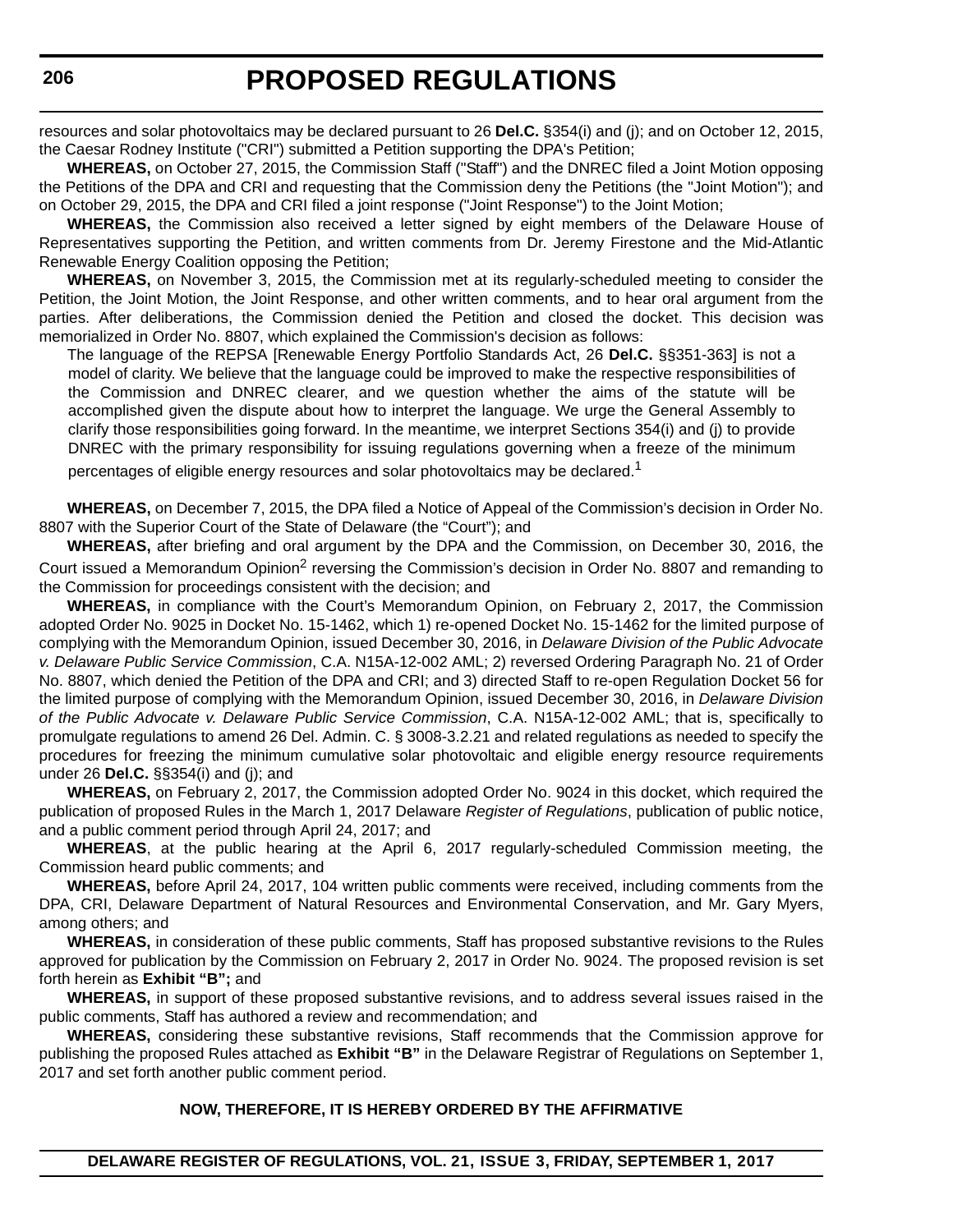resources and solar photovoltaics may be declared pursuant to 26 **Del.C.** §354(i) and (j); and on October 12, 2015, the Caesar Rodney Institute ("CRI") submitted a Petition supporting the DPA's Petition;

**WHEREAS,** on October 27, 2015, the Commission Staff ("Staff") and the DNREC filed a Joint Motion opposing the Petitions of the DPA and CRI and requesting that the Commission deny the Petitions (the "Joint Motion"); and on October 29, 2015, the DPA and CRI filed a joint response ("Joint Response") to the Joint Motion;

**WHEREAS,** the Commission also received a letter signed by eight members of the Delaware House of Representatives supporting the Petition, and written comments from Dr. Jeremy Firestone and the Mid-Atlantic Renewable Energy Coalition opposing the Petition;

**WHEREAS,** on November 3, 2015, the Commission met at its regularly-scheduled meeting to consider the Petition, the Joint Motion, the Joint Response, and other written comments, and to hear oral argument from the parties. After deliberations, the Commission denied the Petition and closed the docket. This decision was memorialized in Order No. 8807, which explained the Commission's decision as follows:

> The language of the REPSA [Renewable Energy Portfolio Standards Act, 26 **Del.C.** §§351-363] is not a model of clarity. We believe that the language could be improved to make the respective responsibilities of the Commission and DNREC clearer, and we question whether the aims of the statute will be accomplished given the dispute about how to interpret the language. We urge the General Assembly to clarify those responsibilities going forward. In the meantime, we interpret Sections 354(i) and (j) to provide DNREC with the primary responsibility for issuing regulations governing when a freeze of the minimum percentages of eligible energy resources and solar photovoltaics may be declared.[1]

**WHEREAS,** on December 7, 2015, the DPA filed a Notice of Appeal of the Commission's decision in Order No. 8807 with the Superior Court of the State of Delaware (the "Court"); and

**WHEREAS,** after briefing and oral argument by the DPA and the Commission, on December 30, 2016, the Court issued a Memorandum Opinion[2] reversing the Commission's decision in Order No. 8807 and remanding to the Commission for proceedings consistent with the decision; and

**WHEREAS,** in compliance with the Court's Memorandum Opinion, on February 2, 2017, the Commission adopted Order No. 9025 in Docket No. 15-1462, which 1) re-opened Docket No. 15-1462 for the limited purpose of complying with the Memorandum Opinion, issued December 30, 2016, in *Delaware Division of the Public Advocate v. Delaware Public Service Commission*, C.A. N15A-12-002 AML; 2) reversed Ordering Paragraph No. 21 of Order No. 8807, which denied the Petition of the DPA and CRI; and 3) directed Staff to re-open Regulation Docket 56 for the limited purpose of complying with the Memorandum Opinion, issued December 30, 2016, in *Delaware Division of the Public Advocate v. Delaware Public Service Commission*, C.A. N15A-12-002 AML; that is, specifically to promulgate regulations to amend 26 Del. Admin. C. § 3008-3.2.21 and related regulations as needed to specify the procedures for freezing the minimum cumulative solar photovoltaic and eligible energy resource requirements under 26 **Del.C.** §§354(i) and (j); and

**WHEREAS,** on February 2, 2017, the Commission adopted Order No. 9024 in this docket, which required the publication of proposed Rules in the March 1, 2017 Delaware *Register of Regulations*, publication of public notice, and a public comment period through April 24, 2017; and

**WHEREAS**, at the public hearing at the April 6, 2017 regularly-scheduled Commission meeting, the Commission heard public comments; and

**WHEREAS,** before April 24, 2017, 104 written public comments were received, including comments from the DPA, CRI, Delaware Department of Natural Resources and Environmental Conservation, and Mr. Gary Myers, among others; and

**WHEREAS,** in consideration of these public comments, Staff has proposed substantive revisions to the Rules approved for publication by the Commission on February 2, 2017 in Order No. 9024. The proposed revision is set forth herein as **Exhibit "B";** and

**WHEREAS,** in support of these proposed substantive revisions, and to address several issues raised in the public comments, Staff has authored a review and recommendation; and

**WHEREAS,** considering these substantive revisions, Staff recommends that the Commission approve for publishing the proposed Rules attached as **Exhibit "B"** in the Delaware Registrar of Regulations on September 1, 2017 and set forth another public comment period.

**NOW, THEREFORE, IT IS HEREBY ORDERED BY THE AFFIRMATIVE**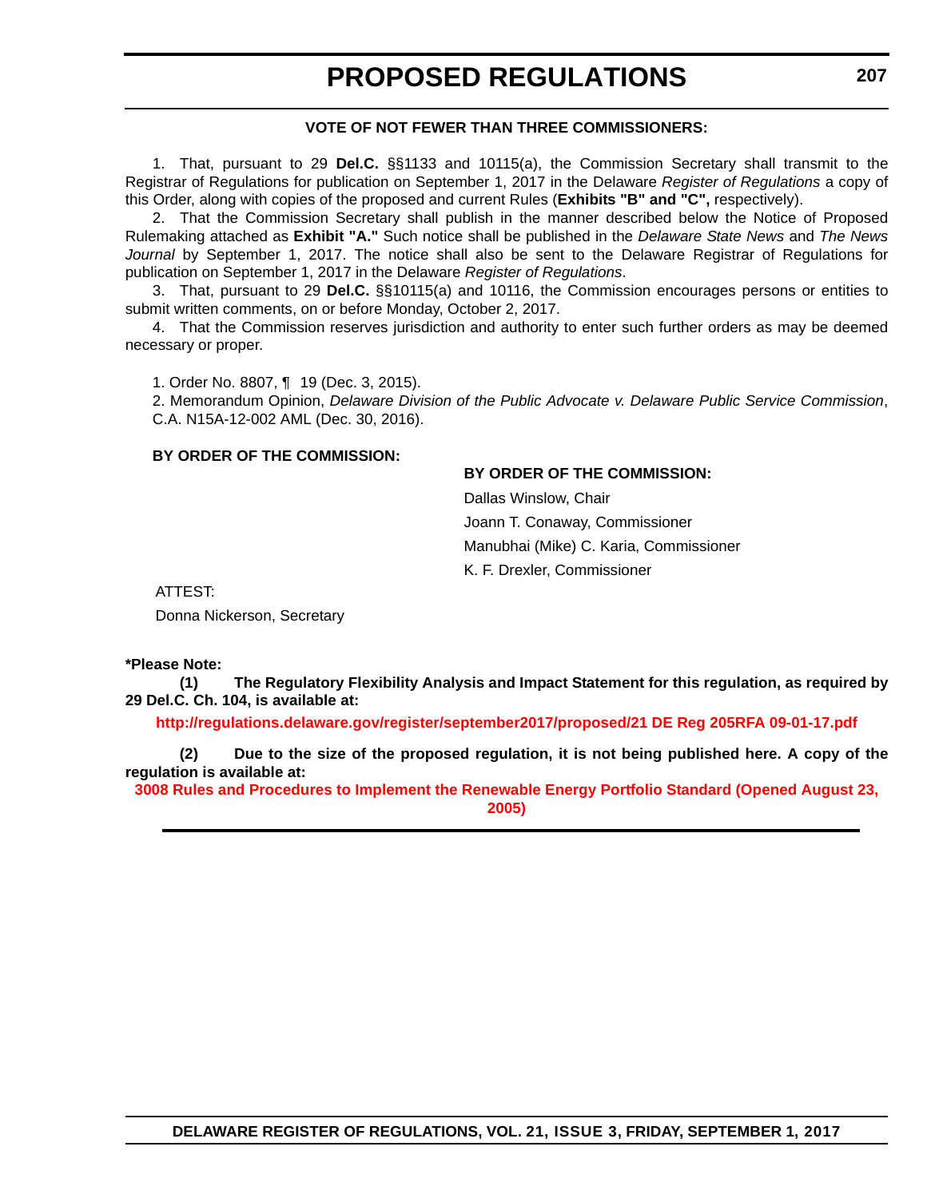**VOTE OF NOT FEWER THAN THREE COMMISSIONERS:**

1. That, pursuant to 29 **Del.C.** §§1133 and 10115(a), the Commission Secretary shall transmit to the Registrar of Regulations for publication on September 1, 2017 in the Delaware *Register of Regulations* a copy of this Order, along with copies of the proposed and current Rules (**Exhibits "B" and "C",** respectively).

2. That the Commission Secretary shall publish in the manner described below the Notice of Proposed Rulemaking attached as **Exhibit "A."** Such notice shall be published in the *Delaware State News* and *The News Journal* by September 1, 2017. The notice shall also be sent to the Delaware Registrar of Regulations for publication on September 1, 2017 in the Delaware *Register of Regulations*.

3. That, pursuant to 29 **Del.C.** §§10115(a) and 10116, the Commission encourages persons or entities to submit written comments, on or before Monday, October 2, 2017.

4. That the Commission reserves jurisdiction and authority to enter such further orders as may be deemed necessary or proper.

1. Order No. 8807, ¶ 19 (Dec. 3, 2015).

2. Memorandum Opinion, *Delaware Division of the Public Advocate v. Delaware Public Service Commission*, C.A. N15A-12-002 AML (Dec. 30, 2016).

**BY ORDER OF THE COMMISSION:**

**BY ORDER OF THE COMMISSION:**

Dallas Winslow, Chair

Joann T. Conaway, Commissioner

Manubhai (Mike) C. Karia, Commissioner

K. F. Drexler, Commissioner

ATTEST:

Donna Nickerson, Secretary

**\*Please Note:**

**(1) The Regulatory Flexibility Analysis and Impact Statement for this regulation, as required by 29 Del.C. Ch. 104, is available at:**

**http://regulations.delaware.gov/register/september2017/proposed/21 DE Reg 205RFA 09-01-17.pdf**

**(2) Due to the size of the proposed regulation, it is not being published here. A copy of the regulation is available at:**

**3008 Rules and Procedures to Implement the Renewable Energy Portfolio Standard (Opened August 23, 2005)**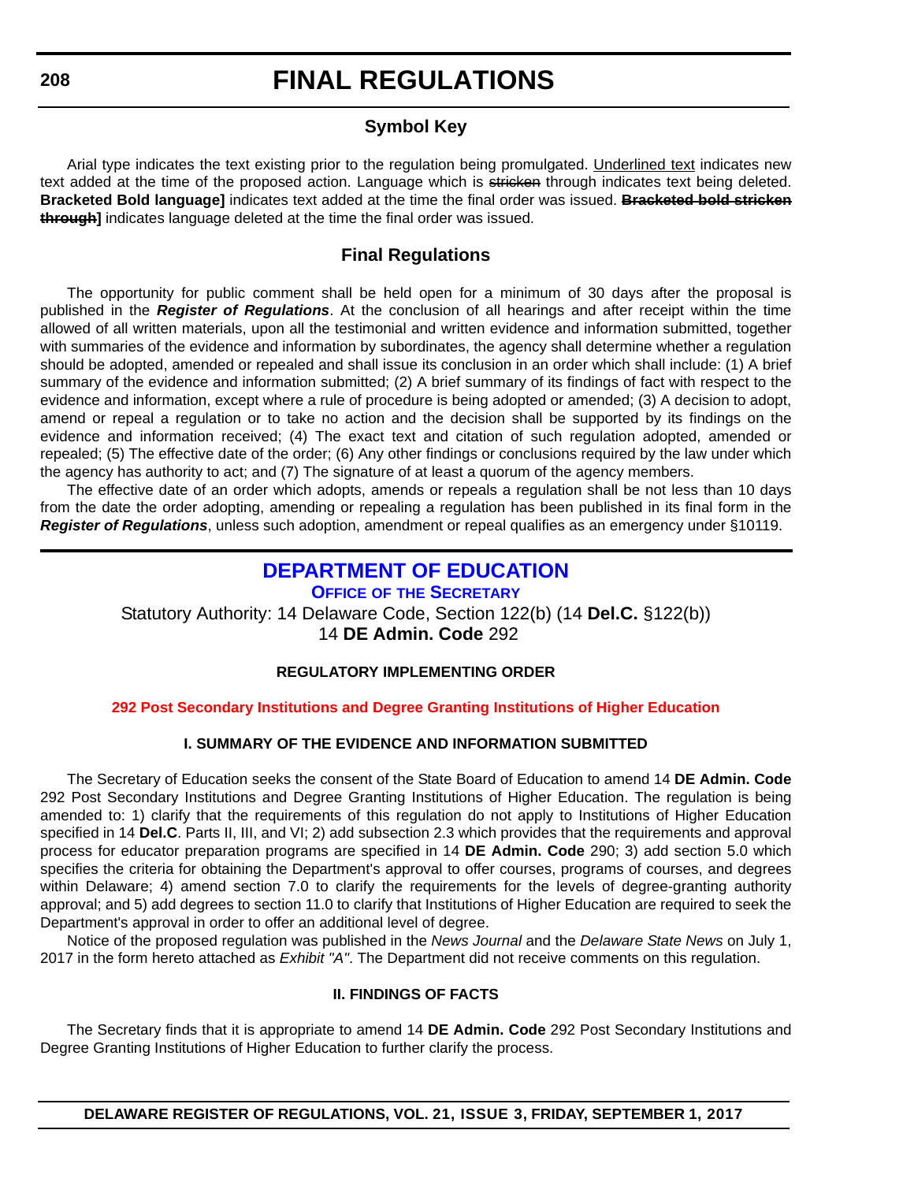# FINAL REGULATIONS

## Symbol Key

Arial type indicates the text existing prior to the regulation being promulgated. <u>Underlined text</u> indicates new text added at the time of the proposed action. Language which is ~~stricken~~ through indicates text being deleted. **Bracketed Bold language]** indicates text added at the time the final order was issued. **~~Bracketed bold stricken through~~]** indicates language deleted at the time the final order was issued.

## Final Regulations

The opportunity for public comment shall be held open for a minimum of 30 days after the proposal is published in the ***Register of Regulations***. At the conclusion of all hearings and after receipt within the time allowed of all written materials, upon all the testimonial and written evidence and information submitted, together with summaries of the evidence and information by subordinates, the agency shall determine whether a regulation should be adopted, amended or repealed and shall issue its conclusion in an order which shall include: (1) A brief summary of the evidence and information submitted; (2) A brief summary of its findings of fact with respect to the evidence and information, except where a rule of procedure is being adopted or amended; (3) A decision to adopt, amend or repeal a regulation or to take no action and the decision shall be supported by its findings on the evidence and information received; (4) The exact text and citation of such regulation adopted, amended or repealed; (5) The effective date of the order; (6) Any other findings or conclusions required by the law under which the agency has authority to act; and (7) The signature of at least a quorum of the agency members.

The effective date of an order which adopts, amends or repeals a regulation shall be not less than 10 days from the date the order adopting, amending or repealing a regulation has been published in its final form in the ***Register of Regulations***, unless such adoption, amendment or repeal qualifies as an emergency under §10119.

## DEPARTMENT OF EDUCATION

### Office of the Secretary

Statutory Authority: 14 Delaware Code, Section 122(b) (14 **Del.C.** §122(b))
14 **DE Admin. Code** 292

**REGULATORY IMPLEMENTING ORDER**

**292 Post Secondary Institutions and Degree Granting Institutions of Higher Education**

**I. SUMMARY OF THE EVIDENCE AND INFORMATION SUBMITTED**

The Secretary of Education seeks the consent of the State Board of Education to amend 14 **DE Admin. Code** 292 Post Secondary Institutions and Degree Granting Institutions of Higher Education. The regulation is being amended to: 1) clarify that the requirements of this regulation do not apply to Institutions of Higher Education specified in 14 **Del.C**. Parts II, III, and VI; 2) add subsection 2.3 which provides that the requirements and approval process for educator preparation programs are specified in 14 **DE Admin. Code** 290; 3) add section 5.0 which specifies the criteria for obtaining the Department's approval to offer courses, programs of courses, and degrees within Delaware; 4) amend section 7.0 to clarify the requirements for the levels of degree-granting authority approval; and 5) add degrees to section 11.0 to clarify that Institutions of Higher Education are required to seek the Department's approval in order to offer an additional level of degree.

Notice of the proposed regulation was published in the *News Journal* and the *Delaware State News* on July 1, 2017 in the form hereto attached as *Exhibit "A"*. The Department did not receive comments on this regulation.

**II. FINDINGS OF FACTS**

The Secretary finds that it is appropriate to amend 14 **DE Admin. Code** 292 Post Secondary Institutions and Degree Granting Institutions of Higher Education to further clarify the process.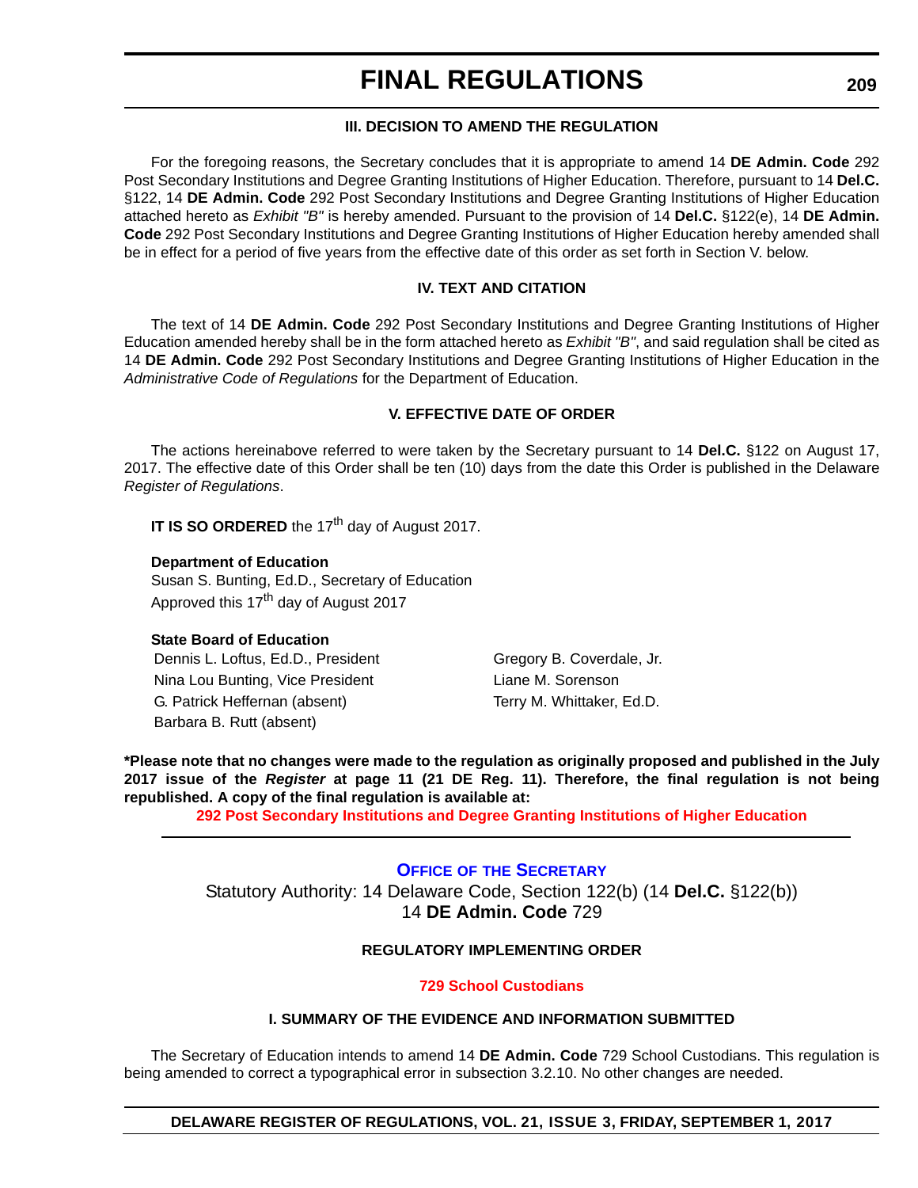#### III. DECISION TO AMEND THE REGULATION

For the foregoing reasons, the Secretary concludes that it is appropriate to amend 14 **DE Admin. Code** 292 Post Secondary Institutions and Degree Granting Institutions of Higher Education. Therefore, pursuant to 14 **Del.C.** §122, 14 **DE Admin. Code** 292 Post Secondary Institutions and Degree Granting Institutions of Higher Education attached hereto as *Exhibit "B"* is hereby amended. Pursuant to the provision of 14 **Del.C.** §122(e), 14 **DE Admin. Code** 292 Post Secondary Institutions and Degree Granting Institutions of Higher Education hereby amended shall be in effect for a period of five years from the effective date of this order as set forth in Section V. below.

#### IV. TEXT AND CITATION

The text of 14 **DE Admin. Code** 292 Post Secondary Institutions and Degree Granting Institutions of Higher Education amended hereby shall be in the form attached hereto as *Exhibit "B"*, and said regulation shall be cited as 14 **DE Admin. Code** 292 Post Secondary Institutions and Degree Granting Institutions of Higher Education in the *Administrative Code of Regulations* for the Department of Education.

#### V. EFFECTIVE DATE OF ORDER

The actions hereinabove referred to were taken by the Secretary pursuant to 14 **Del.C.** §122 on August 17, 2017. The effective date of this Order shall be ten (10) days from the date this Order is published in the Delaware *Register of Regulations*.

**IT IS SO ORDERED** the 17th day of August 2017.

**Department of Education**
Susan S. Bunting, Ed.D., Secretary of Education
Approved this 17th day of August 2017

**State Board of Education**
Dennis L. Loftus, Ed.D., President
Nina Lou Bunting, Vice President
G. Patrick Heffernan (absent)
Barbara B. Rutt (absent)
Gregory B. Coverdale, Jr.
Liane M. Sorenson
Terry M. Whittaker, Ed.D.

**\*Please note that no changes were made to the regulation as originally proposed and published in the July 2017 issue of the *Register* at page 11 (21 DE Reg. 11). Therefore, the final regulation is not being republished. A copy of the final regulation is available at:**

**292 Post Secondary Institutions and Degree Granting Institutions of Higher Education**

---

### OFFICE OF THE SECRETARY

Statutory Authority: 14 Delaware Code, Section 122(b) (14 **Del.C.** §122(b))
14 **DE Admin. Code** 729

#### REGULATORY IMPLEMENTING ORDER

#### 729 School Custodians

#### I. SUMMARY OF THE EVIDENCE AND INFORMATION SUBMITTED

The Secretary of Education intends to amend 14 **DE Admin. Code** 729 School Custodians. This regulation is being amended to correct a typographical error in subsection 3.2.10. No other changes are needed.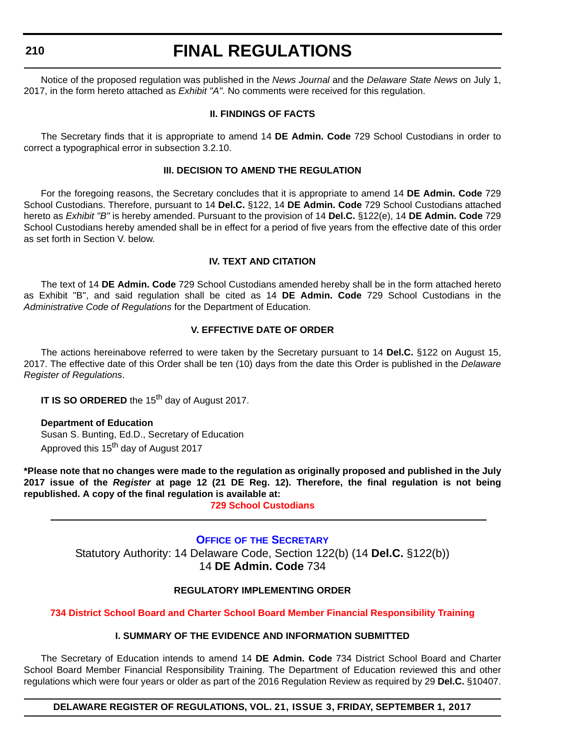Notice of the proposed regulation was published in the *News Journal* and the *Delaware State News* on July 1, 2017, in the form hereto attached as *Exhibit "A"*. No comments were received for this regulation.

### II. FINDINGS OF FACTS

The Secretary finds that it is appropriate to amend 14 **DE Admin. Code** 729 School Custodians in order to correct a typographical error in subsection 3.2.10.

### III. DECISION TO AMEND THE REGULATION

For the foregoing reasons, the Secretary concludes that it is appropriate to amend 14 **DE Admin. Code** 729 School Custodians. Therefore, pursuant to 14 **Del.C.** §122, 14 **DE Admin. Code** 729 School Custodians attached hereto as *Exhibit "B"* is hereby amended. Pursuant to the provision of 14 **Del.C.** §122(e), 14 **DE Admin. Code** 729 School Custodians hereby amended shall be in effect for a period of five years from the effective date of this order as set forth in Section V. below.

### IV. TEXT AND CITATION

The text of 14 **DE Admin. Code** 729 School Custodians amended hereby shall be in the form attached hereto as Exhibit "B", and said regulation shall be cited as 14 **DE Admin. Code** 729 School Custodians in the *Administrative Code of Regulations* for the Department of Education.

### V. EFFECTIVE DATE OF ORDER

The actions hereinabove referred to were taken by the Secretary pursuant to 14 **Del.C.** §122 on August 15, 2017. The effective date of this Order shall be ten (10) days from the date this Order is published in the *Delaware Register of Regulations*.

**IT IS SO ORDERED** the 15th day of August 2017.

**Department of Education**
Susan S. Bunting, Ed.D., Secretary of Education
Approved this 15th day of August 2017

**\*Please note that no changes were made to the regulation as originally proposed and published in the July 2017 issue of the *Register* at page 12 (21 DE Reg. 12). Therefore, the final regulation is not being republished. A copy of the final regulation is available at:**

**729 School Custodians**

---

## OFFICE OF THE SECRETARY

Statutory Authority: 14 Delaware Code, Section 122(b) (14 **Del.C.** §122(b))
14 **DE Admin. Code** 734

### REGULATORY IMPLEMENTING ORDER

**734 District School Board and Charter School Board Member Financial Responsibility Training**

### I. SUMMARY OF THE EVIDENCE AND INFORMATION SUBMITTED

The Secretary of Education intends to amend 14 **DE Admin. Code** 734 District School Board and Charter School Board Member Financial Responsibility Training. The Department of Education reviewed this and other regulations which were four years or older as part of the 2016 Regulation Review as required by 29 **Del.C.** §10407.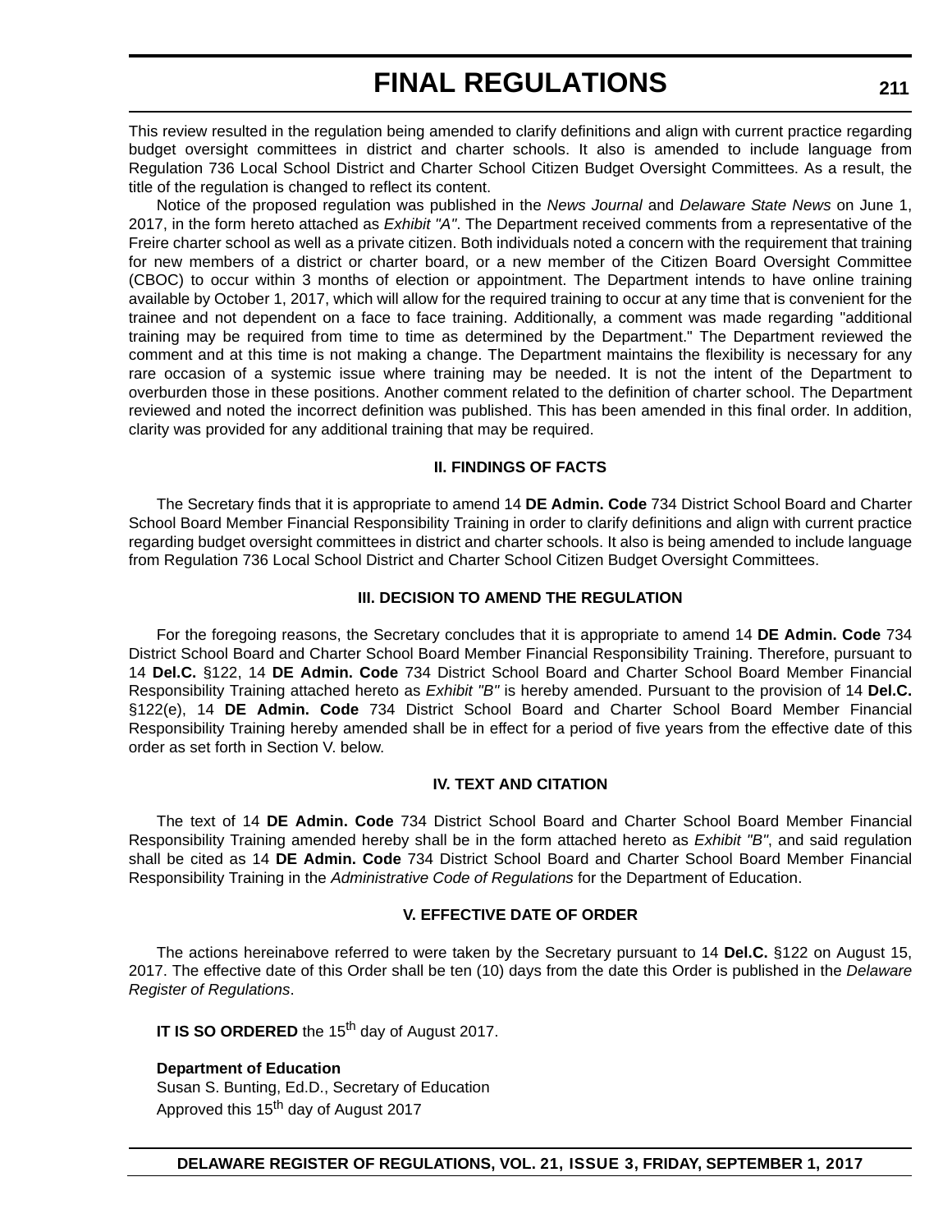This review resulted in the regulation being amended to clarify definitions and align with current practice regarding budget oversight committees in district and charter schools. It also is amended to include language from Regulation 736 Local School District and Charter School Citizen Budget Oversight Committees. As a result, the title of the regulation is changed to reflect its content.

Notice of the proposed regulation was published in the *News Journal* and *Delaware State News* on June 1, 2017, in the form hereto attached as *Exhibit "A"*. The Department received comments from a representative of the Freire charter school as well as a private citizen. Both individuals noted a concern with the requirement that training for new members of a district or charter board, or a new member of the Citizen Board Oversight Committee (CBOC) to occur within 3 months of election or appointment. The Department intends to have online training available by October 1, 2017, which will allow for the required training to occur at any time that is convenient for the trainee and not dependent on a face to face training. Additionally, a comment was made regarding "additional training may be required from time to time as determined by the Department." The Department reviewed the comment and at this time is not making a change. The Department maintains the flexibility is necessary for any rare occasion of a systemic issue where training may be needed. It is not the intent of the Department to overburden those in these positions. Another comment related to the definition of charter school. The Department reviewed and noted the incorrect definition was published. This has been amended in this final order. In addition, clarity was provided for any additional training that may be required.

### II. FINDINGS OF FACTS

The Secretary finds that it is appropriate to amend 14 **DE Admin. Code** 734 District School Board and Charter School Board Member Financial Responsibility Training in order to clarify definitions and align with current practice regarding budget oversight committees in district and charter schools. It also is being amended to include language from Regulation 736 Local School District and Charter School Citizen Budget Oversight Committees.

### III. DECISION TO AMEND THE REGULATION

For the foregoing reasons, the Secretary concludes that it is appropriate to amend 14 **DE Admin. Code** 734 District School Board and Charter School Board Member Financial Responsibility Training. Therefore, pursuant to 14 **Del.C.** §122, 14 **DE Admin. Code** 734 District School Board and Charter School Board Member Financial Responsibility Training attached hereto as *Exhibit "B"* is hereby amended. Pursuant to the provision of 14 **Del.C.** §122(e), 14 **DE Admin. Code** 734 District School Board and Charter School Board Member Financial Responsibility Training hereby amended shall be in effect for a period of five years from the effective date of this order as set forth in Section V. below.

### IV. TEXT AND CITATION

The text of 14 **DE Admin. Code** 734 District School Board and Charter School Board Member Financial Responsibility Training amended hereby shall be in the form attached hereto as *Exhibit "B"*, and said regulation shall be cited as 14 **DE Admin. Code** 734 District School Board and Charter School Board Member Financial Responsibility Training in the *Administrative Code of Regulations* for the Department of Education.

### V. EFFECTIVE DATE OF ORDER

The actions hereinabove referred to were taken by the Secretary pursuant to 14 **Del.C.** §122 on August 15, 2017. The effective date of this Order shall be ten (10) days from the date this Order is published in the *Delaware Register of Regulations*.

**IT IS SO ORDERED** the 15th day of August 2017.

**Department of Education**
Susan S. Bunting, Ed.D., Secretary of Education
Approved this 15th day of August 2017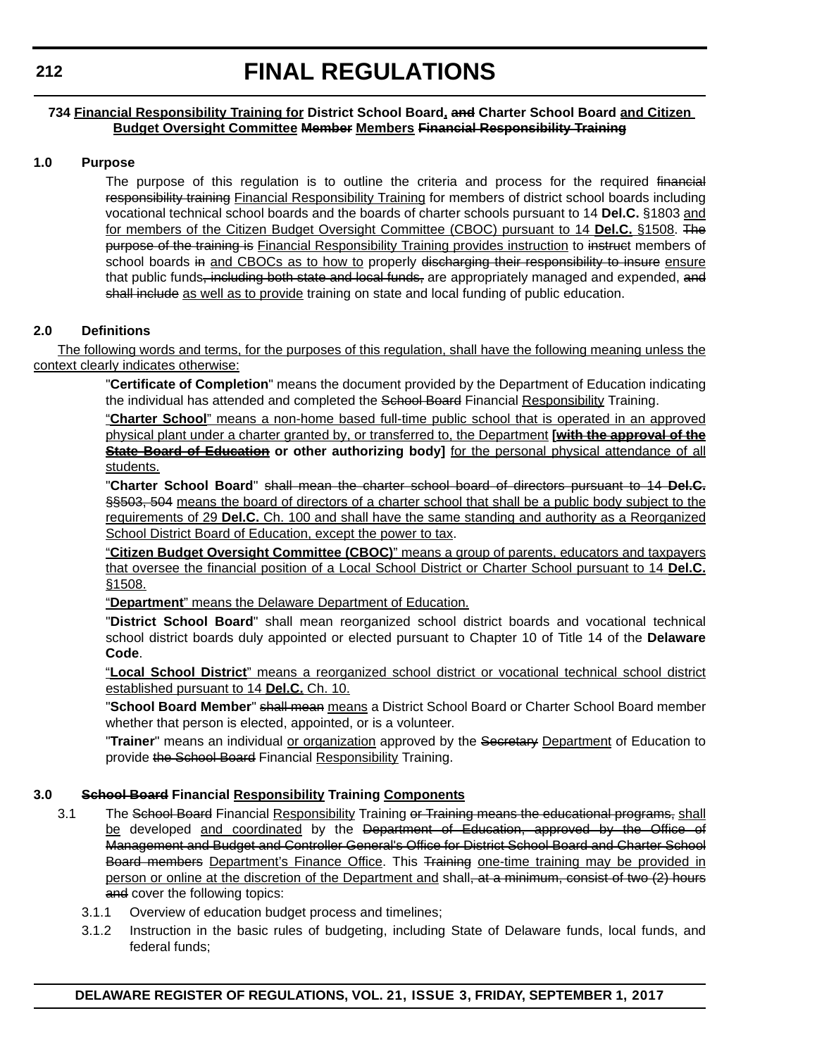**734 Financial Responsibility Training for District School Board, ~~and~~ Charter School Board and Citizen Budget Oversight Committee ~~Member~~ Members ~~Financial Responsibility Training~~**

**1.0 Purpose**

The purpose of this regulation is to outline the criteria and process for the required ~~financial responsibility training~~ Financial Responsibility Training for members of district school boards including vocational technical school boards and the boards of charter schools pursuant to 14 **Del.C.** §1803 and for members of the Citizen Budget Oversight Committee (CBOC) pursuant to 14 **Del.C.** §1508. ~~The purpose of the training is~~ Financial Responsibility Training provides instruction to ~~instruct~~ members of school boards ~~in~~ and CBOCs as to how to properly ~~discharging their responsibility to insure~~ ensure that public funds~~, including both state and local funds,~~ are appropriately managed and expended, ~~and shall include~~ as well as to provide training on state and local funding of public education.

**2.0 Definitions**

The following words and terms, for the purposes of this regulation, shall have the following meaning unless the context clearly indicates otherwise:

"**Certificate of Completion**" means the document provided by the Department of Education indicating the individual has attended and completed the ~~School Board~~ Financial Responsibility Training.

"**Charter School**" means a non-home based full-time public school that is operated in an approved physical plant under a charter granted by, or transferred to, the Department **[~~with the approval of the State Board of Education~~ or other authorizing body]** for the personal physical attendance of all students.

"**Charter School Board**" ~~shall mean the charter school board of directors pursuant to 14 **Del.C.** §§503, 504~~ means the board of directors of a charter school that shall be a public body subject to the requirements of 29 **Del.C.** Ch. 100 and shall have the same standing and authority as a Reorganized School District Board of Education, except the power to tax.

"**Citizen Budget Oversight Committee (CBOC)**" means a group of parents, educators and taxpayers that oversee the financial position of a Local School District or Charter School pursuant to 14 **Del.C.** §1508.

"**Department**" means the Delaware Department of Education.

"**District School Board**" shall mean reorganized school district boards and vocational technical school district boards duly appointed or elected pursuant to Chapter 10 of Title 14 of the **Delaware Code**.

"**Local School District**" means a reorganized school district or vocational technical school district established pursuant to 14 **Del.C.** Ch. 10.

"**School Board Member**" ~~shall mean~~ means a District School Board or Charter School Board member whether that person is elected, appointed, or is a volunteer.

"**Trainer**" means an individual or organization approved by the ~~Secretary~~ Department of Education to provide ~~the School Board~~ Financial Responsibility Training.

**3.0 ~~School Board~~ Financial Responsibility Training Components**

3.1 The ~~School Board~~ Financial Responsibility Training ~~or Training means the educational programs,~~ shall be developed and coordinated by the ~~Department of Education, approved by the Office of Management and Budget and Controller General's Office for District School Board and Charter School Board members~~ Department's Finance Office. This ~~Training~~ one-time training may be provided in person or online at the discretion of the Department and shall~~, at a minimum, consist of two (2) hours and~~ cover the following topics:

3.1.1 Overview of education budget process and timelines;

3.1.2 Instruction in the basic rules of budgeting, including State of Delaware funds, local funds, and federal funds;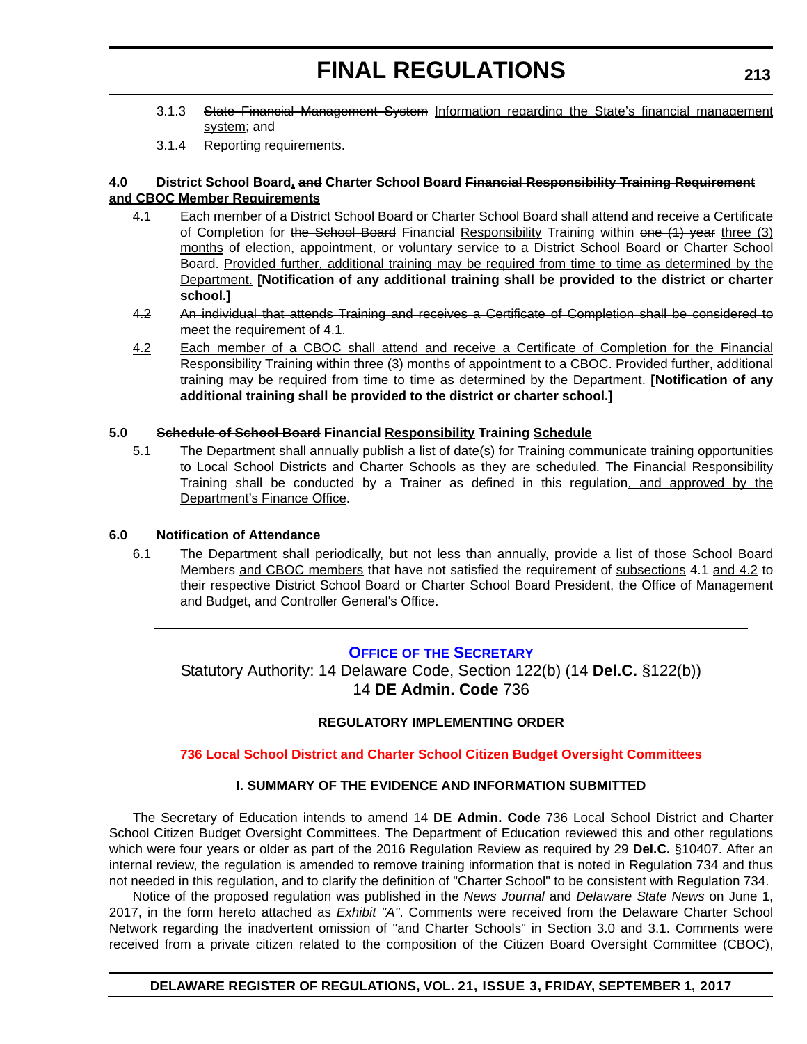3.1.3 ~~State Financial Management System~~ <u>Information regarding the State's financial management system</u>; and

3.1.4 Reporting requirements.

**4.0 District School Board<u>,</u> ~~and~~ Charter School Board ~~Financial Responsibility Training Requirement~~ <u>and CBOC Member Requirements</u>**

4.1 Each member of a District School Board or Charter School Board shall attend and receive a Certificate of Completion for ~~the School Board~~ Financial <u>Responsibility</u> Training within ~~one (1) year~~ <u>three (3) months</u> of election, appointment, or voluntary service to a District School Board or Charter School Board. <u>Provided further, additional training may be required from time to time as determined by the Department.</u> **[Notification of any additional training shall be provided to the district or charter school.]**

~~4.2 An individual that attends Training and receives a Certificate of Completion shall be considered to meet the requirement of 4.1.~~

<u>4.2 Each member of a CBOC shall attend and receive a Certificate of Completion for the Financial Responsibility Training within three (3) months of appointment to a CBOC. Provided further, additional training may be required from time to time as determined by the Department.</u> **[Notification of any additional training shall be provided to the district or charter school.]**

**5.0 ~~Schedule of School Board~~ Financial <u>Responsibility</u> Training <u>Schedule</u>**

~~5.1~~ The Department shall ~~annually publish a list of date(s) for Training~~ <u>communicate training opportunities to Local School Districts and Charter Schools as they are scheduled</u>. The <u>Financial Responsibility</u> Training shall be conducted by a Trainer as defined in this regulation<u>, and approved by the Department's Finance Office</u>.

**6.0 Notification of Attendance**

~~6.1~~ The Department shall periodically, but not less than annually, provide a list of those School Board ~~Members~~ <u>and CBOC members</u> that have not satisfied the requirement of <u>subsections</u> 4.1 <u>and 4.2</u> to their respective District School Board or Charter School Board President, the Office of Management and Budget, and Controller General's Office.

---

## OFFICE OF THE SECRETARY

Statutory Authority: 14 Delaware Code, Section 122(b) (14 **Del.C.** §122(b))
14 **DE Admin. Code** 736

### REGULATORY IMPLEMENTING ORDER

### 736 Local School District and Charter School Citizen Budget Oversight Committees

### I. SUMMARY OF THE EVIDENCE AND INFORMATION SUBMITTED

The Secretary of Education intends to amend 14 **DE Admin. Code** 736 Local School District and Charter School Citizen Budget Oversight Committees. The Department of Education reviewed this and other regulations which were four years or older as part of the 2016 Regulation Review as required by 29 **Del.C.** §10407. After an internal review, the regulation is amended to remove training information that is noted in Regulation 734 and thus not needed in this regulation, and to clarify the definition of "Charter School" to be consistent with Regulation 734.

Notice of the proposed regulation was published in the *News Journal* and *Delaware State News* on June 1, 2017, in the form hereto attached as *Exhibit "A"*. Comments were received from the Delaware Charter School Network regarding the inadvertent omission of "and Charter Schools" in Section 3.0 and 3.1. Comments were received from a private citizen related to the composition of the Citizen Board Oversight Committee (CBOC),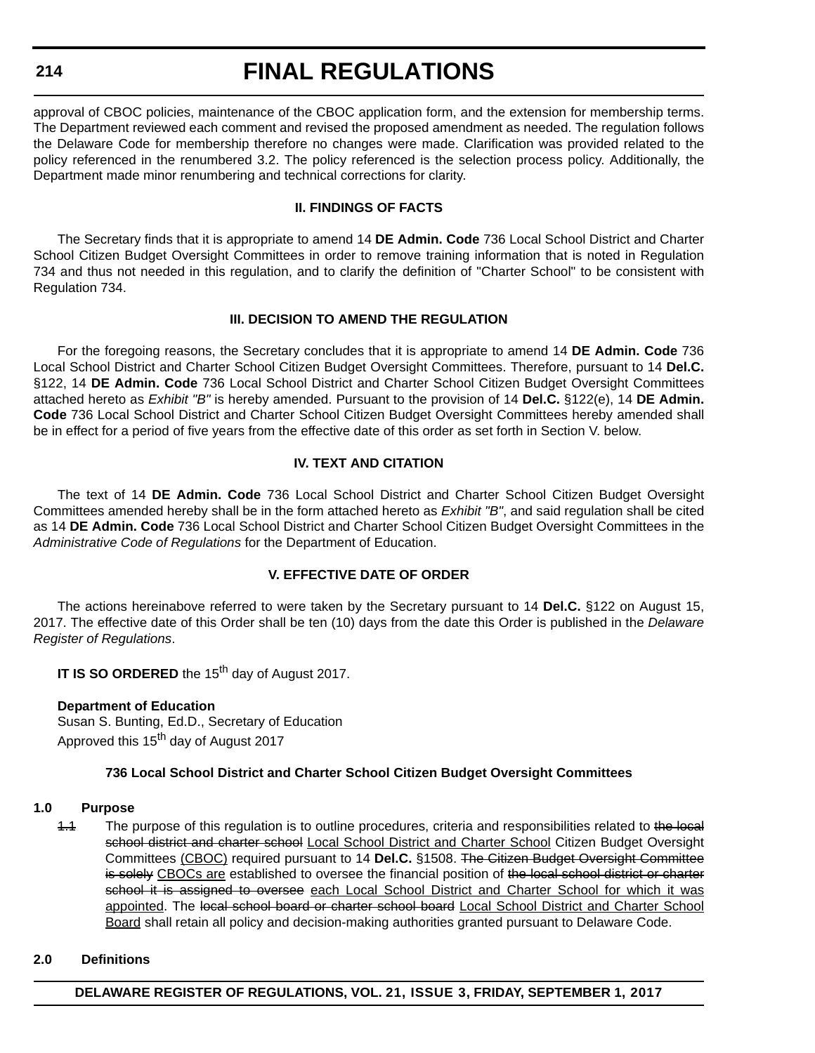approval of CBOC policies, maintenance of the CBOC application form, and the extension for membership terms. The Department reviewed each comment and revised the proposed amendment as needed. The regulation follows the Delaware Code for membership therefore no changes were made. Clarification was provided related to the policy referenced in the renumbered 3.2. The policy referenced is the selection process policy. Additionally, the Department made minor renumbering and technical corrections for clarity.

### II. FINDINGS OF FACTS

The Secretary finds that it is appropriate to amend 14 **DE Admin. Code** 736 Local School District and Charter School Citizen Budget Oversight Committees in order to remove training information that is noted in Regulation 734 and thus not needed in this regulation, and to clarify the definition of "Charter School" to be consistent with Regulation 734.

### III. DECISION TO AMEND THE REGULATION

For the foregoing reasons, the Secretary concludes that it is appropriate to amend 14 **DE Admin. Code** 736 Local School District and Charter School Citizen Budget Oversight Committees. Therefore, pursuant to 14 **Del.C.** §122, 14 **DE Admin. Code** 736 Local School District and Charter School Citizen Budget Oversight Committees attached hereto as *Exhibit "B"* is hereby amended. Pursuant to the provision of 14 **Del.C.** §122(e), 14 **DE Admin. Code** 736 Local School District and Charter School Citizen Budget Oversight Committees hereby amended shall be in effect for a period of five years from the effective date of this order as set forth in Section V. below.

### IV. TEXT AND CITATION

The text of 14 **DE Admin. Code** 736 Local School District and Charter School Citizen Budget Oversight Committees amended hereby shall be in the form attached hereto as *Exhibit "B"*, and said regulation shall be cited as 14 **DE Admin. Code** 736 Local School District and Charter School Citizen Budget Oversight Committees in the *Administrative Code of Regulations* for the Department of Education.

### V. EFFECTIVE DATE OF ORDER

The actions hereinabove referred to were taken by the Secretary pursuant to 14 **Del.C.** §122 on August 15, 2017. The effective date of this Order shall be ten (10) days from the date this Order is published in the *Delaware Register of Regulations*.

**IT IS SO ORDERED** the 15th day of August 2017.

**Department of Education**
Susan S. Bunting, Ed.D., Secretary of Education
Approved this 15th day of August 2017

### 736 Local School District and Charter School Citizen Budget Oversight Committees

**1.0 Purpose**

~~1.1~~ The purpose of this regulation is to outline procedures, criteria and responsibilities related to ~~the local school district and charter school~~ <u>Local School District and Charter School</u> Citizen Budget Oversight Committees <u>(CBOC)</u> required pursuant to 14 **Del.C.** §1508. ~~The Citizen Budget Oversight Committee is solely~~ <u>CBOCs are</u> established to oversee the financial position of ~~the local school district or charter school it is assigned to oversee~~ <u>each Local School District and Charter School for which it was appointed</u>. The ~~local school board or charter school board~~ <u>Local School District and Charter School Board</u> shall retain all policy and decision-making authorities granted pursuant to Delaware Code.

**2.0 Definitions**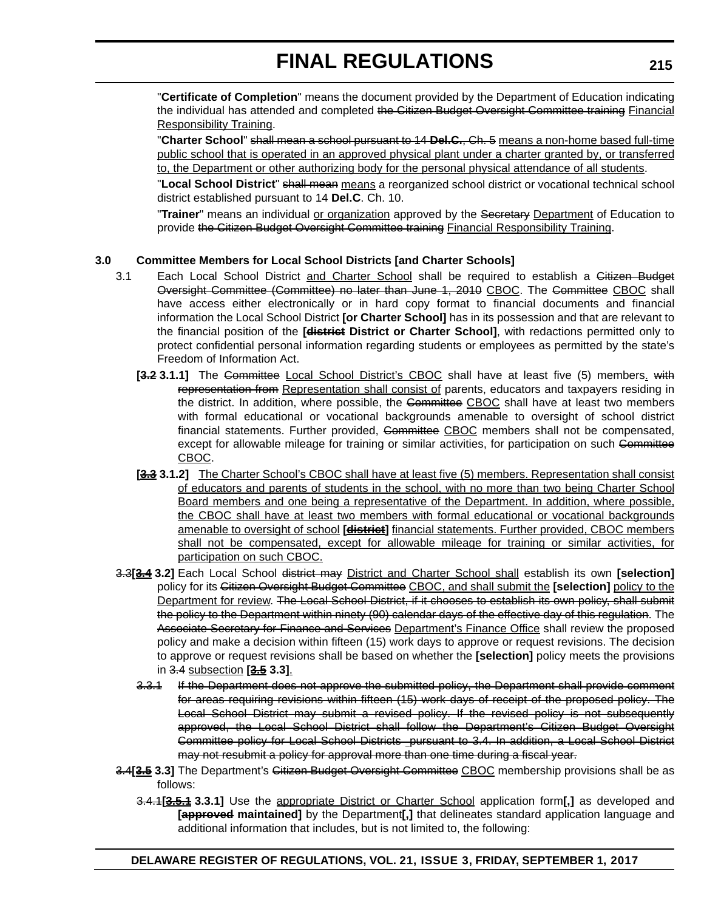"**Certificate of Completion**" means the document provided by the Department of Education indicating the individual has attended and completed ~~the Citizen Budget Oversight Committee training~~ Financial Responsibility Training.

"**Charter School**" ~~shall mean a school pursuant to 14 **Del.C.**, Ch. 5~~ means a non-home based full-time public school that is operated in an approved physical plant under a charter granted by, or transferred to, the Department or other authorizing body for the personal physical attendance of all students.

"**Local School District**" ~~shall mean~~ means a reorganized school district or vocational technical school district established pursuant to 14 **Del.C**. Ch. 10.

"**Trainer**" means an individual or organization approved by the ~~Secretary~~ Department of Education to provide ~~the Citizen Budget Oversight Committee training~~ Financial Responsibility Training.

**3.0 Committee Members for Local School Districts [and Charter Schools]**

3.1 Each Local School District and Charter School shall be required to establish a ~~Citizen Budget Oversight Committee (Committee) no later than June 1, 2010~~ CBOC. The ~~Committee~~ CBOC shall have access either electronically or in hard copy format to financial documents and financial information the Local School District **[or Charter School]** has in its possession and that are relevant to the financial position of the **[~~district~~ District or Charter School]**, with redactions permitted only to protect confidential personal information regarding students or employees as permitted by the state's Freedom of Information Act.

**[~~3.2~~ 3.1.1]** The ~~Committee~~ Local School District's CBOC shall have at least five (5) members. ~~with representation from~~ Representation shall consist of parents, educators and taxpayers residing in the district. In addition, where possible, the ~~Committee~~ CBOC shall have at least two members with formal educational or vocational backgrounds amenable to oversight of school district financial statements. Further provided, ~~Committee~~ CBOC members shall not be compensated, except for allowable mileage for training or similar activities, for participation on such ~~Committee~~ CBOC.

**[~~3.3~~ 3.1.2]** The Charter School's CBOC shall have at least five (5) members. Representation shall consist of educators and parents of students in the school, with no more than two being Charter School Board members and one being a representative of the Department. In addition, where possible, the CBOC shall have at least two members with formal educational or vocational backgrounds amenable to oversight of school **[~~district~~]** financial statements. Further provided, CBOC members shall not be compensated, except for allowable mileage for training or similar activities, for participation on such CBOC.

~~3.3~~**[~~3.4~~ 3.2]** Each Local School ~~district may~~ District and Charter School shall establish its own **[selection]** policy for its ~~Citizen Oversight Budget Committee~~ CBOC, and shall submit the **[selection]** policy to the Department for review. ~~The Local School District, if it chooses to establish its own policy, shall submit the policy to the Department within ninety (90) calendar days of the effective day of this regulation.~~ The ~~Associate Secretary for Finance and Services~~ Department's Finance Office shall review the proposed policy and make a decision within fifteen (15) work days to approve or request revisions. The decision to approve or request revisions shall be based on whether the **[selection]** policy meets the provisions in ~~3.4~~ subsection **[~~3.5~~ 3.3]**.

~~3.3.1 If the Department does not approve the submitted policy, the Department shall provide comment for areas requiring revisions within fifteen (15) work days of receipt of the proposed policy. The Local School District may submit a revised policy. If the revised policy is not subsequently approved, the Local School District shall follow the Department's Citizen Budget Oversight Committee policy for Local School Districts pursuant to 3.4. In addition, a Local School District may not resubmit a policy for approval more than one time during a fiscal year.~~

~~3.4~~**[~~3.5~~ 3.3]** The Department's ~~Citizen Budget Oversight Committee~~ CBOC membership provisions shall be as follows:

~~3.4.1~~**[~~3.5.1~~ 3.3.1]** Use the appropriate District or Charter School application form**[,]** as developed and **[~~approved~~ maintained]** by the Department**[,]** that delineates standard application language and additional information that includes, but is not limited to, the following: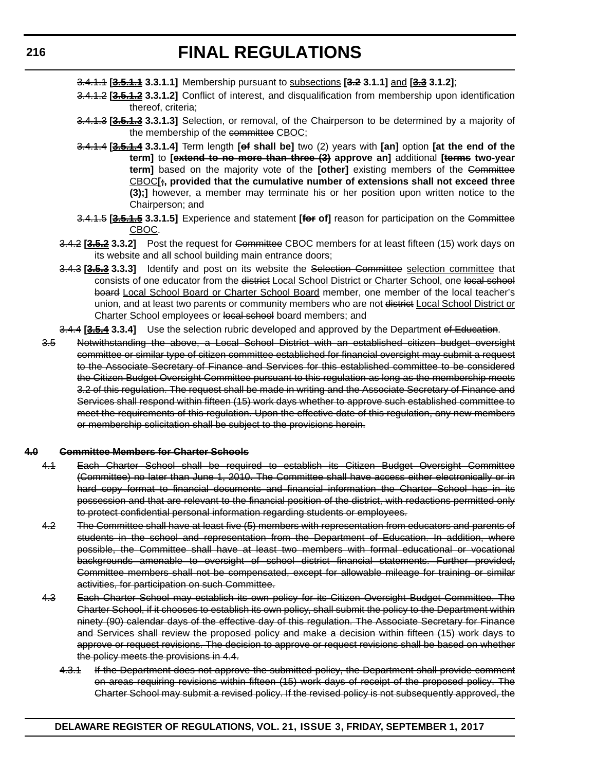~~3.4.1.1~~ **[~~3.5.1.1~~ 3.3.1.1]** Membership pursuant to <u>subsections</u> **[~~3.2~~ 3.1.1]** <u>and</u> **[~~3.3~~ 3.1.2]**;

~~3.4.1.2~~ **[~~3.5.1.2~~ 3.3.1.2]** Conflict of interest, and disqualification from membership upon identification thereof, criteria;

~~3.4.1.3~~ **[~~3.5.1.3~~ 3.3.1.3]** Selection, or removal, of the Chairperson to be determined by a majority of the membership of the ~~committee~~ <u>CBOC</u>;

~~3.4.1.4~~ **[~~3.5.1.4~~ 3.3.1.4]** Term length **[~~of~~ shall be]** two (2) years with **[an]** option **[at the end of the term]** to **[~~extend to no more than three (3)~~ approve an]** additional **[~~terms~~ two-year term]** based on the majority vote of the **[other]** existing members of the ~~Committee~~ <u>CBOC</u>**[~~;~~, provided that the cumulative number of extensions shall not exceed three (3);]** however, a member may terminate his or her position upon written notice to the Chairperson; and

~~3.4.1.5~~ **[~~3.5.1.5~~ 3.3.1.5]** Experience and statement **[~~for~~ of]** reason for participation on the ~~Committee~~ <u>CBOC</u>.

~~3.4.2~~ **[~~3.5.2~~ 3.3.2]** Post the request for ~~Committee~~ <u>CBOC</u> members for at least fifteen (15) work days on its website and all school building main entrance doors;

~~3.4.3~~ **[~~3.5.3~~ 3.3.3]** Identify and post on its website the ~~Selection Committee~~ <u>selection committee</u> that consists of one educator from the ~~district~~ <u>Local School District or Charter School</u>, one ~~local school board~~ <u>Local School Board or Charter School Board</u> member, one member of the local teacher's union, and at least two parents or community members who are not ~~district~~ <u>Local School District or Charter School</u> employees or ~~local school~~ board members; and

~~3.4.4~~ **[~~3.5.4~~ 3.3.4]** Use the selection rubric developed and approved by the Department ~~of Education~~.

~~3.5 Notwithstanding the above, a Local School District with an established citizen budget oversight committee or similar type of citizen committee established for financial oversight may submit a request to the Associate Secretary of Finance and Services for this established committee to be considered the Citizen Budget Oversight Committee pursuant to this regulation as long as the membership meets 3.2 of this regulation. The request shall be made in writing and the Associate Secretary of Finance and Services shall respond within fifteen (15) work days whether to approve such established committee to meet the requirements of this regulation. Upon the effective date of this regulation, any new members or membership solicitation shall be subject to the provisions herein.~~

**~~4.0 Committee Members for Charter Schools~~**

~~4.1 Each Charter School shall be required to establish its Citizen Budget Oversight Committee (Committee) no later than June 1, 2010. The Committee shall have access either electronically or in hard copy format to financial documents and financial information the Charter School has in its possession and that are relevant to the financial position of the district, with redactions permitted only to protect confidential personal information regarding students or employees.~~

~~4.2 The Committee shall have at least five (5) members with representation from educators and parents of students in the school and representation from the Department of Education. In addition, where possible, the Committee shall have at least two members with formal educational or vocational backgrounds amenable to oversight of school district financial statements. Further provided, Committee members shall not be compensated, except for allowable mileage for training or similar activities, for participation on such Committee.~~

~~4.3 Each Charter School may establish its own policy for its Citizen Oversight Budget Committee. The Charter School, if it chooses to establish its own policy, shall submit the policy to the Department within ninety (90) calendar days of the effective day of this regulation. The Associate Secretary for Finance and Services shall review the proposed policy and make a decision within fifteen (15) work days to approve or request revisions. The decision to approve or request revisions shall be based on whether the policy meets the provisions in 4.4.~~

~~4.3.1 If the Department does not approve the submitted policy, the Department shall provide comment on areas requiring revisions within fifteen (15) work days of receipt of the proposed policy. The Charter School may submit a revised policy. If the revised policy is not subsequently approved, the~~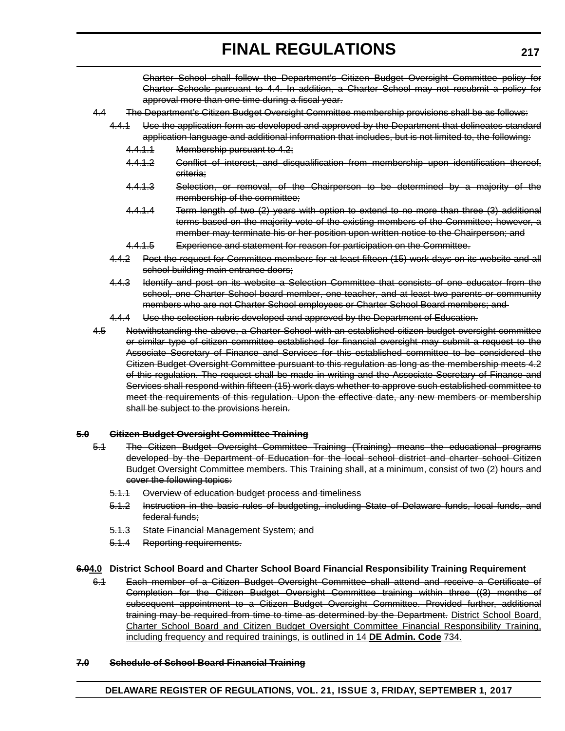~~Charter School shall follow the Department's Citizen Budget Oversight Committee policy for Charter Schools pursuant to 4.4. In addition, a Charter School may not resubmit a policy for approval more than one time during a fiscal year.~~

~~4.4 The Department's Citizen Budget Oversight Committee membership provisions shall be as follows:~~

~~4.4.1 Use the application form as developed and approved by the Department that delineates standard application language and additional information that includes, but is not limited to, the following:~~

~~4.4.1.1 Membership pursuant to 4.2;~~

~~4.4.1.2 Conflict of interest, and disqualification from membership upon identification thereof, criteria;~~

~~4.4.1.3 Selection, or removal, of the Chairperson to be determined by a majority of the membership of the committee;~~

~~4.4.1.4 Term length of two (2) years with option to extend to no more than three (3) additional terms based on the majority vote of the existing members of the Committee; however, a member may terminate his or her position upon written notice to the Chairperson; and~~

~~4.4.1.5 Experience and statement for reason for participation on the Committee.~~

~~4.4.2 Post the request for Committee members for at least fifteen (15) work days on its website and all school building main entrance doors;~~

~~4.4.3 Identify and post on its website a Selection Committee that consists of one educator from the school, one Charter School board member, one teacher, and at least two parents or community members who are not Charter School employees or Charter School Board members; and~~

~~4.4.4 Use the selection rubric developed and approved by the Department of Education.~~

~~4.5 Notwithstanding the above, a Charter School with an established citizen budget oversight committee or similar type of citizen committee established for financial oversight may submit a request to the Associate Secretary of Finance and Services for this established committee to be considered the Citizen Budget Oversight Committee pursuant to this regulation as long as the membership meets 4.2 of this regulation. The request shall be made in writing and the Associate Secretary of Finance and Services shall respond within fifteen (15) work days whether to approve such established committee to meet the requirements of this regulation. Upon the effective date, any new members or membership shall be subject to the provisions herein.~~

**~~5.0 Citizen Budget Oversight Committee Training~~**

~~5.1 The Citizen Budget Oversight Committee Training (Training) means the educational programs developed by the Department of Education for the local school district and charter school Citizen Budget Oversight Committee members. This Training shall, at a minimum, consist of two (2) hours and cover the following topics:~~

~~5.1.1 Overview of education budget process and timeliness~~

~~5.1.2 Instruction in the basic rules of budgeting, including State of Delaware funds, local funds, and federal funds;~~

~~5.1.3 State Financial Management System; and~~

~~5.1.4 Reporting requirements.~~

**~~6.0~~<u>4.0</u> District School Board and Charter School Board Financial Responsibility Training Requirement**

~~6.1 Each member of a Citizen Budget Oversight Committee shall attend and receive a Certificate of Completion for the Citizen Budget Oversight Committee training within three ((3) months of subsequent appointment to a Citizen Budget Oversight Committee. Provided further, additional training may be required from time to time as determined by the Department.~~ <u>District School Board, Charter School Board and Citizen Budget Oversight Committee Financial Responsibility Training, including frequency and required trainings, is outlined in 14 **DE Admin. Code** 734.</u>

**~~7.0 Schedule of School Board Financial Training~~**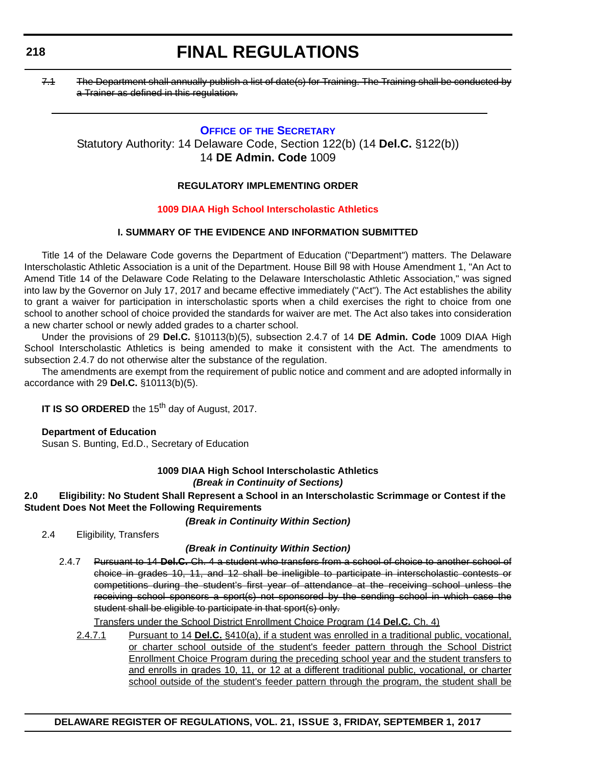~~7.1 The Department shall annually publish a list of date(s) for Training. The Training shall be conducted by a Trainer as defined in this regulation.~~

---

## OFFICE OF THE SECRETARY

Statutory Authority: 14 Delaware Code, Section 122(b) (14 **Del.C.** §122(b))
14 **DE Admin. Code** 1009

### REGULATORY IMPLEMENTING ORDER

### 1009 DIAA High School Interscholastic Athletics

### I. SUMMARY OF THE EVIDENCE AND INFORMATION SUBMITTED

Title 14 of the Delaware Code governs the Department of Education ("Department") matters. The Delaware Interscholastic Athletic Association is a unit of the Department. House Bill 98 with House Amendment 1, "An Act to Amend Title 14 of the Delaware Code Relating to the Delaware Interscholastic Athletic Association," was signed into law by the Governor on July 17, 2017 and became effective immediately ("Act"). The Act establishes the ability to grant a waiver for participation in interscholastic sports when a child exercises the right to choice from one school to another school of choice provided the standards for waiver are met. The Act also takes into consideration a new charter school or newly added grades to a charter school.

Under the provisions of 29 **Del.C.** §10113(b)(5), subsection 2.4.7 of 14 **DE Admin. Code** 1009 DIAA High School Interscholastic Athletics is being amended to make it consistent with the Act. The amendments to subsection 2.4.7 do not otherwise alter the substance of the regulation.

The amendments are exempt from the requirement of public notice and comment and are adopted informally in accordance with 29 **Del.C.** §10113(b)(5).

**IT IS SO ORDERED** the 15th day of August, 2017.

**Department of Education**
Susan S. Bunting, Ed.D., Secretary of Education

**1009 DIAA High School Interscholastic Athletics**
***(Break in Continuity of Sections)***

**2.0 Eligibility: No Student Shall Represent a School in an Interscholastic Scrimmage or Contest if the Student Does Not Meet the Following Requirements**

***(Break in Continuity Within Section)***

2.4 Eligibility, Transfers

***(Break in Continuity Within Section)***

2.4.7 ~~Pursuant to 14 **Del.C.** Ch. 4 a student who transfers from a school of choice to another school of choice in grades 10, 11, and 12 shall be ineligible to participate in interscholastic contests or competitions during the student's first year of attendance at the receiving school unless the receiving school sponsors a sport(s) not sponsored by the sending school in which case the student shall be eligible to participate in that sport(s) only.~~

<u>Transfers under the School District Enrollment Choice Program (14 **Del.C.** Ch. 4)</u>

<u>2.4.7.1</u> <u>Pursuant to 14 **Del.C.** §410(a), if a student was enrolled in a traditional public, vocational, or charter school outside of the student's feeder pattern through the School District Enrollment Choice Program during the preceding school year and the student transfers to and enrolls in grades 10, 11, or 12 at a different traditional public, vocational, or charter school outside of the student's feeder pattern through the program, the student shall be</u>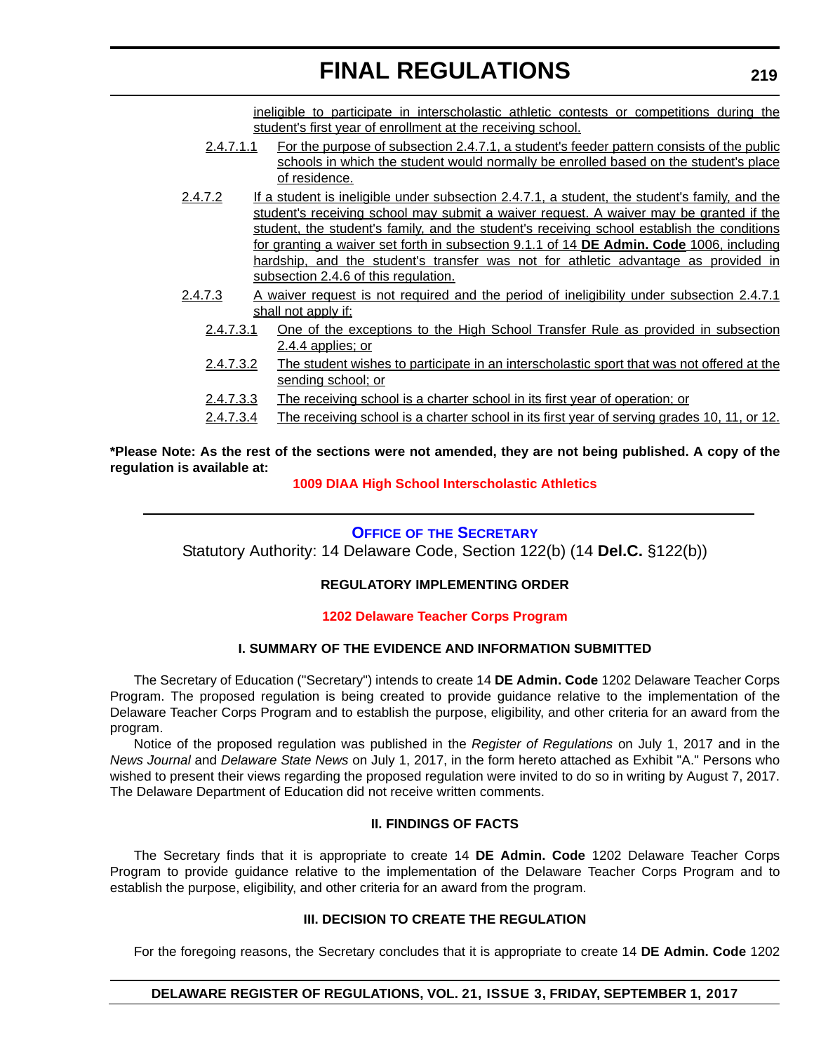ineligible to participate in interscholastic athletic contests or competitions during the student's first year of enrollment at the receiving school.

2.4.7.1.1 For the purpose of subsection 2.4.7.1, a student's feeder pattern consists of the public schools in which the student would normally be enrolled based on the student's place of residence.

2.4.7.2 If a student is ineligible under subsection 2.4.7.1, a student, the student's family, and the student's receiving school may submit a waiver request. A waiver may be granted if the student, the student's family, and the student's receiving school establish the conditions for granting a waiver set forth in subsection 9.1.1 of 14 **DE Admin. Code** 1006, including hardship, and the student's transfer was not for athletic advantage as provided in subsection 2.4.6 of this regulation.

2.4.7.3 A waiver request is not required and the period of ineligibility under subsection 2.4.7.1 shall not apply if:

2.4.7.3.1 One of the exceptions to the High School Transfer Rule as provided in subsection 2.4.4 applies; or

2.4.7.3.2 The student wishes to participate in an interscholastic sport that was not offered at the sending school; or

2.4.7.3.3 The receiving school is a charter school in its first year of operation; or

2.4.7.3.4 The receiving school is a charter school in its first year of serving grades 10, 11, or 12.

**\*Please Note: As the rest of the sections were not amended, they are not being published. A copy of the regulation is available at:**

**1009 DIAA High School Interscholastic Athletics**

---

## Office of the Secretary

Statutory Authority: 14 Delaware Code, Section 122(b) (14 **Del.C.** §122(b))

### REGULATORY IMPLEMENTING ORDER

### 1202 Delaware Teacher Corps Program

### I. SUMMARY OF THE EVIDENCE AND INFORMATION SUBMITTED

The Secretary of Education ("Secretary") intends to create 14 **DE Admin. Code** 1202 Delaware Teacher Corps Program. The proposed regulation is being created to provide guidance relative to the implementation of the Delaware Teacher Corps Program and to establish the purpose, eligibility, and other criteria for an award from the program.

Notice of the proposed regulation was published in the *Register of Regulations* on July 1, 2017 and in the *News Journal* and *Delaware State News* on July 1, 2017, in the form hereto attached as Exhibit "A." Persons who wished to present their views regarding the proposed regulation were invited to do so in writing by August 7, 2017. The Delaware Department of Education did not receive written comments.

### II. FINDINGS OF FACTS

The Secretary finds that it is appropriate to create 14 **DE Admin. Code** 1202 Delaware Teacher Corps Program to provide guidance relative to the implementation of the Delaware Teacher Corps Program and to establish the purpose, eligibility, and other criteria for an award from the program.

### III. DECISION TO CREATE THE REGULATION

For the foregoing reasons, the Secretary concludes that it is appropriate to create 14 **DE Admin. Code** 1202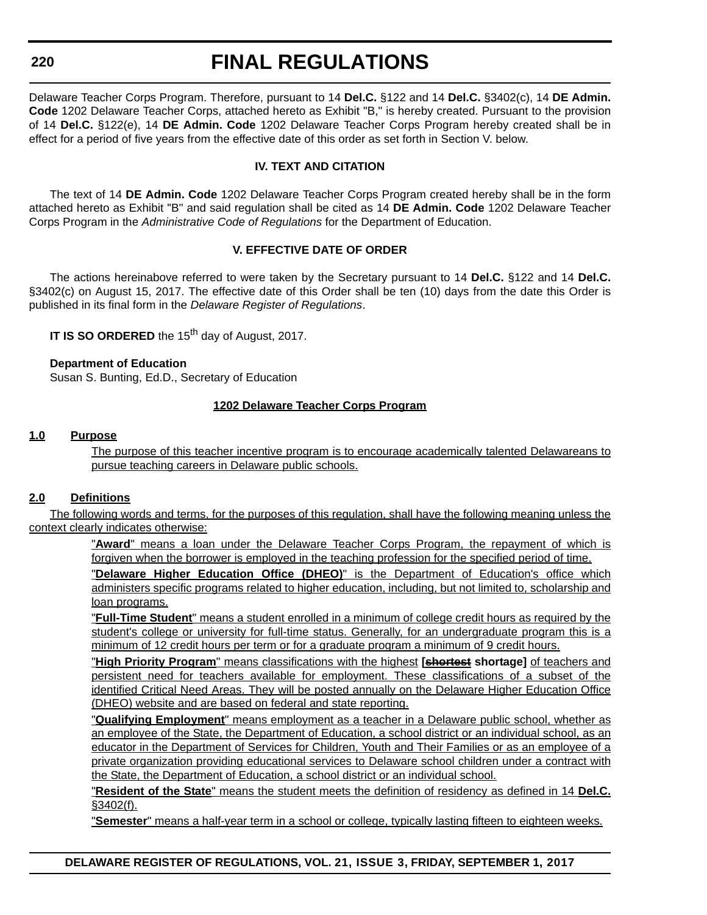Delaware Teacher Corps Program. Therefore, pursuant to 14 **Del.C.** §122 and 14 **Del.C.** §3402(c), 14 **DE Admin. Code** 1202 Delaware Teacher Corps, attached hereto as Exhibit "B," is hereby created. Pursuant to the provision of 14 **Del.C.** §122(e), 14 **DE Admin. Code** 1202 Delaware Teacher Corps Program hereby created shall be in effect for a period of five years from the effective date of this order as set forth in Section V. below.

**IV. TEXT AND CITATION**

The text of 14 **DE Admin. Code** 1202 Delaware Teacher Corps Program created hereby shall be in the form attached hereto as Exhibit "B" and said regulation shall be cited as 14 **DE Admin. Code** 1202 Delaware Teacher Corps Program in the *Administrative Code of Regulations* for the Department of Education.

**V. EFFECTIVE DATE OF ORDER**

The actions hereinabove referred to were taken by the Secretary pursuant to 14 **Del.C.** §122 and 14 **Del.C.** §3402(c) on August 15, 2017. The effective date of this Order shall be ten (10) days from the date this Order is published in its final form in the *Delaware Register of Regulations*.

**IT IS SO ORDERED** the 15th day of August, 2017.

**Department of Education**
Susan S. Bunting, Ed.D., Secretary of Education

**1202 Delaware Teacher Corps Program**

**1.0 Purpose**

The purpose of this teacher incentive program is to encourage academically talented Delawareans to pursue teaching careers in Delaware public schools.

**2.0 Definitions**

The following words and terms, for the purposes of this regulation, shall have the following meaning unless the context clearly indicates otherwise:

"**Award**" means a loan under the Delaware Teacher Corps Program, the repayment of which is forgiven when the borrower is employed in the teaching profession for the specified period of time.

"**Delaware Higher Education Office (DHEO)**" is the Department of Education's office which administers specific programs related to higher education, including, but not limited to, scholarship and loan programs.

"**Full-Time Student**" means a student enrolled in a minimum of college credit hours as required by the student's college or university for full-time status. Generally, for an undergraduate program this is a minimum of 12 credit hours per term or for a graduate program a minimum of 9 credit hours.

"**High Priority Program**" means classifications with the highest **[~~shortest~~ shortage]** of teachers and persistent need for teachers available for employment. These classifications of a subset of the identified Critical Need Areas. They will be posted annually on the Delaware Higher Education Office (DHEO) website and are based on federal and state reporting.

"**Qualifying Employment**" means employment as a teacher in a Delaware public school, whether as an employee of the State, the Department of Education, a school district or an individual school, as an educator in the Department of Services for Children, Youth and Their Families or as an employee of a private organization providing educational services to Delaware school children under a contract with the State, the Department of Education, a school district or an individual school.

"**Resident of the State**" means the student meets the definition of residency as defined in 14 **Del.C.** §3402(f).

"**Semester**" means a half-year term in a school or college, typically lasting fifteen to eighteen weeks.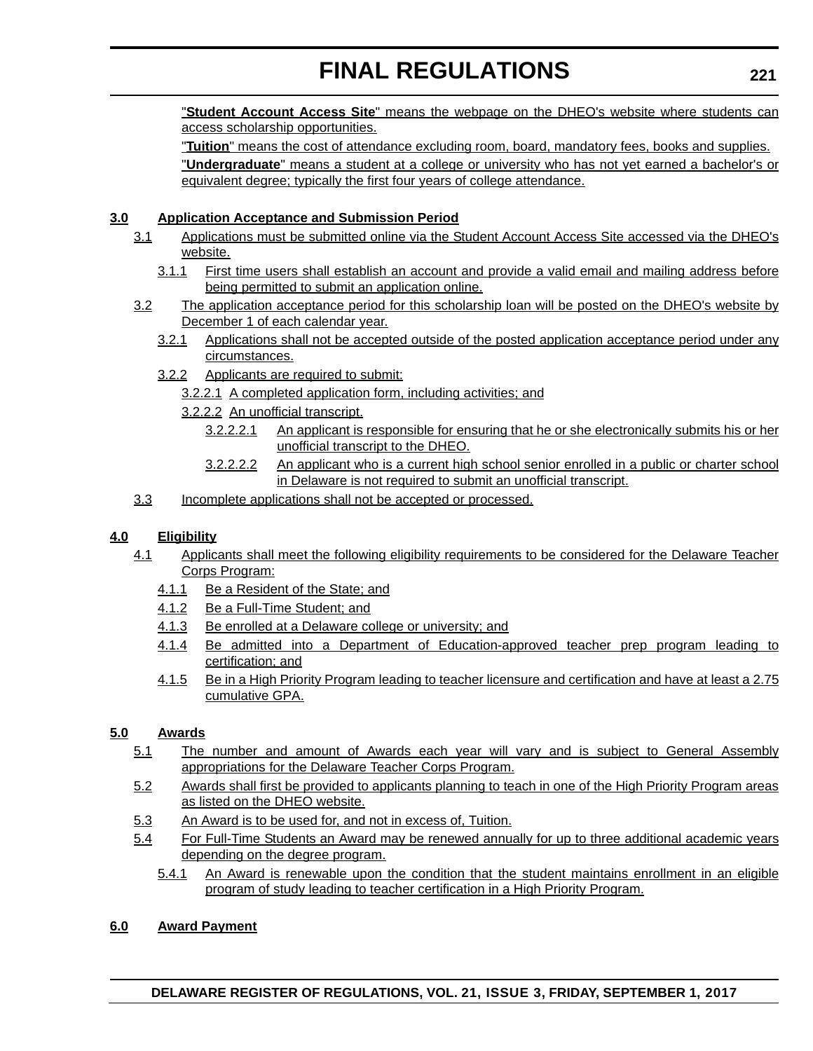"**Student Account Access Site**" means the webpage on the DHEO's website where students can access scholarship opportunities.

"**Tuition**" means the cost of attendance excluding room, board, mandatory fees, books and supplies.

"**Undergraduate**" means a student at a college or university who has not yet earned a bachelor's or equivalent degree; typically the first four years of college attendance.

**3.0 Application Acceptance and Submission Period**

3.1 Applications must be submitted online via the Student Account Access Site accessed via the DHEO's website.

3.1.1 First time users shall establish an account and provide a valid email and mailing address before being permitted to submit an application online.

3.2 The application acceptance period for this scholarship loan will be posted on the DHEO's website by December 1 of each calendar year.

3.2.1 Applications shall not be accepted outside of the posted application acceptance period under any circumstances.

3.2.2 Applicants are required to submit:

3.2.2.1 A completed application form, including activities; and

3.2.2.2 An unofficial transcript.

3.2.2.2.1 An applicant is responsible for ensuring that he or she electronically submits his or her unofficial transcript to the DHEO.

3.2.2.2.2 An applicant who is a current high school senior enrolled in a public or charter school in Delaware is not required to submit an unofficial transcript.

3.3 Incomplete applications shall not be accepted or processed.

**4.0 Eligibility**

4.1 Applicants shall meet the following eligibility requirements to be considered for the Delaware Teacher Corps Program:

4.1.1 Be a Resident of the State; and

4.1.2 Be a Full-Time Student; and

4.1.3 Be enrolled at a Delaware college or university; and

4.1.4 Be admitted into a Department of Education-approved teacher prep program leading to certification; and

4.1.5 Be in a High Priority Program leading to teacher licensure and certification and have at least a 2.75 cumulative GPA.

**5.0 Awards**

5.1 The number and amount of Awards each year will vary and is subject to General Assembly appropriations for the Delaware Teacher Corps Program.

5.2 Awards shall first be provided to applicants planning to teach in one of the High Priority Program areas as listed on the DHEO website.

5.3 An Award is to be used for, and not in excess of, Tuition.

5.4 For Full-Time Students an Award may be renewed annually for up to three additional academic years depending on the degree program.

5.4.1 An Award is renewable upon the condition that the student maintains enrollment in an eligible program of study leading to teacher certification in a High Priority Program.

**6.0 Award Payment**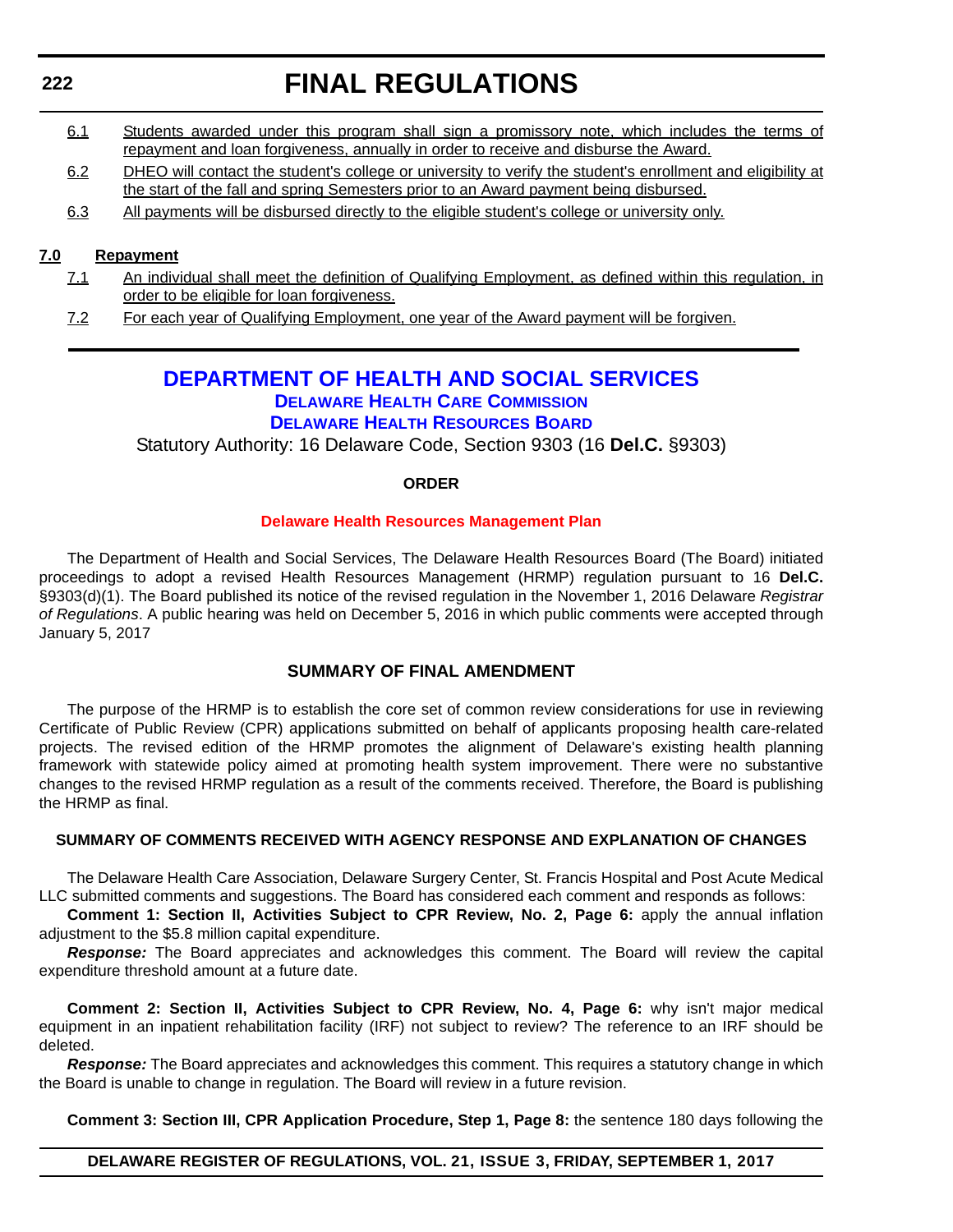6.1 Students awarded under this program shall sign a promissory note, which includes the terms of repayment and loan forgiveness, annually in order to receive and disburse the Award.

6.2 DHEO will contact the student's college or university to verify the student's enrollment and eligibility at the start of the fall and spring Semesters prior to an Award payment being disbursed.

6.3 All payments will be disbursed directly to the eligible student's college or university only.

**7.0 Repayment**

7.1 An individual shall meet the definition of Qualifying Employment, as defined within this regulation, in order to be eligible for loan forgiveness.

7.2 For each year of Qualifying Employment, one year of the Award payment will be forgiven.

## DEPARTMENT OF HEALTH AND SOCIAL SERVICES

### Delaware Health Care Commission

### Delaware Health Resources Board

Statutory Authority: 16 Delaware Code, Section 9303 (16 **Del.C.** §9303)

**ORDER**

**Delaware Health Resources Management Plan**

The Department of Health and Social Services, The Delaware Health Resources Board (The Board) initiated proceedings to adopt a revised Health Resources Management (HRMP) regulation pursuant to 16 **Del.C.** §9303(d)(1). The Board published its notice of the revised regulation in the November 1, 2016 Delaware *Registrar of Regulations*. A public hearing was held on December 5, 2016 in which public comments were accepted through January 5, 2017

**SUMMARY OF FINAL AMENDMENT**

The purpose of the HRMP is to establish the core set of common review considerations for use in reviewing Certificate of Public Review (CPR) applications submitted on behalf of applicants proposing health care-related projects. The revised edition of the HRMP promotes the alignment of Delaware's existing health planning framework with statewide policy aimed at promoting health system improvement. There were no substantive changes to the revised HRMP regulation as a result of the comments received. Therefore, the Board is publishing the HRMP as final.

**SUMMARY OF COMMENTS RECEIVED WITH AGENCY RESPONSE AND EXPLANATION OF CHANGES**

The Delaware Health Care Association, Delaware Surgery Center, St. Francis Hospital and Post Acute Medical LLC submitted comments and suggestions. The Board has considered each comment and responds as follows:

**Comment 1: Section II, Activities Subject to CPR Review, No. 2, Page 6:** apply the annual inflation adjustment to the $5.8 million capital expenditure.

***Response:*** The Board appreciates and acknowledges this comment. The Board will review the capital expenditure threshold amount at a future date.

**Comment 2: Section II, Activities Subject to CPR Review, No. 4, Page 6:** why isn't major medical equipment in an inpatient rehabilitation facility (IRF) not subject to review? The reference to an IRF should be deleted.

***Response:*** The Board appreciates and acknowledges this comment. This requires a statutory change in which the Board is unable to change in regulation. The Board will review in a future revision.

**Comment 3: Section III, CPR Application Procedure, Step 1, Page 8:** the sentence 180 days following the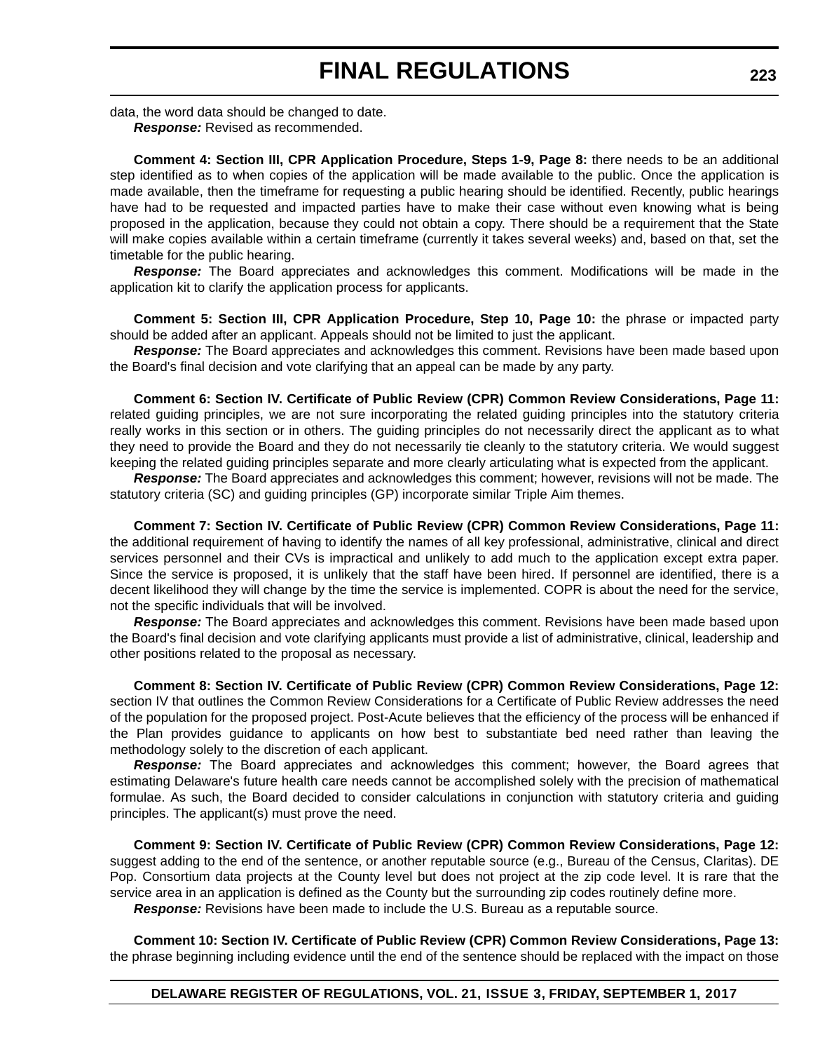data, the word data should be changed to date.

***Response:*** Revised as recommended.

**Comment 4: Section III, CPR Application Procedure, Steps 1-9, Page 8:** there needs to be an additional step identified as to when copies of the application will be made available to the public. Once the application is made available, then the timeframe for requesting a public hearing should be identified. Recently, public hearings have had to be requested and impacted parties have to make their case without even knowing what is being proposed in the application, because they could not obtain a copy. There should be a requirement that the State will make copies available within a certain timeframe (currently it takes several weeks) and, based on that, set the timetable for the public hearing.

***Response:*** The Board appreciates and acknowledges this comment. Modifications will be made in the application kit to clarify the application process for applicants.

**Comment 5: Section III, CPR Application Procedure, Step 10, Page 10:** the phrase or impacted party should be added after an applicant. Appeals should not be limited to just the applicant.

***Response:*** The Board appreciates and acknowledges this comment. Revisions have been made based upon the Board's final decision and vote clarifying that an appeal can be made by any party.

**Comment 6: Section IV. Certificate of Public Review (CPR) Common Review Considerations, Page 11:** related guiding principles, we are not sure incorporating the related guiding principles into the statutory criteria really works in this section or in others. The guiding principles do not necessarily direct the applicant as to what they need to provide the Board and they do not necessarily tie cleanly to the statutory criteria. We would suggest keeping the related guiding principles separate and more clearly articulating what is expected from the applicant.

***Response:*** The Board appreciates and acknowledges this comment; however, revisions will not be made. The statutory criteria (SC) and guiding principles (GP) incorporate similar Triple Aim themes.

**Comment 7: Section IV. Certificate of Public Review (CPR) Common Review Considerations, Page 11:** the additional requirement of having to identify the names of all key professional, administrative, clinical and direct services personnel and their CVs is impractical and unlikely to add much to the application except extra paper. Since the service is proposed, it is unlikely that the staff have been hired. If personnel are identified, there is a decent likelihood they will change by the time the service is implemented. COPR is about the need for the service, not the specific individuals that will be involved.

***Response:*** The Board appreciates and acknowledges this comment. Revisions have been made based upon the Board's final decision and vote clarifying applicants must provide a list of administrative, clinical, leadership and other positions related to the proposal as necessary.

**Comment 8: Section IV. Certificate of Public Review (CPR) Common Review Considerations, Page 12:** section IV that outlines the Common Review Considerations for a Certificate of Public Review addresses the need of the population for the proposed project. Post-Acute believes that the efficiency of the process will be enhanced if the Plan provides guidance to applicants on how best to substantiate bed need rather than leaving the methodology solely to the discretion of each applicant.

***Response:*** The Board appreciates and acknowledges this comment; however, the Board agrees that estimating Delaware's future health care needs cannot be accomplished solely with the precision of mathematical formulae. As such, the Board decided to consider calculations in conjunction with statutory criteria and guiding principles. The applicant(s) must prove the need.

**Comment 9: Section IV. Certificate of Public Review (CPR) Common Review Considerations, Page 12:** suggest adding to the end of the sentence, or another reputable source (e.g., Bureau of the Census, Claritas). DE Pop. Consortium data projects at the County level but does not project at the zip code level. It is rare that the service area in an application is defined as the County but the surrounding zip codes routinely define more.

***Response:*** Revisions have been made to include the U.S. Bureau as a reputable source.

**Comment 10: Section IV. Certificate of Public Review (CPR) Common Review Considerations, Page 13:** the phrase beginning including evidence until the end of the sentence should be replaced with the impact on those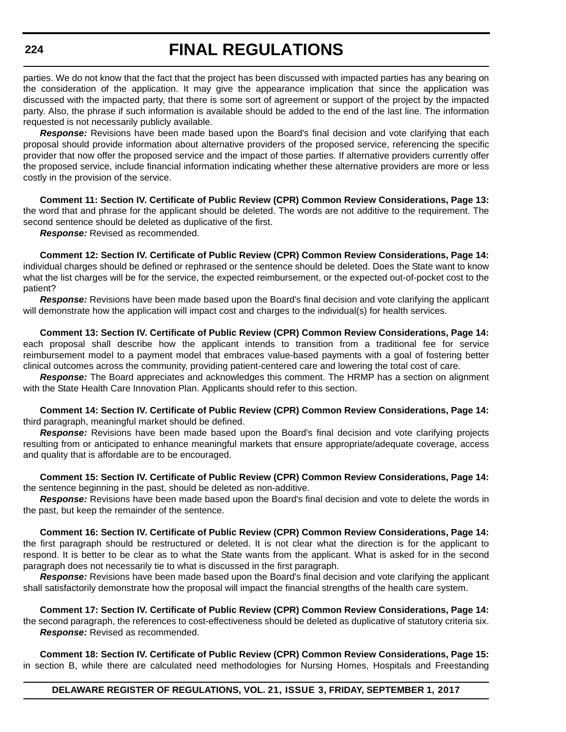parties. We do not know that the fact that the project has been discussed with impacted parties has any bearing on the consideration of the application. It may give the appearance implication that since the application was discussed with the impacted party, that there is some sort of agreement or support of the project by the impacted party. Also, the phrase if such information is available should be added to the end of the last line. The information requested is not necessarily publicly available.

***Response:*** Revisions have been made based upon the Board's final decision and vote clarifying that each proposal should provide information about alternative providers of the proposed service, referencing the specific provider that now offer the proposed service and the impact of those parties. If alternative providers currently offer the proposed service, include financial information indicating whether these alternative providers are more or less costly in the provision of the service.

**Comment 11: Section IV. Certificate of Public Review (CPR) Common Review Considerations, Page 13:** the word that and phrase for the applicant should be deleted. The words are not additive to the requirement. The second sentence should be deleted as duplicative of the first.

***Response:*** Revised as recommended.

**Comment 12: Section IV. Certificate of Public Review (CPR) Common Review Considerations, Page 14:** individual charges should be defined or rephrased or the sentence should be deleted. Does the State want to know what the list charges will be for the service, the expected reimbursement, or the expected out-of-pocket cost to the patient?

***Response:*** Revisions have been made based upon the Board's final decision and vote clarifying the applicant will demonstrate how the application will impact cost and charges to the individual(s) for health services.

**Comment 13: Section IV. Certificate of Public Review (CPR) Common Review Considerations, Page 14:** each proposal shall describe how the applicant intends to transition from a traditional fee for service reimbursement model to a payment model that embraces value-based payments with a goal of fostering better clinical outcomes across the community, providing patient-centered care and lowering the total cost of care.

***Response:*** The Board appreciates and acknowledges this comment. The HRMP has a section on alignment with the State Health Care Innovation Plan. Applicants should refer to this section.

**Comment 14: Section IV. Certificate of Public Review (CPR) Common Review Considerations, Page 14:** third paragraph, meaningful market should be defined.

***Response:*** Revisions have been made based upon the Board's final decision and vote clarifying projects resulting from or anticipated to enhance meaningful markets that ensure appropriate/adequate coverage, access and quality that is affordable are to be encouraged.

**Comment 15: Section IV. Certificate of Public Review (CPR) Common Review Considerations, Page 14:** the sentence beginning in the past, should be deleted as non-additive.

***Response:*** Revisions have been made based upon the Board's final decision and vote to delete the words in the past, but keep the remainder of the sentence.

**Comment 16: Section IV. Certificate of Public Review (CPR) Common Review Considerations, Page 14:** the first paragraph should be restructured or deleted. It is not clear what the direction is for the applicant to respond. It is better to be clear as to what the State wants from the applicant. What is asked for in the second paragraph does not necessarily tie to what is discussed in the first paragraph.

***Response:*** Revisions have been made based upon the Board's final decision and vote clarifying the applicant shall satisfactorily demonstrate how the proposal will impact the financial strengths of the health care system.

**Comment 17: Section IV. Certificate of Public Review (CPR) Common Review Considerations, Page 14:** the second paragraph, the references to cost-effectiveness should be deleted as duplicative of statutory criteria six.

***Response:*** Revised as recommended.

**Comment 18: Section IV. Certificate of Public Review (CPR) Common Review Considerations, Page 15:** in section B, while there are calculated need methodologies for Nursing Homes, Hospitals and Freestanding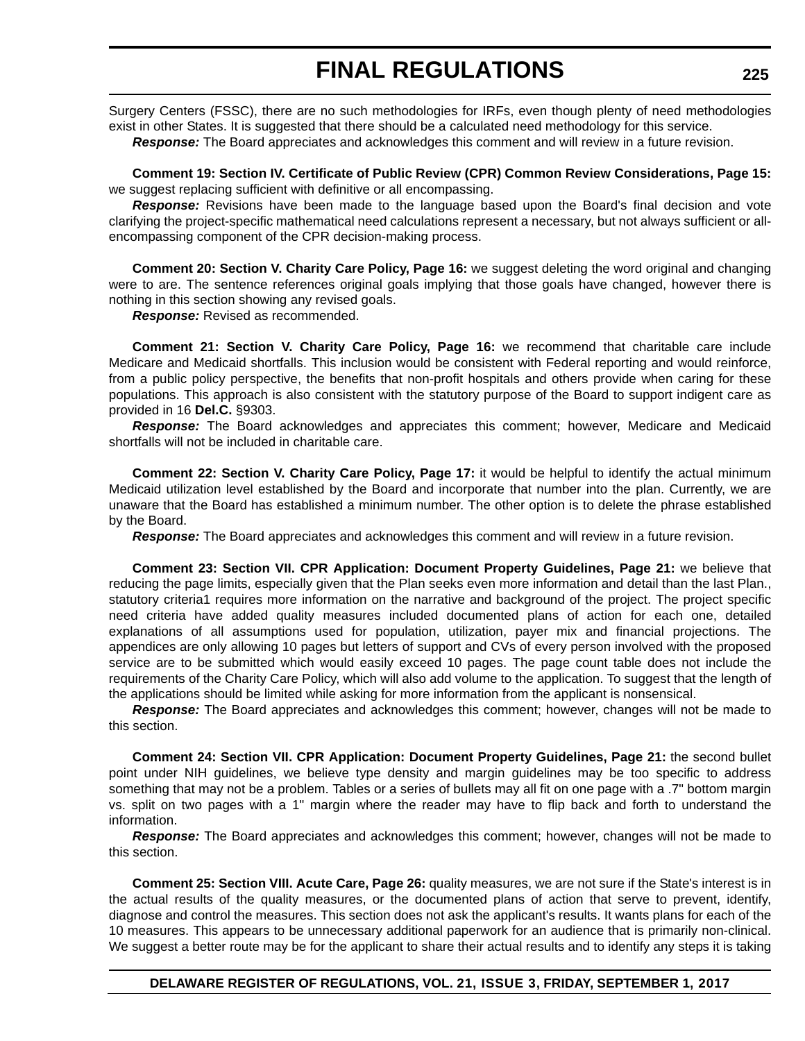Surgery Centers (FSSC), there are no such methodologies for IRFs, even though plenty of need methodologies exist in other States. It is suggested that there should be a calculated need methodology for this service.

***Response:*** The Board appreciates and acknowledges this comment and will review in a future revision.

**Comment 19: Section IV. Certificate of Public Review (CPR) Common Review Considerations, Page 15:** we suggest replacing sufficient with definitive or all encompassing.

***Response:*** Revisions have been made to the language based upon the Board's final decision and vote clarifying the project-specific mathematical need calculations represent a necessary, but not always sufficient or all-encompassing component of the CPR decision-making process.

**Comment 20: Section V. Charity Care Policy, Page 16:** we suggest deleting the word original and changing were to are. The sentence references original goals implying that those goals have changed, however there is nothing in this section showing any revised goals.

***Response:*** Revised as recommended.

**Comment 21: Section V. Charity Care Policy, Page 16:** we recommend that charitable care include Medicare and Medicaid shortfalls. This inclusion would be consistent with Federal reporting and would reinforce, from a public policy perspective, the benefits that non-profit hospitals and others provide when caring for these populations. This approach is also consistent with the statutory purpose of the Board to support indigent care as provided in 16 **Del.C.** §9303.

***Response:*** The Board acknowledges and appreciates this comment; however, Medicare and Medicaid shortfalls will not be included in charitable care.

**Comment 22: Section V. Charity Care Policy, Page 17:** it would be helpful to identify the actual minimum Medicaid utilization level established by the Board and incorporate that number into the plan. Currently, we are unaware that the Board has established a minimum number. The other option is to delete the phrase established by the Board.

***Response:*** The Board appreciates and acknowledges this comment and will review in a future revision.

**Comment 23: Section VII. CPR Application: Document Property Guidelines, Page 21:** we believe that reducing the page limits, especially given that the Plan seeks even more information and detail than the last Plan., statutory criteria1 requires more information on the narrative and background of the project. The project specific need criteria have added quality measures included documented plans of action for each one, detailed explanations of all assumptions used for population, utilization, payer mix and financial projections. The appendices are only allowing 10 pages but letters of support and CVs of every person involved with the proposed service are to be submitted which would easily exceed 10 pages. The page count table does not include the requirements of the Charity Care Policy, which will also add volume to the application. To suggest that the length of the applications should be limited while asking for more information from the applicant is nonsensical.

***Response:*** The Board appreciates and acknowledges this comment; however, changes will not be made to this section.

**Comment 24: Section VII. CPR Application: Document Property Guidelines, Page 21:** the second bullet point under NIH guidelines, we believe type density and margin guidelines may be too specific to address something that may not be a problem. Tables or a series of bullets may all fit on one page with a .7" bottom margin vs. split on two pages with a 1" margin where the reader may have to flip back and forth to understand the information.

***Response:*** The Board appreciates and acknowledges this comment; however, changes will not be made to this section.

**Comment 25: Section VIII. Acute Care, Page 26:** quality measures, we are not sure if the State's interest is in the actual results of the quality measures, or the documented plans of action that serve to prevent, identify, diagnose and control the measures. This section does not ask the applicant's results. It wants plans for each of the 10 measures. This appears to be unnecessary additional paperwork for an audience that is primarily non-clinical. We suggest a better route may be for the applicant to share their actual results and to identify any steps it is taking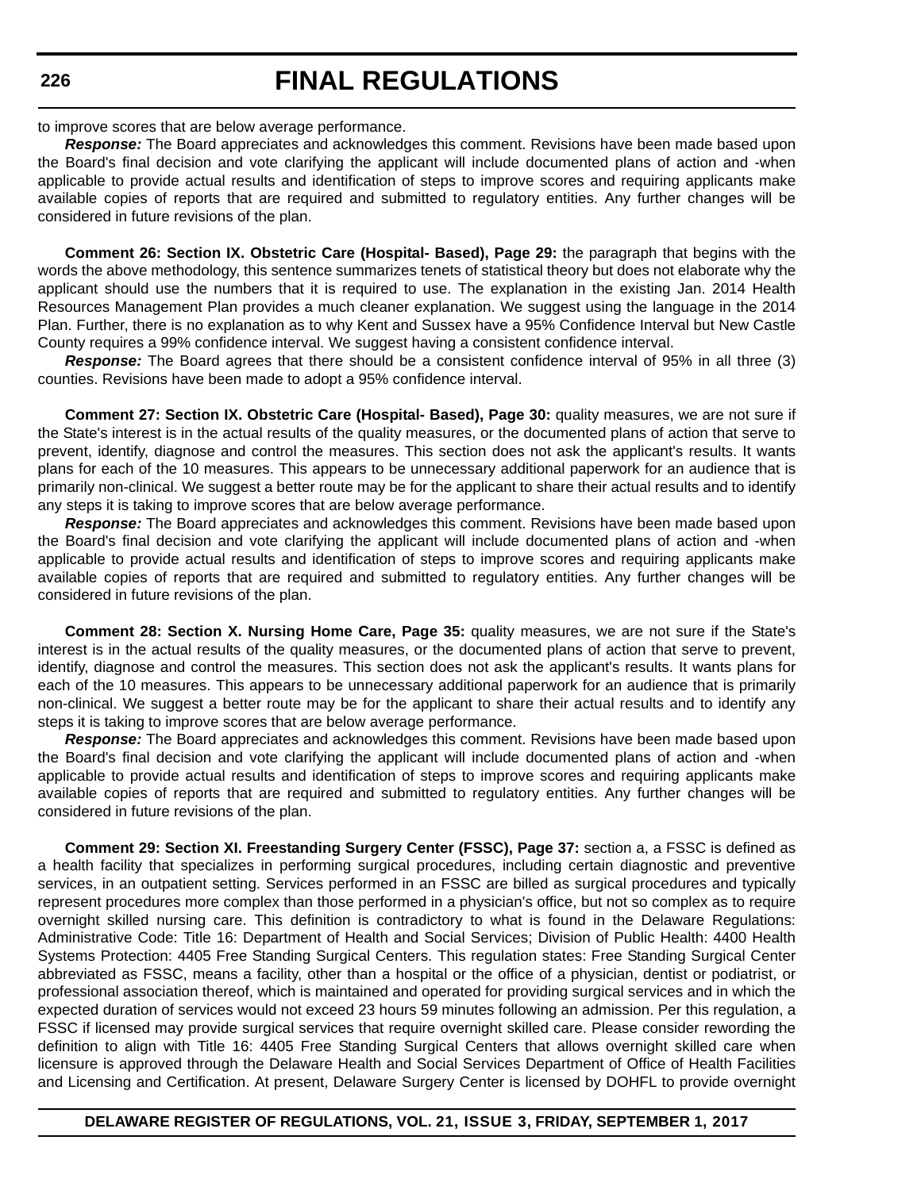to improve scores that are below average performance.

***Response:*** The Board appreciates and acknowledges this comment. Revisions have been made based upon the Board's final decision and vote clarifying the applicant will include documented plans of action and -when applicable to provide actual results and identification of steps to improve scores and requiring applicants make available copies of reports that are required and submitted to regulatory entities. Any further changes will be considered in future revisions of the plan.

**Comment 26: Section IX. Obstetric Care (Hospital- Based), Page 29:** the paragraph that begins with the words the above methodology, this sentence summarizes tenets of statistical theory but does not elaborate why the applicant should use the numbers that it is required to use. The explanation in the existing Jan. 2014 Health Resources Management Plan provides a much cleaner explanation. We suggest using the language in the 2014 Plan. Further, there is no explanation as to why Kent and Sussex have a 95% Confidence Interval but New Castle County requires a 99% confidence interval. We suggest having a consistent confidence interval.

***Response:*** The Board agrees that there should be a consistent confidence interval of 95% in all three (3) counties. Revisions have been made to adopt a 95% confidence interval.

**Comment 27: Section IX. Obstetric Care (Hospital- Based), Page 30:** quality measures, we are not sure if the State's interest is in the actual results of the quality measures, or the documented plans of action that serve to prevent, identify, diagnose and control the measures. This section does not ask the applicant's results. It wants plans for each of the 10 measures. This appears to be unnecessary additional paperwork for an audience that is primarily non-clinical. We suggest a better route may be for the applicant to share their actual results and to identify any steps it is taking to improve scores that are below average performance.

***Response:*** The Board appreciates and acknowledges this comment. Revisions have been made based upon the Board's final decision and vote clarifying the applicant will include documented plans of action and -when applicable to provide actual results and identification of steps to improve scores and requiring applicants make available copies of reports that are required and submitted to regulatory entities. Any further changes will be considered in future revisions of the plan.

**Comment 28: Section X. Nursing Home Care, Page 35:** quality measures, we are not sure if the State's interest is in the actual results of the quality measures, or the documented plans of action that serve to prevent, identify, diagnose and control the measures. This section does not ask the applicant's results. It wants plans for each of the 10 measures. This appears to be unnecessary additional paperwork for an audience that is primarily non-clinical. We suggest a better route may be for the applicant to share their actual results and to identify any steps it is taking to improve scores that are below average performance.

***Response:*** The Board appreciates and acknowledges this comment. Revisions have been made based upon the Board's final decision and vote clarifying the applicant will include documented plans of action and -when applicable to provide actual results and identification of steps to improve scores and requiring applicants make available copies of reports that are required and submitted to regulatory entities. Any further changes will be considered in future revisions of the plan.

**Comment 29: Section XI. Freestanding Surgery Center (FSSC), Page 37:** section a, a FSSC is defined as a health facility that specializes in performing surgical procedures, including certain diagnostic and preventive services, in an outpatient setting. Services performed in an FSSC are billed as surgical procedures and typically represent procedures more complex than those performed in a physician's office, but not so complex as to require overnight skilled nursing care. This definition is contradictory to what is found in the Delaware Regulations: Administrative Code: Title 16: Department of Health and Social Services; Division of Public Health: 4400 Health Systems Protection: 4405 Free Standing Surgical Centers. This regulation states: Free Standing Surgical Center abbreviated as FSSC, means a facility, other than a hospital or the office of a physician, dentist or podiatrist, or professional association thereof, which is maintained and operated for providing surgical services and in which the expected duration of services would not exceed 23 hours 59 minutes following an admission. Per this regulation, a FSSC if licensed may provide surgical services that require overnight skilled care. Please consider rewording the definition to align with Title 16: 4405 Free Standing Surgical Centers that allows overnight skilled care when licensure is approved through the Delaware Health and Social Services Department of Office of Health Facilities and Licensing and Certification. At present, Delaware Surgery Center is licensed by DOHFL to provide overnight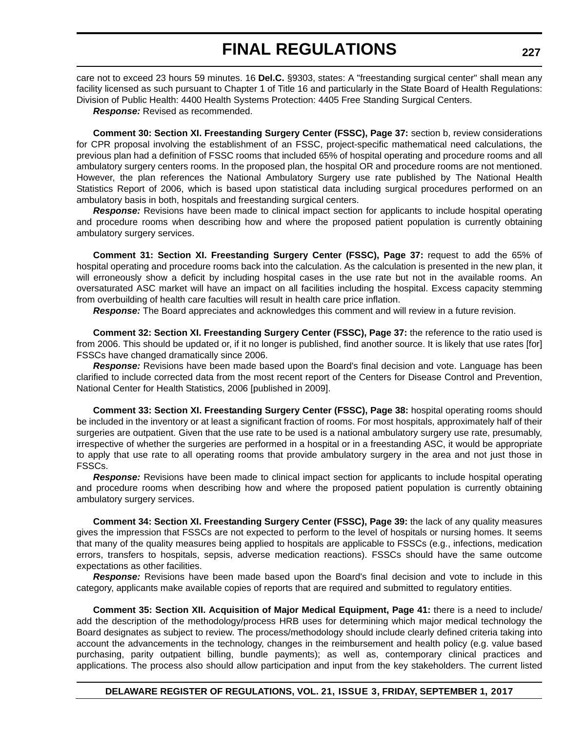care not to exceed 23 hours 59 minutes. 16 **Del.C.** §9303, states: A "freestanding surgical center" shall mean any facility licensed as such pursuant to Chapter 1 of Title 16 and particularly in the State Board of Health Regulations: Division of Public Health: 4400 Health Systems Protection: 4405 Free Standing Surgical Centers.

***Response:*** Revised as recommended.

**Comment 30: Section XI. Freestanding Surgery Center (FSSC), Page 37:** section b, review considerations for CPR proposal involving the establishment of an FSSC, project-specific mathematical need calculations, the previous plan had a definition of FSSC rooms that included 65% of hospital operating and procedure rooms and all ambulatory surgery centers rooms. In the proposed plan, the hospital OR and procedure rooms are not mentioned. However, the plan references the National Ambulatory Surgery use rate published by The National Health Statistics Report of 2006, which is based upon statistical data including surgical procedures performed on an ambulatory basis in both, hospitals and freestanding surgical centers.

***Response:*** Revisions have been made to clinical impact section for applicants to include hospital operating and procedure rooms when describing how and where the proposed patient population is currently obtaining ambulatory surgery services.

**Comment 31: Section XI. Freestanding Surgery Center (FSSC), Page 37:** request to add the 65% of hospital operating and procedure rooms back into the calculation. As the calculation is presented in the new plan, it will erroneously show a deficit by including hospital cases in the use rate but not in the available rooms. An oversaturated ASC market will have an impact on all facilities including the hospital. Excess capacity stemming from overbuilding of health care faculties will result in health care price inflation.

***Response:*** The Board appreciates and acknowledges this comment and will review in a future revision.

**Comment 32: Section XI. Freestanding Surgery Center (FSSC), Page 37:** the reference to the ratio used is from 2006. This should be updated or, if it no longer is published, find another source. It is likely that use rates [for] FSSCs have changed dramatically since 2006.

***Response:*** Revisions have been made based upon the Board's final decision and vote. Language has been clarified to include corrected data from the most recent report of the Centers for Disease Control and Prevention, National Center for Health Statistics, 2006 [published in 2009].

**Comment 33: Section XI. Freestanding Surgery Center (FSSC), Page 38:** hospital operating rooms should be included in the inventory or at least a significant fraction of rooms. For most hospitals, approximately half of their surgeries are outpatient. Given that the use rate to be used is a national ambulatory surgery use rate, presumably, irrespective of whether the surgeries are performed in a hospital or in a freestanding ASC, it would be appropriate to apply that use rate to all operating rooms that provide ambulatory surgery in the area and not just those in FSSCs.

***Response:*** Revisions have been made to clinical impact section for applicants to include hospital operating and procedure rooms when describing how and where the proposed patient population is currently obtaining ambulatory surgery services.

**Comment 34: Section XI. Freestanding Surgery Center (FSSC), Page 39:** the lack of any quality measures gives the impression that FSSCs are not expected to perform to the level of hospitals or nursing homes. It seems that many of the quality measures being applied to hospitals are applicable to FSSCs (e.g., infections, medication errors, transfers to hospitals, sepsis, adverse medication reactions). FSSCs should have the same outcome expectations as other facilities.

***Response:*** Revisions have been made based upon the Board's final decision and vote to include in this category, applicants make available copies of reports that are required and submitted to regulatory entities.

**Comment 35: Section XII. Acquisition of Major Medical Equipment, Page 41:** there is a need to include/ add the description of the methodology/process HRB uses for determining which major medical technology the Board designates as subject to review. The process/methodology should include clearly defined criteria taking into account the advancements in the technology, changes in the reimbursement and health policy (e.g. value based purchasing, parity outpatient billing, bundle payments); as well as, contemporary clinical practices and applications. The process also should allow participation and input from the key stakeholders. The current listed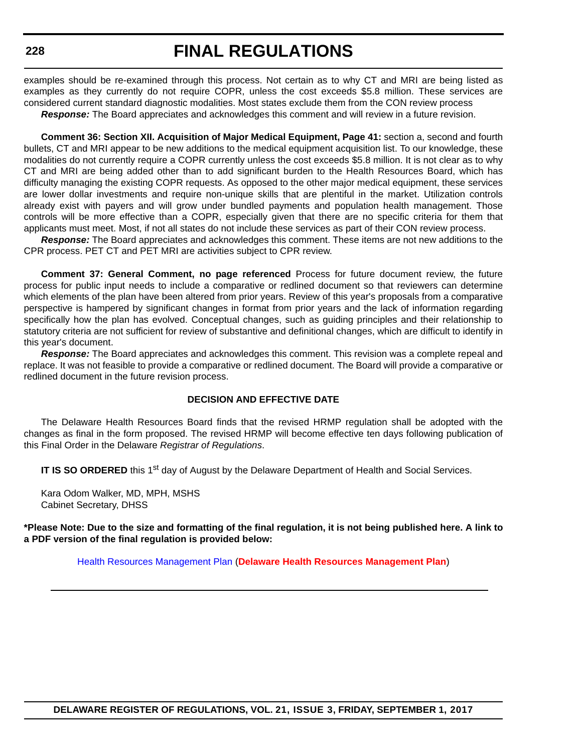examples should be re-examined through this process. Not certain as to why CT and MRI are being listed as examples as they currently do not require COPR, unless the cost exceeds $5.8 million. These services are considered current standard diagnostic modalities. Most states exclude them from the CON review process

***Response:*** The Board appreciates and acknowledges this comment and will review in a future revision.

**Comment 36: Section XII. Acquisition of Major Medical Equipment, Page 41:** section a, second and fourth bullets, CT and MRI appear to be new additions to the medical equipment acquisition list. To our knowledge, these modalities do not currently require a COPR currently unless the cost exceeds $5.8 million. It is not clear as to why CT and MRI are being added other than to add significant burden to the Health Resources Board, which has difficulty managing the existing COPR requests. As opposed to the other major medical equipment, these services are lower dollar investments and require non-unique skills that are plentiful in the market. Utilization controls already exist with payers and will grow under bundled payments and population health management. Those controls will be more effective than a COPR, especially given that there are no specific criteria for them that applicants must meet. Most, if not all states do not include these services as part of their CON review process.

***Response:*** The Board appreciates and acknowledges this comment. These items are not new additions to the CPR process. PET CT and PET MRI are activities subject to CPR review.

**Comment 37: General Comment, no page referenced** Process for future document review, the future process for public input needs to include a comparative or redlined document so that reviewers can determine which elements of the plan have been altered from prior years. Review of this year's proposals from a comparative perspective is hampered by significant changes in format from prior years and the lack of information regarding specifically how the plan has evolved. Conceptual changes, such as guiding principles and their relationship to statutory criteria are not sufficient for review of substantive and definitional changes, which are difficult to identify in this year's document.

***Response:*** The Board appreciates and acknowledges this comment. This revision was a complete repeal and replace. It was not feasible to provide a comparative or redlined document. The Board will provide a comparative or redlined document in the future revision process.

**DECISION AND EFFECTIVE DATE**

The Delaware Health Resources Board finds that the revised HRMP regulation shall be adopted with the changes as final in the form proposed. The revised HRMP will become effective ten days following publication of this Final Order in the Delaware *Registrar of Regulations*.

**IT IS SO ORDERED** this 1st day of August by the Delaware Department of Health and Social Services.

Kara Odom Walker, MD, MPH, MSHS
Cabinet Secretary, DHSS

**\*Please Note: Due to the size and formatting of the final regulation, it is not being published here. A link to a PDF version of the final regulation is provided below:**

Health Resources Management Plan (**Delaware Health Resources Management Plan**)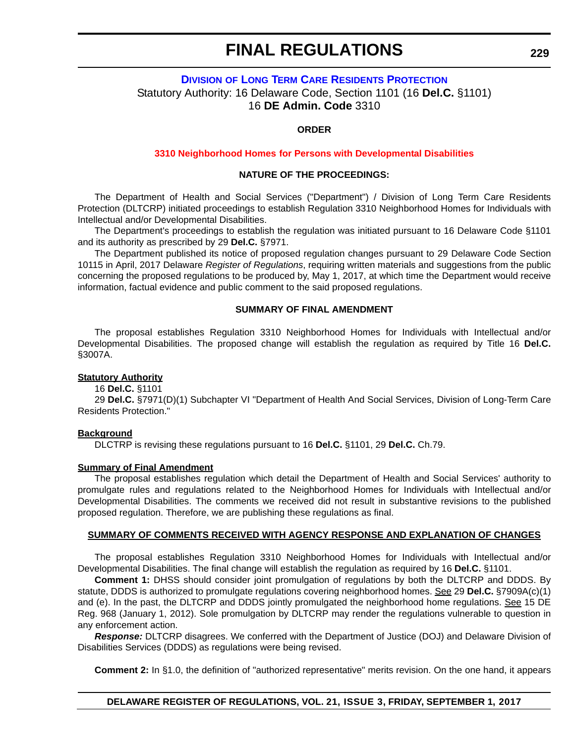# FINAL REGULATIONS

## DIVISION OF LONG TERM CARE RESIDENTS PROTECTION

Statutory Authority: 16 Delaware Code, Section 1101 (16 **Del.C.** §1101)
16 **DE Admin. Code** 3310

**ORDER**

### 3310 Neighborhood Homes for Persons with Developmental Disabilities

**NATURE OF THE PROCEEDINGS:**

The Department of Health and Social Services ("Department") / Division of Long Term Care Residents Protection (DLTCRP) initiated proceedings to establish Regulation 3310 Neighborhood Homes for Individuals with Intellectual and/or Developmental Disabilities.

The Department's proceedings to establish the regulation was initiated pursuant to 16 Delaware Code §1101 and its authority as prescribed by 29 **Del.C.** §7971.

The Department published its notice of proposed regulation changes pursuant to 29 Delaware Code Section 10115 in April, 2017 Delaware *Register of Regulations*, requiring written materials and suggestions from the public concerning the proposed regulations to be produced by, May 1, 2017, at which time the Department would receive information, factual evidence and public comment to the said proposed regulations.

**SUMMARY OF FINAL AMENDMENT**

The proposal establishes Regulation 3310 Neighborhood Homes for Individuals with Intellectual and/or Developmental Disabilities. The proposed change will establish the regulation as required by Title 16 **Del.C.** §3007A.

**Statutory Authority**

16 **Del.C.** §1101

29 **Del.C.** §7971(D)(1) Subchapter VI "Department of Health And Social Services, Division of Long-Term Care Residents Protection."

**Background**

DLCTRP is revising these regulations pursuant to 16 **Del.C.** §1101, 29 **Del.C.** Ch.79.

**Summary of Final Amendment**

The proposal establishes regulation which detail the Department of Health and Social Services' authority to promulgate rules and regulations related to the Neighborhood Homes for Individuals with Intellectual and/or Developmental Disabilities. The comments we received did not result in substantive revisions to the published proposed regulation. Therefore, we are publishing these regulations as final.

**SUMMARY OF COMMENTS RECEIVED WITH AGENCY RESPONSE AND EXPLANATION OF CHANGES**

The proposal establishes Regulation 3310 Neighborhood Homes for Individuals with Intellectual and/or Developmental Disabilities. The final change will establish the regulation as required by 16 **Del.C.** §1101.

**Comment 1:** DHSS should consider joint promulgation of regulations by both the DLTCRP and DDDS. By statute, DDDS is authorized to promulgate regulations covering neighborhood homes. See 29 **Del.C.** §7909A(c)(1) and (e). In the past, the DLTCRP and DDDS jointly promulgated the neighborhood home regulations. See 15 DE Reg. 968 (January 1, 2012). Sole promulgation by DLTCRP may render the regulations vulnerable to question in any enforcement action.

***Response:*** DLTCRP disagrees. We conferred with the Department of Justice (DOJ) and Delaware Division of Disabilities Services (DDDS) as regulations were being revised.

**Comment 2:** In §1.0, the definition of "authorized representative" merits revision. On the one hand, it appears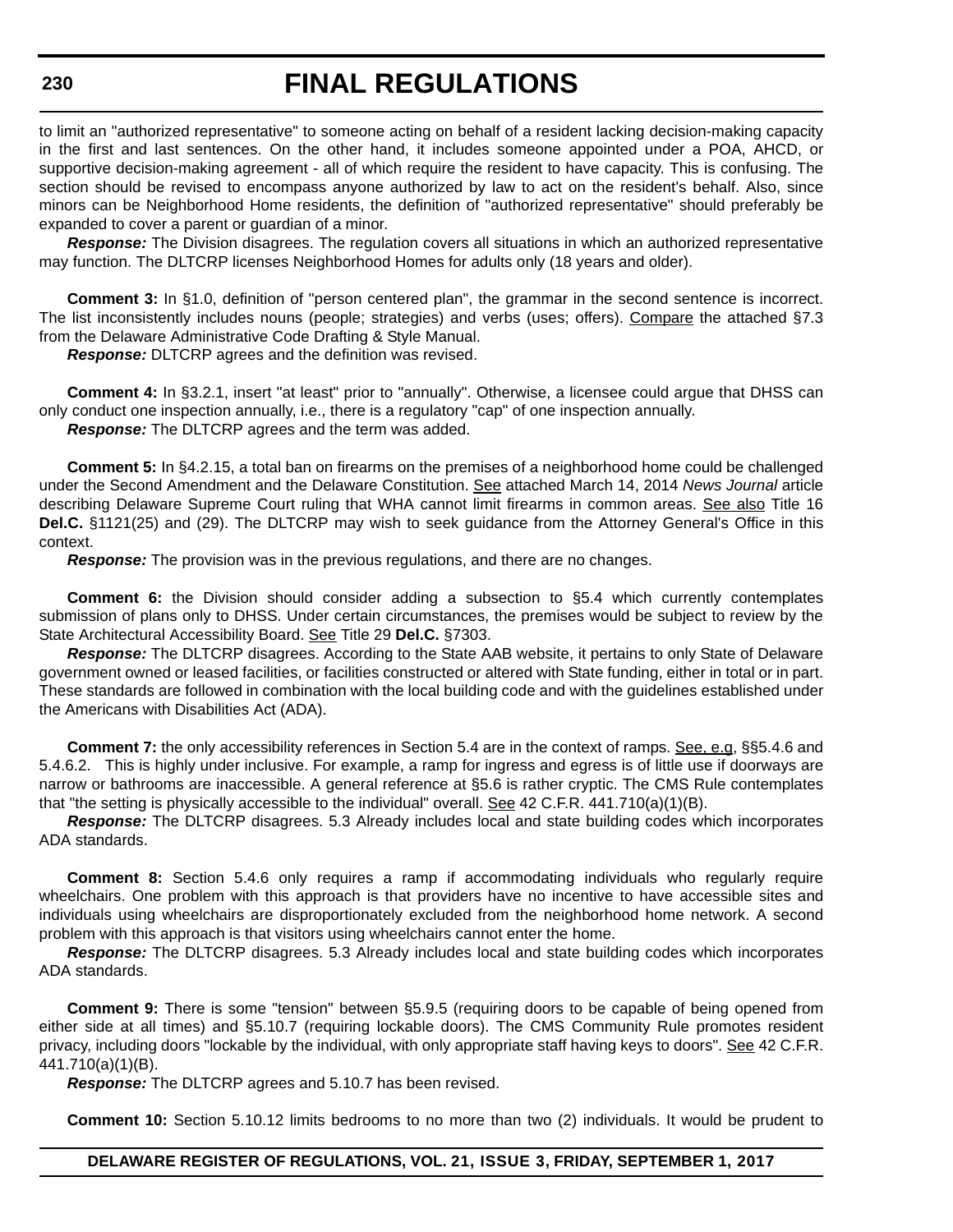to limit an "authorized representative" to someone acting on behalf of a resident lacking decision-making capacity in the first and last sentences. On the other hand, it includes someone appointed under a POA, AHCD, or supportive decision-making agreement - all of which require the resident to have capacity. This is confusing. The section should be revised to encompass anyone authorized by law to act on the resident's behalf. Also, since minors can be Neighborhood Home residents, the definition of "authorized representative" should preferably be expanded to cover a parent or guardian of a minor.

***Response:*** The Division disagrees. The regulation covers all situations in which an authorized representative may function. The DLTCRP licenses Neighborhood Homes for adults only (18 years and older).

**Comment 3:** In §1.0, definition of "person centered plan", the grammar in the second sentence is incorrect. The list inconsistently includes nouns (people; strategies) and verbs (uses; offers). Compare the attached §7.3 from the Delaware Administrative Code Drafting & Style Manual.

***Response:*** DLTCRP agrees and the definition was revised.

**Comment 4:** In §3.2.1, insert "at least" prior to "annually". Otherwise, a licensee could argue that DHSS can only conduct one inspection annually, i.e., there is a regulatory "cap" of one inspection annually.

***Response:*** The DLTCRP agrees and the term was added.

**Comment 5:** In §4.2.15, a total ban on firearms on the premises of a neighborhood home could be challenged under the Second Amendment and the Delaware Constitution. See attached March 14, 2014 *News Journal* article describing Delaware Supreme Court ruling that WHA cannot limit firearms in common areas. See also Title 16 **Del.C.** §1121(25) and (29). The DLTCRP may wish to seek guidance from the Attorney General's Office in this context.

***Response:*** The provision was in the previous regulations, and there are no changes.

**Comment 6:** the Division should consider adding a subsection to §5.4 which currently contemplates submission of plans only to DHSS. Under certain circumstances, the premises would be subject to review by the State Architectural Accessibility Board. See Title 29 **Del.C.** §7303.

***Response:*** The DLTCRP disagrees. According to the State AAB website, it pertains to only State of Delaware government owned or leased facilities, or facilities constructed or altered with State funding, either in total or in part. These standards are followed in combination with the local building code and with the guidelines established under the Americans with Disabilities Act (ADA).

**Comment 7:** the only accessibility references in Section 5.4 are in the context of ramps. See, e.g, §§5.4.6 and 5.4.6.2. This is highly under inclusive. For example, a ramp for ingress and egress is of little use if doorways are narrow or bathrooms are inaccessible. A general reference at §5.6 is rather cryptic. The CMS Rule contemplates that "the setting is physically accessible to the individual" overall. See 42 C.F.R. 441.710(a)(1)(B).

***Response:*** The DLTCRP disagrees. 5.3 Already includes local and state building codes which incorporates ADA standards.

**Comment 8:** Section 5.4.6 only requires a ramp if accommodating individuals who regularly require wheelchairs. One problem with this approach is that providers have no incentive to have accessible sites and individuals using wheelchairs are disproportionately excluded from the neighborhood home network. A second problem with this approach is that visitors using wheelchairs cannot enter the home.

***Response:*** The DLTCRP disagrees. 5.3 Already includes local and state building codes which incorporates ADA standards.

**Comment 9:** There is some "tension" between §5.9.5 (requiring doors to be capable of being opened from either side at all times) and §5.10.7 (requiring lockable doors). The CMS Community Rule promotes resident privacy, including doors "lockable by the individual, with only appropriate staff having keys to doors". See 42 C.F.R. 441.710(a)(1)(B).

***Response:*** The DLTCRP agrees and 5.10.7 has been revised.

**Comment 10:** Section 5.10.12 limits bedrooms to no more than two (2) individuals. It would be prudent to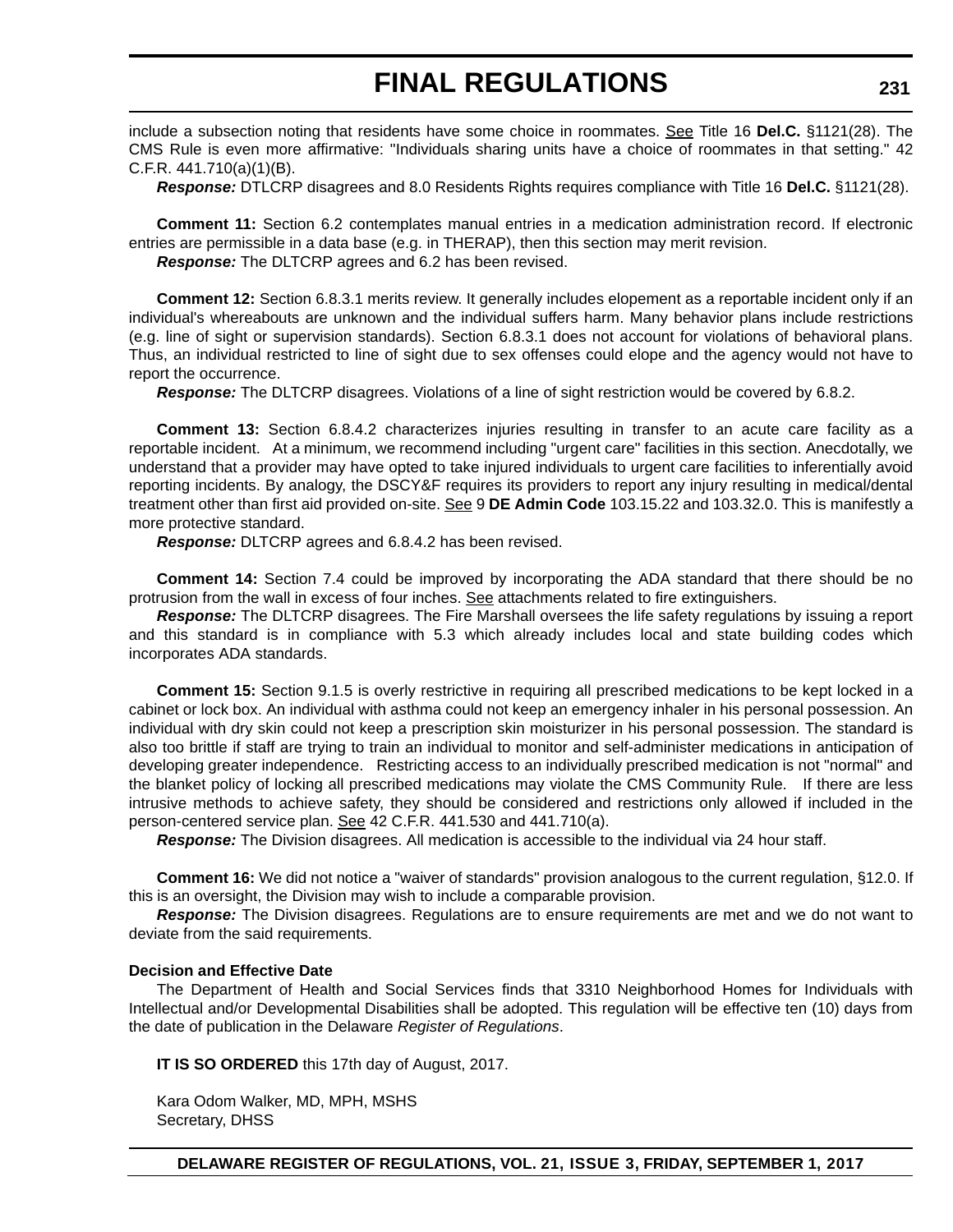include a subsection noting that residents have some choice in roommates. See Title 16 **Del.C.** §1121(28). The CMS Rule is even more affirmative: "Individuals sharing units have a choice of roommates in that setting." 42 C.F.R. 441.710(a)(1)(B).

***Response:*** DTLCRP disagrees and 8.0 Residents Rights requires compliance with Title 16 **Del.C.** §1121(28).

**Comment 11:** Section 6.2 contemplates manual entries in a medication administration record. If electronic entries are permissible in a data base (e.g. in THERAP), then this section may merit revision.

***Response:*** The DLTCRP agrees and 6.2 has been revised.

**Comment 12:** Section 6.8.3.1 merits review. It generally includes elopement as a reportable incident only if an individual's whereabouts are unknown and the individual suffers harm. Many behavior plans include restrictions (e.g. line of sight or supervision standards). Section 6.8.3.1 does not account for violations of behavioral plans. Thus, an individual restricted to line of sight due to sex offenses could elope and the agency would not have to report the occurrence.

***Response:*** The DLTCRP disagrees. Violations of a line of sight restriction would be covered by 6.8.2.

**Comment 13:** Section 6.8.4.2 characterizes injuries resulting in transfer to an acute care facility as a reportable incident. At a minimum, we recommend including "urgent care" facilities in this section. Anecdotally, we understand that a provider may have opted to take injured individuals to urgent care facilities to inferentially avoid reporting incidents. By analogy, the DSCY&F requires its providers to report any injury resulting in medical/dental treatment other than first aid provided on-site. See 9 **DE Admin Code** 103.15.22 and 103.32.0. This is manifestly a more protective standard.

***Response:*** DLTCRP agrees and 6.8.4.2 has been revised.

**Comment 14:** Section 7.4 could be improved by incorporating the ADA standard that there should be no protrusion from the wall in excess of four inches. See attachments related to fire extinguishers.

***Response:*** The DLTCRP disagrees. The Fire Marshall oversees the life safety regulations by issuing a report and this standard is in compliance with 5.3 which already includes local and state building codes which incorporates ADA standards.

**Comment 15:** Section 9.1.5 is overly restrictive in requiring all prescribed medications to be kept locked in a cabinet or lock box. An individual with asthma could not keep an emergency inhaler in his personal possession. An individual with dry skin could not keep a prescription skin moisturizer in his personal possession. The standard is also too brittle if staff are trying to train an individual to monitor and self-administer medications in anticipation of developing greater independence. Restricting access to an individually prescribed medication is not "normal" and the blanket policy of locking all prescribed medications may violate the CMS Community Rule. If there are less intrusive methods to achieve safety, they should be considered and restrictions only allowed if included in the person-centered service plan. See 42 C.F.R. 441.530 and 441.710(a).

***Response:*** The Division disagrees. All medication is accessible to the individual via 24 hour staff.

**Comment 16:** We did not notice a "waiver of standards" provision analogous to the current regulation, §12.0. If this is an oversight, the Division may wish to include a comparable provision.

***Response:*** The Division disagrees. Regulations are to ensure requirements are met and we do not want to deviate from the said requirements.

**Decision and Effective Date**

The Department of Health and Social Services finds that 3310 Neighborhood Homes for Individuals with Intellectual and/or Developmental Disabilities shall be adopted. This regulation will be effective ten (10) days from the date of publication in the Delaware *Register of Regulations*.

**IT IS SO ORDERED** this 17th day of August, 2017.

Kara Odom Walker, MD, MPH, MSHS
Secretary, DHSS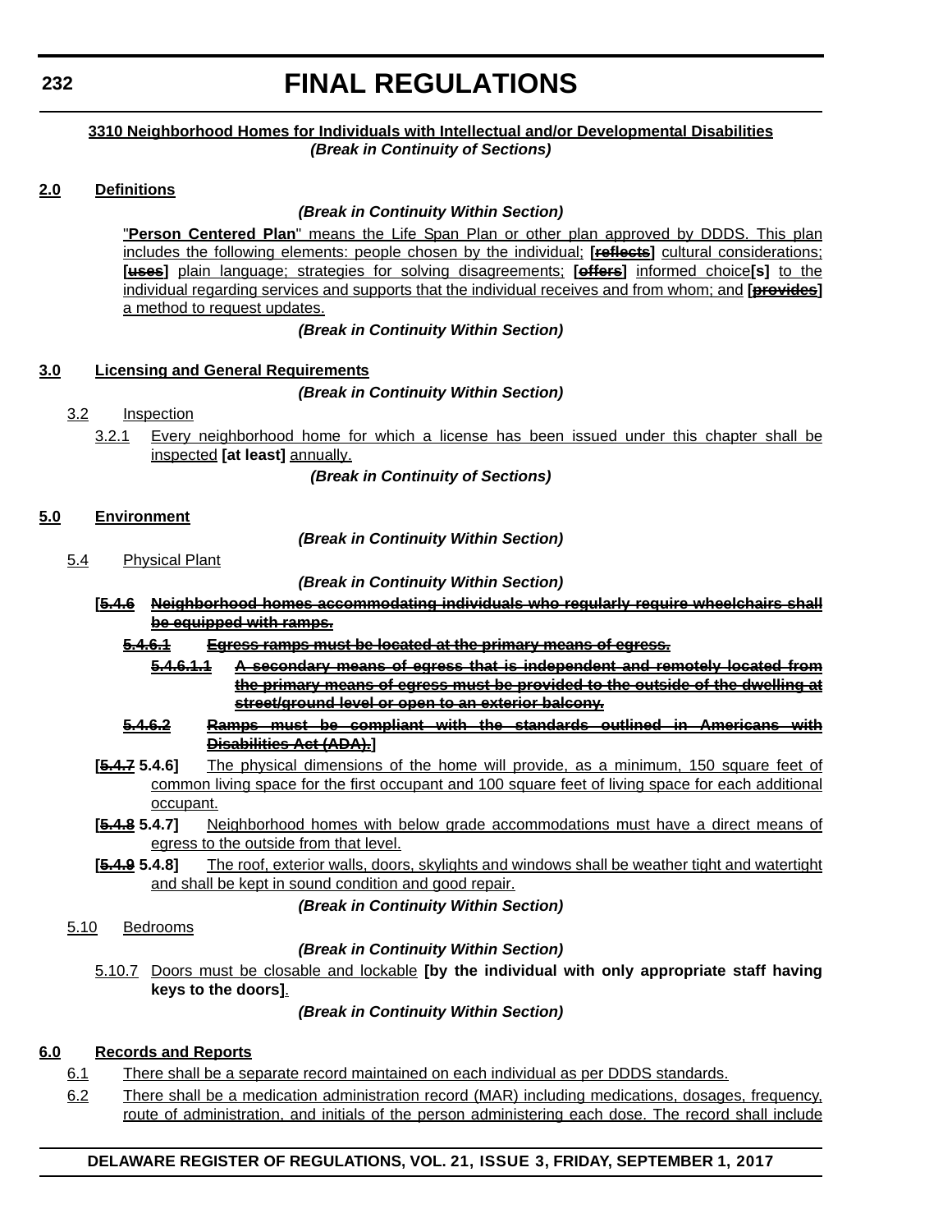**3310 Neighborhood Homes for Individuals with Intellectual and/or Developmental Disabilities**

***(Break in Continuity of Sections)***

**2.0 Definitions**

***(Break in Continuity Within Section)***

"**Person Centered Plan**" means the Life Span Plan or other plan approved by DDDS. This plan includes the following elements: people chosen by the individual; **[~~reflects~~]** cultural considerations; **[~~uses~~]** plain language; strategies for solving disagreements; **[~~offers~~]** informed choice**[s]** to the individual regarding services and supports that the individual receives and from whom; and **[~~provides~~]** a method to request updates.

***(Break in Continuity Within Section)***

**3.0 Licensing and General Requirements**

***(Break in Continuity Within Section)***

3.2 Inspection

3.2.1 Every neighborhood home for which a license has been issued under this chapter shall be inspected **[at least]** annually.

***(Break in Continuity of Sections)***

**5.0 Environment**

***(Break in Continuity Within Section)***

5.4 Physical Plant

***(Break in Continuity Within Section)***

**[~~5.4.6 Neighborhood homes accommodating individuals who regularly require wheelchairs shall be equipped with ramps.~~**

**~~5.4.6.1 Egress ramps must be located at the primary means of egress.~~**

**~~5.4.6.1.1 A secondary means of egress that is independent and remotely located from the primary means of egress must be provided to the outside of the dwelling at street/ground level or open to an exterior balcony.~~**

**~~5.4.6.2 Ramps must be compliant with the standards outlined in Americans with Disabilities Act (ADA).~~]**

**[~~5.4.7~~ 5.4.6]** The physical dimensions of the home will provide, as a minimum, 150 square feet of common living space for the first occupant and 100 square feet of living space for each additional occupant.

**[~~5.4.8~~ 5.4.7]** Neighborhood homes with below grade accommodations must have a direct means of egress to the outside from that level.

**[~~5.4.9~~ 5.4.8]** The roof, exterior walls, doors, skylights and windows shall be weather tight and watertight and shall be kept in sound condition and good repair.

***(Break in Continuity Within Section)***

5.10 Bedrooms

***(Break in Continuity Within Section)***

5.10.7 Doors must be closable and lockable **[by the individual with only appropriate staff having keys to the doors]**.

***(Break in Continuity Within Section)***

**6.0 Records and Reports**

6.1 There shall be a separate record maintained on each individual as per DDDS standards.

6.2 There shall be a medication administration record (MAR) including medications, dosages, frequency, route of administration, and initials of the person administering each dose. The record shall include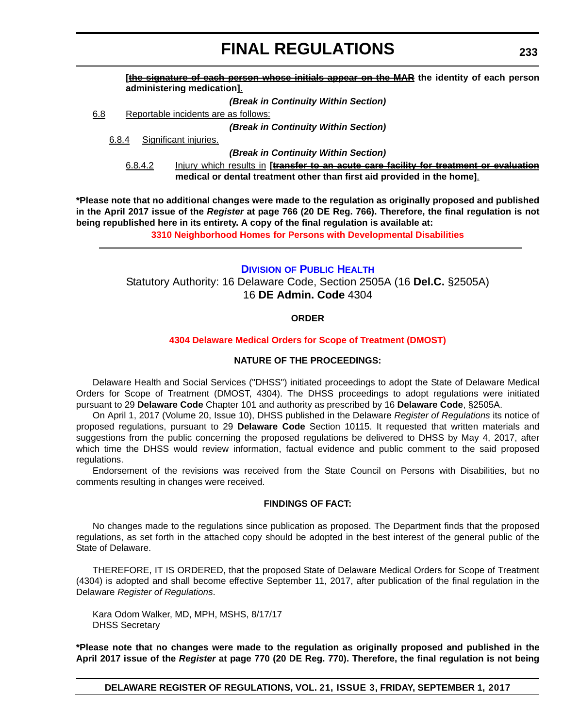**[~~the signature of each person whose initials appear on the MAR~~ the identity of each person administering medication]**.

***(Break in Continuity Within Section)***

6.8 Reportable incidents are as follows:

***(Break in Continuity Within Section)***

6.8.4 Significant injuries.

***(Break in Continuity Within Section)***

6.8.4.2 Injury which results in **[~~transfer to an acute care facility for treatment or evaluation~~ medical or dental treatment other than first aid provided in the home]**.

**\*Please note that no additional changes were made to the regulation as originally proposed and published in the April 2017 issue of the *Register* at page 766 (20 DE Reg. 766). Therefore, the final regulation is not being republished here in its entirety. A copy of the final regulation is available at:**

**3310 Neighborhood Homes for Persons with Developmental Disabilities**

---

## DIVISION OF PUBLIC HEALTH

Statutory Authority: 16 Delaware Code, Section 2505A (16 **Del.C.** §2505A)
16 **DE Admin. Code** 4304

**ORDER**

**4304 Delaware Medical Orders for Scope of Treatment (DMOST)**

**NATURE OF THE PROCEEDINGS:**

Delaware Health and Social Services ("DHSS") initiated proceedings to adopt the State of Delaware Medical Orders for Scope of Treatment (DMOST, 4304). The DHSS proceedings to adopt regulations were initiated pursuant to 29 **Delaware Code** Chapter 101 and authority as prescribed by 16 **Delaware Code**, §2505A.

On April 1, 2017 (Volume 20, Issue 10), DHSS published in the Delaware *Register of Regulations* its notice of proposed regulations, pursuant to 29 **Delaware Code** Section 10115. It requested that written materials and suggestions from the public concerning the proposed regulations be delivered to DHSS by May 4, 2017, after which time the DHSS would review information, factual evidence and public comment to the said proposed regulations.

Endorsement of the revisions was received from the State Council on Persons with Disabilities, but no comments resulting in changes were received.

**FINDINGS OF FACT:**

No changes made to the regulations since publication as proposed. The Department finds that the proposed regulations, as set forth in the attached copy should be adopted in the best interest of the general public of the State of Delaware.

THEREFORE, IT IS ORDERED, that the proposed State of Delaware Medical Orders for Scope of Treatment (4304) is adopted and shall become effective September 11, 2017, after publication of the final regulation in the Delaware *Register of Regulations*.

Kara Odom Walker, MD, MPH, MSHS, 8/17/17
DHSS Secretary

**\*Please note that no changes were made to the regulation as originally proposed and published in the April 2017 issue of the *Register* at page 770 (20 DE Reg. 770). Therefore, the final regulation is not being**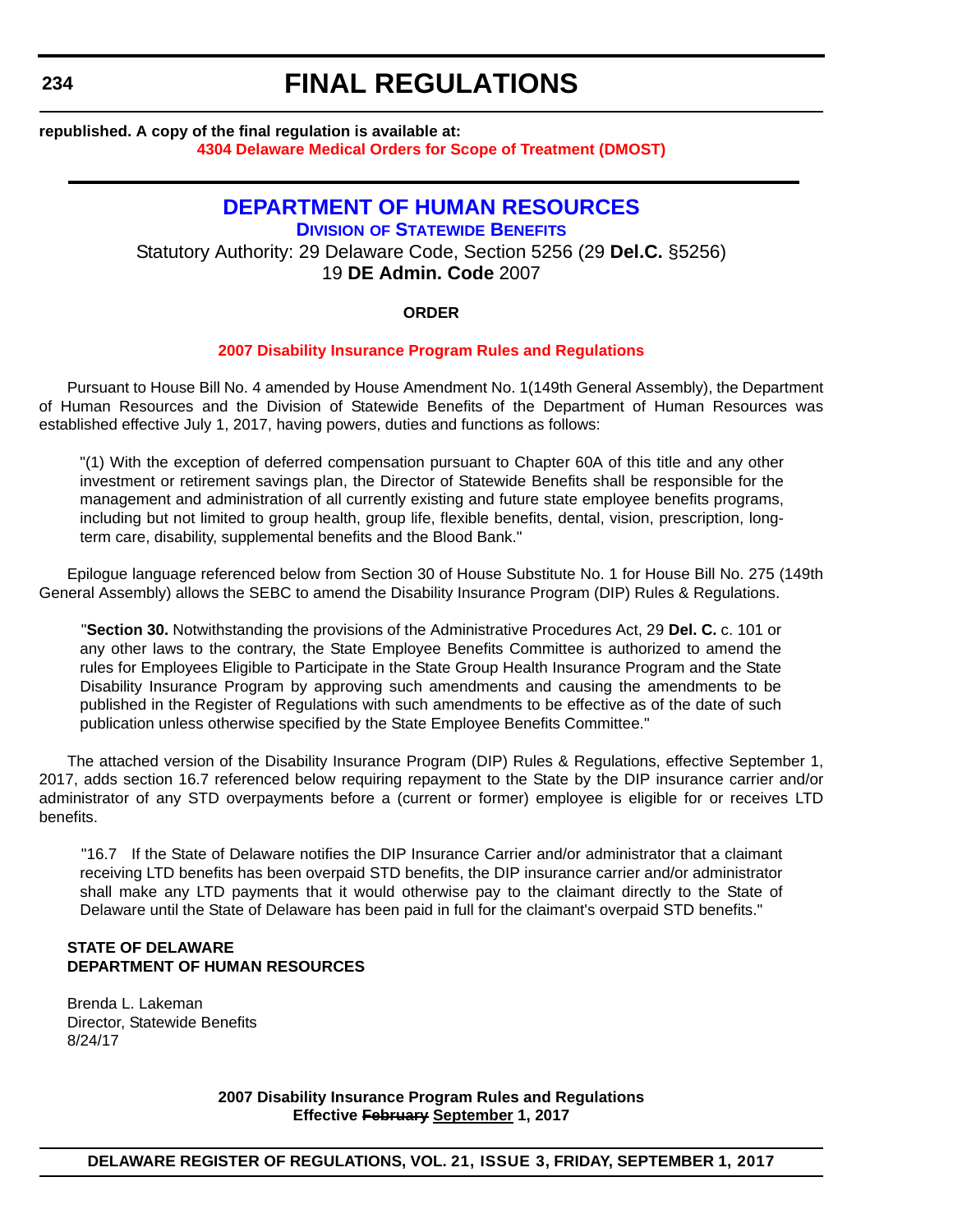**republished. A copy of the final regulation is available at:**

**4304 Delaware Medical Orders for Scope of Treatment (DMOST)**

# DEPARTMENT OF HUMAN RESOURCES

## DIVISION OF STATEWIDE BENEFITS

Statutory Authority: 29 Delaware Code, Section 5256 (29 **Del.C.** §5256)
19 **DE Admin. Code** 2007

**ORDER**

**2007 Disability Insurance Program Rules and Regulations**

Pursuant to House Bill No. 4 amended by House Amendment No. 1(149th General Assembly), the Department of Human Resources and the Division of Statewide Benefits of the Department of Human Resources was established effective July 1, 2017, having powers, duties and functions as follows:

> "(1) With the exception of deferred compensation pursuant to Chapter 60A of this title and any other investment or retirement savings plan, the Director of Statewide Benefits shall be responsible for the management and administration of all currently existing and future state employee benefits programs, including but not limited to group health, group life, flexible benefits, dental, vision, prescription, long-term care, disability, supplemental benefits and the Blood Bank."

Epilogue language referenced below from Section 30 of House Substitute No. 1 for House Bill No. 275 (149th General Assembly) allows the SEBC to amend the Disability Insurance Program (DIP) Rules & Regulations.

> "**Section 30.** Notwithstanding the provisions of the Administrative Procedures Act, 29 **Del. C.** c. 101 or any other laws to the contrary, the State Employee Benefits Committee is authorized to amend the rules for Employees Eligible to Participate in the State Group Health Insurance Program and the State Disability Insurance Program by approving such amendments and causing the amendments to be published in the Register of Regulations with such amendments to be effective as of the date of such publication unless otherwise specified by the State Employee Benefits Committee."

The attached version of the Disability Insurance Program (DIP) Rules & Regulations, effective September 1, 2017, adds section 16.7 referenced below requiring repayment to the State by the DIP insurance carrier and/or administrator of any STD overpayments before a (current or former) employee is eligible for or receives LTD benefits.

> "16.7 If the State of Delaware notifies the DIP Insurance Carrier and/or administrator that a claimant receiving LTD benefits has been overpaid STD benefits, the DIP insurance carrier and/or administrator shall make any LTD payments that it would otherwise pay to the claimant directly to the State of Delaware until the State of Delaware has been paid in full for the claimant's overpaid STD benefits."

**STATE OF DELAWARE**
**DEPARTMENT OF HUMAN RESOURCES**

Brenda L. Lakeman
Director, Statewide Benefits
8/24/17

**2007 Disability Insurance Program Rules and Regulations**
**Effective ~~February~~ September 1, 2017**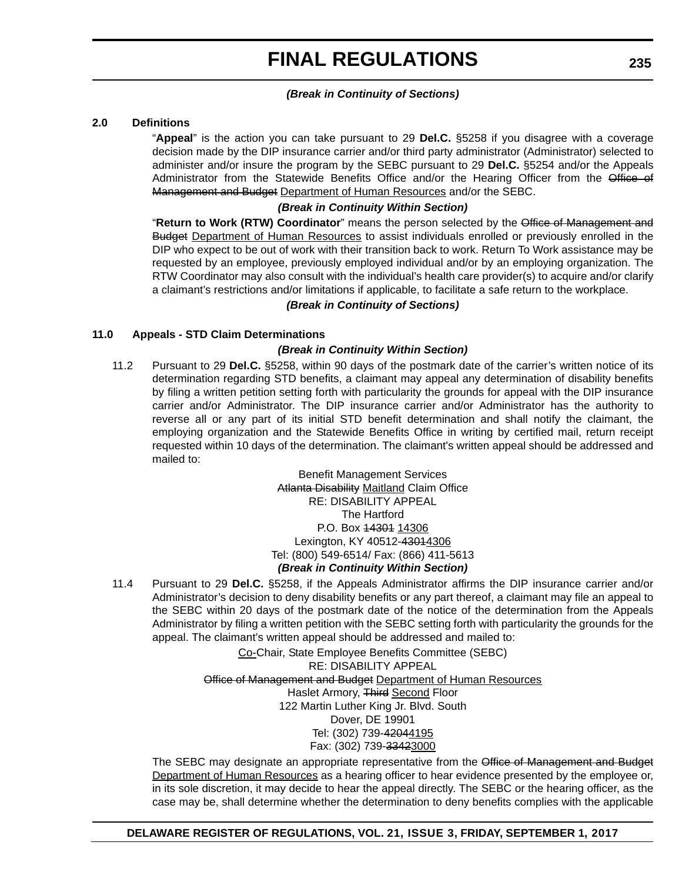***(Break in Continuity of Sections)***

**2.0 Definitions**

"**Appeal**" is the action you can take pursuant to 29 **Del.C.** §5258 if you disagree with a coverage decision made by the DIP insurance carrier and/or third party administrator (Administrator) selected to administer and/or insure the program by the SEBC pursuant to 29 **Del.C.** §5254 and/or the Appeals Administrator from the Statewide Benefits Office and/or the Hearing Officer from the ~~Office of Management and Budget~~ Department of Human Resources and/or the SEBC.

***(Break in Continuity Within Section)***

"**Return to Work (RTW) Coordinator**" means the person selected by the ~~Office of Management and Budget~~ Department of Human Resources to assist individuals enrolled or previously enrolled in the DIP who expect to be out of work with their transition back to work. Return To Work assistance may be requested by an employee, previously employed individual and/or by an employing organization. The RTW Coordinator may also consult with the individual's health care provider(s) to acquire and/or clarify a claimant's restrictions and/or limitations if applicable, to facilitate a safe return to the workplace.

***(Break in Continuity of Sections)***

**11.0 Appeals - STD Claim Determinations**

***(Break in Continuity Within Section)***

11.2 Pursuant to 29 **Del.C.** §5258, within 90 days of the postmark date of the carrier's written notice of its determination regarding STD benefits, a claimant may appeal any determination of disability benefits by filing a written petition setting forth with particularity the grounds for appeal with the DIP insurance carrier and/or Administrator. The DIP insurance carrier and/or Administrator has the authority to reverse all or any part of its initial STD benefit determination and shall notify the claimant, the employing organization and the Statewide Benefits Office in writing by certified mail, return receipt requested within 10 days of the determination. The claimant's written appeal should be addressed and mailed to:

Benefit Management Services
~~Atlanta Disability~~ Maitland Claim Office
RE: DISABILITY APPEAL
The Hartford
P.O. Box ~~14301~~ 14306
Lexington, KY 40512-~~4301~~4306
Tel: (800) 549-6514/ Fax: (866) 411-5613

***(Break in Continuity Within Section)***

11.4 Pursuant to 29 **Del.C.** §5258, if the Appeals Administrator affirms the DIP insurance carrier and/or Administrator's decision to deny disability benefits or any part thereof, a claimant may file an appeal to the SEBC within 20 days of the postmark date of the notice of the determination from the Appeals Administrator by filing a written petition with the SEBC setting forth with particularity the grounds for the appeal. The claimant's written appeal should be addressed and mailed to:

Co-Chair, State Employee Benefits Committee (SEBC)
RE: DISABILITY APPEAL
~~Office of Management and Budget~~ Department of Human Resources
Haslet Armory, ~~Third~~ Second Floor
122 Martin Luther King Jr. Blvd. South
Dover, DE 19901
Tel: (302) 739-~~4204~~4195
Fax: (302) 739-~~3342~~3000

The SEBC may designate an appropriate representative from the ~~Office of Management and Budget~~ Department of Human Resources as a hearing officer to hear evidence presented by the employee or, in its sole discretion, it may decide to hear the appeal directly. The SEBC or the hearing officer, as the case may be, shall determine whether the determination to deny benefits complies with the applicable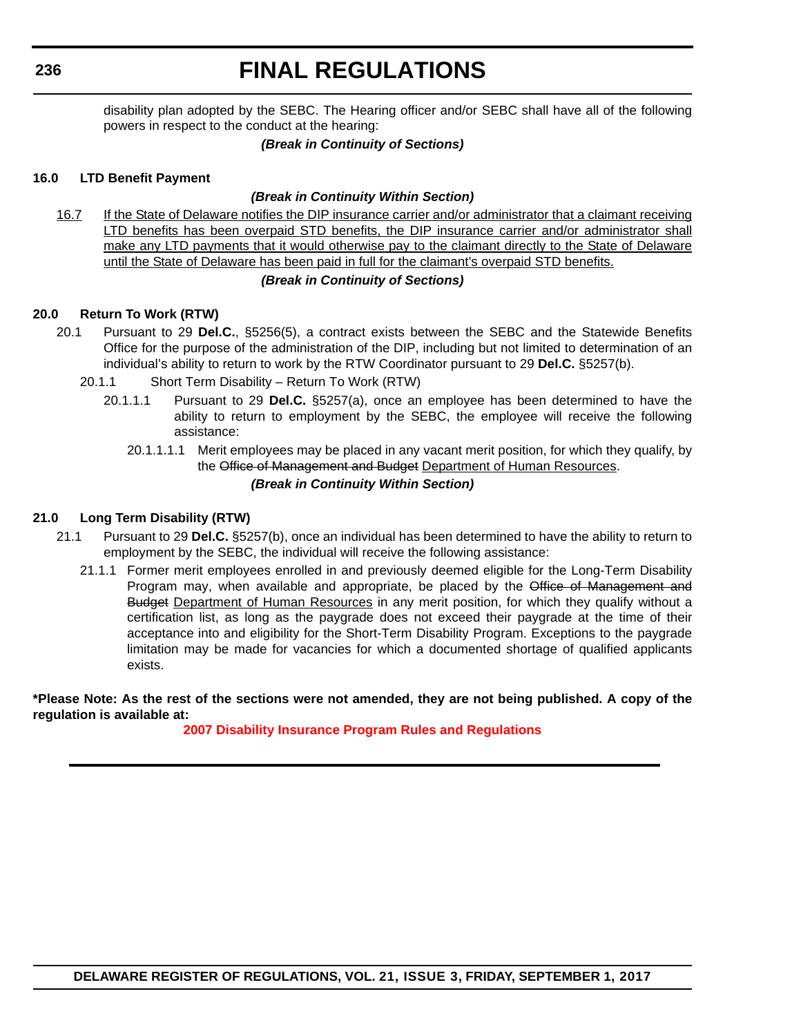disability plan adopted by the SEBC. The Hearing officer and/or SEBC shall have all of the following powers in respect to the conduct at the hearing:

***(Break in Continuity of Sections)***

**16.0 LTD Benefit Payment**

***(Break in Continuity Within Section)***

16.7 If the State of Delaware notifies the DIP insurance carrier and/or administrator that a claimant receiving LTD benefits has been overpaid STD benefits, the DIP insurance carrier and/or administrator shall make any LTD payments that it would otherwise pay to the claimant directly to the State of Delaware until the State of Delaware has been paid in full for the claimant's overpaid STD benefits.

***(Break in Continuity of Sections)***

**20.0 Return To Work (RTW)**

20.1 Pursuant to 29 **Del.C.**, §5256(5), a contract exists between the SEBC and the Statewide Benefits Office for the purpose of the administration of the DIP, including but not limited to determination of an individual's ability to return to work by the RTW Coordinator pursuant to 29 **Del.C.** §5257(b).

20.1.1 Short Term Disability – Return To Work (RTW)

20.1.1.1 Pursuant to 29 **Del.C.** §5257(a), once an employee has been determined to have the ability to return to employment by the SEBC, the employee will receive the following assistance:

20.1.1.1.1 Merit employees may be placed in any vacant merit position, for which they qualify, by the ~~Office of Management and Budget~~ Department of Human Resources.

***(Break in Continuity Within Section)***

**21.0 Long Term Disability (RTW)**

21.1 Pursuant to 29 **Del.C.** §5257(b), once an individual has been determined to have the ability to return to employment by the SEBC, the individual will receive the following assistance:

21.1.1 Former merit employees enrolled in and previously deemed eligible for the Long-Term Disability Program may, when available and appropriate, be placed by the ~~Office of Management and Budget~~ Department of Human Resources in any merit position, for which they qualify without a certification list, as long as the paygrade does not exceed their paygrade at the time of their acceptance into and eligibility for the Short-Term Disability Program. Exceptions to the paygrade limitation may be made for vacancies for which a documented shortage of qualified applicants exists.

**\*Please Note: As the rest of the sections were not amended, they are not being published. A copy of the regulation is available at:**

**2007 Disability Insurance Program Rules and Regulations**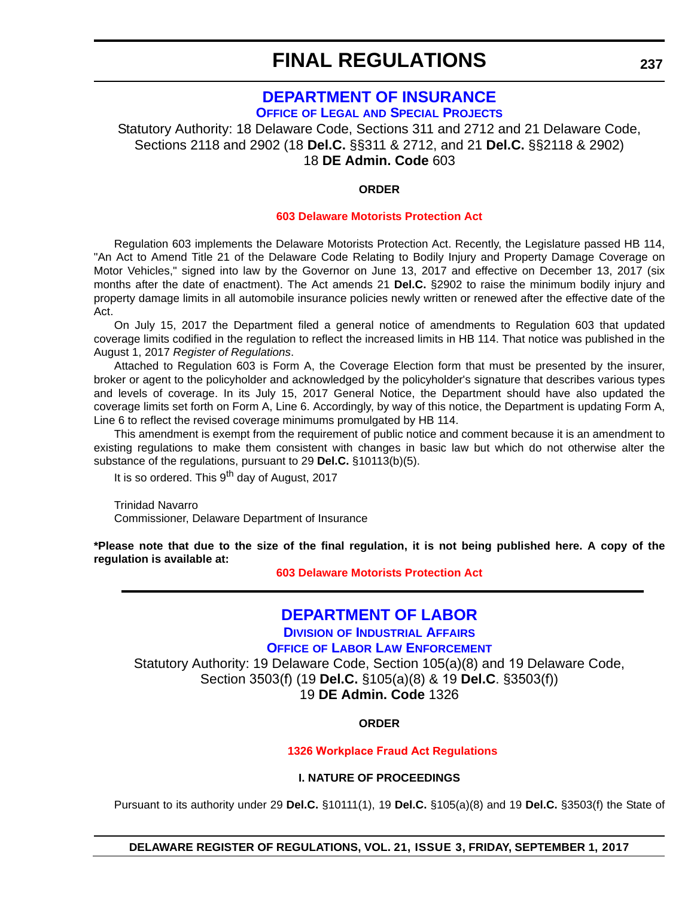# DEPARTMENT OF INSURANCE

### Office of Legal and Special Projects

Statutory Authority: 18 Delaware Code, Sections 311 and 2712 and 21 Delaware Code, Sections 2118 and 2902 (18 **Del.C.** §§311 & 2712, and 21 **Del.C.** §§2118 & 2902)
18 **DE Admin. Code** 603

**ORDER**

**603 Delaware Motorists Protection Act**

Regulation 603 implements the Delaware Motorists Protection Act. Recently, the Legislature passed HB 114, "An Act to Amend Title 21 of the Delaware Code Relating to Bodily Injury and Property Damage Coverage on Motor Vehicles," signed into law by the Governor on June 13, 2017 and effective on December 13, 2017 (six months after the date of enactment). The Act amends 21 **Del.C.** §2902 to raise the minimum bodily injury and property damage limits in all automobile insurance policies newly written or renewed after the effective date of the Act.

On July 15, 2017 the Department filed a general notice of amendments to Regulation 603 that updated coverage limits codified in the regulation to reflect the increased limits in HB 114. That notice was published in the August 1, 2017 *Register of Regulations*.

Attached to Regulation 603 is Form A, the Coverage Election form that must be presented by the insurer, broker or agent to the policyholder and acknowledged by the policyholder's signature that describes various types and levels of coverage. In its July 15, 2017 General Notice, the Department should have also updated the coverage limits set forth on Form A, Line 6. Accordingly, by way of this notice, the Department is updating Form A, Line 6 to reflect the revised coverage minimums promulgated by HB 114.

This amendment is exempt from the requirement of public notice and comment because it is an amendment to existing regulations to make them consistent with changes in basic law but which do not otherwise alter the substance of the regulations, pursuant to 29 **Del.C.** §10113(b)(5).

It is so ordered. This 9th day of August, 2017

Trinidad Navarro
Commissioner, Delaware Department of Insurance

**\*Please note that due to the size of the final regulation, it is not being published here. A copy of the regulation is available at:**

**603 Delaware Motorists Protection Act**

---

# DEPARTMENT OF LABOR

### Division of Industrial Affairs

### Office of Labor Law Enforcement

Statutory Authority: 19 Delaware Code, Section 105(a)(8) and 19 Delaware Code, Section 3503(f) (19 **Del.C.** §105(a)(8) & 19 **Del.C**. §3503(f))
19 **DE Admin. Code** 1326

**ORDER**

**1326 Workplace Fraud Act Regulations**

**I. NATURE OF PROCEEDINGS**

Pursuant to its authority under 29 **Del.C.** §10111(1), 19 **Del.C.** §105(a)(8) and 19 **Del.C.** §3503(f) the State of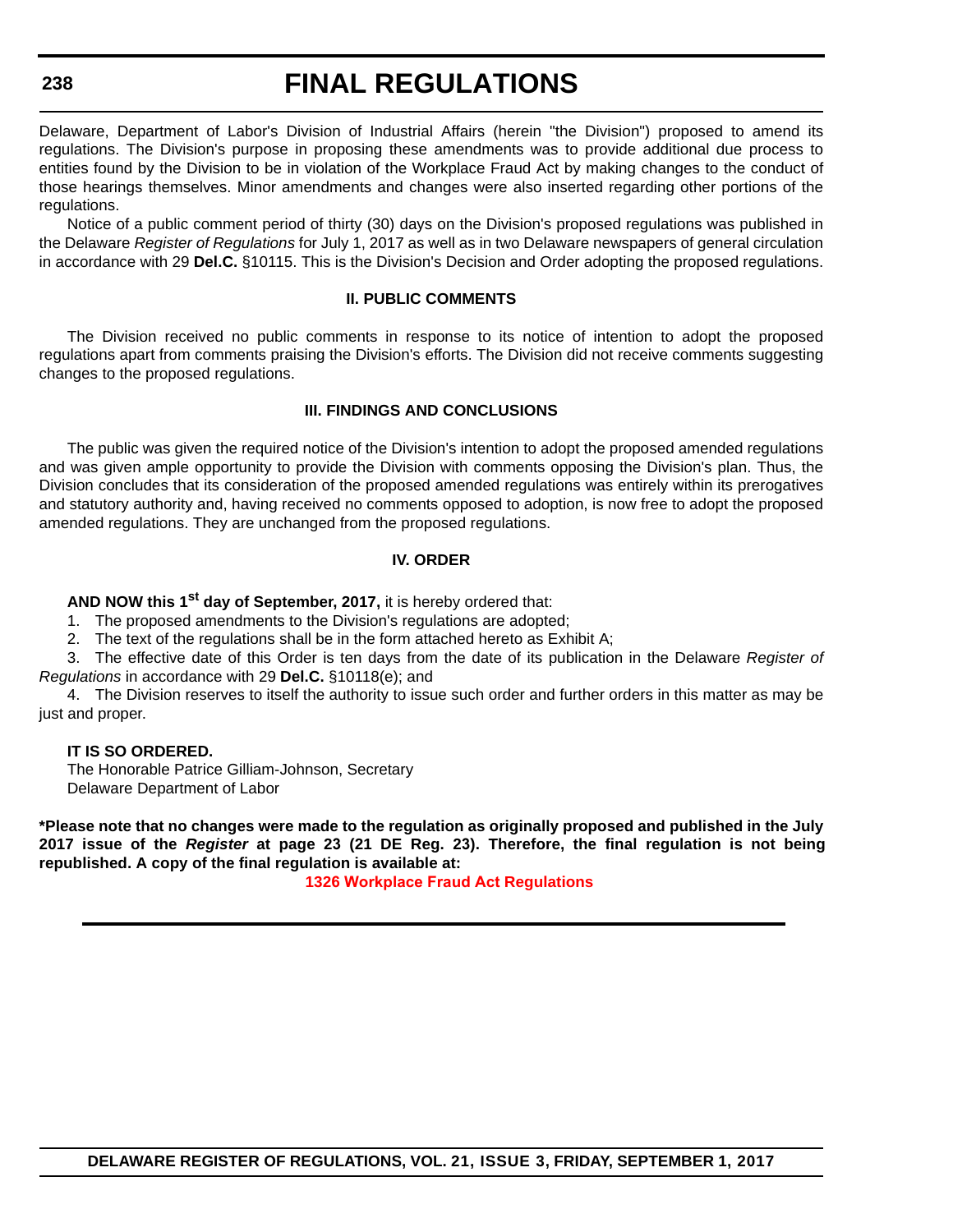Delaware, Department of Labor's Division of Industrial Affairs (herein "the Division") proposed to amend its regulations. The Division's purpose in proposing these amendments was to provide additional due process to entities found by the Division to be in violation of the Workplace Fraud Act by making changes to the conduct of those hearings themselves. Minor amendments and changes were also inserted regarding other portions of the regulations.

Notice of a public comment period of thirty (30) days on the Division's proposed regulations was published in the Delaware *Register of Regulations* for July 1, 2017 as well as in two Delaware newspapers of general circulation in accordance with 29 **Del.C.** §10115. This is the Division's Decision and Order adopting the proposed regulations.

**II. PUBLIC COMMENTS**

The Division received no public comments in response to its notice of intention to adopt the proposed regulations apart from comments praising the Division's efforts. The Division did not receive comments suggesting changes to the proposed regulations.

**III. FINDINGS AND CONCLUSIONS**

The public was given the required notice of the Division's intention to adopt the proposed amended regulations and was given ample opportunity to provide the Division with comments opposing the Division's plan. Thus, the Division concludes that its consideration of the proposed amended regulations was entirely within its prerogatives and statutory authority and, having received no comments opposed to adoption, is now free to adopt the proposed amended regulations. They are unchanged from the proposed regulations.

**IV. ORDER**

**AND NOW this 1st day of September, 2017,** it is hereby ordered that:

1. The proposed amendments to the Division's regulations are adopted;
2. The text of the regulations shall be in the form attached hereto as Exhibit A;
3. The effective date of this Order is ten days from the date of its publication in the Delaware *Register of Regulations* in accordance with 29 **Del.C.** §10118(e); and
4. The Division reserves to itself the authority to issue such order and further orders in this matter as may be just and proper.

**IT IS SO ORDERED.**
The Honorable Patrice Gilliam-Johnson, Secretary
Delaware Department of Labor

**\*Please note that no changes were made to the regulation as originally proposed and published in the July 2017 issue of the *Register* at page 23 (21 DE Reg. 23). Therefore, the final regulation is not being republished. A copy of the final regulation is available at:**

**1326 Workplace Fraud Act Regulations**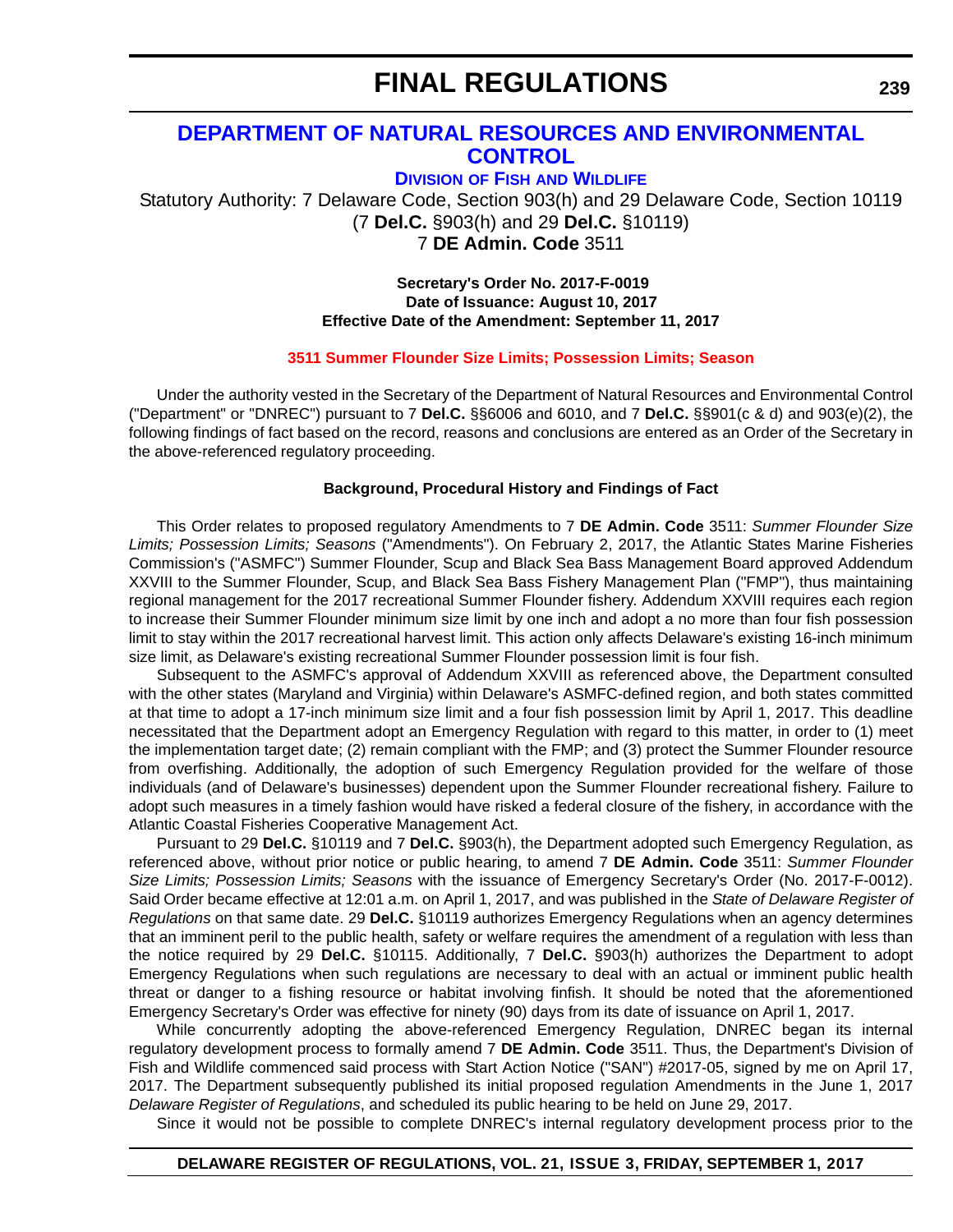# FINAL REGULATIONS

## DEPARTMENT OF NATURAL RESOURCES AND ENVIRONMENTAL CONTROL

### DIVISION OF FISH AND WILDLIFE

Statutory Authority: 7 Delaware Code, Section 903(h) and 29 Delaware Code, Section 10119 (7 **Del.C.** §903(h) and 29 **Del.C.** §10119)
7 **DE Admin. Code** 3511

**Secretary's Order No. 2017-F-0019**
**Date of Issuance: August 10, 2017**
**Effective Date of the Amendment: September 11, 2017**

**3511 Summer Flounder Size Limits; Possession Limits; Season**

Under the authority vested in the Secretary of the Department of Natural Resources and Environmental Control ("Department" or "DNREC") pursuant to 7 **Del.C.** §§6006 and 6010, and 7 **Del.C.** §§901(c & d) and 903(e)(2), the following findings of fact based on the record, reasons and conclusions are entered as an Order of the Secretary in the above-referenced regulatory proceeding.

**Background, Procedural History and Findings of Fact**

This Order relates to proposed regulatory Amendments to 7 **DE Admin. Code** 3511: *Summer Flounder Size Limits; Possession Limits; Seasons* ("Amendments"). On February 2, 2017, the Atlantic States Marine Fisheries Commission's ("ASMFC") Summer Flounder, Scup and Black Sea Bass Management Board approved Addendum XXVIII to the Summer Flounder, Scup, and Black Sea Bass Fishery Management Plan ("FMP"), thus maintaining regional management for the 2017 recreational Summer Flounder fishery. Addendum XXVIII requires each region to increase their Summer Flounder minimum size limit by one inch and adopt a no more than four fish possession limit to stay within the 2017 recreational harvest limit. This action only affects Delaware's existing 16-inch minimum size limit, as Delaware's existing recreational Summer Flounder possession limit is four fish.

Subsequent to the ASMFC's approval of Addendum XXVIII as referenced above, the Department consulted with the other states (Maryland and Virginia) within Delaware's ASMFC-defined region, and both states committed at that time to adopt a 17-inch minimum size limit and a four fish possession limit by April 1, 2017. This deadline necessitated that the Department adopt an Emergency Regulation with regard to this matter, in order to (1) meet the implementation target date; (2) remain compliant with the FMP; and (3) protect the Summer Flounder resource from overfishing. Additionally, the adoption of such Emergency Regulation provided for the welfare of those individuals (and of Delaware's businesses) dependent upon the Summer Flounder recreational fishery. Failure to adopt such measures in a timely fashion would have risked a federal closure of the fishery, in accordance with the Atlantic Coastal Fisheries Cooperative Management Act.

Pursuant to 29 **Del.C.** §10119 and 7 **Del.C.** §903(h), the Department adopted such Emergency Regulation, as referenced above, without prior notice or public hearing, to amend 7 **DE Admin. Code** 3511: *Summer Flounder Size Limits; Possession Limits; Seasons* with the issuance of Emergency Secretary's Order (No. 2017-F-0012). Said Order became effective at 12:01 a.m. on April 1, 2017, and was published in the *State of Delaware Register of Regulations* on that same date. 29 **Del.C.** §10119 authorizes Emergency Regulations when an agency determines that an imminent peril to the public health, safety or welfare requires the amendment of a regulation with less than the notice required by 29 **Del.C.** §10115. Additionally, 7 **Del.C.** §903(h) authorizes the Department to adopt Emergency Regulations when such regulations are necessary to deal with an actual or imminent public health threat or danger to a fishing resource or habitat involving finfish. It should be noted that the aforementioned Emergency Secretary's Order was effective for ninety (90) days from its date of issuance on April 1, 2017.

While concurrently adopting the above-referenced Emergency Regulation, DNREC began its internal regulatory development process to formally amend 7 **DE Admin. Code** 3511. Thus, the Department's Division of Fish and Wildlife commenced said process with Start Action Notice ("SAN") #2017-05, signed by me on April 17, 2017. The Department subsequently published its initial proposed regulation Amendments in the June 1, 2017 *Delaware Register of Regulations*, and scheduled its public hearing to be held on June 29, 2017.

Since it would not be possible to complete DNREC's internal regulatory development process prior to the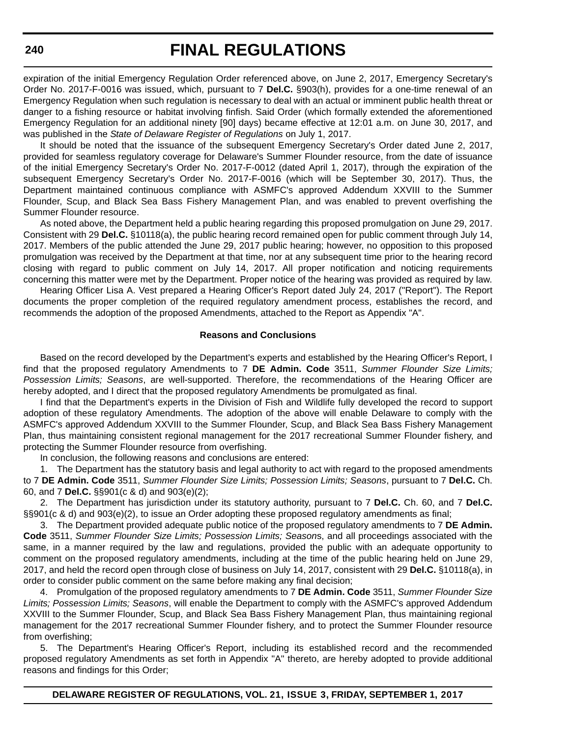expiration of the initial Emergency Regulation Order referenced above, on June 2, 2017, Emergency Secretary's Order No. 2017-F-0016 was issued, which, pursuant to 7 **Del.C.** §903(h), provides for a one-time renewal of an Emergency Regulation when such regulation is necessary to deal with an actual or imminent public health threat or danger to a fishing resource or habitat involving finfish. Said Order (which formally extended the aforementioned Emergency Regulation for an additional ninety [90] days) became effective at 12:01 a.m. on June 30, 2017, and was published in the *State of Delaware Register of Regulations* on July 1, 2017.

It should be noted that the issuance of the subsequent Emergency Secretary's Order dated June 2, 2017, provided for seamless regulatory coverage for Delaware's Summer Flounder resource, from the date of issuance of the initial Emergency Secretary's Order No. 2017-F-0012 (dated April 1, 2017), through the expiration of the subsequent Emergency Secretary's Order No. 2017-F-0016 (which will be September 30, 2017). Thus, the Department maintained continuous compliance with ASMFC's approved Addendum XXVIII to the Summer Flounder, Scup, and Black Sea Bass Fishery Management Plan, and was enabled to prevent overfishing the Summer Flounder resource.

As noted above, the Department held a public hearing regarding this proposed promulgation on June 29, 2017. Consistent with 29 **Del.C.** §10118(a), the public hearing record remained open for public comment through July 14, 2017. Members of the public attended the June 29, 2017 public hearing; however, no opposition to this proposed promulgation was received by the Department at that time, nor at any subsequent time prior to the hearing record closing with regard to public comment on July 14, 2017. All proper notification and noticing requirements concerning this matter were met by the Department. Proper notice of the hearing was provided as required by law.

Hearing Officer Lisa A. Vest prepared a Hearing Officer's Report dated July 24, 2017 ("Report"). The Report documents the proper completion of the required regulatory amendment process, establishes the record, and recommends the adoption of the proposed Amendments, attached to the Report as Appendix "A".

**Reasons and Conclusions**

Based on the record developed by the Department's experts and established by the Hearing Officer's Report, I find that the proposed regulatory Amendments to 7 **DE Admin. Code** 3511, *Summer Flounder Size Limits; Possession Limits; Seasons*, are well-supported. Therefore, the recommendations of the Hearing Officer are hereby adopted, and I direct that the proposed regulatory Amendments be promulgated as final.

I find that the Department's experts in the Division of Fish and Wildlife fully developed the record to support adoption of these regulatory Amendments. The adoption of the above will enable Delaware to comply with the ASMFC's approved Addendum XXVIII to the Summer Flounder, Scup, and Black Sea Bass Fishery Management Plan, thus maintaining consistent regional management for the 2017 recreational Summer Flounder fishery, and protecting the Summer Flounder resource from overfishing.

In conclusion, the following reasons and conclusions are entered:

1. The Department has the statutory basis and legal authority to act with regard to the proposed amendments to 7 **DE Admin. Code** 3511, *Summer Flounder Size Limits; Possession Limits; Seasons*, pursuant to 7 **Del.C.** Ch. 60, and 7 **Del.C.** §§901(c & d) and 903(e)(2);

2. The Department has jurisdiction under its statutory authority, pursuant to 7 **Del.C.** Ch. 60, and 7 **Del.C.** §§901(c & d) and 903(e)(2), to issue an Order adopting these proposed regulatory amendments as final;

3. The Department provided adequate public notice of the proposed regulatory amendments to 7 **DE Admin. Code** 3511, *Summer Flounder Size Limits; Possession Limits; Seasons*, and all proceedings associated with the same, in a manner required by the law and regulations, provided the public with an adequate opportunity to comment on the proposed regulatory amendments, including at the time of the public hearing held on June 29, 2017, and held the record open through close of business on July 14, 2017, consistent with 29 **Del.C.** §10118(a), in order to consider public comment on the same before making any final decision;

4. Promulgation of the proposed regulatory amendments to 7 **DE Admin. Code** 3511, *Summer Flounder Size Limits; Possession Limits; Seasons*, will enable the Department to comply with the ASMFC's approved Addendum XXVIII to the Summer Flounder, Scup, and Black Sea Bass Fishery Management Plan, thus maintaining regional management for the 2017 recreational Summer Flounder fishery, and to protect the Summer Flounder resource from overfishing;

5. The Department's Hearing Officer's Report, including its established record and the recommended proposed regulatory Amendments as set forth in Appendix "A" thereto, are hereby adopted to provide additional reasons and findings for this Order;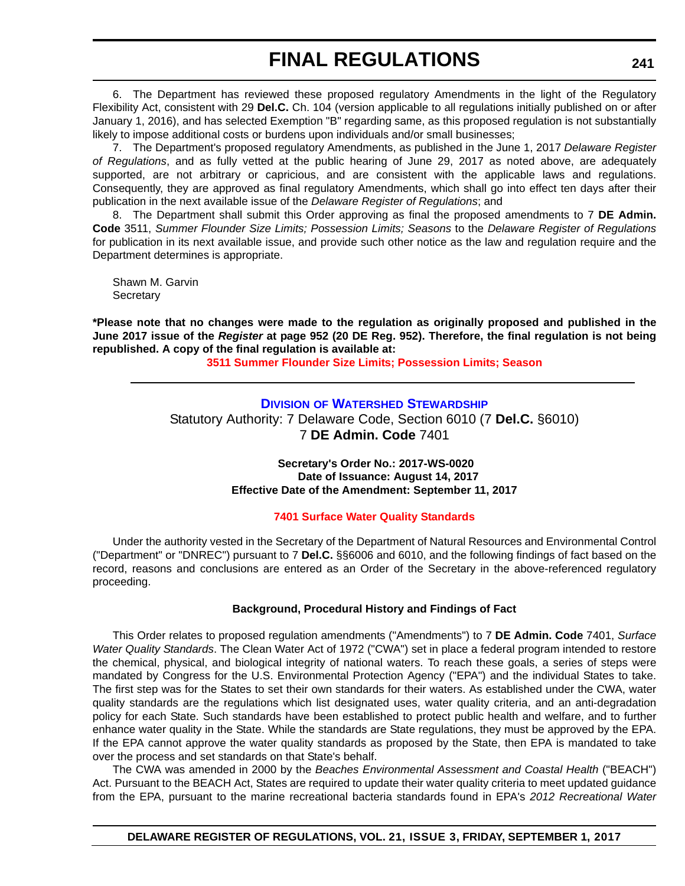6. The Department has reviewed these proposed regulatory Amendments in the light of the Regulatory Flexibility Act, consistent with 29 **Del.C.** Ch. 104 (version applicable to all regulations initially published on or after January 1, 2016), and has selected Exemption "B" regarding same, as this proposed regulation is not substantially likely to impose additional costs or burdens upon individuals and/or small businesses;

7. The Department's proposed regulatory Amendments, as published in the June 1, 2017 *Delaware Register of Regulations*, and as fully vetted at the public hearing of June 29, 2017 as noted above, are adequately supported, are not arbitrary or capricious, and are consistent with the applicable laws and regulations. Consequently, they are approved as final regulatory Amendments, which shall go into effect ten days after their publication in the next available issue of the *Delaware Register of Regulations*; and

8. The Department shall submit this Order approving as final the proposed amendments to 7 **DE Admin. Code** 3511, *Summer Flounder Size Limits; Possession Limits; Seasons* to the *Delaware Register of Regulations* for publication in its next available issue, and provide such other notice as the law and regulation require and the Department determines is appropriate.

Shawn M. Garvin
Secretary

**\*Please note that no changes were made to the regulation as originally proposed and published in the June 2017 issue of the *Register* at page 952 (20 DE Reg. 952). Therefore, the final regulation is not being republished. A copy of the final regulation is available at:**

**3511 Summer Flounder Size Limits; Possession Limits; Season**

---

## Division of Watershed Stewardship

Statutory Authority: 7 Delaware Code, Section 6010 (7 **Del.C.** §6010)
7 **DE Admin. Code** 7401

**Secretary's Order No.: 2017-WS-0020**
**Date of Issuance: August 14, 2017**
**Effective Date of the Amendment: September 11, 2017**

**7401 Surface Water Quality Standards**

Under the authority vested in the Secretary of the Department of Natural Resources and Environmental Control ("Department" or "DNREC") pursuant to 7 **Del.C.** §§6006 and 6010, and the following findings of fact based on the record, reasons and conclusions are entered as an Order of the Secretary in the above-referenced regulatory proceeding.

**Background, Procedural History and Findings of Fact**

This Order relates to proposed regulation amendments ("Amendments") to 7 **DE Admin. Code** 7401, *Surface Water Quality Standards*. The Clean Water Act of 1972 ("CWA") set in place a federal program intended to restore the chemical, physical, and biological integrity of national waters. To reach these goals, a series of steps were mandated by Congress for the U.S. Environmental Protection Agency ("EPA") and the individual States to take. The first step was for the States to set their own standards for their waters. As established under the CWA, water quality standards are the regulations which list designated uses, water quality criteria, and an anti-degradation policy for each State. Such standards have been established to protect public health and welfare, and to further enhance water quality in the State. While the standards are State regulations, they must be approved by the EPA. If the EPA cannot approve the water quality standards as proposed by the State, then EPA is mandated to take over the process and set standards on that State's behalf.

The CWA was amended in 2000 by the *Beaches Environmental Assessment and Coastal Health* ("BEACH") Act. Pursuant to the BEACH Act, States are required to update their water quality criteria to meet updated guidance from the EPA, pursuant to the marine recreational bacteria standards found in EPA's *2012 Recreational Water*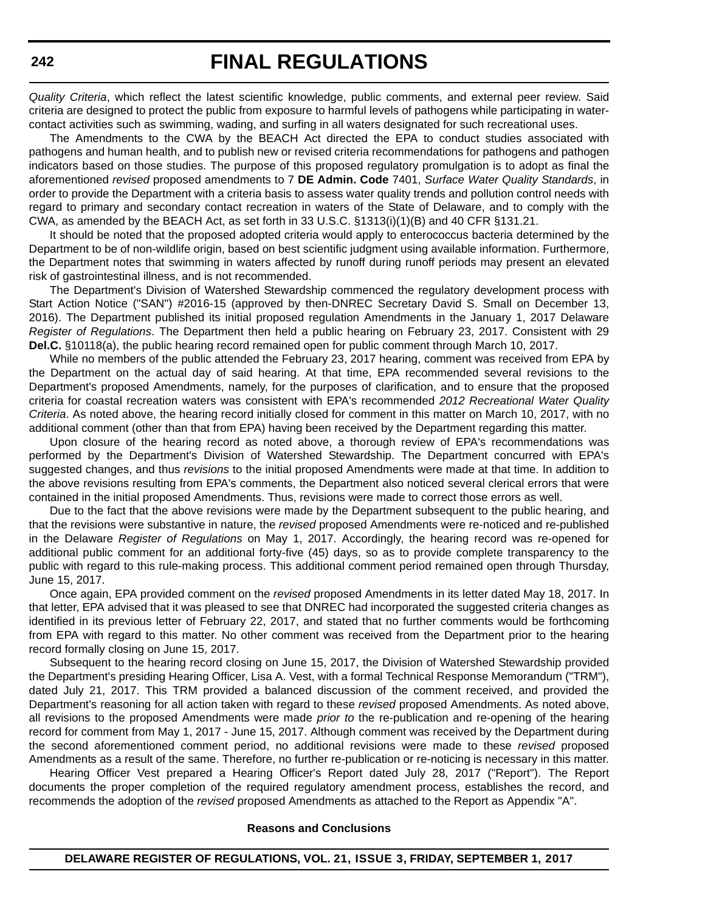*Quality Criteria*, which reflect the latest scientific knowledge, public comments, and external peer review. Said criteria are designed to protect the public from exposure to harmful levels of pathogens while participating in water-contact activities such as swimming, wading, and surfing in all waters designated for such recreational uses.

The Amendments to the CWA by the BEACH Act directed the EPA to conduct studies associated with pathogens and human health, and to publish new or revised criteria recommendations for pathogens and pathogen indicators based on those studies. The purpose of this proposed regulatory promulgation is to adopt as final the aforementioned *revised* proposed amendments to 7 **DE Admin. Code** 7401, *Surface Water Quality Standards*, in order to provide the Department with a criteria basis to assess water quality trends and pollution control needs with regard to primary and secondary contact recreation in waters of the State of Delaware, and to comply with the CWA, as amended by the BEACH Act, as set forth in 33 U.S.C. §1313(i)(1)(B) and 40 CFR §131.21.

It should be noted that the proposed adopted criteria would apply to enterococcus bacteria determined by the Department to be of non-wildlife origin, based on best scientific judgment using available information. Furthermore, the Department notes that swimming in waters affected by runoff during runoff periods may present an elevated risk of gastrointestinal illness, and is not recommended.

The Department's Division of Watershed Stewardship commenced the regulatory development process with Start Action Notice ("SAN") #2016-15 (approved by then-DNREC Secretary David S. Small on December 13, 2016). The Department published its initial proposed regulation Amendments in the January 1, 2017 Delaware *Register of Regulations*. The Department then held a public hearing on February 23, 2017. Consistent with 29 **Del.C.** §10118(a), the public hearing record remained open for public comment through March 10, 2017.

While no members of the public attended the February 23, 2017 hearing, comment was received from EPA by the Department on the actual day of said hearing. At that time, EPA recommended several revisions to the Department's proposed Amendments, namely, for the purposes of clarification, and to ensure that the proposed criteria for coastal recreation waters was consistent with EPA's recommended *2012 Recreational Water Quality Criteria*. As noted above, the hearing record initially closed for comment in this matter on March 10, 2017, with no additional comment (other than that from EPA) having been received by the Department regarding this matter.

Upon closure of the hearing record as noted above, a thorough review of EPA's recommendations was performed by the Department's Division of Watershed Stewardship. The Department concurred with EPA's suggested changes, and thus *revisions* to the initial proposed Amendments were made at that time. In addition to the above revisions resulting from EPA's comments, the Department also noticed several clerical errors that were contained in the initial proposed Amendments. Thus, revisions were made to correct those errors as well.

Due to the fact that the above revisions were made by the Department subsequent to the public hearing, and that the revisions were substantive in nature, the *revised* proposed Amendments were re-noticed and re-published in the Delaware *Register of Regulations* on May 1, 2017. Accordingly, the hearing record was re-opened for additional public comment for an additional forty-five (45) days, so as to provide complete transparency to the public with regard to this rule-making process. This additional comment period remained open through Thursday, June 15, 2017.

Once again, EPA provided comment on the *revised* proposed Amendments in its letter dated May 18, 2017. In that letter, EPA advised that it was pleased to see that DNREC had incorporated the suggested criteria changes as identified in its previous letter of February 22, 2017, and stated that no further comments would be forthcoming from EPA with regard to this matter. No other comment was received from the Department prior to the hearing record formally closing on June 15, 2017.

Subsequent to the hearing record closing on June 15, 2017, the Division of Watershed Stewardship provided the Department's presiding Hearing Officer, Lisa A. Vest, with a formal Technical Response Memorandum ("TRM"), dated July 21, 2017. This TRM provided a balanced discussion of the comment received, and provided the Department's reasoning for all action taken with regard to these *revised* proposed Amendments. As noted above, all revisions to the proposed Amendments were made *prior to* the re-publication and re-opening of the hearing record for comment from May 1, 2017 - June 15, 2017. Although comment was received by the Department during the second aforementioned comment period, no additional revisions were made to these *revised* proposed Amendments as a result of the same. Therefore, no further re-publication or re-noticing is necessary in this matter.

Hearing Officer Vest prepared a Hearing Officer's Report dated July 28, 2017 ("Report"). The Report documents the proper completion of the required regulatory amendment process, establishes the record, and recommends the adoption of the *revised* proposed Amendments as attached to the Report as Appendix "A".

**Reasons and Conclusions**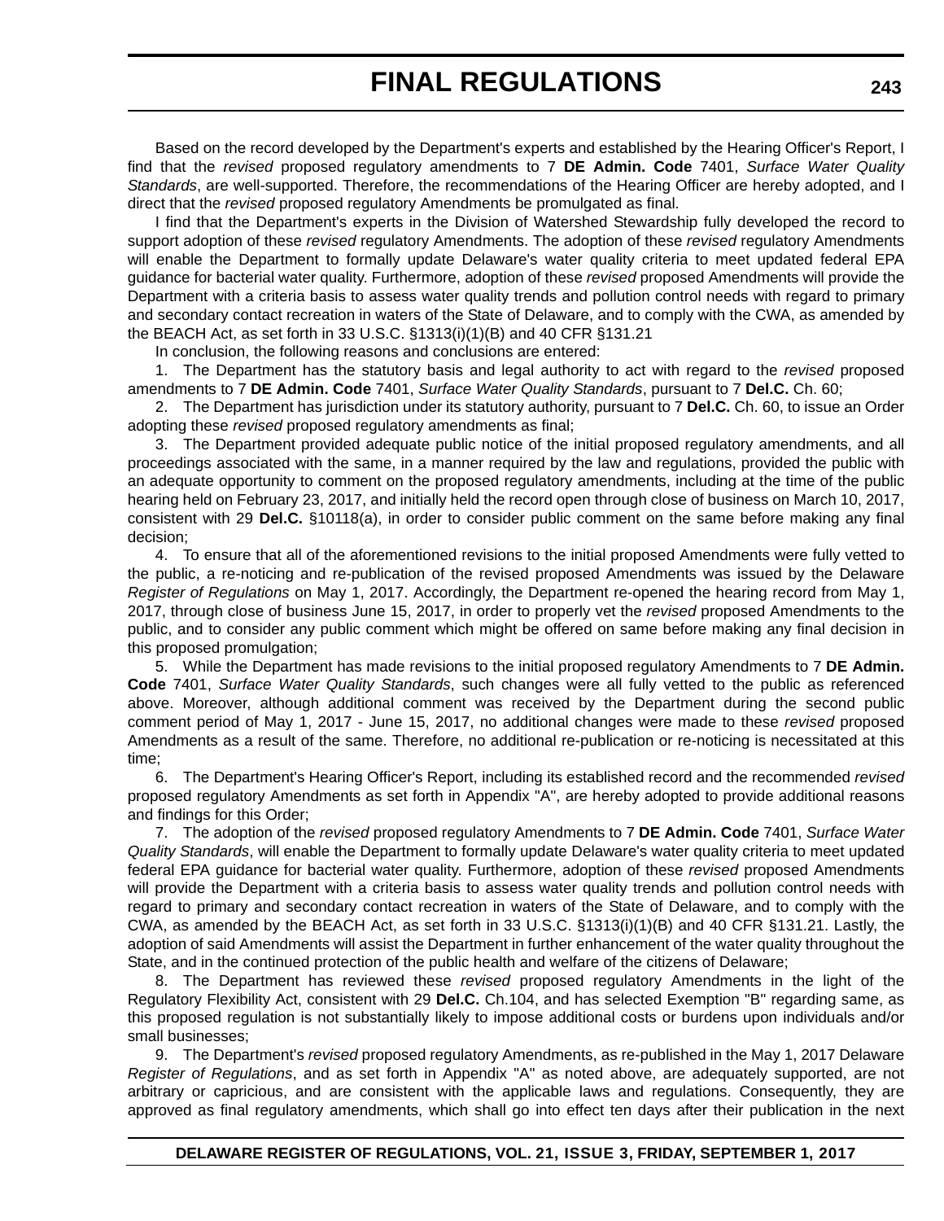Based on the record developed by the Department's experts and established by the Hearing Officer's Report, I find that the *revised* proposed regulatory amendments to 7 **DE Admin. Code** 7401, *Surface Water Quality Standards*, are well-supported. Therefore, the recommendations of the Hearing Officer are hereby adopted, and I direct that the *revised* proposed regulatory Amendments be promulgated as final.

I find that the Department's experts in the Division of Watershed Stewardship fully developed the record to support adoption of these *revised* regulatory Amendments. The adoption of these *revised* regulatory Amendments will enable the Department to formally update Delaware's water quality criteria to meet updated federal EPA guidance for bacterial water quality. Furthermore, adoption of these *revised* proposed Amendments will provide the Department with a criteria basis to assess water quality trends and pollution control needs with regard to primary and secondary contact recreation in waters of the State of Delaware, and to comply with the CWA, as amended by the BEACH Act, as set forth in 33 U.S.C. §1313(i)(1)(B) and 40 CFR §131.21

In conclusion, the following reasons and conclusions are entered:

1. The Department has the statutory basis and legal authority to act with regard to the *revised* proposed amendments to 7 **DE Admin. Code** 7401, *Surface Water Quality Standards*, pursuant to 7 **Del.C.** Ch. 60;

2. The Department has jurisdiction under its statutory authority, pursuant to 7 **Del.C.** Ch. 60, to issue an Order adopting these *revised* proposed regulatory amendments as final;

3. The Department provided adequate public notice of the initial proposed regulatory amendments, and all proceedings associated with the same, in a manner required by the law and regulations, provided the public with an adequate opportunity to comment on the proposed regulatory amendments, including at the time of the public hearing held on February 23, 2017, and initially held the record open through close of business on March 10, 2017, consistent with 29 **Del.C.** §10118(a), in order to consider public comment on the same before making any final decision;

4. To ensure that all of the aforementioned revisions to the initial proposed Amendments were fully vetted to the public, a re-noticing and re-publication of the revised proposed Amendments was issued by the Delaware *Register of Regulations* on May 1, 2017. Accordingly, the Department re-opened the hearing record from May 1, 2017, through close of business June 15, 2017, in order to properly vet the *revised* proposed Amendments to the public, and to consider any public comment which might be offered on same before making any final decision in this proposed promulgation;

5. While the Department has made revisions to the initial proposed regulatory Amendments to 7 **DE Admin. Code** 7401, *Surface Water Quality Standards*, such changes were all fully vetted to the public as referenced above. Moreover, although additional comment was received by the Department during the second public comment period of May 1, 2017 - June 15, 2017, no additional changes were made to these *revised* proposed Amendments as a result of the same. Therefore, no additional re-publication or re-noticing is necessitated at this time;

6. The Department's Hearing Officer's Report, including its established record and the recommended *revised* proposed regulatory Amendments as set forth in Appendix "A", are hereby adopted to provide additional reasons and findings for this Order;

7. The adoption of the *revised* proposed regulatory Amendments to 7 **DE Admin. Code** 7401, *Surface Water Quality Standards*, will enable the Department to formally update Delaware's water quality criteria to meet updated federal EPA guidance for bacterial water quality. Furthermore, adoption of these *revised* proposed Amendments will provide the Department with a criteria basis to assess water quality trends and pollution control needs with regard to primary and secondary contact recreation in waters of the State of Delaware, and to comply with the CWA, as amended by the BEACH Act, as set forth in 33 U.S.C. §1313(i)(1)(B) and 40 CFR §131.21. Lastly, the adoption of said Amendments will assist the Department in further enhancement of the water quality throughout the State, and in the continued protection of the public health and welfare of the citizens of Delaware;

8. The Department has reviewed these *revised* proposed regulatory Amendments in the light of the Regulatory Flexibility Act, consistent with 29 **Del.C.** Ch.104, and has selected Exemption "B" regarding same, as this proposed regulation is not substantially likely to impose additional costs or burdens upon individuals and/or small businesses;

9. The Department's *revised* proposed regulatory Amendments, as re-published in the May 1, 2017 Delaware *Register of Regulations*, and as set forth in Appendix "A" as noted above, are adequately supported, are not arbitrary or capricious, and are consistent with the applicable laws and regulations. Consequently, they are approved as final regulatory amendments, which shall go into effect ten days after their publication in the next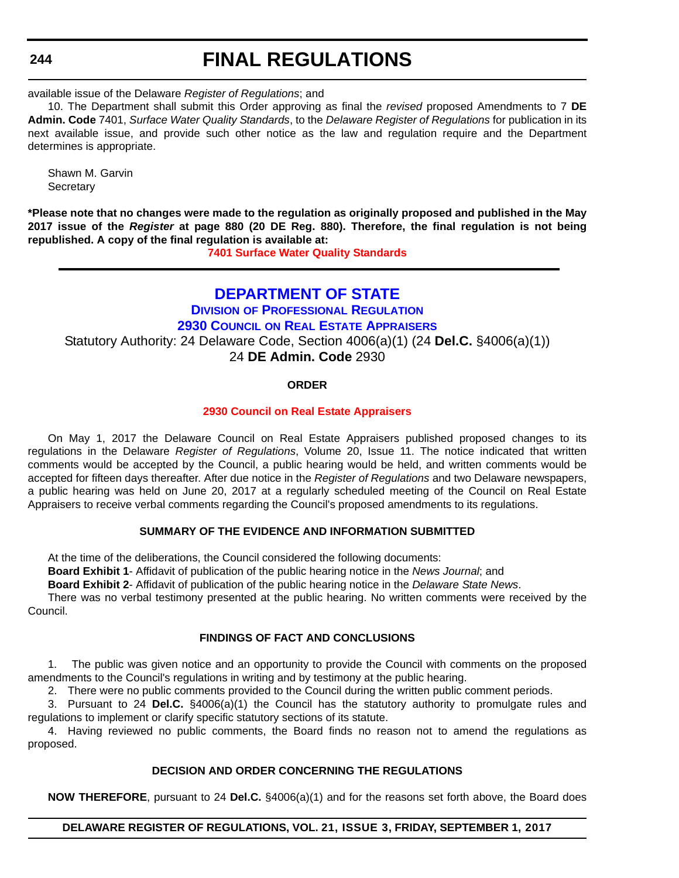available issue of the Delaware *Register of Regulations*; and

10. The Department shall submit this Order approving as final the *revised* proposed Amendments to 7 **DE Admin. Code** 7401, *Surface Water Quality Standards*, to the *Delaware Register of Regulations* for publication in its next available issue, and provide such other notice as the law and regulation require and the Department determines is appropriate.

Shawn M. Garvin
Secretary

**\*Please note that no changes were made to the regulation as originally proposed and published in the May 2017 issue of the *Register* at page 880 (20 DE Reg. 880). Therefore, the final regulation is not being republished. A copy of the final regulation is available at:**

**7401 Surface Water Quality Standards**

---

# DEPARTMENT OF STATE

## DIVISION OF PROFESSIONAL REGULATION

## 2930 COUNCIL ON REAL ESTATE APPRAISERS

Statutory Authority: 24 Delaware Code, Section 4006(a)(1) (24 **Del.C.** §4006(a)(1))
24 **DE Admin. Code** 2930

### ORDER

**2930 Council on Real Estate Appraisers**

On May 1, 2017 the Delaware Council on Real Estate Appraisers published proposed changes to its regulations in the Delaware *Register of Regulations*, Volume 20, Issue 11. The notice indicated that written comments would be accepted by the Council, a public hearing would be held, and written comments would be accepted for fifteen days thereafter. After due notice in the *Register of Regulations* and two Delaware newspapers, a public hearing was held on June 20, 2017 at a regularly scheduled meeting of the Council on Real Estate Appraisers to receive verbal comments regarding the Council's proposed amendments to its regulations.

### SUMMARY OF THE EVIDENCE AND INFORMATION SUBMITTED

At the time of the deliberations, the Council considered the following documents:

**Board Exhibit 1**- Affidavit of publication of the public hearing notice in the *News Journal*; and

**Board Exhibit 2**- Affidavit of publication of the public hearing notice in the *Delaware State News*.

There was no verbal testimony presented at the public hearing. No written comments were received by the Council.

### FINDINGS OF FACT AND CONCLUSIONS

1. The public was given notice and an opportunity to provide the Council with comments on the proposed amendments to the Council's regulations in writing and by testimony at the public hearing.

2. There were no public comments provided to the Council during the written public comment periods.

3. Pursuant to 24 **Del.C.** §4006(a)(1) the Council has the statutory authority to promulgate rules and regulations to implement or clarify specific statutory sections of its statute.

4. Having reviewed no public comments, the Board finds no reason not to amend the regulations as proposed.

### DECISION AND ORDER CONCERNING THE REGULATIONS

**NOW THEREFORE**, pursuant to 24 **Del.C.** §4006(a)(1) and for the reasons set forth above, the Board does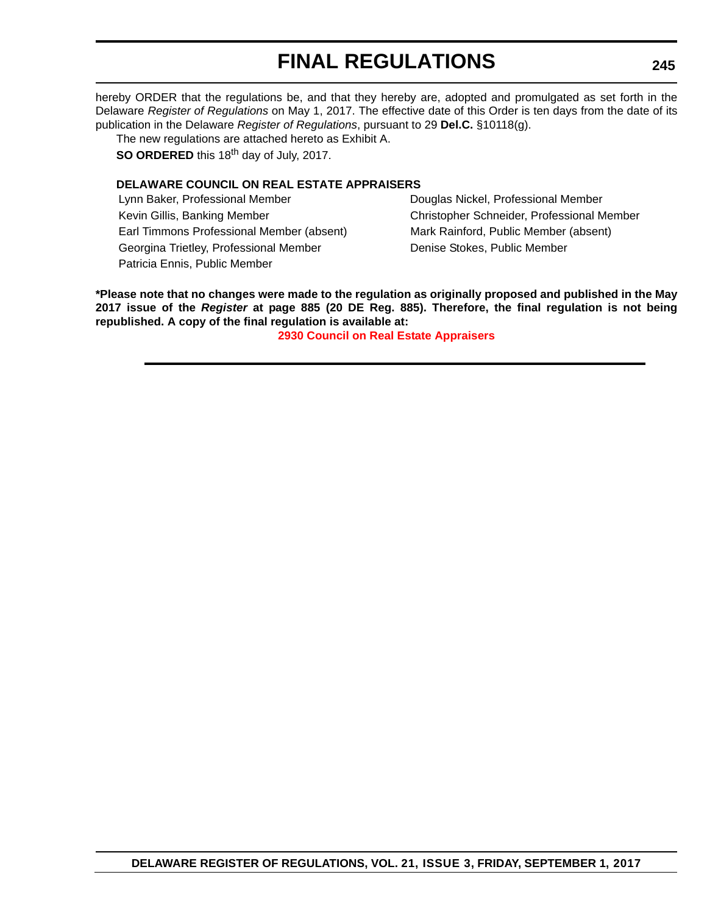hereby ORDER that the regulations be, and that they hereby are, adopted and promulgated as set forth in the Delaware *Register of Regulations* on May 1, 2017. The effective date of this Order is ten days from the date of its publication in the Delaware *Register of Regulations*, pursuant to 29 **Del.C.** §10118(g).

The new regulations are attached hereto as Exhibit A.

**SO ORDERED** this 18th day of July, 2017.

**DELAWARE COUNCIL ON REAL ESTATE APPRAISERS**

Lynn Baker, Professional Member
Kevin Gillis, Banking Member
Earl Timmons Professional Member (absent)
Georgina Trietley, Professional Member
Patricia Ennis, Public Member
Douglas Nickel, Professional Member
Christopher Schneider, Professional Member
Mark Rainford, Public Member (absent)
Denise Stokes, Public Member

**\*Please note that no changes were made to the regulation as originally proposed and published in the May 2017 issue of the *Register* at page 885 (20 DE Reg. 885). Therefore, the final regulation is not being republished. A copy of the final regulation is available at:**

**2930 Council on Real Estate Appraisers**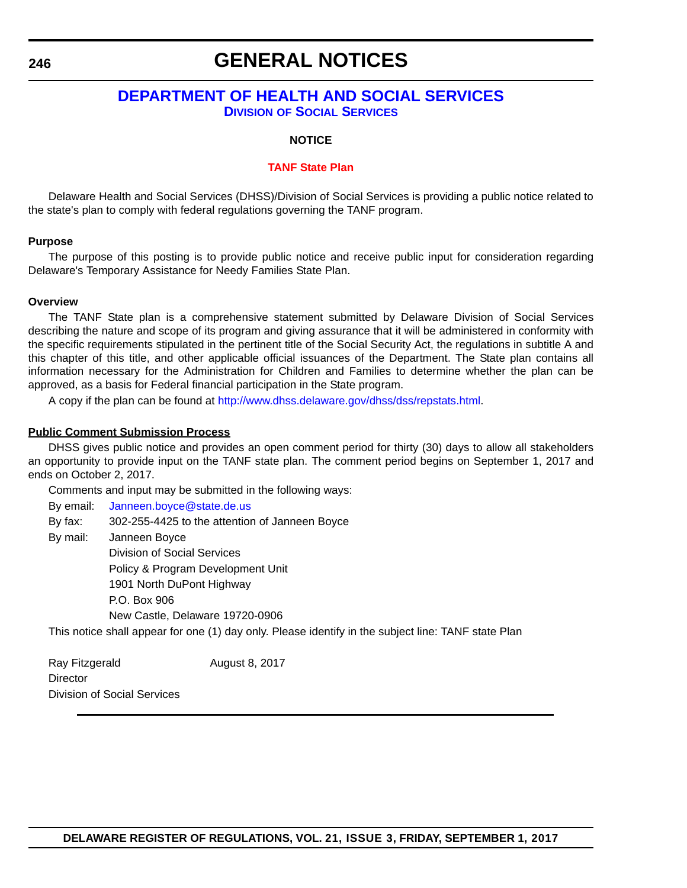# GENERAL NOTICES

## DEPARTMENT OF HEALTH AND SOCIAL SERVICES

### DIVISION OF SOCIAL SERVICES

**NOTICE**

**TANF State Plan**

Delaware Health and Social Services (DHSS)/Division of Social Services is providing a public notice related to the state's plan to comply with federal regulations governing the TANF program.

**Purpose**

The purpose of this posting is to provide public notice and receive public input for consideration regarding Delaware's Temporary Assistance for Needy Families State Plan.

**Overview**

The TANF State plan is a comprehensive statement submitted by Delaware Division of Social Services describing the nature and scope of its program and giving assurance that it will be administered in conformity with the specific requirements stipulated in the pertinent title of the Social Security Act, the regulations in subtitle A and this chapter of this title, and other applicable official issuances of the Department. The State plan contains all information necessary for the Administration for Children and Families to determine whether the plan can be approved, as a basis for Federal financial participation in the State program.

A copy if the plan can be found at http://www.dhss.delaware.gov/dhss/dss/repstats.html.

**Public Comment Submission Process**

DHSS gives public notice and provides an open comment period for thirty (30) days to allow all stakeholders an opportunity to provide input on the TANF state plan. The comment period begins on September 1, 2017 and ends on October 2, 2017.

Comments and input may be submitted in the following ways:

By email: Janneen.boyce@state.de.us

By fax: 302-255-4425 to the attention of Janneen Boyce

By mail: Janneen Boyce
Division of Social Services
Policy & Program Development Unit
1901 North DuPont Highway
P.O. Box 906
New Castle, Delaware 19720-0906

This notice shall appear for one (1) day only. Please identify in the subject line: TANF state Plan

Ray Fitzgerald August 8, 2017
Director
Division of Social Services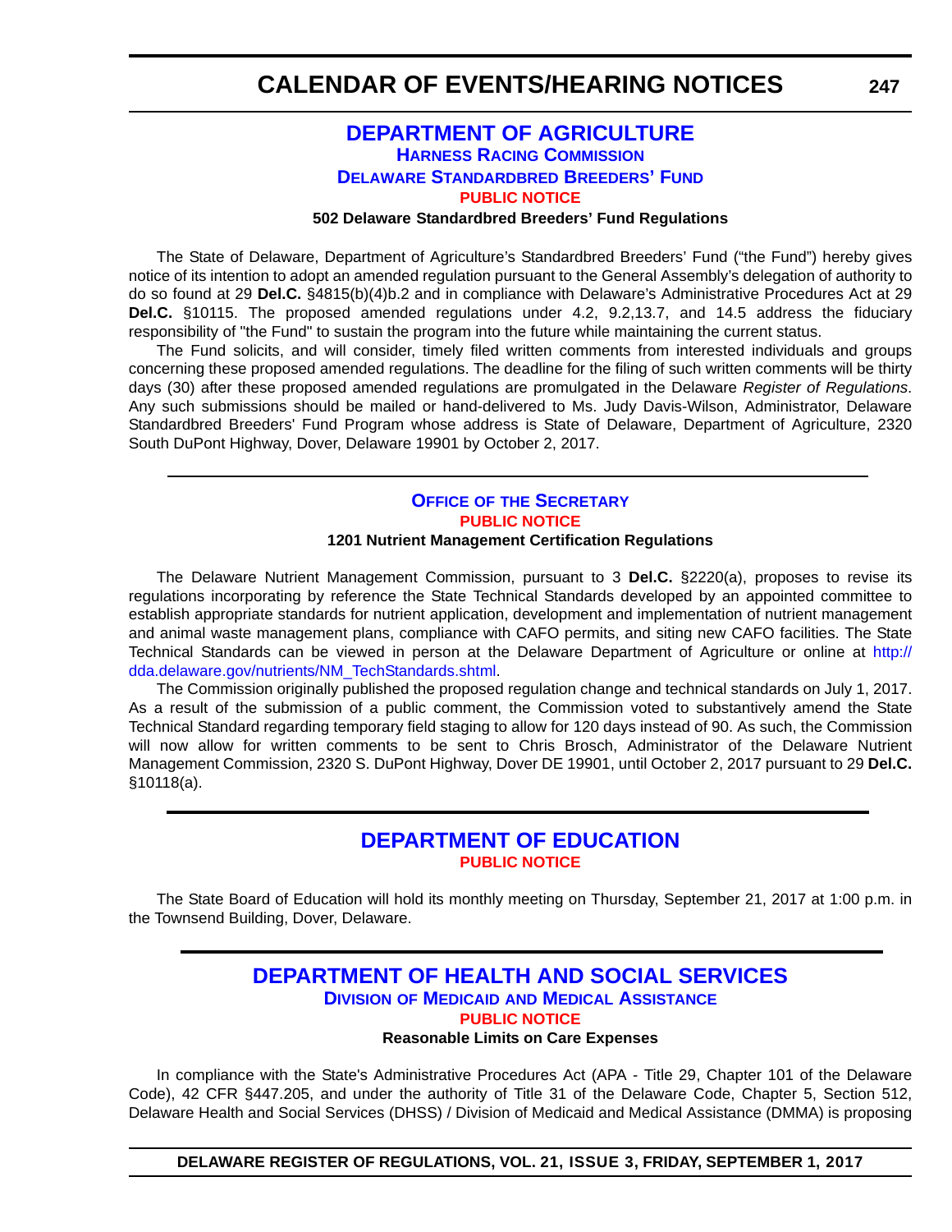## DEPARTMENT OF AGRICULTURE

### Harness Racing Commission

### Delaware Standardbred Breeders' Fund

**PUBLIC NOTICE**

**502 Delaware Standardbred Breeders' Fund Regulations**

The State of Delaware, Department of Agriculture's Standardbred Breeders' Fund ("the Fund") hereby gives notice of its intention to adopt an amended regulation pursuant to the General Assembly's delegation of authority to do so found at 29 **Del.C.** §4815(b)(4)b.2 and in compliance with Delaware's Administrative Procedures Act at 29 **Del.C.** §10115. The proposed amended regulations under 4.2, 9.2,13.7, and 14.5 address the fiduciary responsibility of "the Fund" to sustain the program into the future while maintaining the current status.

The Fund solicits, and will consider, timely filed written comments from interested individuals and groups concerning these proposed amended regulations. The deadline for the filing of such written comments will be thirty days (30) after these proposed amended regulations are promulgated in the Delaware *Register of Regulations*. Any such submissions should be mailed or hand-delivered to Ms. Judy Davis-Wilson, Administrator, Delaware Standardbred Breeders' Fund Program whose address is State of Delaware, Department of Agriculture, 2320 South DuPont Highway, Dover, Delaware 19901 by October 2, 2017.

---

### Office of the Secretary

**PUBLIC NOTICE**

**1201 Nutrient Management Certification Regulations**

The Delaware Nutrient Management Commission, pursuant to 3 **Del.C.** §2220(a), proposes to revise its regulations incorporating by reference the State Technical Standards developed by an appointed committee to establish appropriate standards for nutrient application, development and implementation of nutrient management and animal waste management plans, compliance with CAFO permits, and siting new CAFO facilities. The State Technical Standards can be viewed in person at the Delaware Department of Agriculture or online at http://dda.delaware.gov/nutrients/NM_TechStandards.shtml.

The Commission originally published the proposed regulation change and technical standards on July 1, 2017. As a result of the submission of a public comment, the Commission voted to substantively amend the State Technical Standard regarding temporary field staging to allow for 120 days instead of 90. As such, the Commission will now allow for written comments to be sent to Chris Brosch, Administrator of the Delaware Nutrient Management Commission, 2320 S. DuPont Highway, Dover DE 19901, until October 2, 2017 pursuant to 29 **Del.C.** §10118(a).

---

## DEPARTMENT OF EDUCATION

**PUBLIC NOTICE**

The State Board of Education will hold its monthly meeting on Thursday, September 21, 2017 at 1:00 p.m. in the Townsend Building, Dover, Delaware.

---

## DEPARTMENT OF HEALTH AND SOCIAL SERVICES

### Division of Medicaid and Medical Assistance

**PUBLIC NOTICE**

**Reasonable Limits on Care Expenses**

In compliance with the State's Administrative Procedures Act (APA - Title 29, Chapter 101 of the Delaware Code), 42 CFR §447.205, and under the authority of Title 31 of the Delaware Code, Chapter 5, Section 512, Delaware Health and Social Services (DHSS) / Division of Medicaid and Medical Assistance (DMMA) is proposing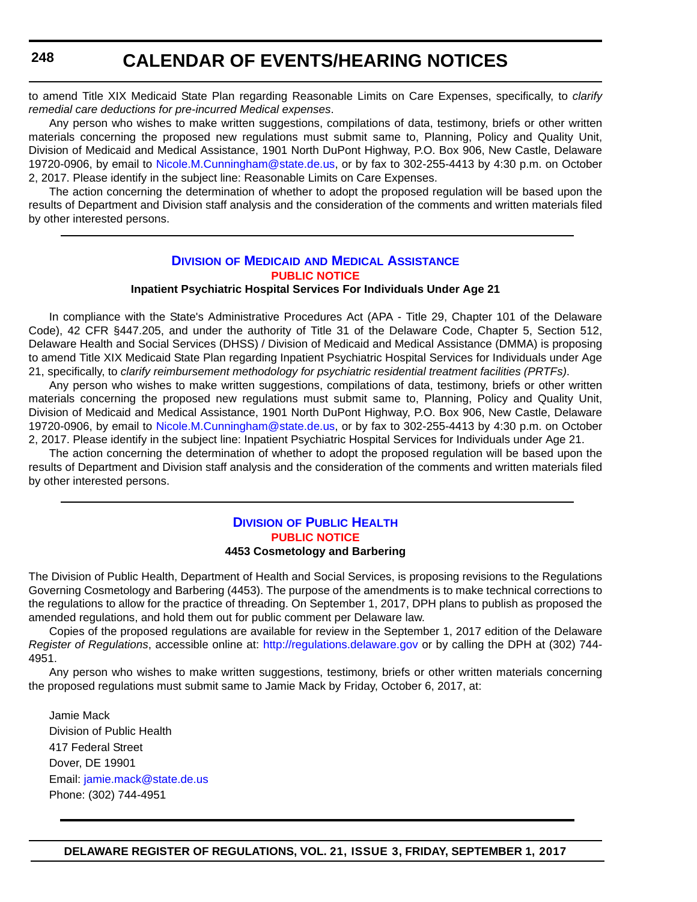to amend Title XIX Medicaid State Plan regarding Reasonable Limits on Care Expenses, specifically, to *clarify remedial care deductions for pre-incurred Medical expenses*.

Any person who wishes to make written suggestions, compilations of data, testimony, briefs or other written materials concerning the proposed new regulations must submit same to, Planning, Policy and Quality Unit, Division of Medicaid and Medical Assistance, 1901 North DuPont Highway, P.O. Box 906, New Castle, Delaware 19720-0906, by email to Nicole.M.Cunningham@state.de.us, or by fax to 302-255-4413 by 4:30 p.m. on October 2, 2017. Please identify in the subject line: Reasonable Limits on Care Expenses.

The action concerning the determination of whether to adopt the proposed regulation will be based upon the results of Department and Division staff analysis and the consideration of the comments and written materials filed by other interested persons.

---

## Division of Medicaid and Medical Assistance

### PUBLIC NOTICE

**Inpatient Psychiatric Hospital Services For Individuals Under Age 21**

In compliance with the State's Administrative Procedures Act (APA - Title 29, Chapter 101 of the Delaware Code), 42 CFR §447.205, and under the authority of Title 31 of the Delaware Code, Chapter 5, Section 512, Delaware Health and Social Services (DHSS) / Division of Medicaid and Medical Assistance (DMMA) is proposing to amend Title XIX Medicaid State Plan regarding Inpatient Psychiatric Hospital Services for Individuals under Age 21, specifically, to *clarify reimbursement methodology for psychiatric residential treatment facilities (PRTFs)*.

Any person who wishes to make written suggestions, compilations of data, testimony, briefs or other written materials concerning the proposed new regulations must submit same to, Planning, Policy and Quality Unit, Division of Medicaid and Medical Assistance, 1901 North DuPont Highway, P.O. Box 906, New Castle, Delaware 19720-0906, by email to Nicole.M.Cunningham@state.de.us, or by fax to 302-255-4413 by 4:30 p.m. on October 2, 2017. Please identify in the subject line: Inpatient Psychiatric Hospital Services for Individuals under Age 21.

The action concerning the determination of whether to adopt the proposed regulation will be based upon the results of Department and Division staff analysis and the consideration of the comments and written materials filed by other interested persons.

---

## Division of Public Health

### PUBLIC NOTICE

**4453 Cosmetology and Barbering**

The Division of Public Health, Department of Health and Social Services, is proposing revisions to the Regulations Governing Cosmetology and Barbering (4453). The purpose of the amendments is to make technical corrections to the regulations to allow for the practice of threading. On September 1, 2017, DPH plans to publish as proposed the amended regulations, and hold them out for public comment per Delaware law.

Copies of the proposed regulations are available for review in the September 1, 2017 edition of the Delaware *Register of Regulations*, accessible online at: http://regulations.delaware.gov or by calling the DPH at (302) 744-4951.

Any person who wishes to make written suggestions, testimony, briefs or other written materials concerning the proposed regulations must submit same to Jamie Mack by Friday, October 6, 2017, at:

Jamie Mack
Division of Public Health
417 Federal Street
Dover, DE 19901
Email: jamie.mack@state.de.us
Phone: (302) 744-4951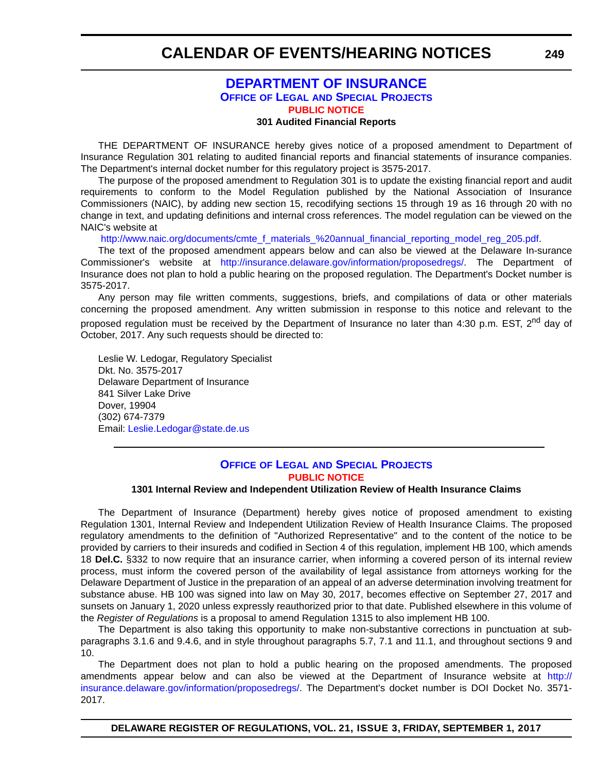## DEPARTMENT OF INSURANCE

### Office of Legal and Special Projects

**PUBLIC NOTICE**

**301 Audited Financial Reports**

THE DEPARTMENT OF INSURANCE hereby gives notice of a proposed amendment to Department of Insurance Regulation 301 relating to audited financial reports and financial statements of insurance companies. The Department's internal docket number for this regulatory project is 3575-2017.

The purpose of the proposed amendment to Regulation 301 is to update the existing financial report and audit requirements to conform to the Model Regulation published by the National Association of Insurance Commissioners (NAIC), by adding new section 15, recodifying sections 15 through 19 as 16 through 20 with no change in text, and updating definitions and internal cross references. The model regulation can be viewed on the NAIC's website at

http://www.naic.org/documents/cmte_f_materials_%20annual_financial_reporting_model_reg_205.pdf.

The text of the proposed amendment appears below and can also be viewed at the Delaware In-surance Commissioner's website at http://insurance.delaware.gov/information/proposedregs/. The Department of Insurance does not plan to hold a public hearing on the proposed regulation. The Department's Docket number is 3575-2017.

Any person may file written comments, suggestions, briefs, and compilations of data or other materials concerning the proposed amendment. Any written submission in response to this notice and relevant to the proposed regulation must be received by the Department of Insurance no later than 4:30 p.m. EST, 2nd day of October, 2017. Any such requests should be directed to:

Leslie W. Ledogar, Regulatory Specialist
Dkt. No. 3575-2017
Delaware Department of Insurance
841 Silver Lake Drive
Dover, 19904
(302) 674-7379
Email: Leslie.Ledogar@state.de.us

---

### Office of Legal and Special Projects

**PUBLIC NOTICE**

**1301 Internal Review and Independent Utilization Review of Health Insurance Claims**

The Department of Insurance (Department) hereby gives notice of proposed amendment to existing Regulation 1301, Internal Review and Independent Utilization Review of Health Insurance Claims. The proposed regulatory amendments to the definition of "Authorized Representative" and to the content of the notice to be provided by carriers to their insureds and codified in Section 4 of this regulation, implement HB 100, which amends 18 **Del.C.** §332 to now require that an insurance carrier, when informing a covered person of its internal review process, must inform the covered person of the availability of legal assistance from attorneys working for the Delaware Department of Justice in the preparation of an appeal of an adverse determination involving treatment for substance abuse. HB 100 was signed into law on May 30, 2017, becomes effective on September 27, 2017 and sunsets on January 1, 2020 unless expressly reauthorized prior to that date. Published elsewhere in this volume of the *Register of Regulations* is a proposal to amend Regulation 1315 to also implement HB 100.

The Department is also taking this opportunity to make non-substantive corrections in punctuation at sub-paragraphs 3.1.6 and 9.4.6, and in style throughout paragraphs 5.7, 7.1 and 11.1, and throughout sections 9 and 10.

The Department does not plan to hold a public hearing on the proposed amendments. The proposed amendments appear below and can also be viewed at the Department of Insurance website at http://insurance.delaware.gov/information/proposedregs/. The Department's docket number is DOI Docket No. 3571-2017.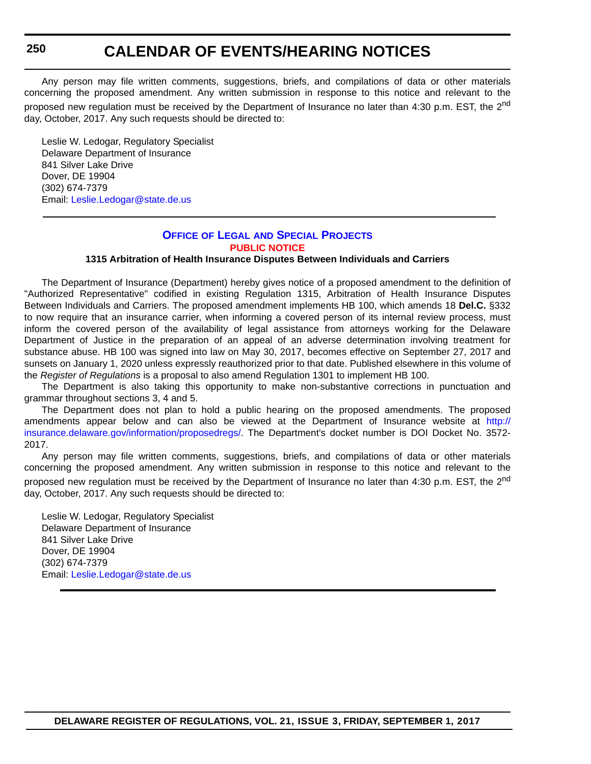Any person may file written comments, suggestions, briefs, and compilations of data or other materials concerning the proposed amendment. Any written submission in response to this notice and relevant to the proposed new regulation must be received by the Department of Insurance no later than 4:30 p.m. EST, the 2nd day, October, 2017. Any such requests should be directed to:

Leslie W. Ledogar, Regulatory Specialist
Delaware Department of Insurance
841 Silver Lake Drive
Dover, DE 19904
(302) 674-7379
Email: Leslie.Ledogar@state.de.us

---

## Office of Legal and Special Projects

### PUBLIC NOTICE

#### 1315 Arbitration of Health Insurance Disputes Between Individuals and Carriers

The Department of Insurance (Department) hereby gives notice of a proposed amendment to the definition of "Authorized Representative" codified in existing Regulation 1315, Arbitration of Health Insurance Disputes Between Individuals and Carriers. The proposed amendment implements HB 100, which amends 18 **Del.C.** §332 to now require that an insurance carrier, when informing a covered person of its internal review process, must inform the covered person of the availability of legal assistance from attorneys working for the Delaware Department of Justice in the preparation of an appeal of an adverse determination involving treatment for substance abuse. HB 100 was signed into law on May 30, 2017, becomes effective on September 27, 2017 and sunsets on January 1, 2020 unless expressly reauthorized prior to that date. Published elsewhere in this volume of the *Register of Regulations* is a proposal to also amend Regulation 1301 to implement HB 100.

The Department is also taking this opportunity to make non-substantive corrections in punctuation and grammar throughout sections 3, 4 and 5.

The Department does not plan to hold a public hearing on the proposed amendments. The proposed amendments appear below and can also be viewed at the Department of Insurance website at http://insurance.delaware.gov/information/proposedregs/. The Department's docket number is DOI Docket No. 3572-2017.

Any person may file written comments, suggestions, briefs, and compilations of data or other materials concerning the proposed amendment. Any written submission in response to this notice and relevant to the proposed new regulation must be received by the Department of Insurance no later than 4:30 p.m. EST, the 2nd day, October, 2017. Any such requests should be directed to:

Leslie W. Ledogar, Regulatory Specialist
Delaware Department of Insurance
841 Silver Lake Drive
Dover, DE 19904
(302) 674-7379
Email: Leslie.Ledogar@state.de.us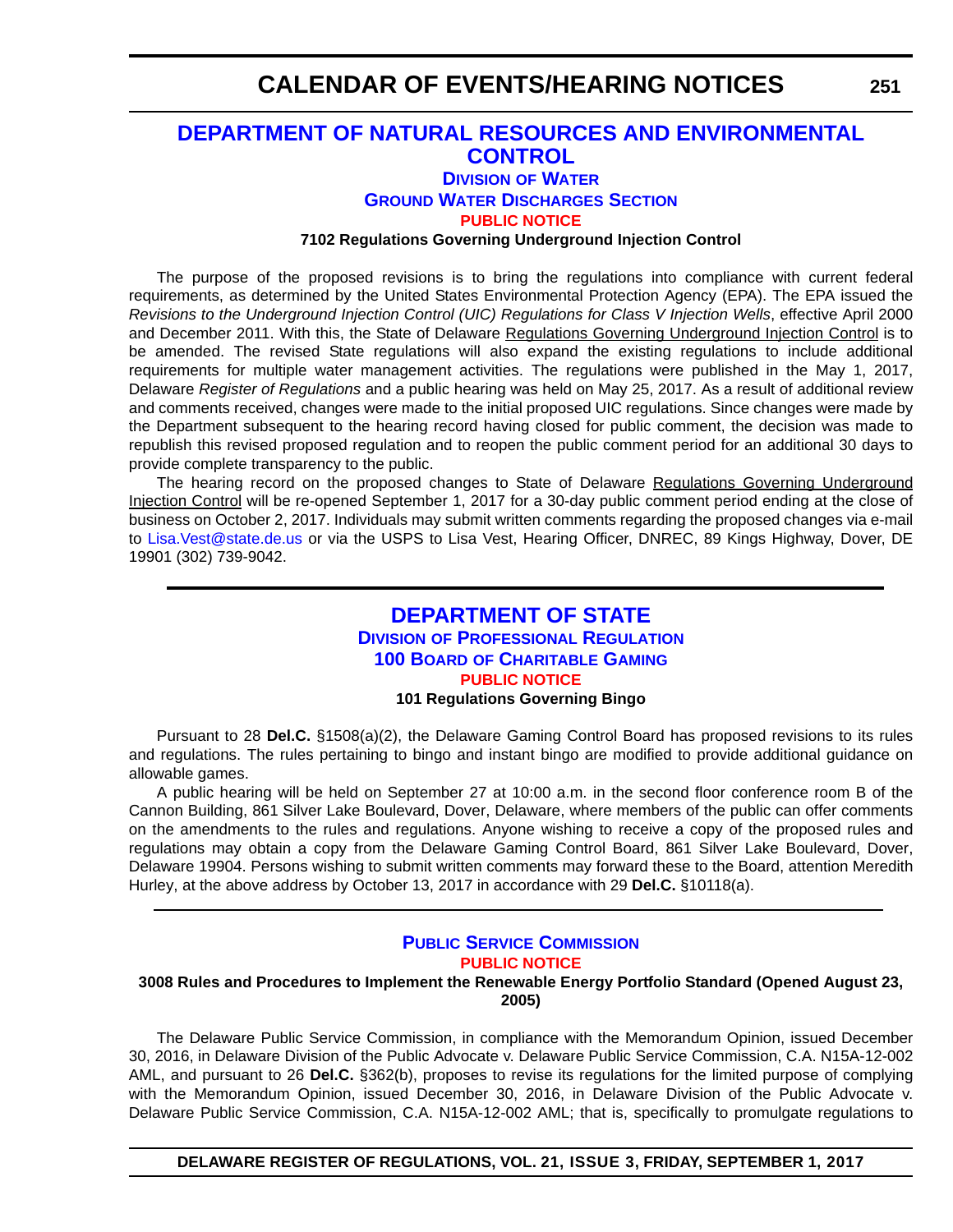## DEPARTMENT OF NATURAL RESOURCES AND ENVIRONMENTAL CONTROL

### Division of Water

### Ground Water Discharges Section

**PUBLIC NOTICE**

**7102 Regulations Governing Underground Injection Control**

The purpose of the proposed revisions is to bring the regulations into compliance with current federal requirements, as determined by the United States Environmental Protection Agency (EPA). The EPA issued the *Revisions to the Underground Injection Control (UIC) Regulations for Class V Injection Wells*, effective April 2000 and December 2011. With this, the State of Delaware Regulations Governing Underground Injection Control is to be amended. The revised State regulations will also expand the existing regulations to include additional requirements for multiple water management activities. The regulations were published in the May 1, 2017, Delaware *Register of Regulations* and a public hearing was held on May 25, 2017. As a result of additional review and comments received, changes were made to the initial proposed UIC regulations. Since changes were made by the Department subsequent to the hearing record having closed for public comment, the decision was made to republish this revised proposed regulation and to reopen the public comment period for an additional 30 days to provide complete transparency to the public.

The hearing record on the proposed changes to State of Delaware Regulations Governing Underground Injection Control will be re-opened September 1, 2017 for a 30-day public comment period ending at the close of business on October 2, 2017. Individuals may submit written comments regarding the proposed changes via e-mail to Lisa.Vest@state.de.us or via the USPS to Lisa Vest, Hearing Officer, DNREC, 89 Kings Highway, Dover, DE 19901 (302) 739-9042.

---

## DEPARTMENT OF STATE

### Division of Professional Regulation

### 100 Board of Charitable Gaming

**PUBLIC NOTICE**

**101 Regulations Governing Bingo**

Pursuant to 28 **Del.C.** §1508(a)(2), the Delaware Gaming Control Board has proposed revisions to its rules and regulations. The rules pertaining to bingo and instant bingo are modified to provide additional guidance on allowable games.

A public hearing will be held on September 27 at 10:00 a.m. in the second floor conference room B of the Cannon Building, 861 Silver Lake Boulevard, Dover, Delaware, where members of the public can offer comments on the amendments to the rules and regulations. Anyone wishing to receive a copy of the proposed rules and regulations may obtain a copy from the Delaware Gaming Control Board, 861 Silver Lake Boulevard, Dover, Delaware 19904. Persons wishing to submit written comments may forward these to the Board, attention Meredith Hurley, at the above address by October 13, 2017 in accordance with 29 **Del.C.** §10118(a).

---

### Public Service Commission

**PUBLIC NOTICE**

**3008 Rules and Procedures to Implement the Renewable Energy Portfolio Standard (Opened August 23, 2005)**

The Delaware Public Service Commission, in compliance with the Memorandum Opinion, issued December 30, 2016, in Delaware Division of the Public Advocate v. Delaware Public Service Commission, C.A. N15A-12-002 AML, and pursuant to 26 **Del.C.** §362(b), proposes to revise its regulations for the limited purpose of complying with the Memorandum Opinion, issued December 30, 2016, in Delaware Division of the Public Advocate v. Delaware Public Service Commission, C.A. N15A-12-002 AML; that is, specifically to promulgate regulations to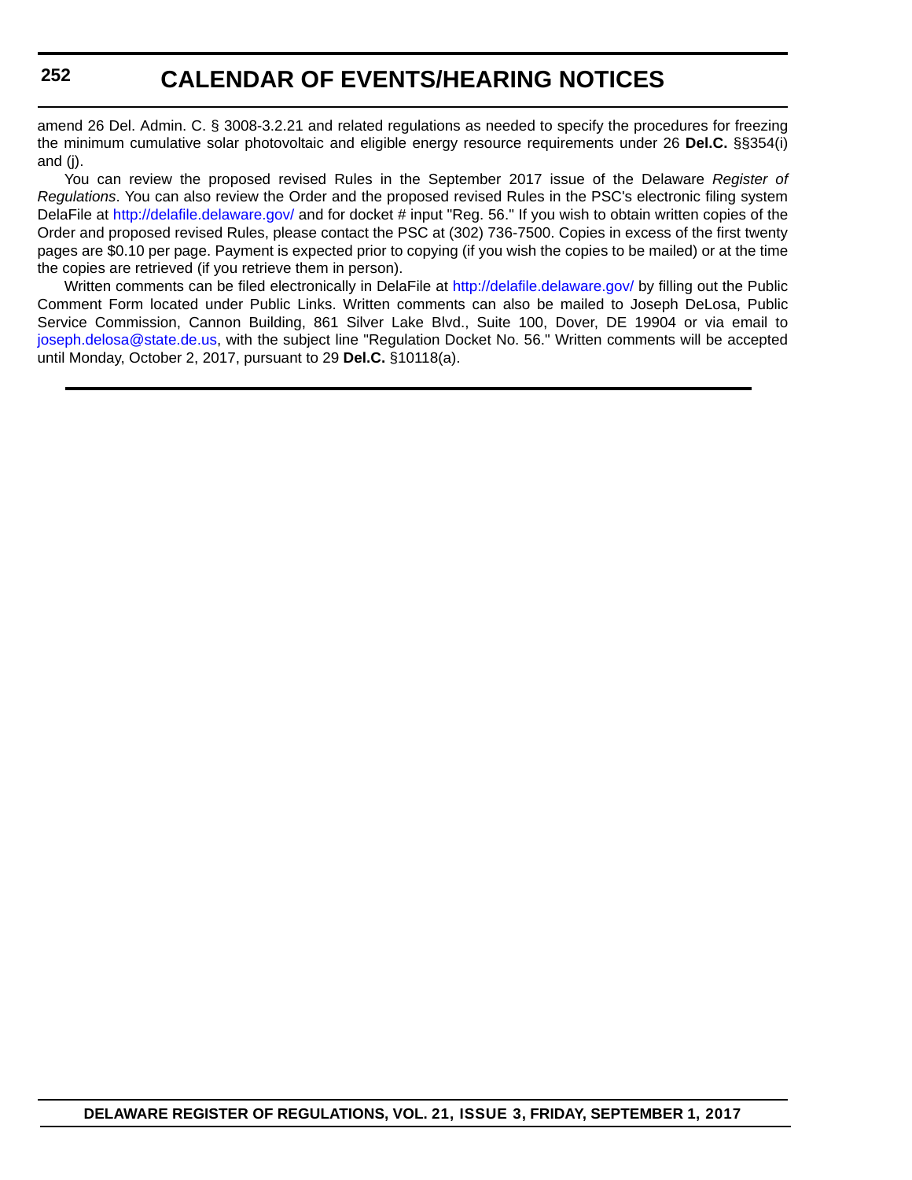amend 26 Del. Admin. C. § 3008-3.2.21 and related regulations as needed to specify the procedures for freezing the minimum cumulative solar photovoltaic and eligible energy resource requirements under 26 **Del.C.** §§354(i) and (j).

You can review the proposed revised Rules in the September 2017 issue of the Delaware *Register of Regulations*. You can also review the Order and the proposed revised Rules in the PSC's electronic filing system DelaFile at http://delafile.delaware.gov/ and for docket # input "Reg. 56." If you wish to obtain written copies of the Order and proposed revised Rules, please contact the PSC at (302) 736-7500. Copies in excess of the first twenty pages are $0.10 per page. Payment is expected prior to copying (if you wish the copies to be mailed) or at the time the copies are retrieved (if you retrieve them in person).

Written comments can be filed electronically in DelaFile at http://delafile.delaware.gov/ by filling out the Public Comment Form located under Public Links. Written comments can also be mailed to Joseph DeLosa, Public Service Commission, Cannon Building, 861 Silver Lake Blvd., Suite 100, Dover, DE 19904 or via email to joseph.delosa@state.de.us, with the subject line "Regulation Docket No. 56." Written comments will be accepted until Monday, October 2, 2017, pursuant to 29 **Del.C.** §10118(a).